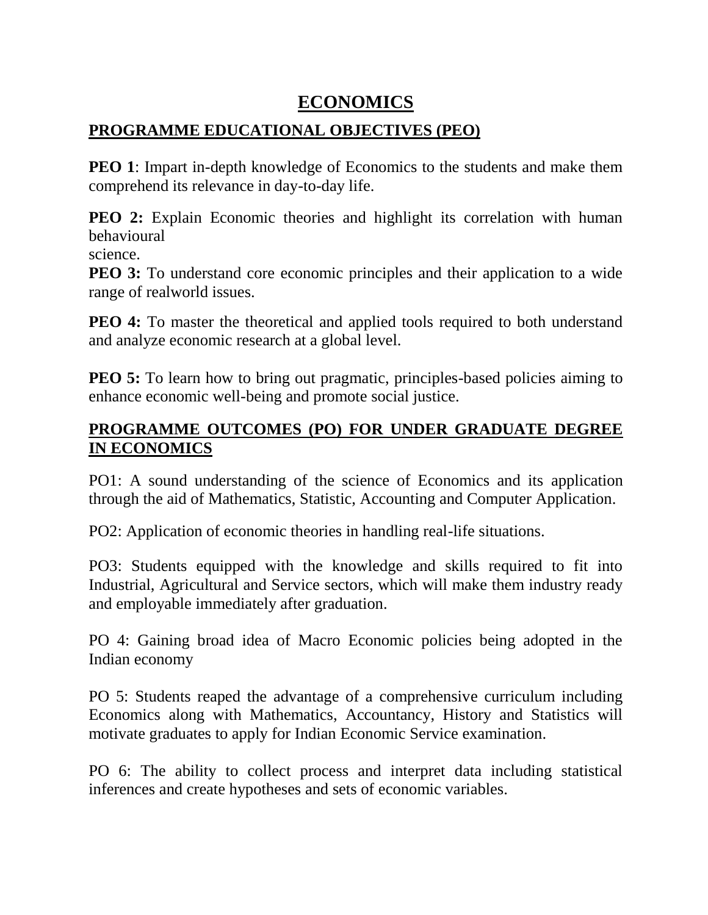# ECONOMICS

## PROGRAMME EDUCATIONAL OBJECTIVES (PEO)

**PEO 1**: Impart in-depth knowledge of Economics to the students and make them comprehend its relevance in day-to-day life.

**PEO 2:** Explain Economic theories and highlight its correlation with human behavioural science.

**PEO 3:** To understand core economic principles and their application to a wide range of realworld issues.

**PEO 4:** To master the theoretical and applied tools required to both understand and analyze economic research at a global level.

**PEO 5:** To learn how to bring out pragmatic, principles-based policies aiming to enhance economic well-being and promote social justice.

## PROGRAMME OUTCOMES (PO) FOR UNDER GRADUATE DEGREE IN ECONOMICS

PO1: A sound understanding of the science of Economics and its application through the aid of Mathematics, Statistic, Accounting and Computer Application.

PO2: Application of economic theories in handling real-life situations.

PO3: Students equipped with the knowledge and skills required to fit into Industrial, Agricultural and Service sectors, which will make them industry ready and employable immediately after graduation.

PO 4: Gaining broad idea of Macro Economic policies being adopted in the Indian economy

PO 5: Students reaped the advantage of a comprehensive curriculum including Economics along with Mathematics, Accountancy, History and Statistics will motivate graduates to apply for Indian Economic Service examination.

PO 6: The ability to collect process and interpret data including statistical inferences and create hypotheses and sets of economic variables.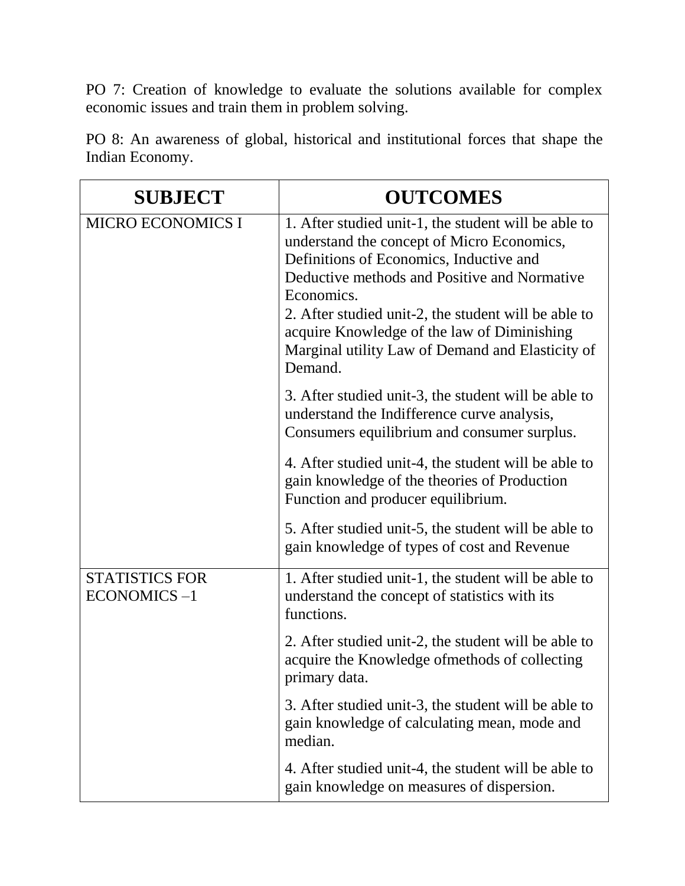PO 7: Creation of knowledge to evaluate the solutions available for complex economic issues and train them in problem solving.

PO 8: An awareness of global, historical and institutional forces that shape the Indian Economy.

| SUBJECT | OUTCOMES |
|---|---|
| MICRO ECONOMICS I | 1. After studied unit-1, the student will be able to understand the concept of Micro Economics, Definitions of Economics, Inductive and Deductive methods and Positive and Normative Economics.<br>2. After studied unit-2, the student will be able to acquire Knowledge of the law of Diminishing Marginal utility Law of Demand and Elasticity of Demand.<br>3. After studied unit-3, the student will be able to understand the Indifference curve analysis, Consumers equilibrium and consumer surplus.<br>4. After studied unit-4, the student will be able to gain knowledge of the theories of Production Function and producer equilibrium.<br>5. After studied unit-5, the student will be able to gain knowledge of types of cost and Revenue |
| STATISTICS FOR ECONOMICS –1 | 1. After studied unit-1, the student will be able to understand the concept of statistics with its functions.<br>2. After studied unit-2, the student will be able to acquire the Knowledge ofmethods of collecting primary data.<br>3. After studied unit-3, the student will be able to gain knowledge of calculating mean, mode and median.<br>4. After studied unit-4, the student will be able to gain knowledge on measures of dispersion. |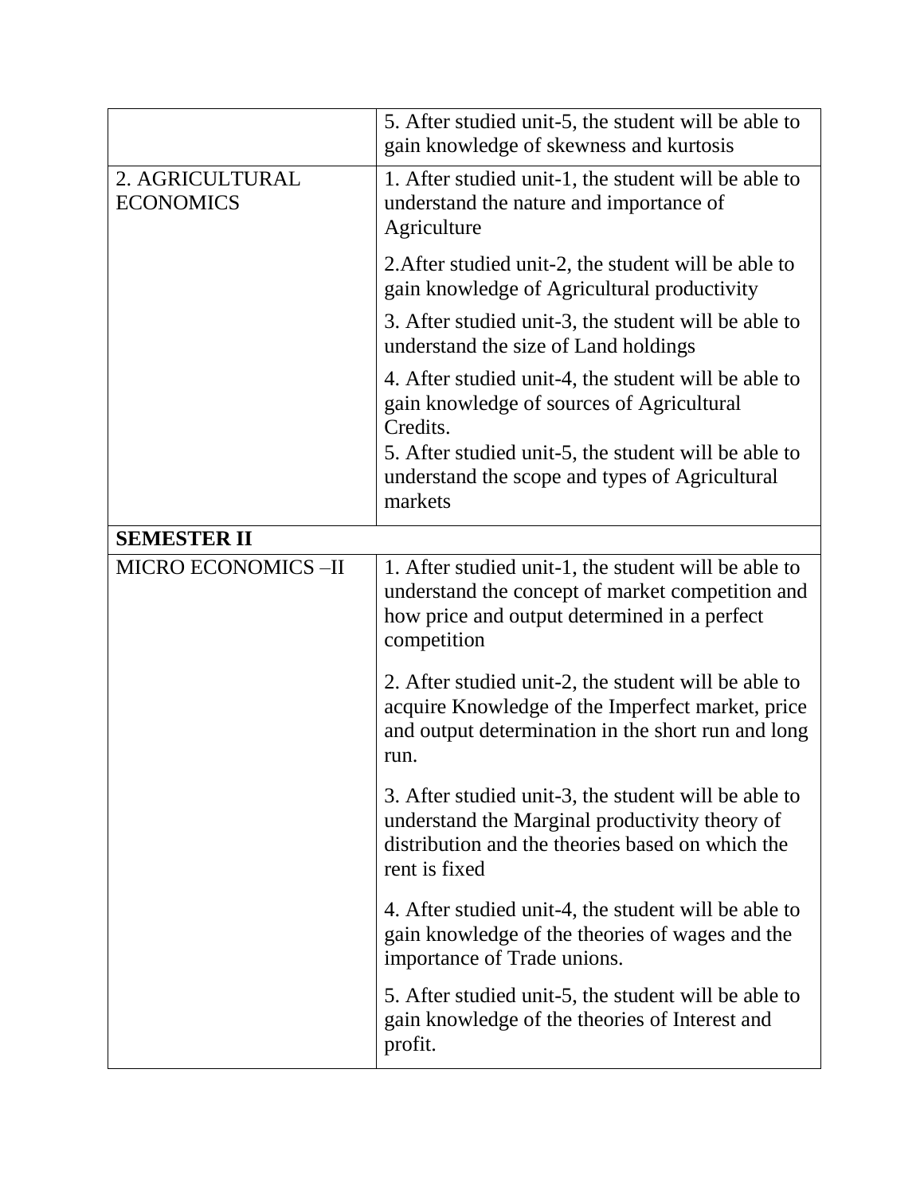| | |
|---|---|
| | 5. After studied unit-5, the student will be able to gain knowledge of skewness and kurtosis |
| 2. AGRICULTURAL ECONOMICS | 1. After studied unit-1, the student will be able to understand the nature and importance of Agriculture |
| | 2.After studied unit-2, the student will be able to gain knowledge of Agricultural productivity |
| | 3. After studied unit-3, the student will be able to understand the size of Land holdings |
| | 4. After studied unit-4, the student will be able to gain knowledge of sources of Agricultural Credits.<br>5. After studied unit-5, the student will be able to understand the scope and types of Agricultural markets |
| **SEMESTER II** | |
| MICRO ECONOMICS –II | 1. After studied unit-1, the student will be able to understand the concept of market competition and how price and output determined in a perfect competition |
| | 2. After studied unit-2, the student will be able to acquire Knowledge of the Imperfect market, price and output determination in the short run and long run. |
| | 3. After studied unit-3, the student will be able to understand the Marginal productivity theory of distribution and the theories based on which the rent is fixed |
| | 4. After studied unit-4, the student will be able to gain knowledge of the theories of wages and the importance of Trade unions. |
| | 5. After studied unit-5, the student will be able to gain knowledge of the theories of Interest and profit. |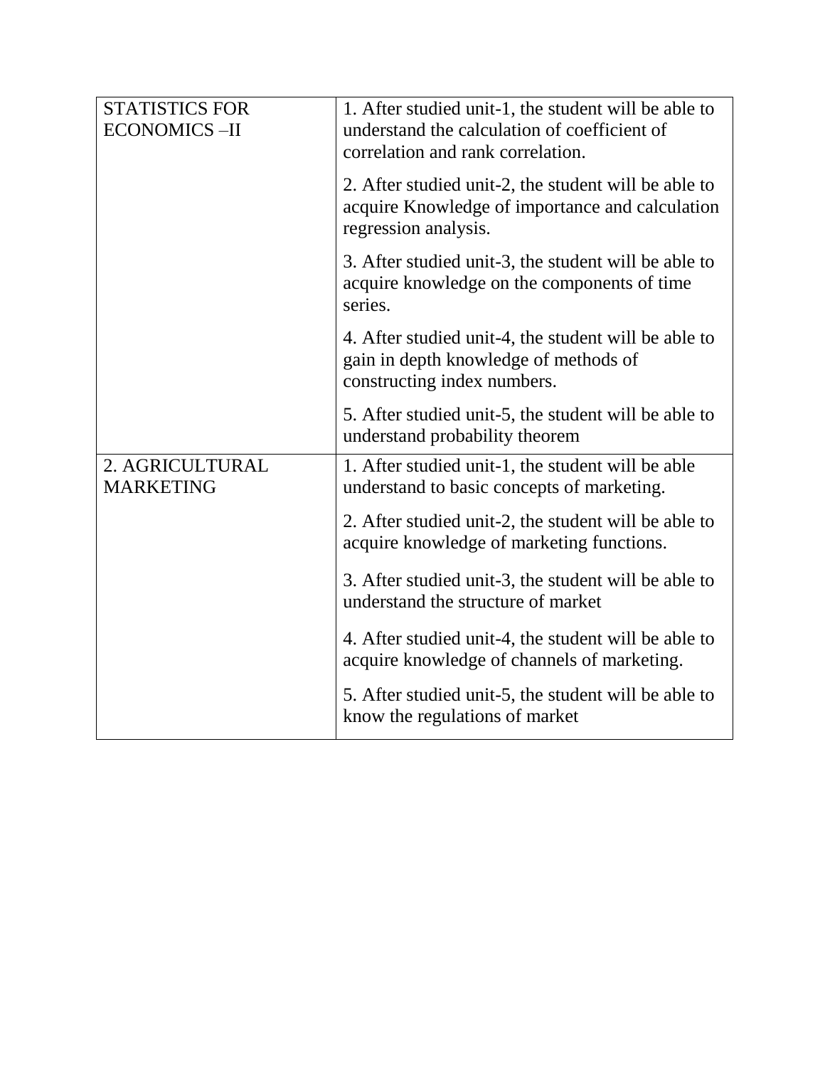| | |
|---|---|
| STATISTICS FOR ECONOMICS –II | 1. After studied unit-1, the student will be able to understand the calculation of coefficient of correlation and rank correlation.<br><br>2. After studied unit-2, the student will be able to acquire Knowledge of importance and calculation regression analysis.<br><br>3. After studied unit-3, the student will be able to acquire knowledge on the components of time series.<br><br>4. After studied unit-4, the student will be able to gain in depth knowledge of methods of constructing index numbers.<br><br>5. After studied unit-5, the student will be able to understand probability theorem |
| 2. AGRICULTURAL MARKETING | 1. After studied unit-1, the student will be able understand to basic concepts of marketing.<br><br>2. After studied unit-2, the student will be able to acquire knowledge of marketing functions.<br><br>3. After studied unit-3, the student will be able to understand the structure of market<br><br>4. After studied unit-4, the student will be able to acquire knowledge of channels of marketing.<br><br>5. After studied unit-5, the student will be able to know the regulations of market |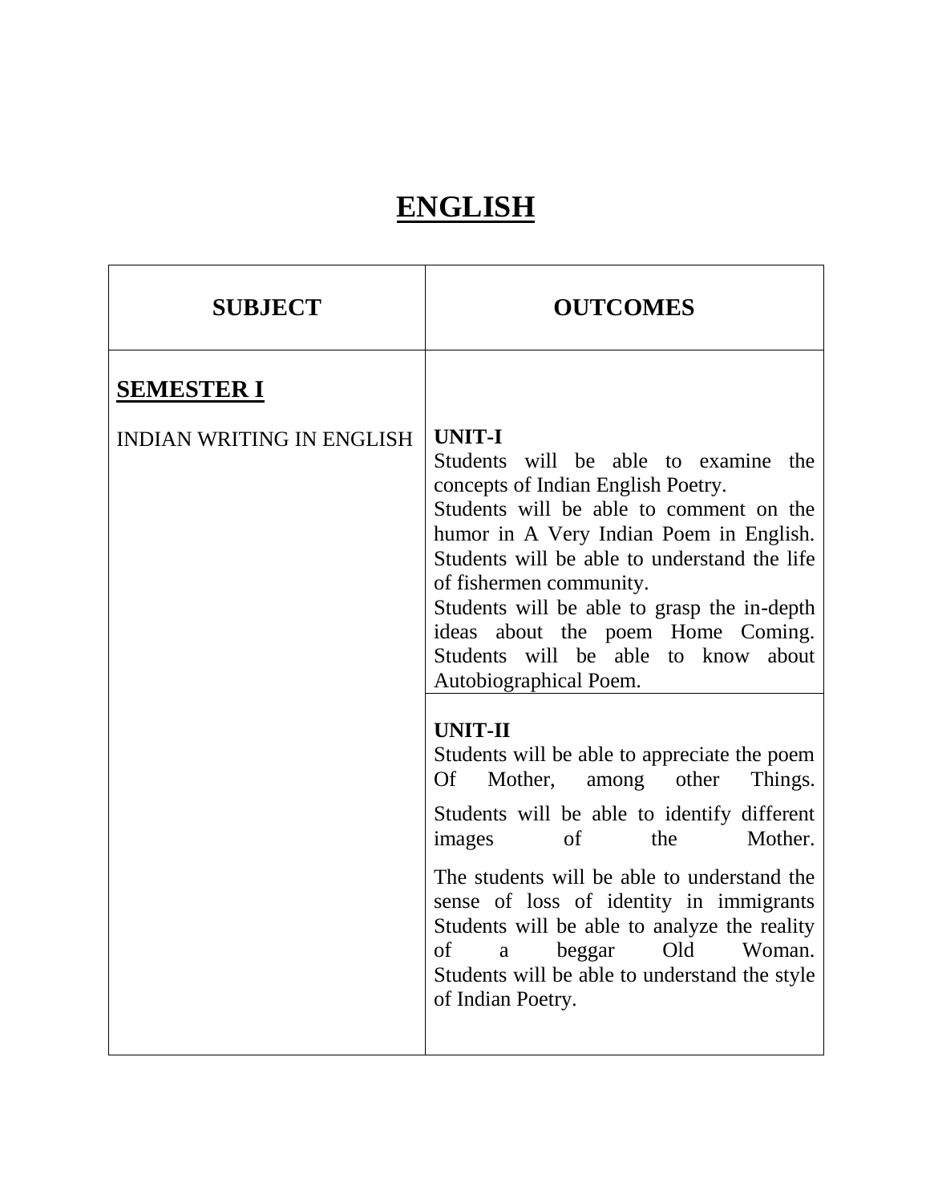# ENGLISH

| SUBJECT | OUTCOMES |
|---|---|
| **SEMESTER I**<br><br>INDIAN WRITING IN ENGLISH | **UNIT-I**<br>Students will be able to examine the concepts of Indian English Poetry.<br>Students will be able to comment on the humor in A Very Indian Poem in English.<br>Students will be able to understand the life of fishermen community.<br>Students will be able to grasp the in-depth ideas about the poem Home Coming.<br>Students will be able to know about Autobiographical Poem. |
| | **UNIT-II**<br>Students will be able to appreciate the poem Of Mother, among other Things.<br>Students will be able to identify different images of the Mother.<br>The students will be able to understand the sense of loss of identity in immigrants<br>Students will be able to analyze the reality of a beggar Old Woman.<br>Students will be able to understand the style of Indian Poetry. |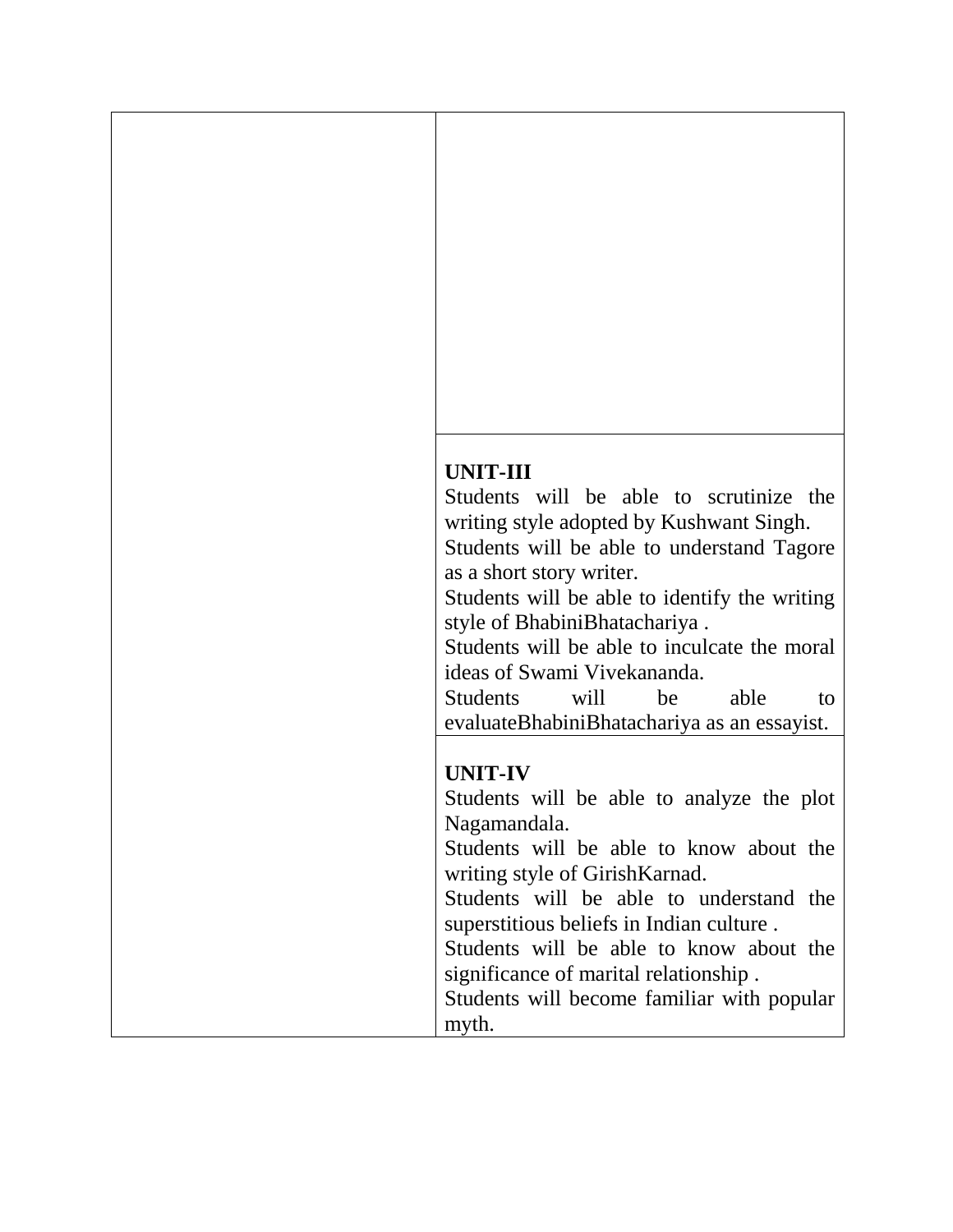| | |
|---|---|
| | |
| | **UNIT-III**<br>Students will be able to scrutinize the writing style adopted by Kushwant Singh.<br>Students will be able to understand Tagore as a short story writer.<br>Students will be able to identify the writing style of BhabiniBhatachariya .<br>Students will be able to inculcate the moral ideas of Swami Vivekananda.<br>Students will be able to evaluateBhabiniBhatachariya as an essayist. |
| | **UNIT-IV**<br>Students will be able to analyze the plot Nagamandala.<br>Students will be able to know about the writing style of GirishKarnad.<br>Students will be able to understand the superstitious beliefs in Indian culture .<br>Students will be able to know about the significance of marital relationship .<br>Students will become familiar with popular myth. |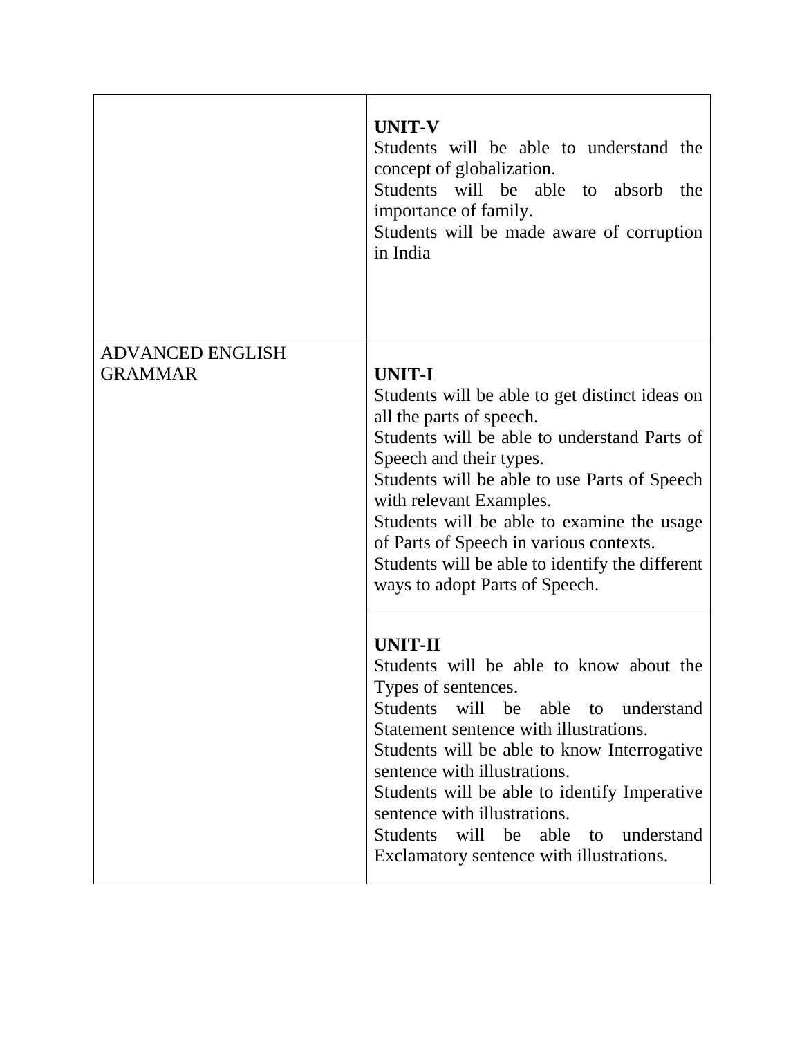| | |
|---|---|
| | **UNIT-V**<br>Students will be able to understand the concept of globalization.<br>Students will be able to absorb the importance of family.<br>Students will be made aware of corruption in India |
| ADVANCED ENGLISH GRAMMAR | **UNIT-I**<br>Students will be able to get distinct ideas on all the parts of speech.<br>Students will be able to understand Parts of Speech and their types.<br>Students will be able to use Parts of Speech with relevant Examples.<br>Students will be able to examine the usage of Parts of Speech in various contexts.<br>Students will be able to identify the different ways to adopt Parts of Speech. |
| | **UNIT-II**<br>Students will be able to know about the Types of sentences.<br>Students will be able to understand Statement sentence with illustrations.<br>Students will be able to know Interrogative sentence with illustrations.<br>Students will be able to identify Imperative sentence with illustrations.<br>Students will be able to understand Exclamatory sentence with illustrations. |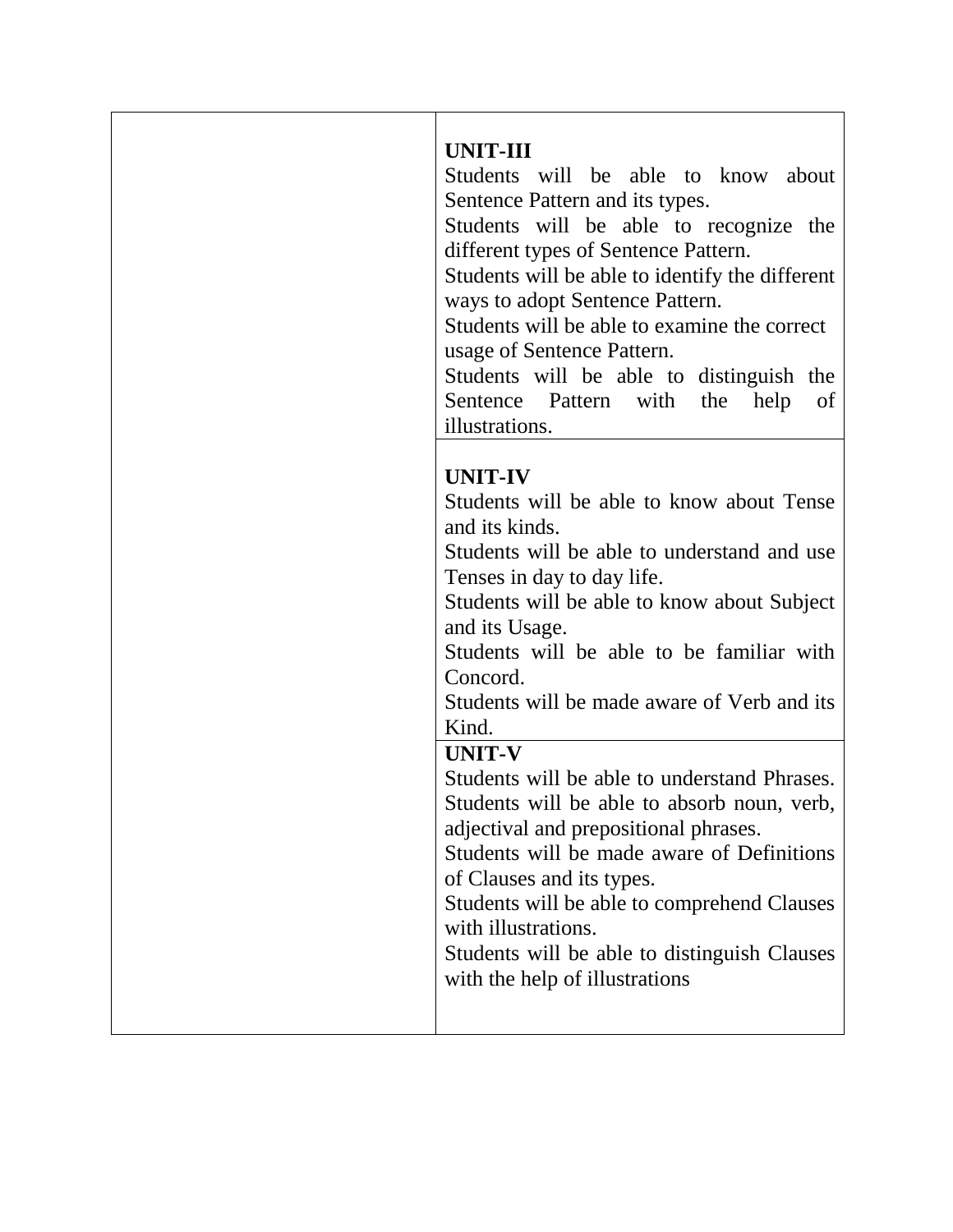| | |
|---|---|
| | **UNIT-III**<br>Students will be able to know about Sentence Pattern and its types.<br>Students will be able to recognize the different types of Sentence Pattern.<br>Students will be able to identify the different ways to adopt Sentence Pattern.<br>Students will be able to examine the correct usage of Sentence Pattern.<br>Students will be able to distinguish the Sentence Pattern with the help of illustrations. |
| | **UNIT-IV**<br>Students will be able to know about Tense and its kinds.<br>Students will be able to understand and use Tenses in day to day life.<br>Students will be able to know about Subject and its Usage.<br>Students will be able to be familiar with Concord.<br>Students will be made aware of Verb and its Kind. |
| | **UNIT-V**<br>Students will be able to understand Phrases.<br>Students will be able to absorb noun, verb, adjectival and prepositional phrases.<br>Students will be made aware of Definitions of Clauses and its types.<br>Students will be able to comprehend Clauses with illustrations.<br>Students will be able to distinguish Clauses with the help of illustrations |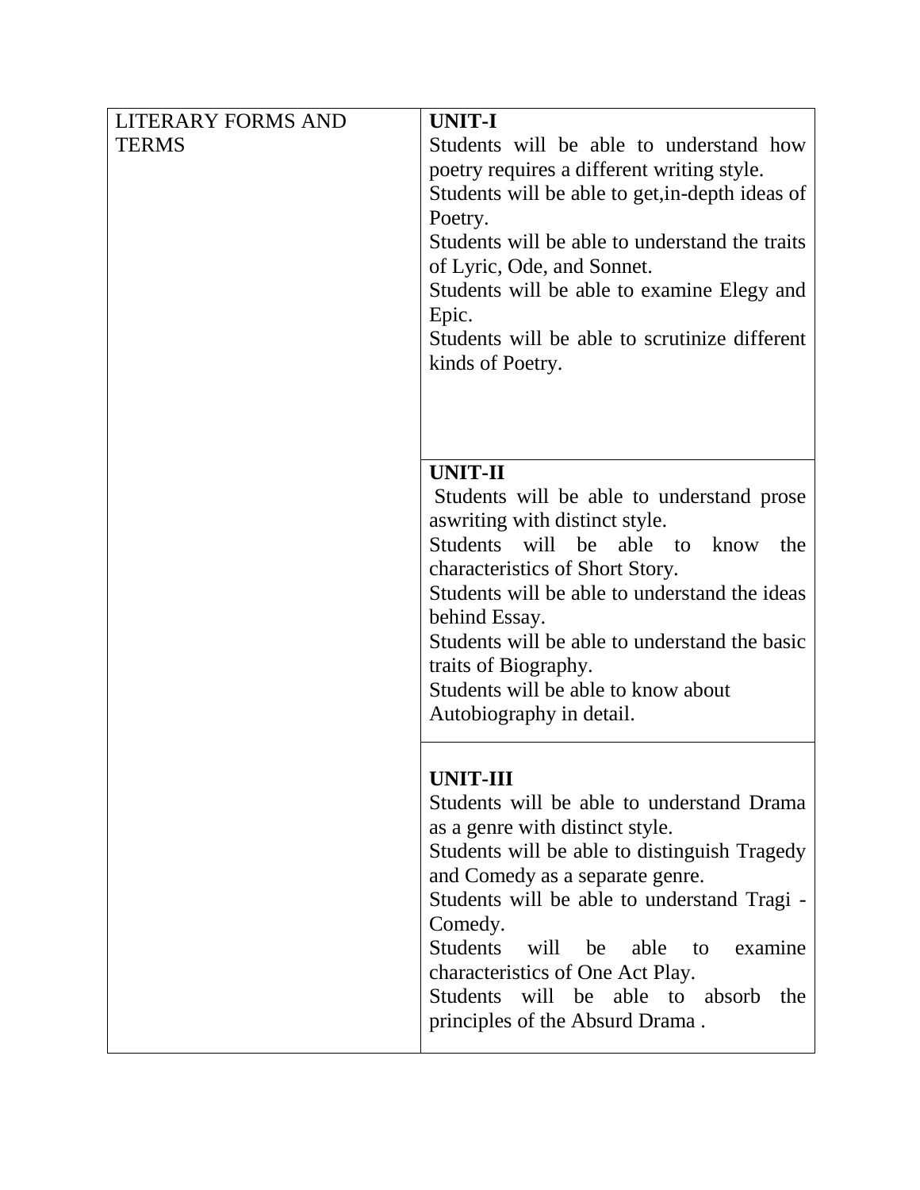| LITERARY FORMS AND TERMS | **UNIT-I**<br>Students will be able to understand how poetry requires a different writing style.<br>Students will be able to get,in-depth ideas of Poetry.<br>Students will be able to understand the traits of Lyric, Ode, and Sonnet.<br>Students will be able to examine Elegy and Epic.<br>Students will be able to scrutinize different kinds of Poetry. |
| --- | --- |
| | **UNIT-II**<br>Students will be able to understand prose aswriting with distinct style.<br>Students will be able to know the characteristics of Short Story.<br>Students will be able to understand the ideas behind Essay.<br>Students will be able to understand the basic traits of Biography.<br>Students will be able to know about Autobiography in detail. |
| | **UNIT-III**<br>Students will be able to understand Drama as a genre with distinct style.<br>Students will be able to distinguish Tragedy and Comedy as a separate genre.<br>Students will be able to understand Tragi - Comedy.<br>Students will be able to examine characteristics of One Act Play.<br>Students will be able to absorb the principles of the Absurd Drama . |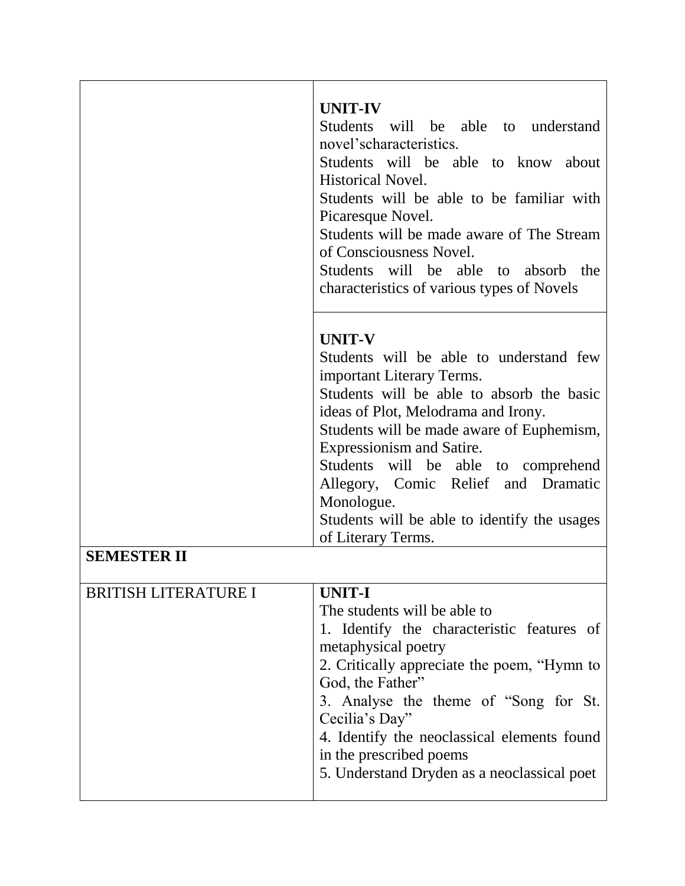| | |
|---|---|
| | **UNIT-IV**<br>Students will be able to understand novel'scharacteristics.<br>Students will be able to know about Historical Novel.<br>Students will be able to be familiar with Picaresque Novel.<br>Students will be made aware of The Stream of Consciousness Novel.<br>Students will be able to absorb the characteristics of various types of Novels |
| | **UNIT-V**<br>Students will be able to understand few important Literary Terms.<br>Students will be able to absorb the basic ideas of Plot, Melodrama and Irony.<br>Students will be made aware of Euphemism, Expressionism and Satire.<br>Students will be able to comprehend Allegory, Comic Relief and Dramatic Monologue.<br>Students will be able to identify the usages of Literary Terms. |
| **SEMESTER II** | |
| BRITISH LITERATURE I | **UNIT-I**<br>The students will be able to<br>1. Identify the characteristic features of metaphysical poetry<br>2. Critically appreciate the poem, "Hymn to God, the Father"<br>3. Analyse the theme of "Song for St. Cecilia's Day"<br>4. Identify the neoclassical elements found in the prescribed poems<br>5. Understand Dryden as a neoclassical poet |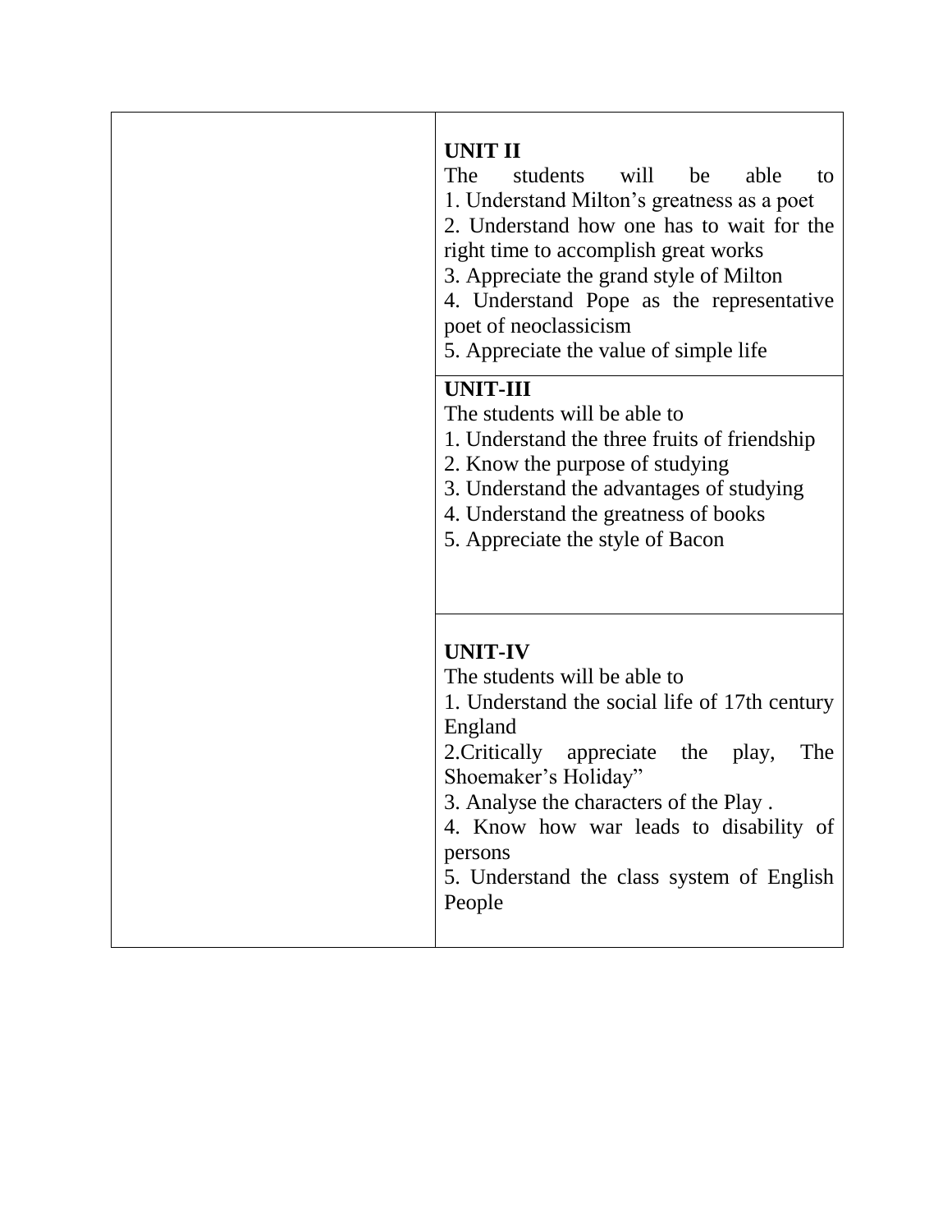| | |
|---|---|
| | **UNIT II**<br>The students will be able to<br>1. Understand Milton's greatness as a poet<br>2. Understand how one has to wait for the right time to accomplish great works<br>3. Appreciate the grand style of Milton<br>4. Understand Pope as the representative poet of neoclassicism<br>5. Appreciate the value of simple life |
| | **UNIT-III**<br>The students will be able to<br>1. Understand the three fruits of friendship<br>2. Know the purpose of studying<br>3. Understand the advantages of studying<br>4. Understand the greatness of books<br>5. Appreciate the style of Bacon |
| | **UNIT-IV**<br>The students will be able to<br>1. Understand the social life of 17th century England<br>2.Critically appreciate the play, The Shoemaker's Holiday"<br>3. Analyse the characters of the Play .<br>4. Know how war leads to disability of persons<br>5. Understand the class system of English People |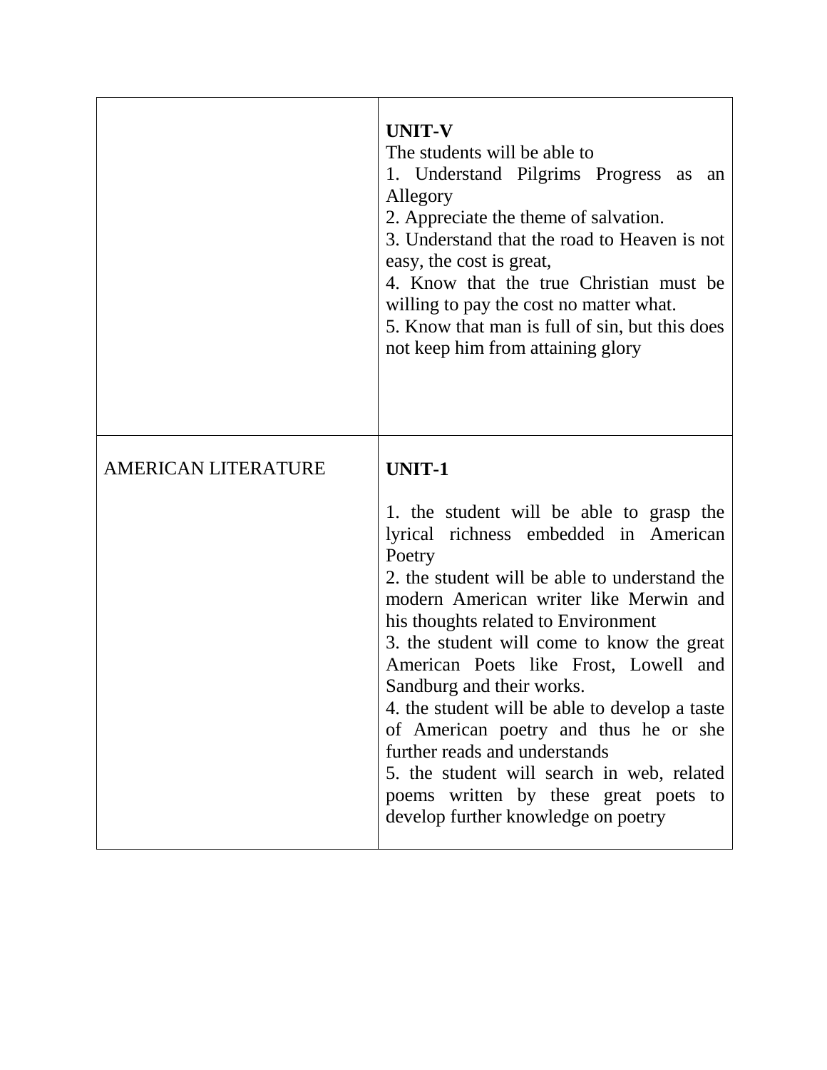| | |
|---|---|
| | **UNIT-V**<br>The students will be able to<br>1. Understand Pilgrims Progress as an Allegory<br>2. Appreciate the theme of salvation.<br>3. Understand that the road to Heaven is not easy, the cost is great,<br>4. Know that the true Christian must be willing to pay the cost no matter what.<br>5. Know that man is full of sin, but this does not keep him from attaining glory |
| AMERICAN LITERATURE | **UNIT-1**<br><br>1. the student will be able to grasp the lyrical richness embedded in American Poetry<br>2. the student will be able to understand the modern American writer like Merwin and his thoughts related to Environment<br>3. the student will come to know the great American Poets like Frost, Lowell and Sandburg and their works.<br>4. the student will be able to develop a taste of American poetry and thus he or she further reads and understands<br>5. the student will search in web, related poems written by these great poets to develop further knowledge on poetry |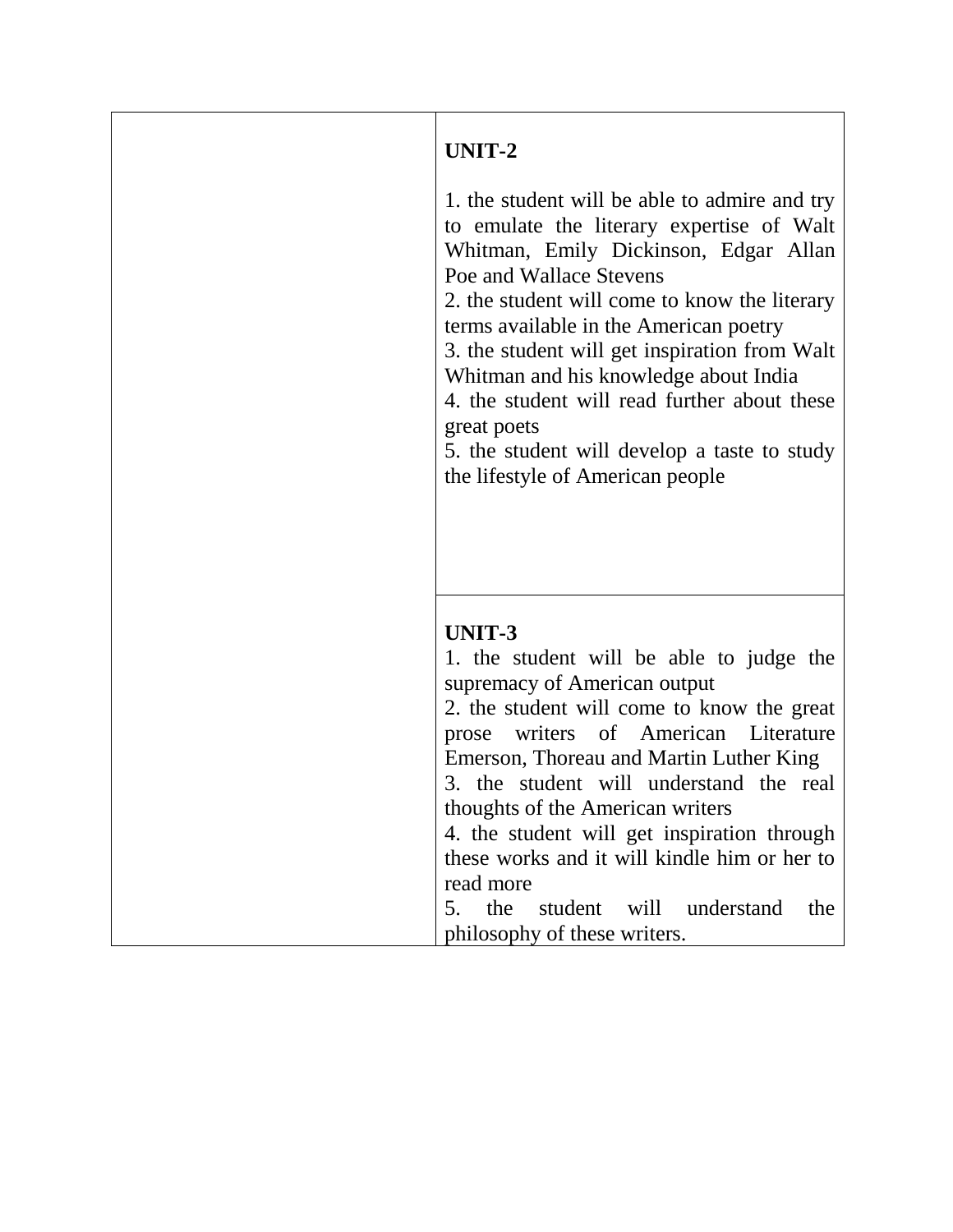| | |
|---|---|
| | **UNIT-2**<br><br>1. the student will be able to admire and try to emulate the literary expertise of Walt Whitman, Emily Dickinson, Edgar Allan Poe and Wallace Stevens<br>2. the student will come to know the literary terms available in the American poetry<br>3. the student will get inspiration from Walt Whitman and his knowledge about India<br>4. the student will read further about these great poets<br>5. the student will develop a taste to study the lifestyle of American people |
| | **UNIT-3**<br>1. the student will be able to judge the supremacy of American output<br>2. the student will come to know the great prose writers of American Literature Emerson, Thoreau and Martin Luther King<br>3. the student will understand the real thoughts of the American writers<br>4. the student will get inspiration through these works and it will kindle him or her to read more<br>5. the student will understand the philosophy of these writers. |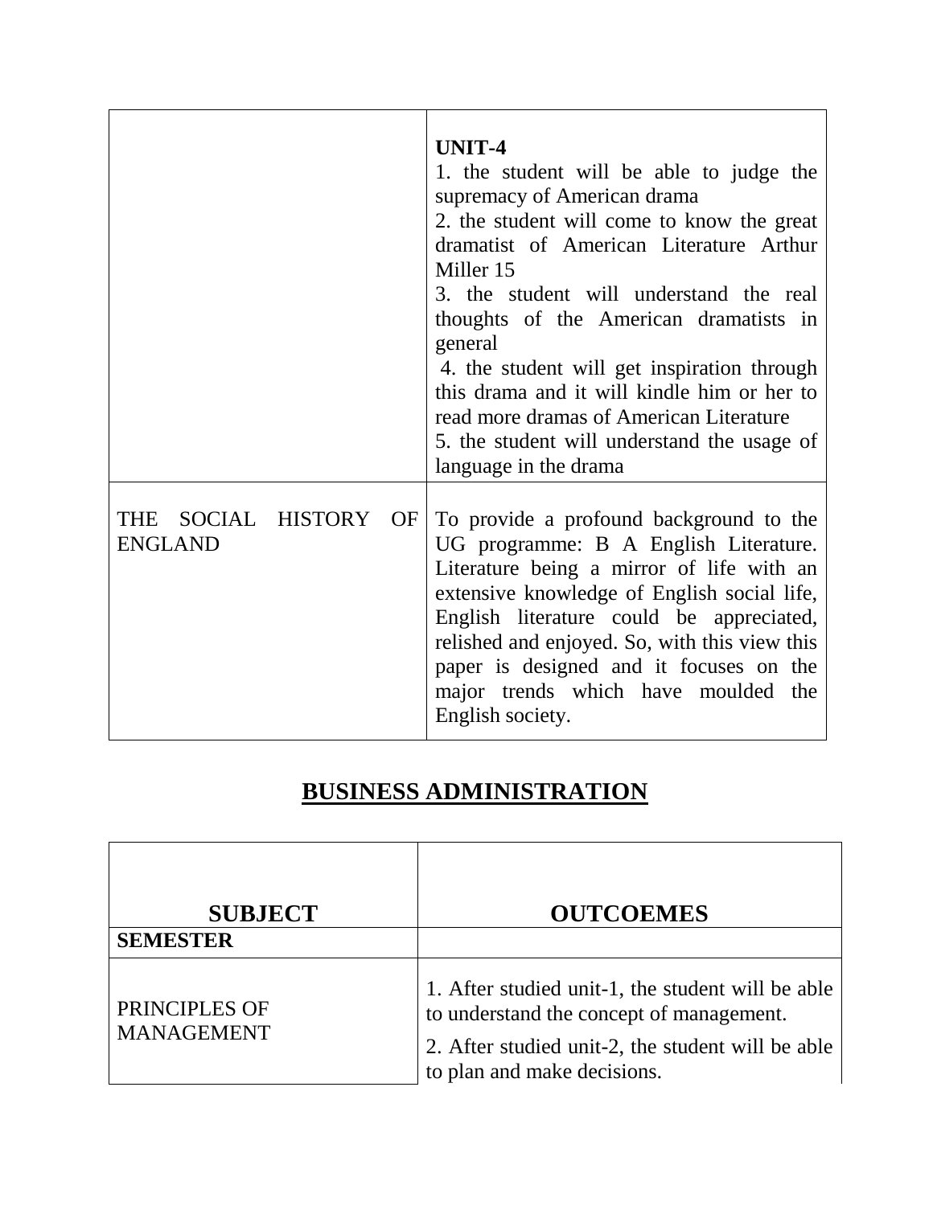| | |
|---|---|
| | **UNIT-4**<br>1. the student will be able to judge the supremacy of American drama<br>2. the student will come to know the great dramatist of American Literature Arthur Miller 15<br>3. the student will understand the real thoughts of the American dramatists in general<br>4. the student will get inspiration through this drama and it will kindle him or her to read more dramas of American Literature<br>5. the student will understand the usage of language in the drama |
| THE SOCIAL HISTORY OF ENGLAND | To provide a profound background to the UG programme: B A English Literature. Literature being a mirror of life with an extensive knowledge of English social life, English literature could be appreciated, relished and enjoyed. So, with this view this paper is designed and it focuses on the major trends which have moulded the English society. |

## BUSINESS ADMINISTRATION

| SUBJECT | OUTCOEMES |
|---|---|
| **SEMESTER** | |
| PRINCIPLES OF MANAGEMENT | 1. After studied unit-1, the student will be able to understand the concept of management.<br>2. After studied unit-2, the student will be able to plan and make decisions. |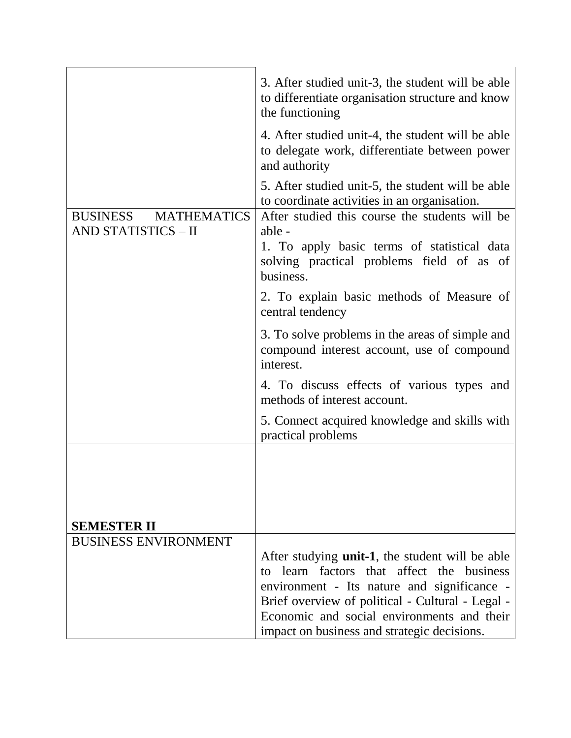| | |
|---|---|
| | 3. After studied unit-3, the student will be able to differentiate organisation structure and know the functioning<br><br>4. After studied unit-4, the student will be able to delegate work, differentiate between power and authority<br><br>5. After studied unit-5, the student will be able to coordinate activities in an organisation. |
| BUSINESS MATHEMATICS AND STATISTICS – II | After studied this course the students will be able -<br>1. To apply basic terms of statistical data solving practical problems field of as of business.<br><br>2. To explain basic methods of Measure of central tendency<br><br>3. To solve problems in the areas of simple and compound interest account, use of compound interest.<br><br>4. To discuss effects of various types and methods of interest account.<br><br>5. Connect acquired knowledge and skills with practical problems |
| **SEMESTER II** | |
| BUSINESS ENVIRONMENT | After studying **unit-1**, the student will be able to learn factors that affect the business environment - Its nature and significance - Brief overview of political - Cultural - Legal - Economic and social environments and their impact on business and strategic decisions. |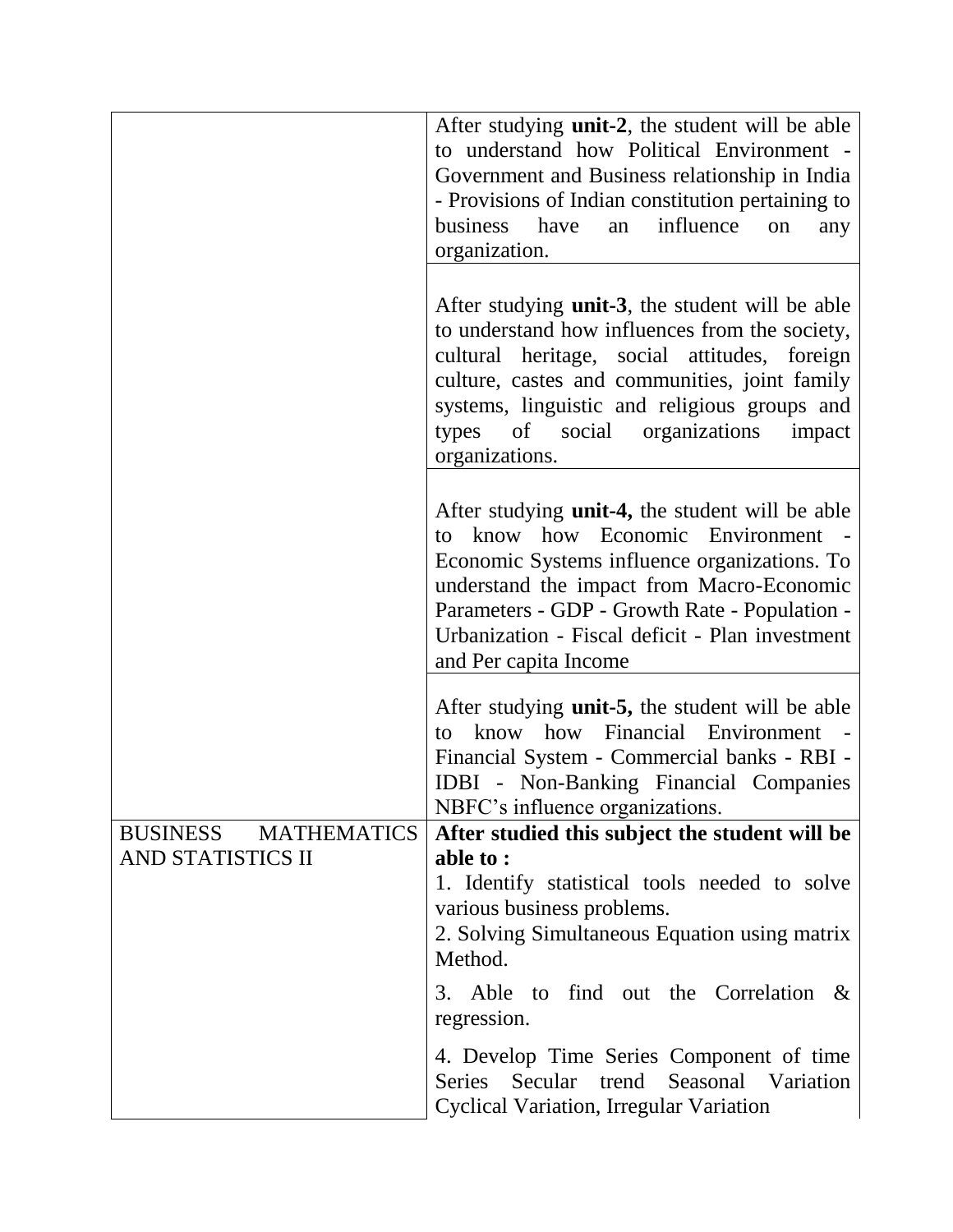| | |
|---|---|
| | After studying **unit-2**, the student will be able to understand how Political Environment - Government and Business relationship in India - Provisions of Indian constitution pertaining to business have an influence on any organization. |
| | After studying **unit-3**, the student will be able to understand how influences from the society, cultural heritage, social attitudes, foreign culture, castes and communities, joint family systems, linguistic and religious groups and types of social organizations impact organizations. |
| | After studying **unit-4,** the student will be able to know how Economic Environment - Economic Systems influence organizations. To understand the impact from Macro-Economic Parameters - GDP - Growth Rate - Population - Urbanization - Fiscal deficit - Plan investment and Per capita Income |
| | After studying **unit-5,** the student will be able to know how Financial Environment - Financial System - Commercial banks - RBI - IDBI - Non-Banking Financial Companies NBFC's influence organizations. |
| BUSINESS MATHEMATICS AND STATISTICS II | **After studied this subject the student will be able to :**<br>1. Identify statistical tools needed to solve various business problems.<br>2. Solving Simultaneous Equation using matrix Method.<br>3. Able to find out the Correlation & regression.<br>4. Develop Time Series Component of time Series Secular trend Seasonal Variation Cyclical Variation, Irregular Variation |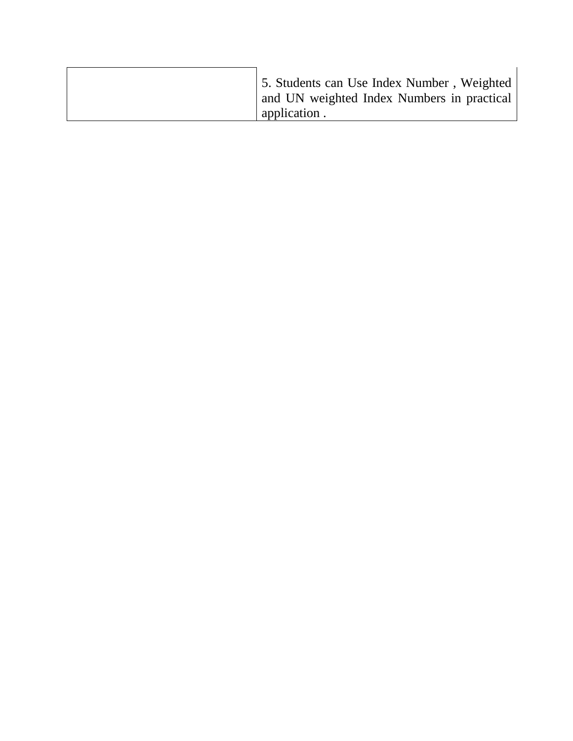| | |
|---|---|
| | 5. Students can Use Index Number , Weighted and UN weighted Index Numbers in practical application . |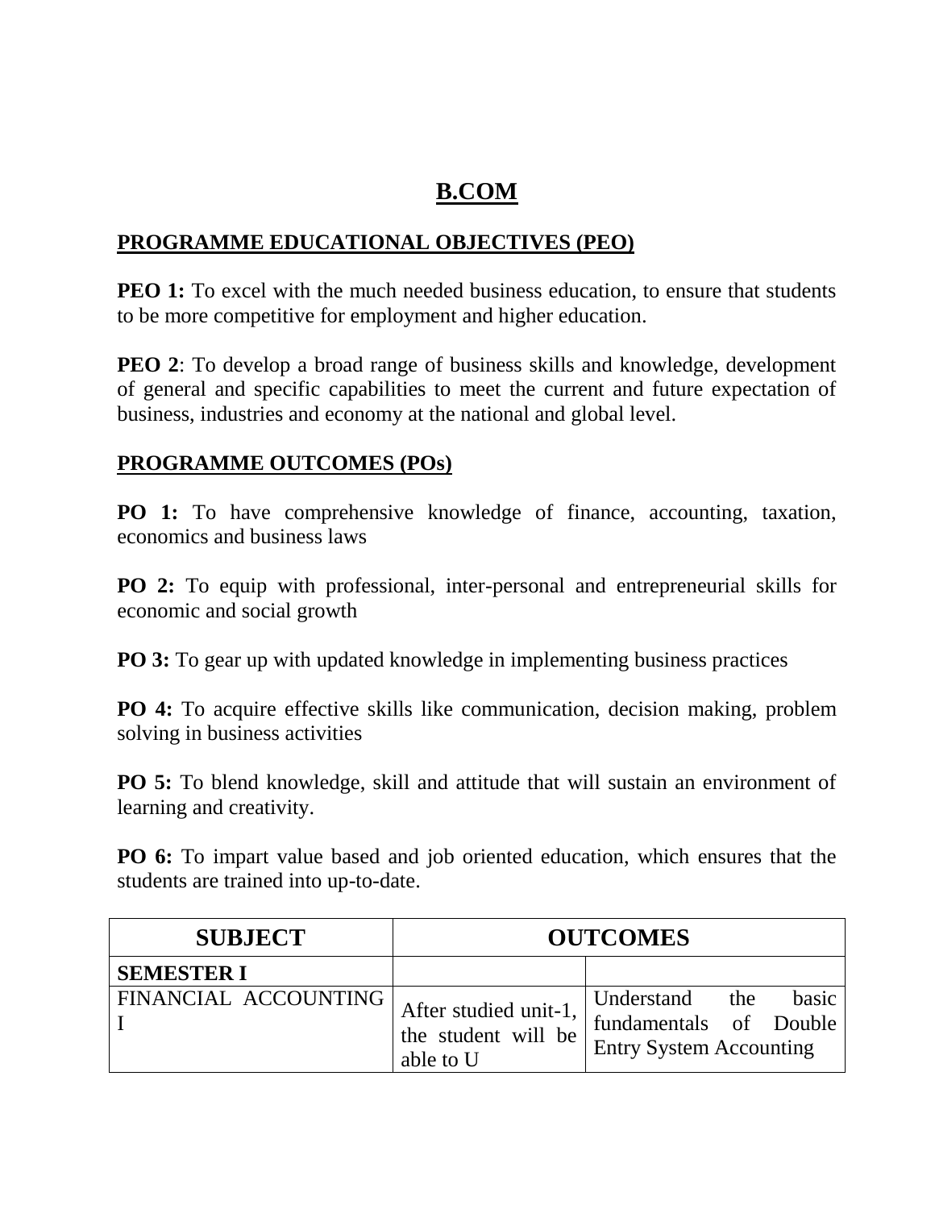# B.COM

## PROGRAMME EDUCATIONAL OBJECTIVES (PEO)

**PEO 1:** To excel with the much needed business education, to ensure that students to be more competitive for employment and higher education.

**PEO 2**: To develop a broad range of business skills and knowledge, development of general and specific capabilities to meet the current and future expectation of business, industries and economy at the national and global level.

## PROGRAMME OUTCOMES (POs)

**PO 1:** To have comprehensive knowledge of finance, accounting, taxation, economics and business laws

**PO 2:** To equip with professional, inter-personal and entrepreneurial skills for economic and social growth

**PO 3:** To gear up with updated knowledge in implementing business practices

**PO 4:** To acquire effective skills like communication, decision making, problem solving in business activities

**PO 5:** To blend knowledge, skill and attitude that will sustain an environment of learning and creativity.

**PO 6:** To impart value based and job oriented education, which ensures that the students are trained into up-to-date.

| SUBJECT | OUTCOMES | |
|---|---|---|
| **SEMESTER I** | | |
| FINANCIAL ACCOUNTING I | After studied unit-1, the student will be able to U | Understand the basic fundamentals of Double Entry System Accounting |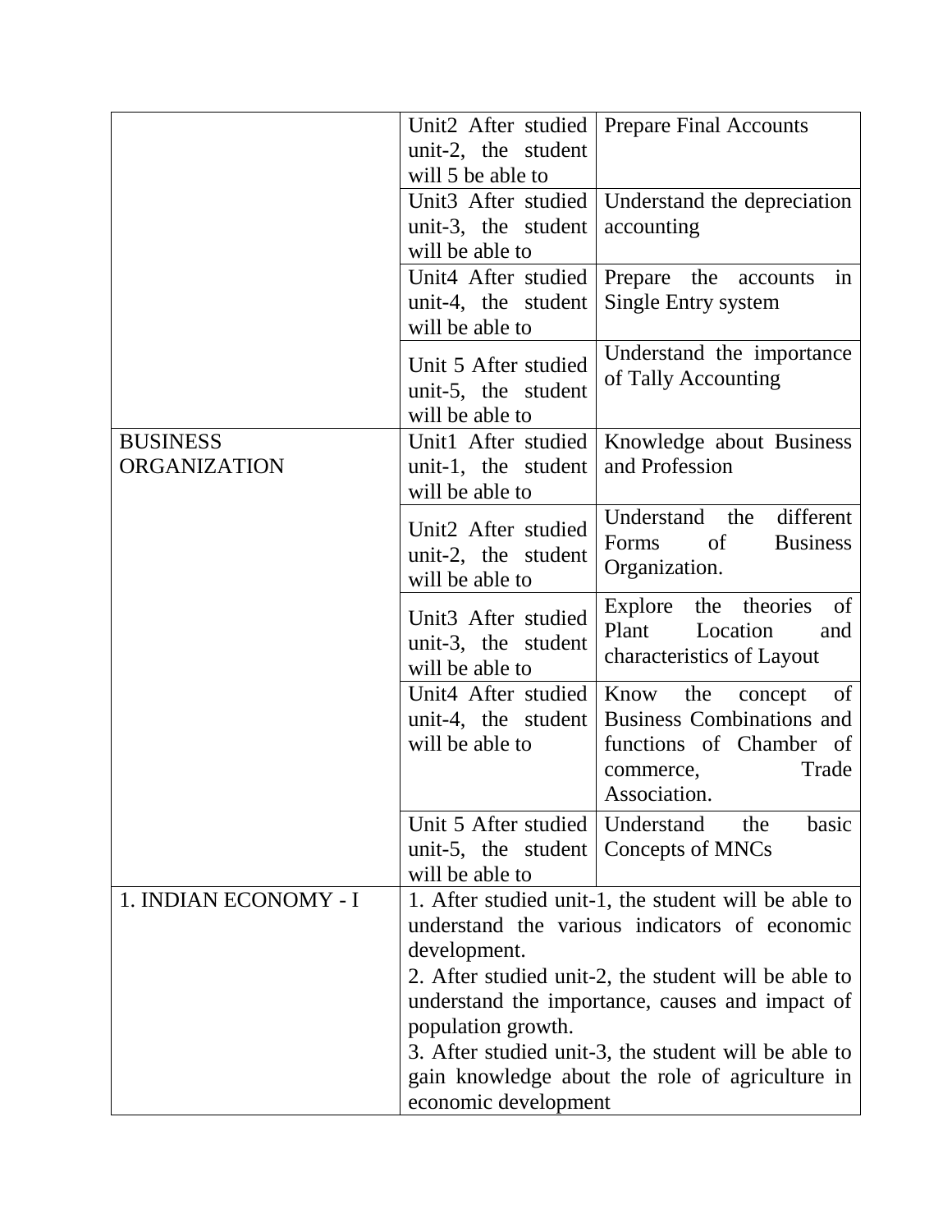| | | |
|---|---|---|
| | Unit2 After studied unit-2, the student will 5 be able to | Prepare Final Accounts |
| | Unit3 After studied unit-3, the student will be able to | Understand the depreciation accounting |
| | Unit4 After studied unit-4, the student will be able to | Prepare the accounts in Single Entry system |
| | Unit 5 After studied unit-5, the student will be able to | Understand the importance of Tally Accounting |
| BUSINESS ORGANIZATION | Unit1 After studied unit-1, the student will be able to | Knowledge about Business and Profession |
| | Unit2 After studied unit-2, the student will be able to | Understand the different Forms of Business Organization. |
| | Unit3 After studied unit-3, the student will be able to | Explore the theories of Plant Location and characteristics of Layout |
| | Unit4 After studied unit-4, the student will be able to | Know the concept of Business Combinations and functions of Chamber of commerce, Trade Association. |
| | Unit 5 After studied unit-5, the student will be able to | Understand the basic Concepts of MNCs |
| 1. INDIAN ECONOMY - I | 1. After studied unit-1, the student will be able to understand the various indicators of economic development.<br>2. After studied unit-2, the student will be able to understand the importance, causes and impact of population growth.<br>3. After studied unit-3, the student will be able to gain knowledge about the role of agriculture in economic development | |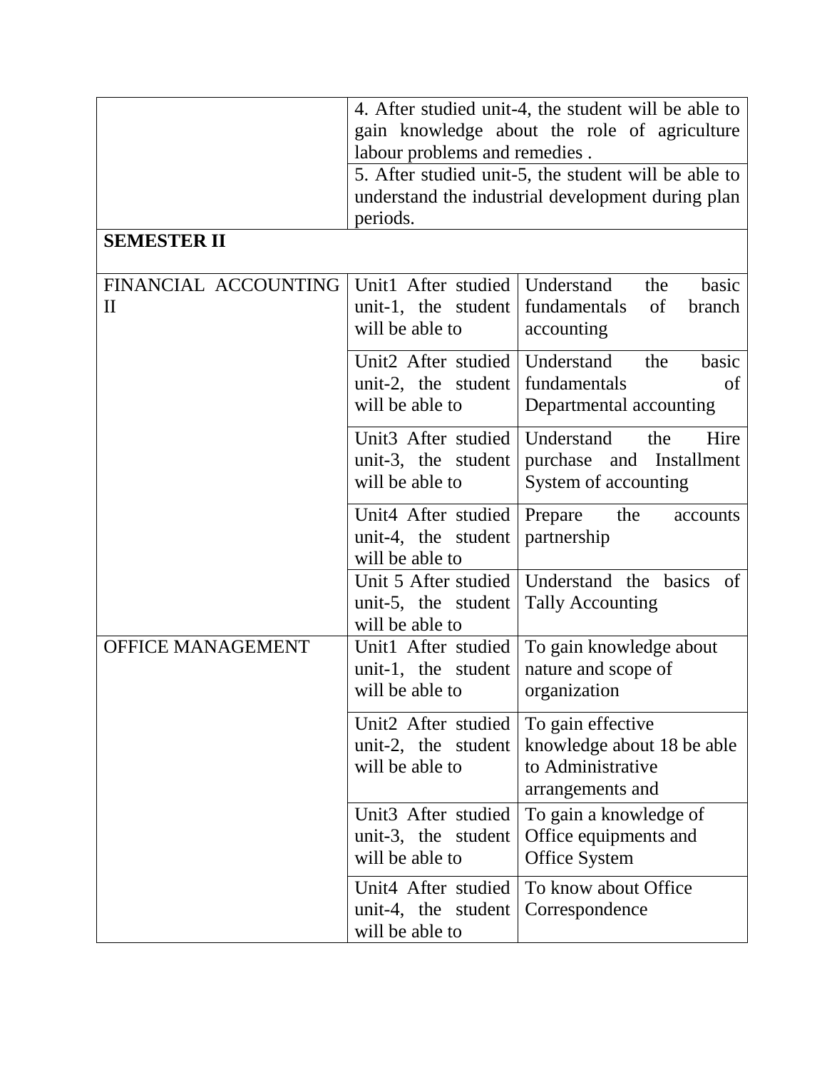| | | |
|---|---|---|
| | 4. After studied unit-4, the student will be able to gain knowledge about the role of agriculture labour problems and remedies . | |
| | 5. After studied unit-5, the student will be able to understand the industrial development during plan periods. | |
| **SEMESTER II** | | |
| FINANCIAL ACCOUNTING II | Unit1 After studied unit-1, the student will be able to | Understand the basic fundamentals of branch accounting |
| | Unit2 After studied unit-2, the student will be able to | Understand the basic fundamentals of Departmental accounting |
| | Unit3 After studied unit-3, the student will be able to | Understand the Hire purchase and Installment System of accounting |
| | Unit4 After studied unit-4, the student will be able to | Prepare the accounts partnership |
| | Unit 5 After studied unit-5, the student will be able to | Understand the basics of Tally Accounting |
| OFFICE MANAGEMENT | Unit1 After studied unit-1, the student will be able to | To gain knowledge about nature and scope of organization |
| | Unit2 After studied unit-2, the student will be able to | To gain effective knowledge about 18 be able to Administrative arrangements and |
| | Unit3 After studied unit-3, the student will be able to | To gain a knowledge of Office equipments and Office System |
| | Unit4 After studied unit-4, the student will be able to | To know about Office Correspondence |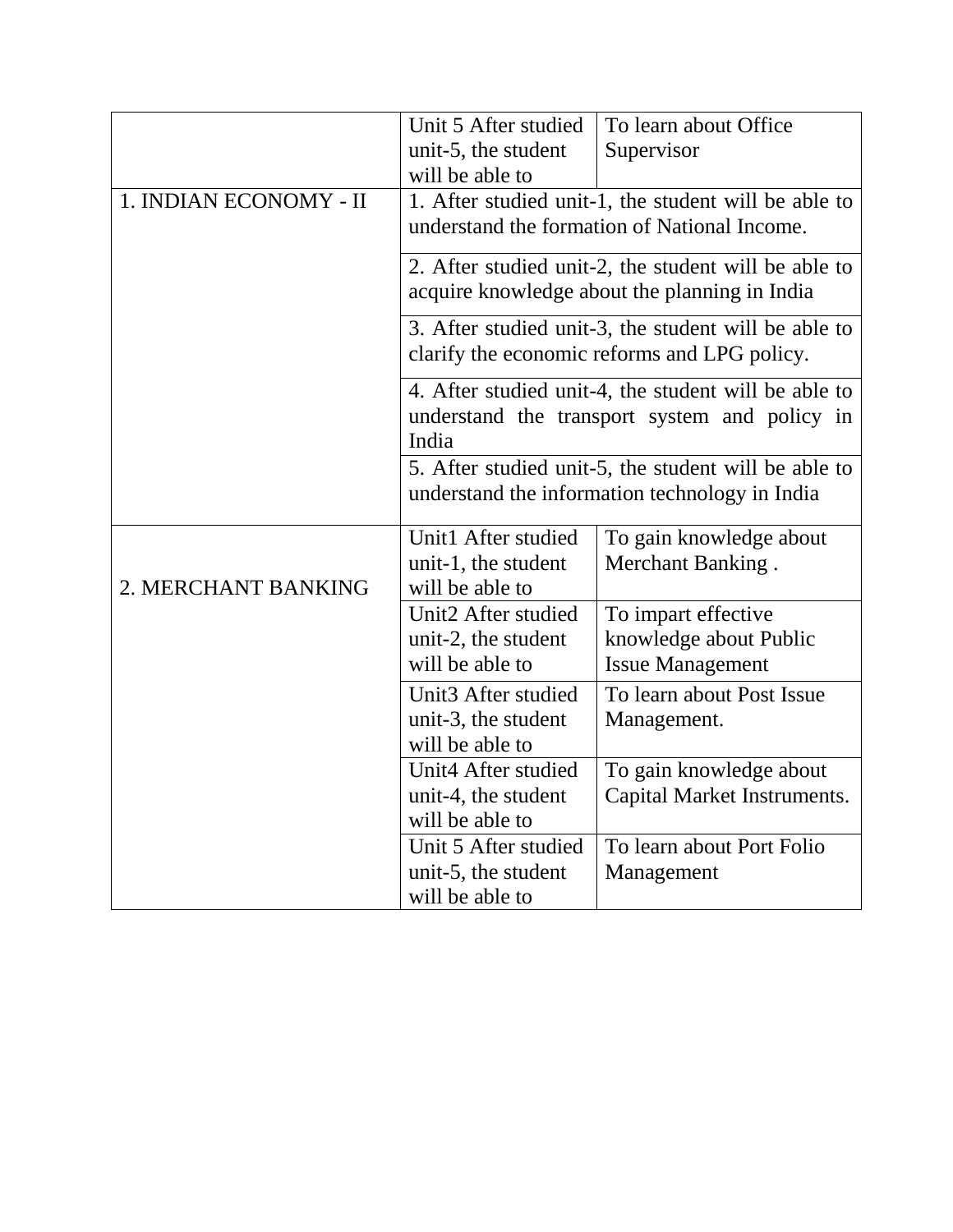| | | |
|---|---|---|
| | Unit 5 After studied unit-5, the student will be able to | To learn about Office Supervisor |
| 1. INDIAN ECONOMY - II | 1. After studied unit-1, the student will be able to understand the formation of National Income. | |
| | 2. After studied unit-2, the student will be able to acquire knowledge about the planning in India | |
| | 3. After studied unit-3, the student will be able to clarify the economic reforms and LPG policy. | |
| | 4. After studied unit-4, the student will be able to understand the transport system and policy in India | |
| | 5. After studied unit-5, the student will be able to understand the information technology in India | |
| 2. MERCHANT BANKING | Unit1 After studied unit-1, the student will be able to | To gain knowledge about Merchant Banking . |
| | Unit2 After studied unit-2, the student will be able to | To impart effective knowledge about Public Issue Management |
| | Unit3 After studied unit-3, the student will be able to | To learn about Post Issue Management. |
| | Unit4 After studied unit-4, the student will be able to | To gain knowledge about Capital Market Instruments. |
| | Unit 5 After studied unit-5, the student will be able to | To learn about Port Folio Management |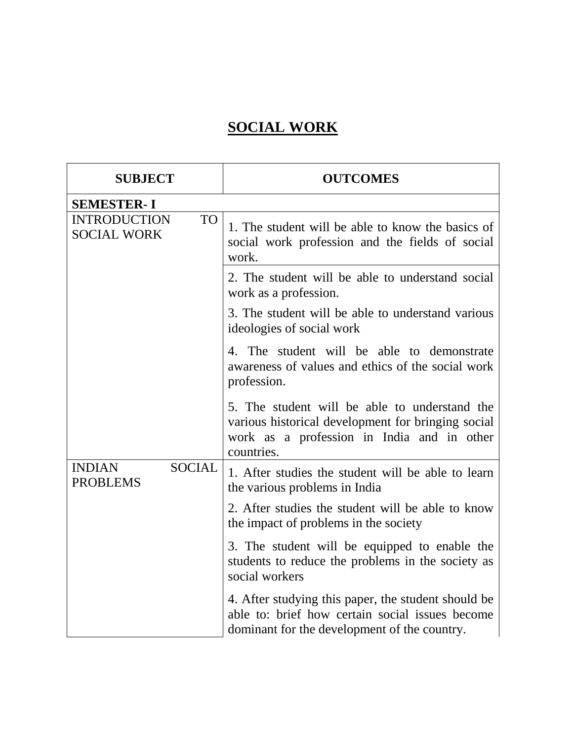# SOCIAL WORK

| SUBJECT | OUTCOMES |
|---|---|
| **SEMESTER- I** | |
| INTRODUCTION TO SOCIAL WORK | 1. The student will be able to know the basics of social work profession and the fields of social work. |
| | 2. The student will be able to understand social work as a profession. |
| | 3. The student will be able to understand various ideologies of social work |
| | 4. The student will be able to demonstrate awareness of values and ethics of the social work profession. |
| | 5. The student will be able to understand the various historical development for bringing social work as a profession in India and in other countries. |
| INDIAN SOCIAL PROBLEMS | 1. After studies the student will be able to learn the various problems in India |
| | 2. After studies the student will be able to know the impact of problems in the society |
| | 3. The student will be equipped to enable the students to reduce the problems in the society as social workers |
| | 4. After studying this paper, the student should be able to: brief how certain social issues become dominant for the development of the country. |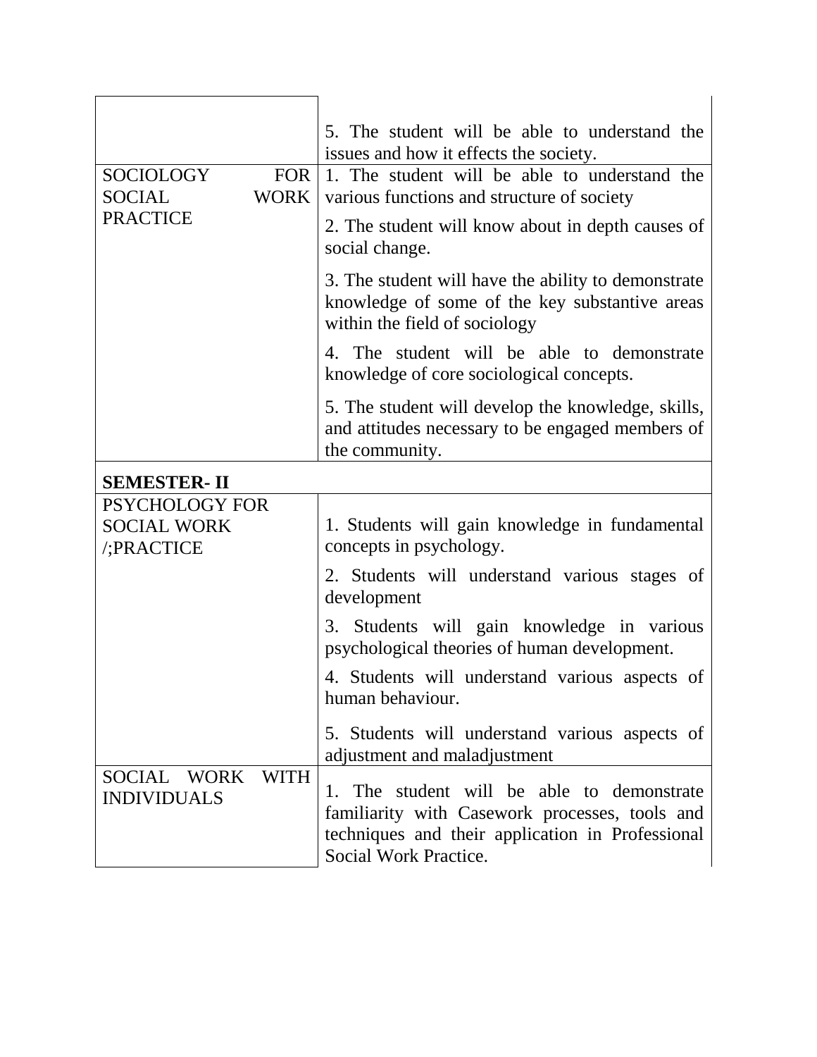| | |
|---|---|
| | 5. The student will be able to understand the issues and how it effects the society. |
| SOCIOLOGY FOR SOCIAL WORK PRACTICE | 1. The student will be able to understand the various functions and structure of society<br>2. The student will know about in depth causes of social change.<br>3. The student will have the ability to demonstrate knowledge of some of the key substantive areas within the field of sociology<br>4. The student will be able to demonstrate knowledge of core sociological concepts.<br>5. The student will develop the knowledge, skills, and attitudes necessary to be engaged members of the community. |
| **SEMESTER- II** | |
| PSYCHOLOGY FOR SOCIAL WORK /;PRACTICE | 1. Students will gain knowledge in fundamental concepts in psychology.<br>2. Students will understand various stages of development<br>3. Students will gain knowledge in various psychological theories of human development.<br>4. Students will understand various aspects of human behaviour.<br>5. Students will understand various aspects of adjustment and maladjustment |
| SOCIAL WORK WITH INDIVIDUALS | 1. The student will be able to demonstrate familiarity with Casework processes, tools and techniques and their application in Professional Social Work Practice. |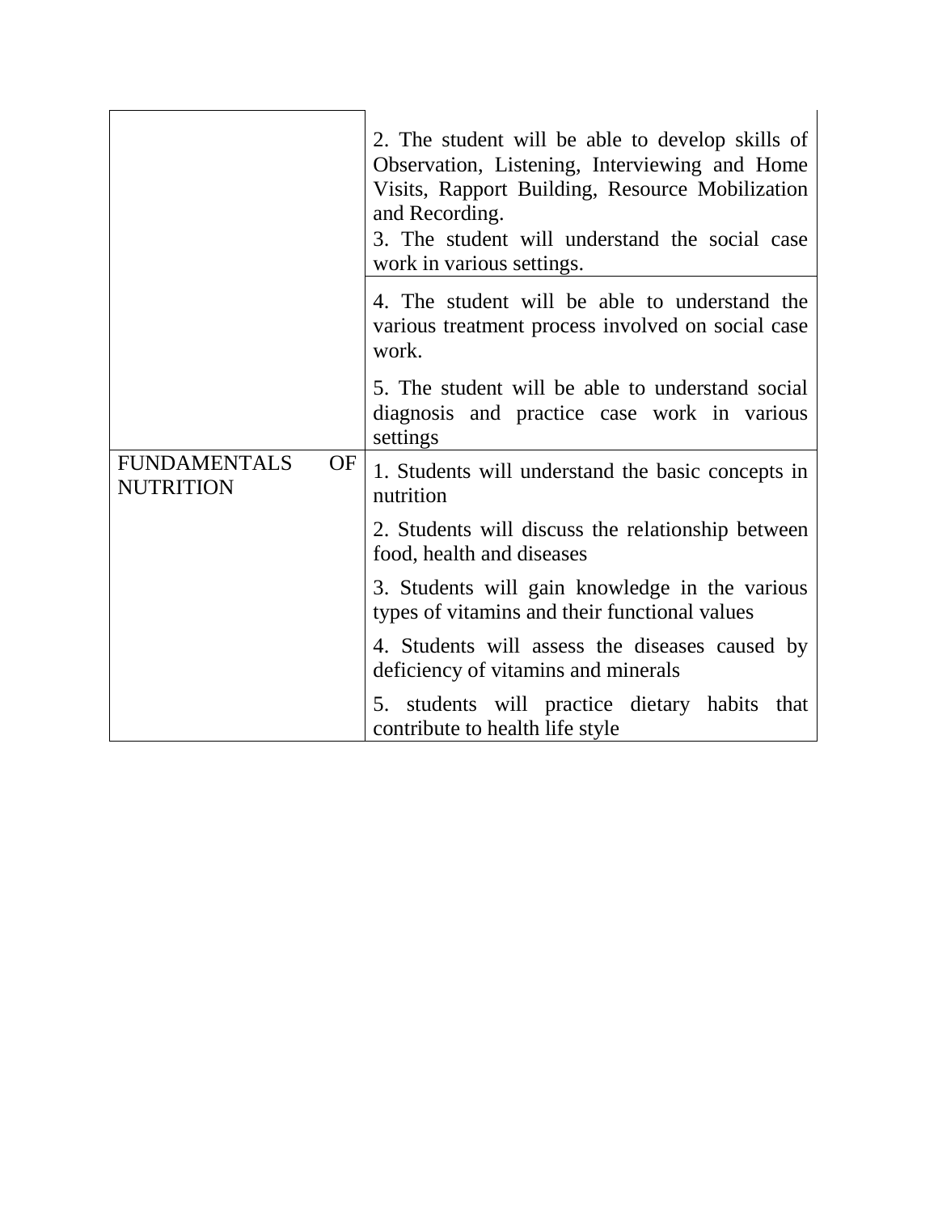| | |
|---|---|
| | 2. The student will be able to develop skills of Observation, Listening, Interviewing and Home Visits, Rapport Building, Resource Mobilization and Recording.<br>3. The student will understand the social case work in various settings. |
| | 4. The student will be able to understand the various treatment process involved on social case work. |
| | 5. The student will be able to understand social diagnosis and practice case work in various settings |
| FUNDAMENTALS OF NUTRITION | 1. Students will understand the basic concepts in nutrition |
| | 2. Students will discuss the relationship between food, health and diseases |
| | 3. Students will gain knowledge in the various types of vitamins and their functional values |
| | 4. Students will assess the diseases caused by deficiency of vitamins and minerals |
| | 5. students will practice dietary habits that contribute to health life style |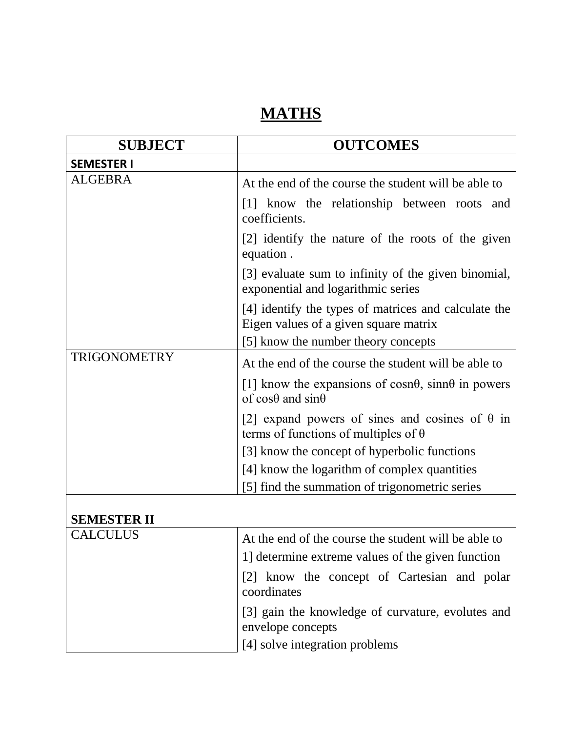# MATHS

| SUBJECT | OUTCOMES |
|---|---|
| **SEMESTER I** | |
| ALGEBRA | At the end of the course the student will be able to<br>[1] know the relationship between roots and coefficients.<br>[2] identify the nature of the roots of the given equation .<br>[3] evaluate sum to infinity of the given binomial, exponential and logarithmic series<br>[4] identify the types of matrices and calculate the Eigen values of a given square matrix<br>[5] know the number theory concepts |
| TRIGONOMETRY | At the end of the course the student will be able to<br>[1] know the expansions of $\cos n\theta$, $\sin n\theta$ in powers of $\cos\theta$ and $\sin\theta$<br>[2] expand powers of sines and cosines of $\theta$ in terms of functions of multiples of $\theta$<br>[3] know the concept of hyperbolic functions<br>[4] know the logarithm of complex quantities<br>[5] find the summation of trigonometric series |
| **SEMESTER II** | |
| CALCULUS | At the end of the course the student will be able to<br>1] determine extreme values of the given function<br>[2] know the concept of Cartesian and polar coordinates<br>[3] gain the knowledge of curvature, evolutes and envelope concepts<br>[4] solve integration problems |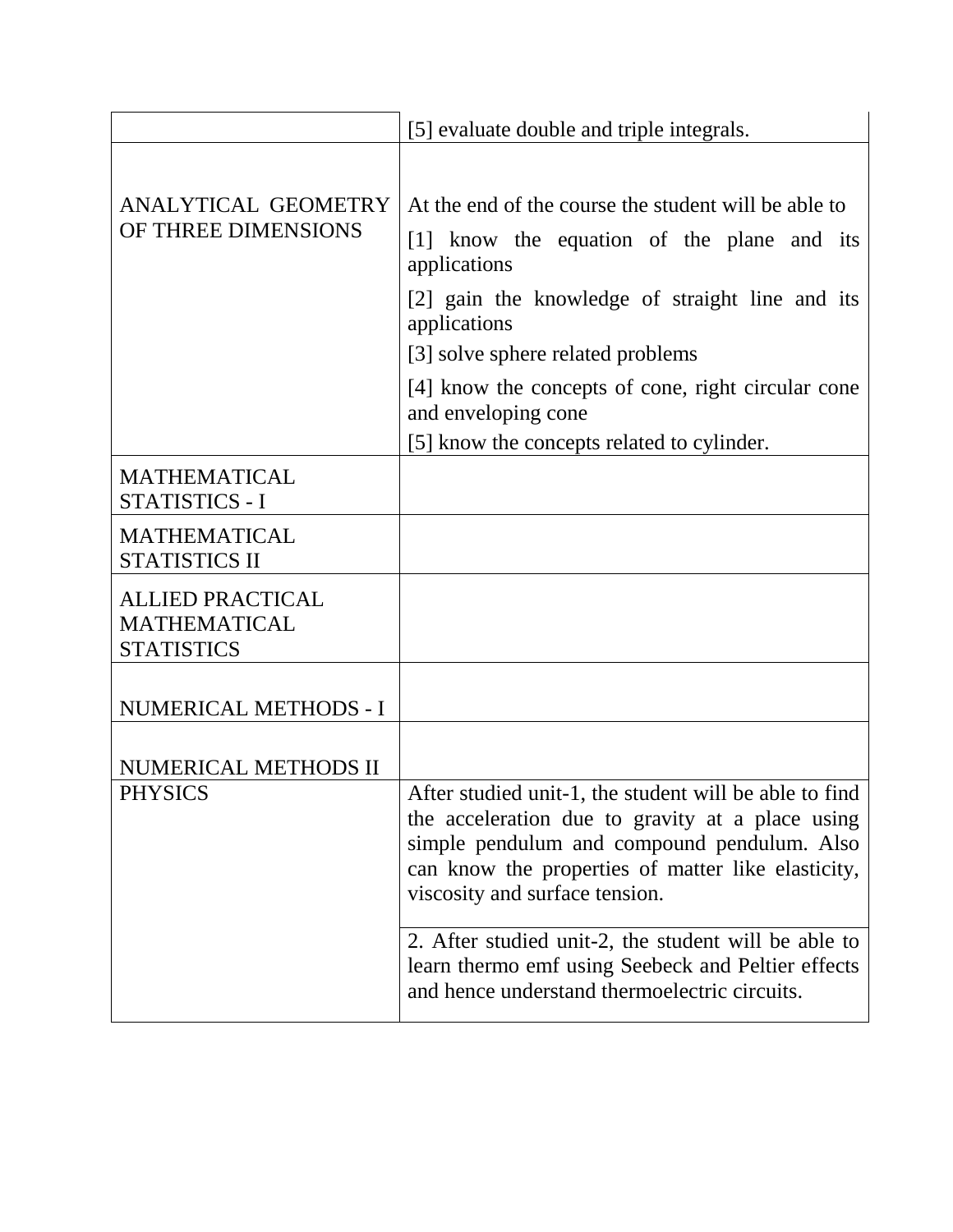| | |
|---|---|
| | [5] evaluate double and triple integrals. |
| ANALYTICAL GEOMETRY OF THREE DIMENSIONS | At the end of the course the student will be able to<br>[1] know the equation of the plane and its applications<br>[2] gain the knowledge of straight line and its applications<br>[3] solve sphere related problems<br>[4] know the concepts of cone, right circular cone and enveloping cone<br>[5] know the concepts related to cylinder. |
| MATHEMATICAL STATISTICS - I | |
| MATHEMATICAL STATISTICS II | |
| ALLIED PRACTICAL MATHEMATICAL STATISTICS | |
| NUMERICAL METHODS - I | |
| NUMERICAL METHODS II | |
| PHYSICS | After studied unit-1, the student will be able to find the acceleration due to gravity at a place using simple pendulum and compound pendulum. Also can know the properties of matter like elasticity, viscosity and surface tension. |
| | 2. After studied unit-2, the student will be able to learn thermo emf using Seebeck and Peltier effects and hence understand thermoelectric circuits. |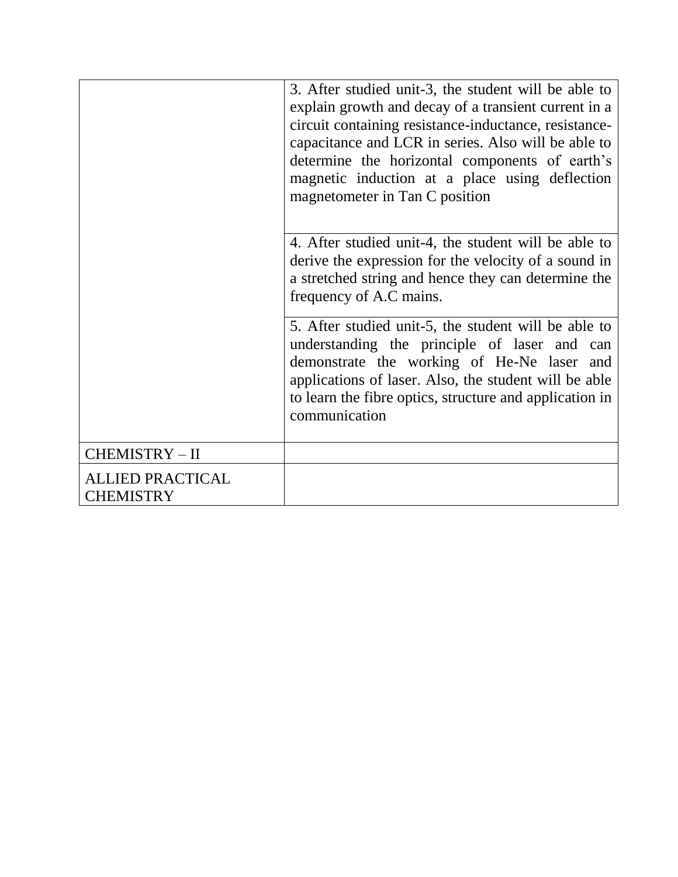| | |
|---|---|
| | 3. After studied unit-3, the student will be able to explain growth and decay of a transient current in a circuit containing resistance-inductance, resistance-capacitance and LCR in series. Also will be able to determine the horizontal components of earth's magnetic induction at a place using deflection magnetometer in Tan C position |
| | 4. After studied unit-4, the student will be able to derive the expression for the velocity of a sound in a stretched string and hence they can determine the frequency of A.C mains. |
| | 5. After studied unit-5, the student will be able to understanding the principle of laser and can demonstrate the working of He-Ne laser and applications of laser. Also, the student will be able to learn the fibre optics, structure and application in communication |
| CHEMISTRY – II | |
| ALLIED PRACTICAL CHEMISTRY | |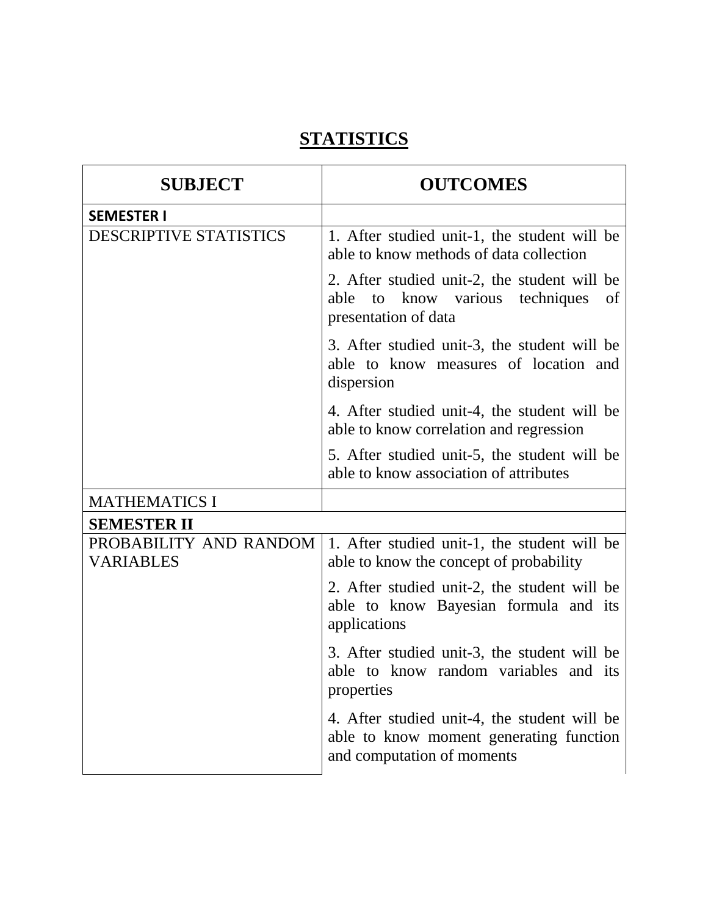# STATISTICS

| SUBJECT | OUTCOMES |
|---|---|
| **SEMESTER I** | |
| DESCRIPTIVE STATISTICS | 1. After studied unit-1, the student will be able to know methods of data collection<br>2. After studied unit-2, the student will be able to know various techniques of presentation of data<br>3. After studied unit-3, the student will be able to know measures of location and dispersion<br>4. After studied unit-4, the student will be able to know correlation and regression<br>5. After studied unit-5, the student will be able to know association of attributes |
| MATHEMATICS I | |
| **SEMESTER II** | |
| PROBABILITY AND RANDOM VARIABLES | 1. After studied unit-1, the student will be able to know the concept of probability<br>2. After studied unit-2, the student will be able to know Bayesian formula and its applications<br>3. After studied unit-3, the student will be able to know random variables and its properties<br>4. After studied unit-4, the student will be able to know moment generating function and computation of moments |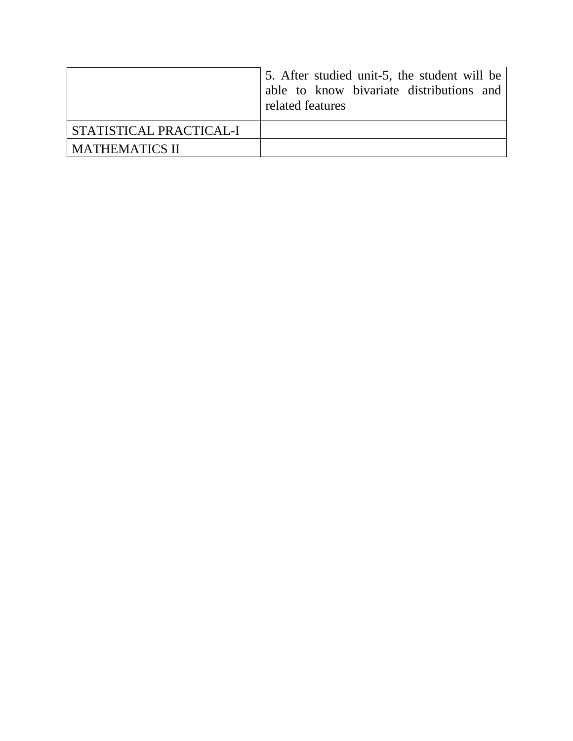| | |
|---|---|
| | 5. After studied unit-5, the student will be able to know bivariate distributions and related features |
| STATISTICAL PRACTICAL-I | |
| MATHEMATICS II | |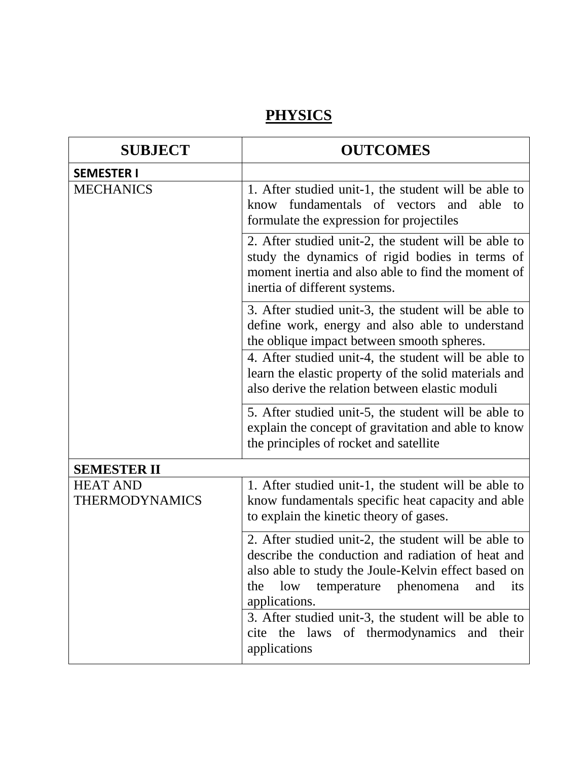# PHYSICS

| SUBJECT | OUTCOMES |
|---|---|
| **SEMESTER I** | |
| MECHANICS | 1. After studied unit-1, the student will be able to know fundamentals of vectors and able to formulate the expression for projectiles |
| | 2. After studied unit-2, the student will be able to study the dynamics of rigid bodies in terms of moment inertia and also able to find the moment of inertia of different systems. |
| | 3. After studied unit-3, the student will be able to define work, energy and also able to understand the oblique impact between smooth spheres. |
| | 4. After studied unit-4, the student will be able to learn the elastic property of the solid materials and also derive the relation between elastic moduli |
| | 5. After studied unit-5, the student will be able to explain the concept of gravitation and able to know the principles of rocket and satellite |
| **SEMESTER II** | |
| HEAT AND THERMODYNAMICS | 1. After studied unit-1, the student will be able to know fundamentals specific heat capacity and able to explain the kinetic theory of gases. |
| | 2. After studied unit-2, the student will be able to describe the conduction and radiation of heat and also able to study the Joule-Kelvin effect based on the low temperature phenomena and its applications. |
| | 3. After studied unit-3, the student will be able to cite the laws of thermodynamics and their applications |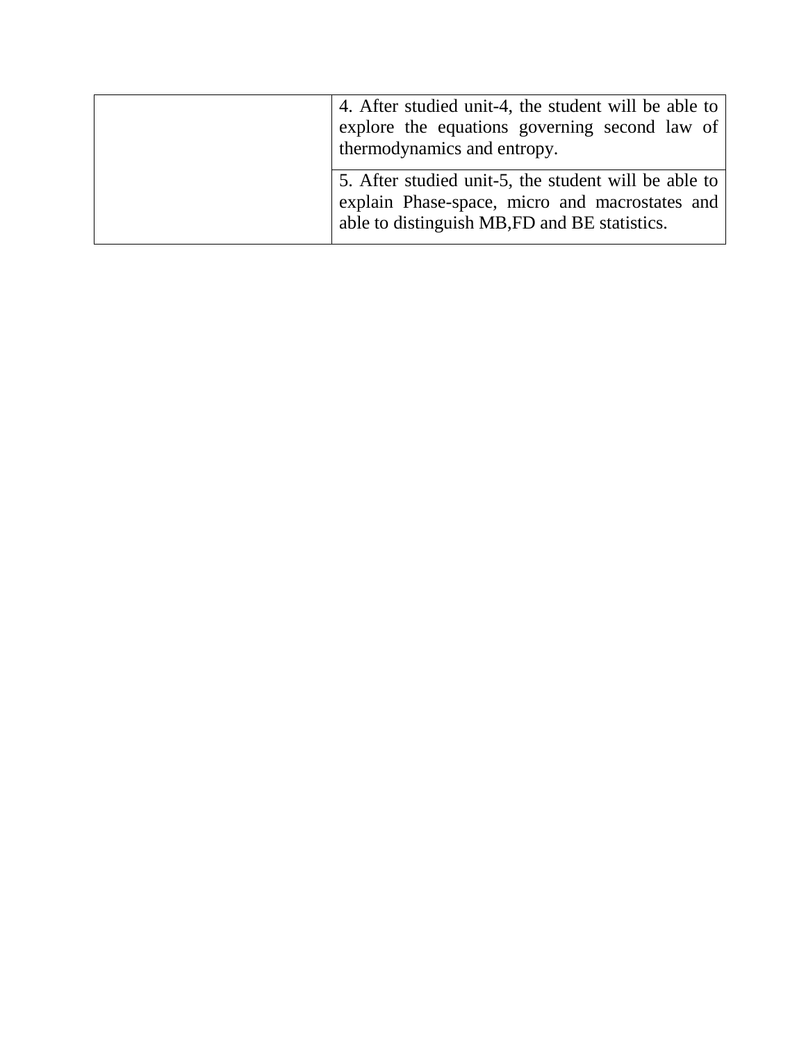| | |
|---|---|
| | 4. After studied unit-4, the student will be able to explore the equations governing second law of thermodynamics and entropy. |
| | 5. After studied unit-5, the student will be able to explain Phase-space, micro and macrostates and able to distinguish MB,FD and BE statistics. |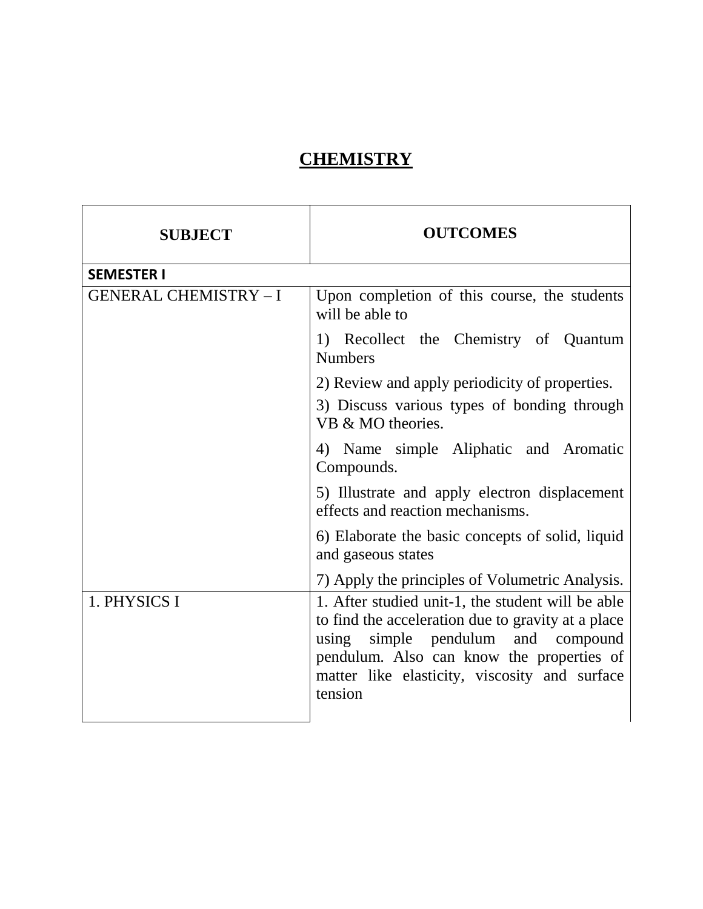# CHEMISTRY

| SUBJECT | OUTCOMES |
|---|---|
| **SEMESTER I** | |
| GENERAL CHEMISTRY – I | Upon completion of this course, the students will be able to<br><br>1) Recollect the Chemistry of Quantum Numbers<br><br>2) Review and apply periodicity of properties.<br><br>3) Discuss various types of bonding through VB & MO theories.<br><br>4) Name simple Aliphatic and Aromatic Compounds.<br><br>5) Illustrate and apply electron displacement effects and reaction mechanisms.<br><br>6) Elaborate the basic concepts of solid, liquid and gaseous states<br><br>7) Apply the principles of Volumetric Analysis. |
| 1. PHYSICS I | 1. After studied unit-1, the student will be able to find the acceleration due to gravity at a place using simple pendulum and compound pendulum. Also can know the properties of matter like elasticity, viscosity and surface tension |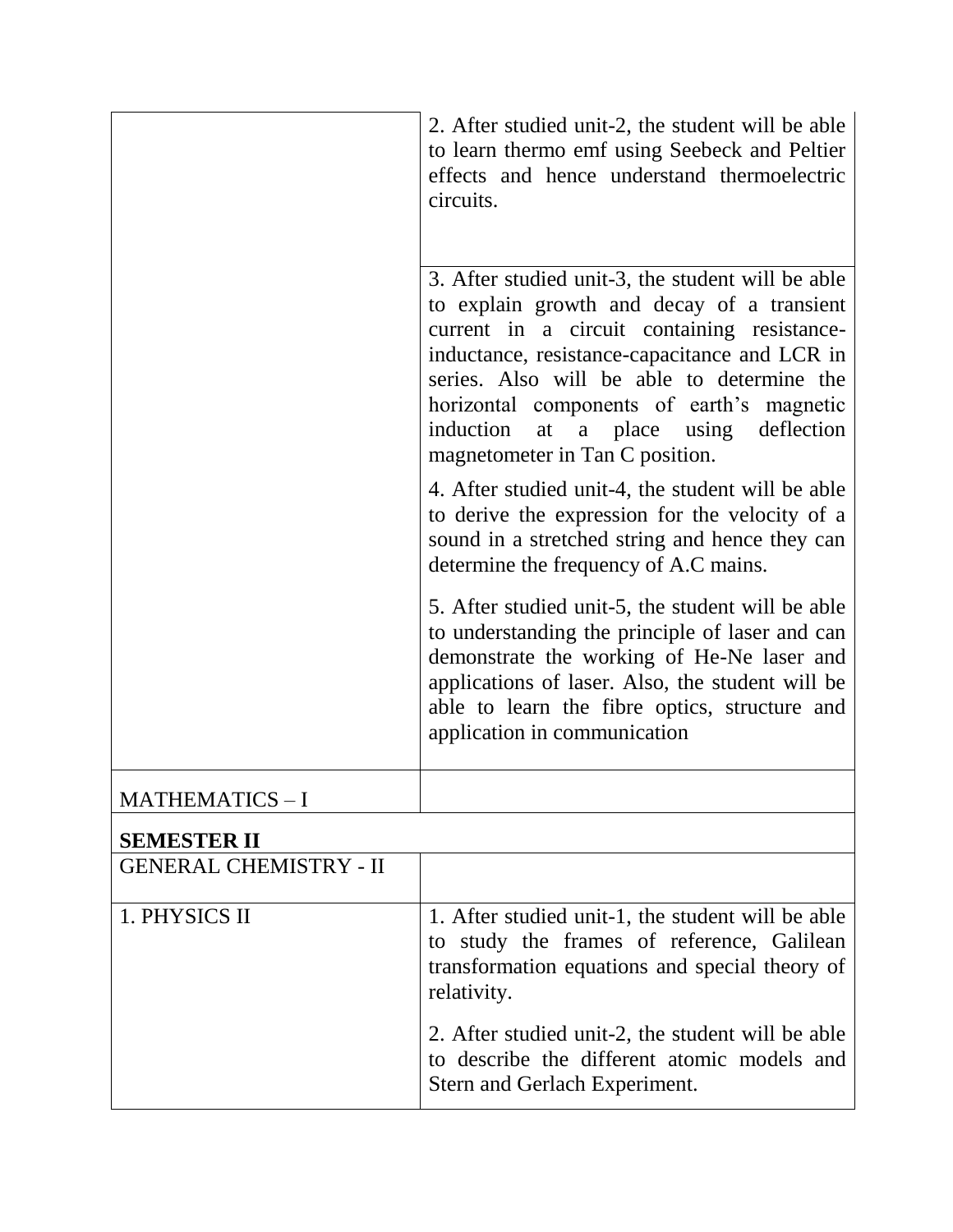| | |
|---|---|
| | 2. After studied unit-2, the student will be able to learn thermo emf using Seebeck and Peltier effects and hence understand thermoelectric circuits. |
| | 3. After studied unit-3, the student will be able to explain growth and decay of a transient current in a circuit containing resistance-inductance, resistance-capacitance and LCR in series. Also will be able to determine the horizontal components of earth's magnetic induction at a place using deflection magnetometer in Tan C position.<br><br>4. After studied unit-4, the student will be able to derive the expression for the velocity of a sound in a stretched string and hence they can determine the frequency of A.C mains.<br><br>5. After studied unit-5, the student will be able to understanding the principle of laser and can demonstrate the working of He-Ne laser and applications of laser. Also, the student will be able to learn the fibre optics, structure and application in communication |
| MATHEMATICS – I | |
| **SEMESTER II** | |
| GENERAL CHEMISTRY - II | |
| 1. PHYSICS II | 1. After studied unit-1, the student will be able to study the frames of reference, Galilean transformation equations and special theory of relativity.<br><br>2. After studied unit-2, the student will be able to describe the different atomic models and Stern and Gerlach Experiment. |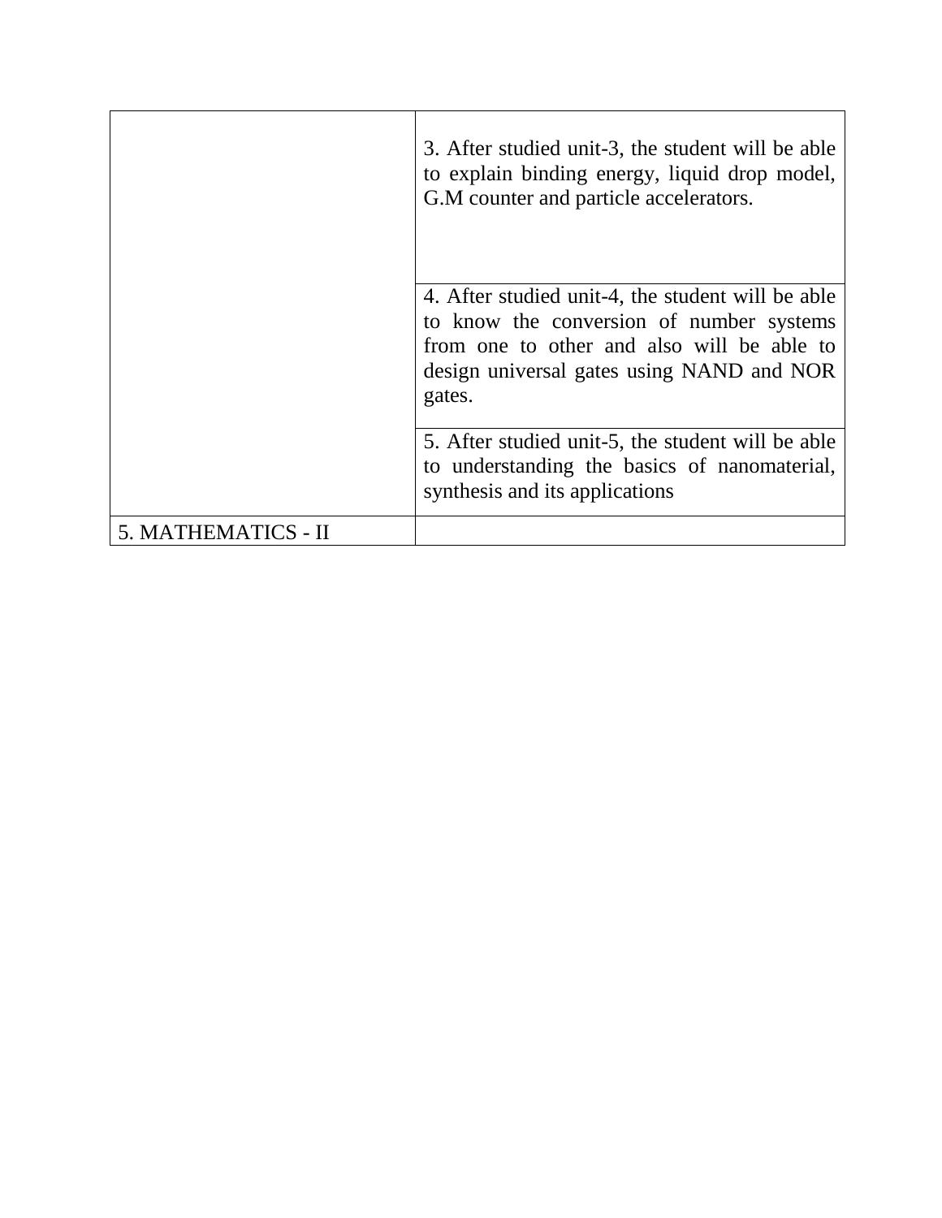| | |
|---|---|
| | 3. After studied unit-3, the student will be able to explain binding energy, liquid drop model, G.M counter and particle accelerators. |
| | 4. After studied unit-4, the student will be able to know the conversion of number systems from one to other and also will be able to design universal gates using NAND and NOR gates. |
| | 5. After studied unit-5, the student will be able to understanding the basics of nanomaterial, synthesis and its applications |
| 5. MATHEMATICS - II | |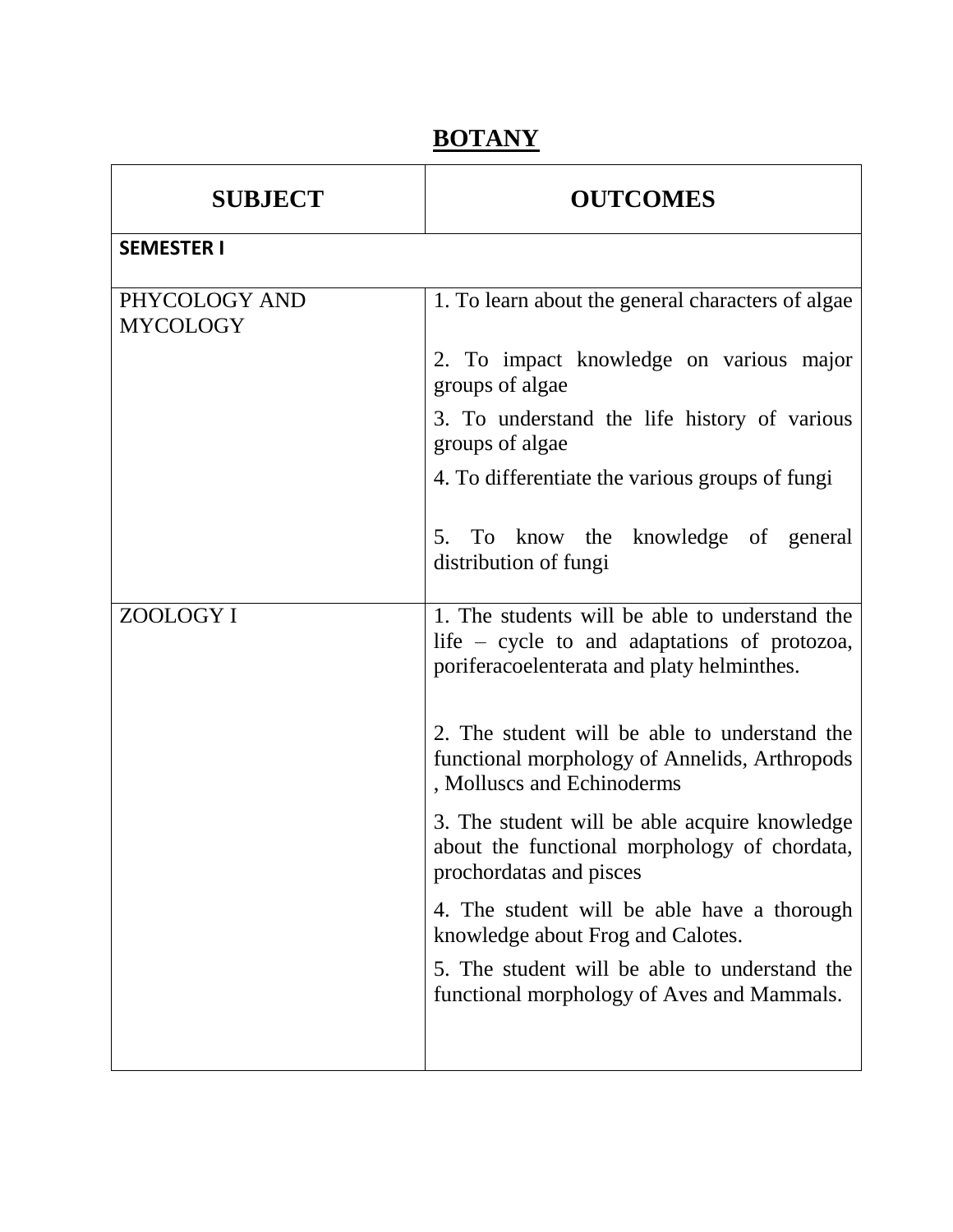# BOTANY

| SUBJECT | OUTCOMES |
|---|---|
| **SEMESTER I** | |
| PHYCOLOGY AND MYCOLOGY | 1. To learn about the general characters of algae<br><br>2. To impact knowledge on various major groups of algae<br><br>3. To understand the life history of various groups of algae<br><br>4. To differentiate the various groups of fungi<br><br>5. To know the knowledge of general distribution of fungi |
| ZOOLOGY I | 1. The students will be able to understand the life – cycle to and adaptations of protozoa, poriferacoelenterata and platy helminthes.<br><br>2. The student will be able to understand the functional morphology of Annelids, Arthropods , Molluscs and Echinoderms<br><br>3. The student will be able acquire knowledge about the functional morphology of chordata, prochordatas and pisces<br><br>4. The student will be able have a thorough knowledge about Frog and Calotes.<br><br>5. The student will be able to understand the functional morphology of Aves and Mammals. |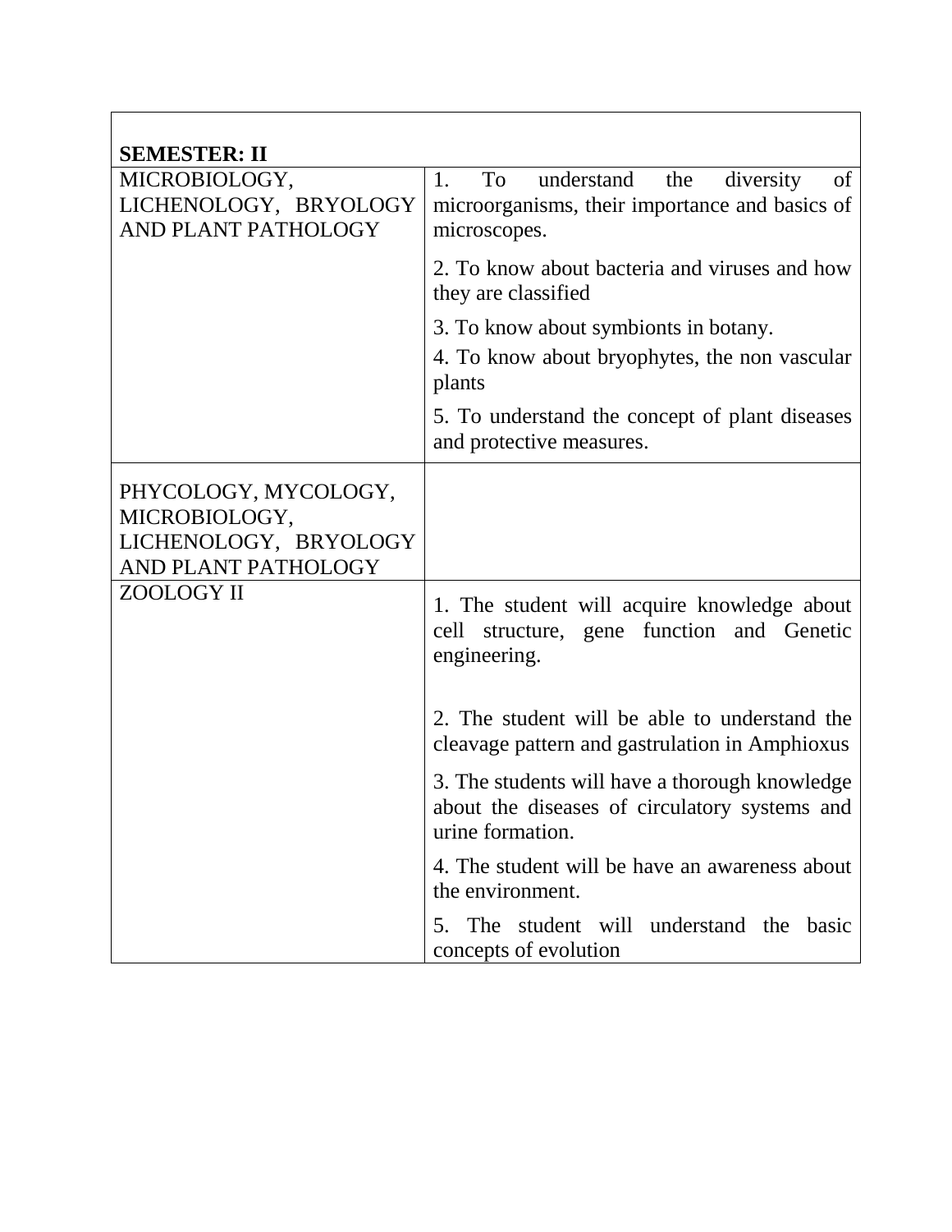| **SEMESTER: II** | |
|---|---|
| MICROBIOLOGY, LICHENOLOGY, BRYOLOGY AND PLANT PATHOLOGY | 1. To understand the diversity of microorganisms, their importance and basics of microscopes.<br>2. To know about bacteria and viruses and how they are classified<br>3. To know about symbionts in botany.<br>4. To know about bryophytes, the non vascular plants<br>5. To understand the concept of plant diseases and protective measures. |
| PHYCOLOGY, MYCOLOGY, MICROBIOLOGY, LICHENOLOGY, BRYOLOGY AND PLANT PATHOLOGY | |
| ZOOLOGY II | 1. The student will acquire knowledge about cell structure, gene function and Genetic engineering.<br>2. The student will be able to understand the cleavage pattern and gastrulation in Amphioxus<br>3. The students will have a thorough knowledge about the diseases of circulatory systems and urine formation.<br>4. The student will be have an awareness about the environment.<br>5. The student will understand the basic concepts of evolution |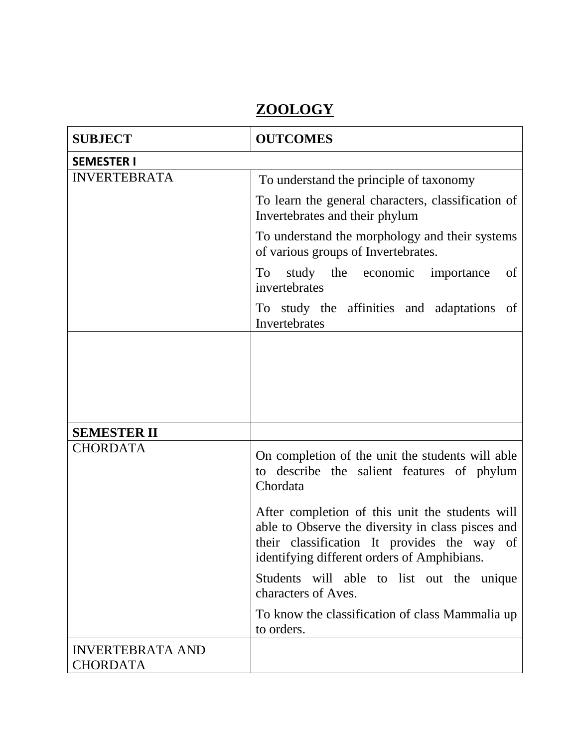# ZOOLOGY

| SUBJECT | OUTCOMES |
|---|---|
| **SEMESTER I** | |
| INVERTEBRATA | To understand the principle of taxonomy<br>To learn the general characters, classification of Invertebrates and their phylum<br>To understand the morphology and their systems of various groups of Invertebrates.<br>To study the economic importance of invertebrates<br>To study the affinities and adaptations of Invertebrates |
| | |
| **SEMESTER II** | |
| CHORDATA | On completion of the unit the students will able to describe the salient features of phylum Chordata<br>After completion of this unit the students will able to Observe the diversity in class pisces and their classification It provides the way of identifying different orders of Amphibians.<br>Students will able to list out the unique characters of Aves.<br>To know the classification of class Mammalia up to orders. |
| INVERTEBRATA AND CHORDATA | |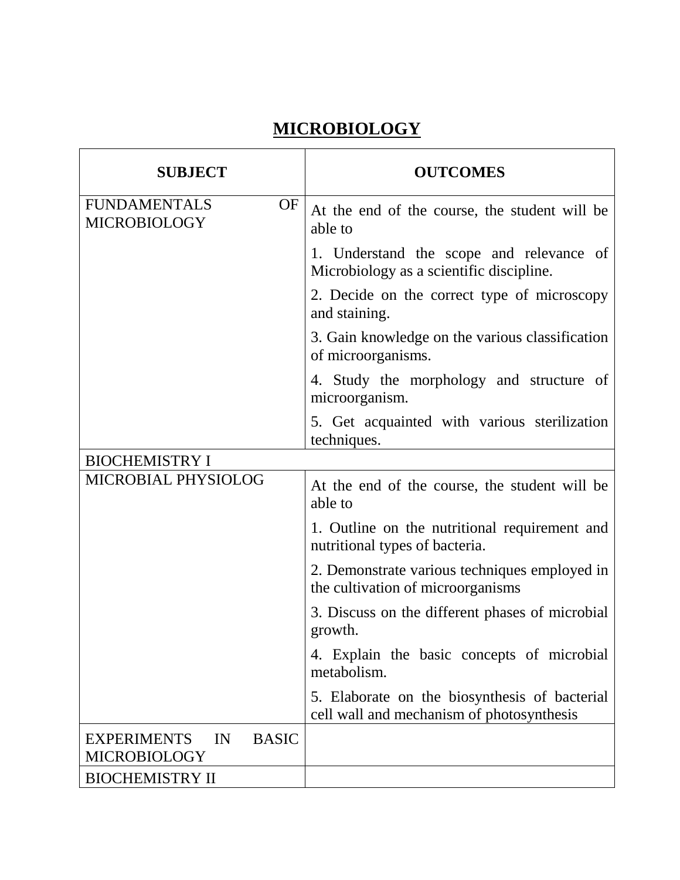# MICROBIOLOGY

| SUBJECT | OUTCOMES |
|---|---|
| FUNDAMENTALS OF MICROBIOLOGY | At the end of the course, the student will be able to<br>1. Understand the scope and relevance of Microbiology as a scientific discipline.<br>2. Decide on the correct type of microscopy and staining.<br>3. Gain knowledge on the various classification of microorganisms.<br>4. Study the morphology and structure of microorganism.<br>5. Get acquainted with various sterilization techniques. |
| BIOCHEMISTRY I | |
| MICROBIAL PHYSIOLOG | At the end of the course, the student will be able to<br>1. Outline on the nutritional requirement and nutritional types of bacteria.<br>2. Demonstrate various techniques employed in the cultivation of microorganisms<br>3. Discuss on the different phases of microbial growth.<br>4. Explain the basic concepts of microbial metabolism.<br>5. Elaborate on the biosynthesis of bacterial cell wall and mechanism of photosynthesis |
| EXPERIMENTS IN BASIC MICROBIOLOGY | |
| BIOCHEMISTRY II | |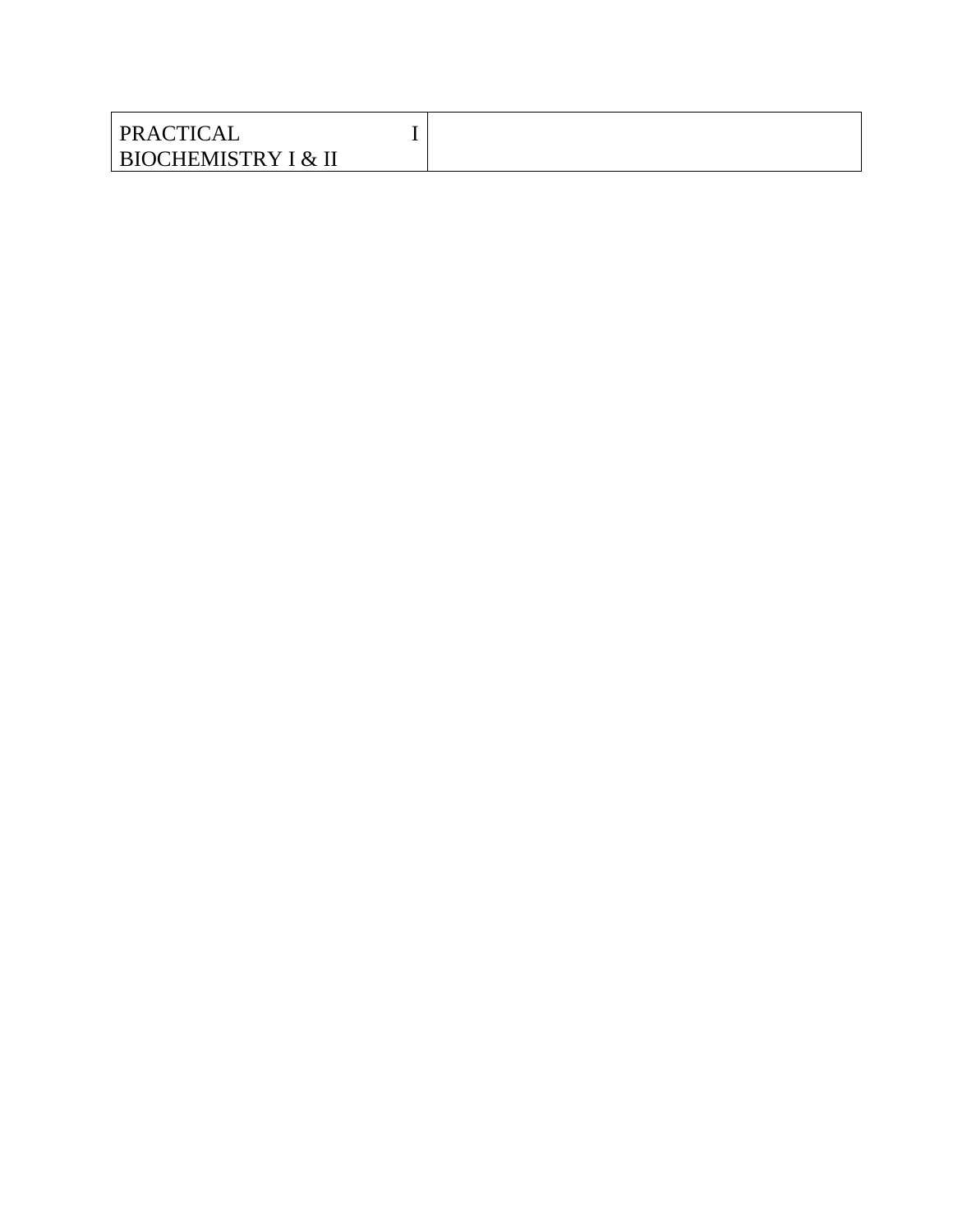| PRACTICAL I BIOCHEMISTRY I & II | |
|---|---|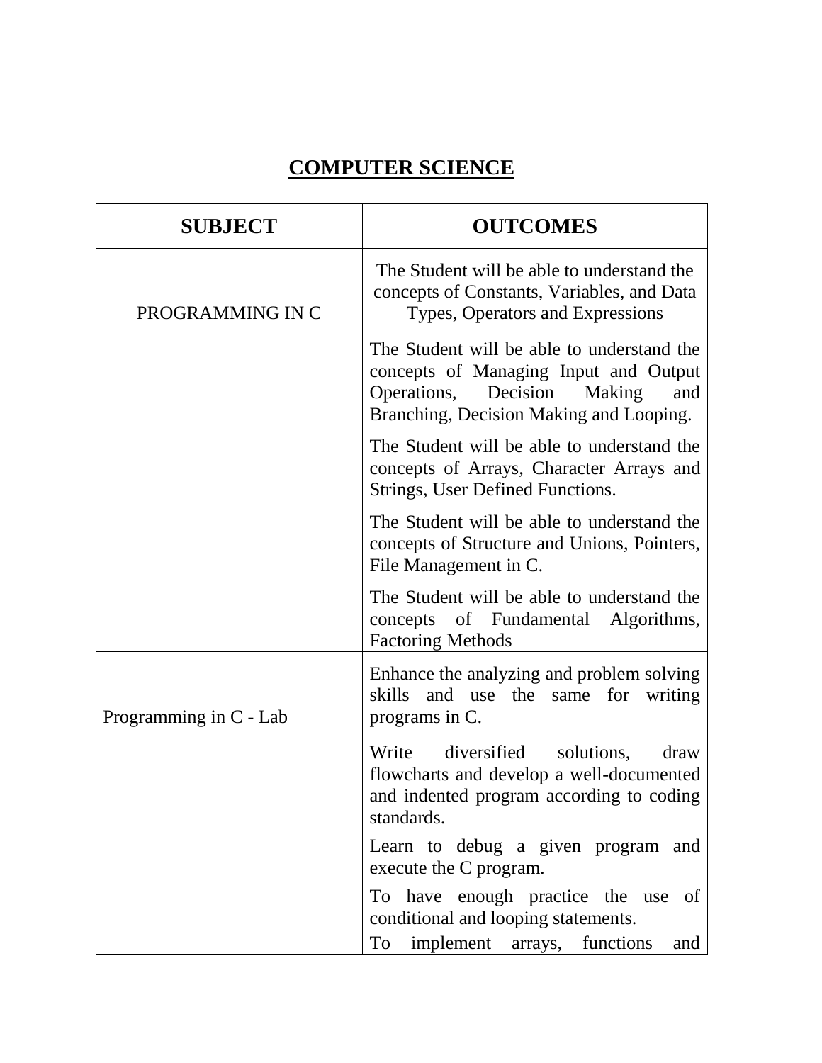# COMPUTER SCIENCE

| SUBJECT | OUTCOMES |
|---|---|
| PROGRAMMING IN C | The Student will be able to understand the concepts of Constants, Variables, and Data Types, Operators and Expressions |
| | The Student will be able to understand the concepts of Managing Input and Output Operations, Decision Making and Branching, Decision Making and Looping. |
| | The Student will be able to understand the concepts of Arrays, Character Arrays and Strings, User Defined Functions. |
| | The Student will be able to understand the concepts of Structure and Unions, Pointers, File Management in C. |
| | The Student will be able to understand the concepts of Fundamental Algorithms, Factoring Methods |
| Programming in C - Lab | Enhance the analyzing and problem solving skills and use the same for writing programs in C. |
| | Write diversified solutions, draw flowcharts and develop a well-documented and indented program according to coding standards. |
| | Learn to debug a given program and execute the C program. |
| | To have enough practice the use of conditional and looping statements. |
| | To implement arrays, functions and |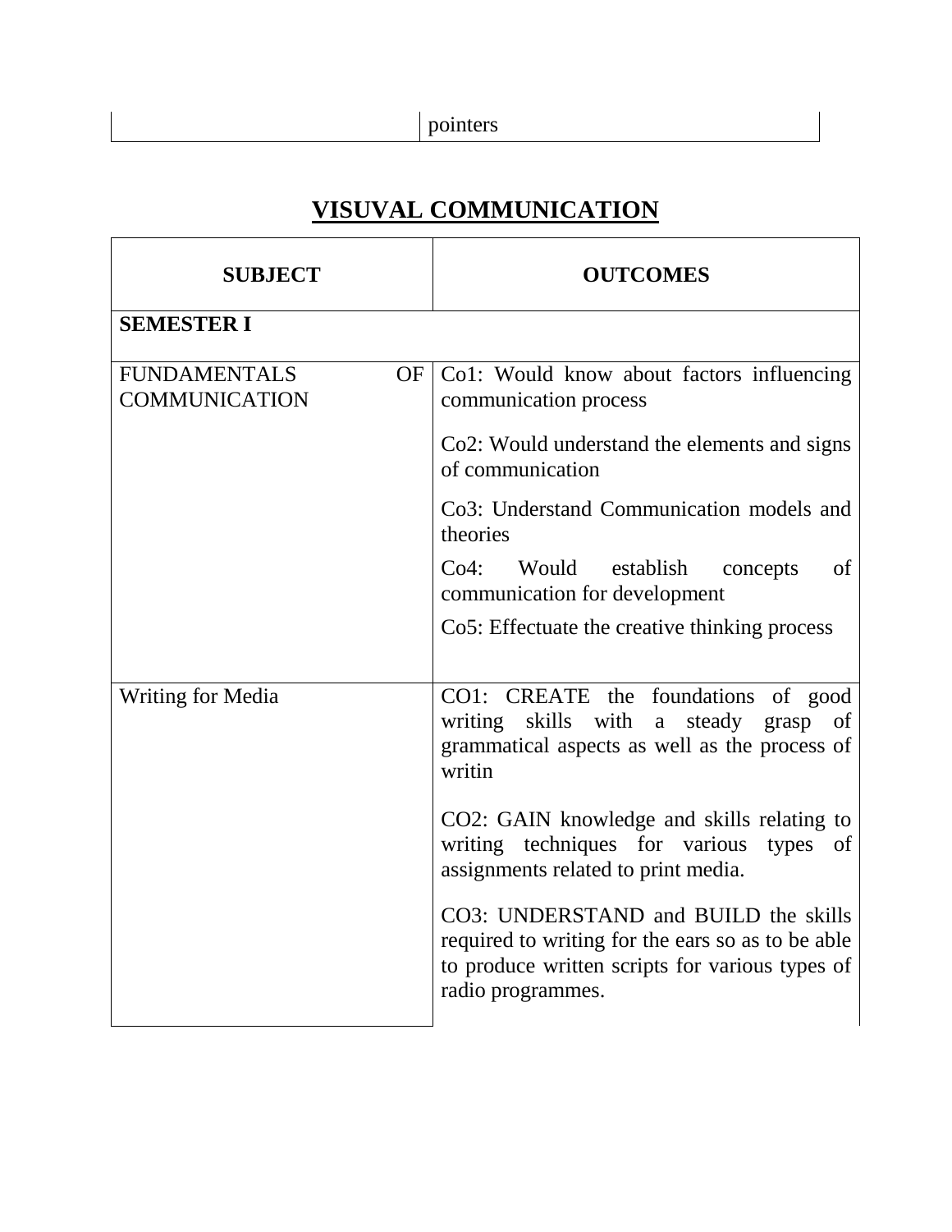| | pointers |
|---|---|

## VISUVAL COMMUNICATION

| SUBJECT | OUTCOMES |
|---|---|
| **SEMESTER I** | |
| FUNDAMENTALS OF COMMUNICATION | Co1: Would know about factors influencing communication process<br><br>Co2: Would understand the elements and signs of communication<br><br>Co3: Understand Communication models and theories<br><br>Co4: Would establish concepts of communication for development<br><br>Co5: Effectuate the creative thinking process |
| Writing for Media | CO1: CREATE the foundations of good writing skills with a steady grasp of grammatical aspects as well as the process of writin<br><br>CO2: GAIN knowledge and skills relating to writing techniques for various types of assignments related to print media.<br><br>CO3: UNDERSTAND and BUILD the skills required to writing for the ears so as to be able to produce written scripts for various types of radio programmes. |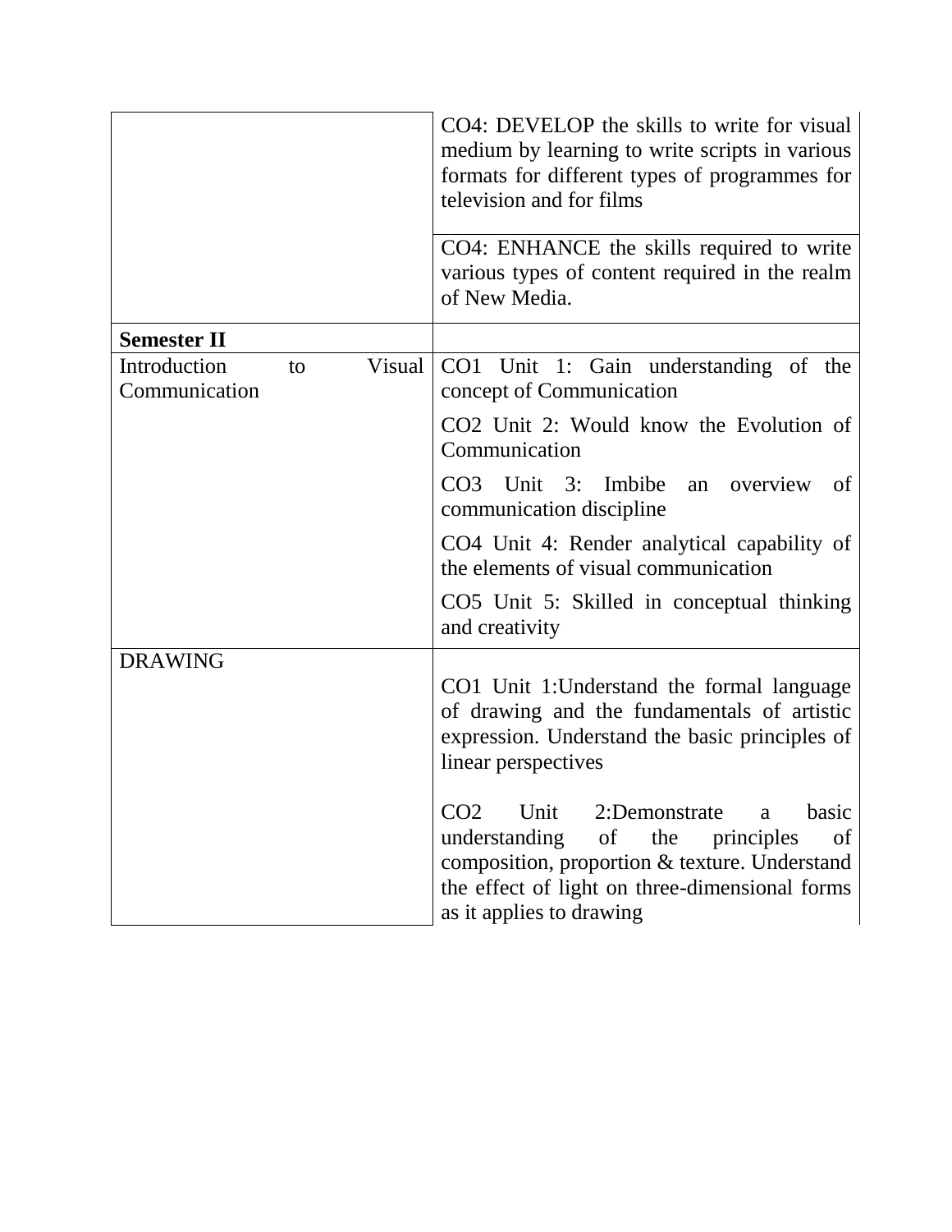| | |
|---|---|
| | CO4: DEVELOP the skills to write for visual medium by learning to write scripts in various formats for different types of programmes for television and for films |
| | CO4: ENHANCE the skills required to write various types of content required in the realm of New Media. |
| **Semester II** | |
| Introduction to Visual Communication | CO1 Unit 1: Gain understanding of the concept of Communication<br>CO2 Unit 2: Would know the Evolution of Communication<br>CO3 Unit 3: Imbibe an overview of communication discipline<br>CO4 Unit 4: Render analytical capability of the elements of visual communication<br>CO5 Unit 5: Skilled in conceptual thinking and creativity |
| DRAWING | CO1 Unit 1:Understand the formal language of drawing and the fundamentals of artistic expression. Understand the basic principles of linear perspectives<br>CO2 Unit 2:Demonstrate a basic understanding of the principles of composition, proportion & texture. Understand the effect of light on three-dimensional forms as it applies to drawing |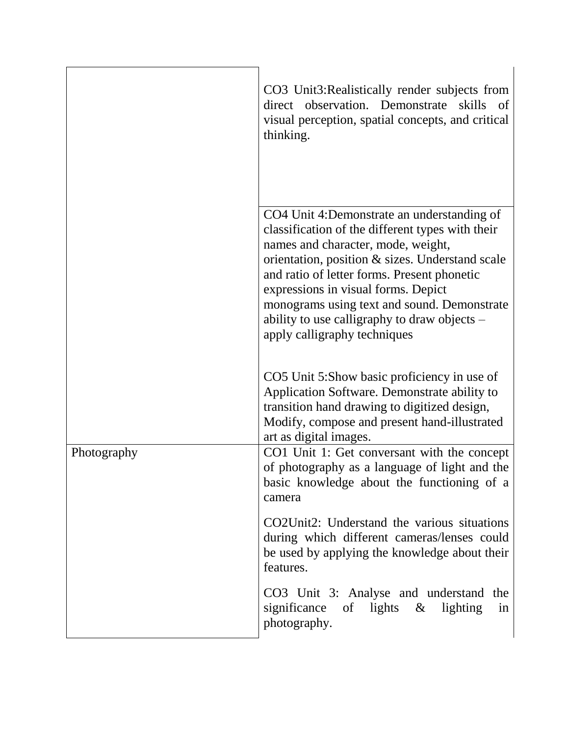| | |
|---|---|
| | CO3 Unit3:Realistically render subjects from direct observation. Demonstrate skills of visual perception, spatial concepts, and critical thinking. |
| | CO4 Unit 4:Demonstrate an understanding of classification of the different types with their names and character, mode, weight, orientation, position & sizes. Understand scale and ratio of letter forms. Present phonetic expressions in visual forms. Depict monograms using text and sound. Demonstrate ability to use calligraphy to draw objects – apply calligraphy techniques<br><br>CO5 Unit 5:Show basic proficiency in use of Application Software. Demonstrate ability to transition hand drawing to digitized design, Modify, compose and present hand-illustrated art as digital images. |
| Photography | CO1 Unit 1: Get conversant with the concept of photography as a language of light and the basic knowledge about the functioning of a camera<br><br>CO2Unit2: Understand the various situations during which different cameras/lenses could be used by applying the knowledge about their features.<br><br>CO3 Unit 3: Analyse and understand the significance of lights & lighting in photography. |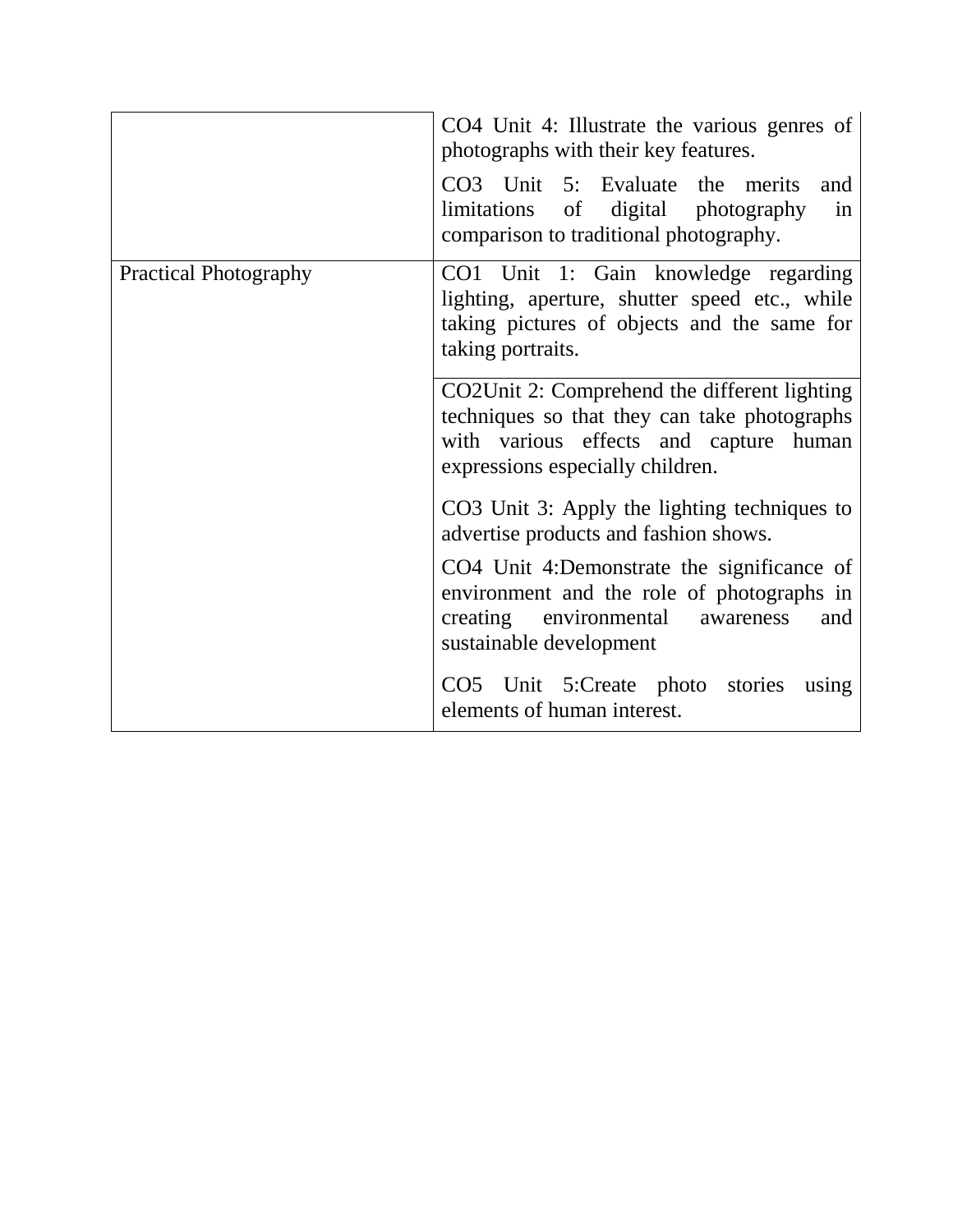| | |
|---|---|
| | CO4 Unit 4: Illustrate the various genres of photographs with their key features.<br><br>CO3 Unit 5: Evaluate the merits and limitations of digital photography in comparison to traditional photography. |
| Practical Photography | CO1 Unit 1: Gain knowledge regarding lighting, aperture, shutter speed etc., while taking pictures of objects and the same for taking portraits. |
| | CO2Unit 2: Comprehend the different lighting techniques so that they can take photographs with various effects and capture human expressions especially children.<br><br>CO3 Unit 3: Apply the lighting techniques to advertise products and fashion shows.<br><br>CO4 Unit 4:Demonstrate the significance of environment and the role of photographs in creating environmental awareness and sustainable development<br><br>CO5 Unit 5:Create photo stories using elements of human interest. |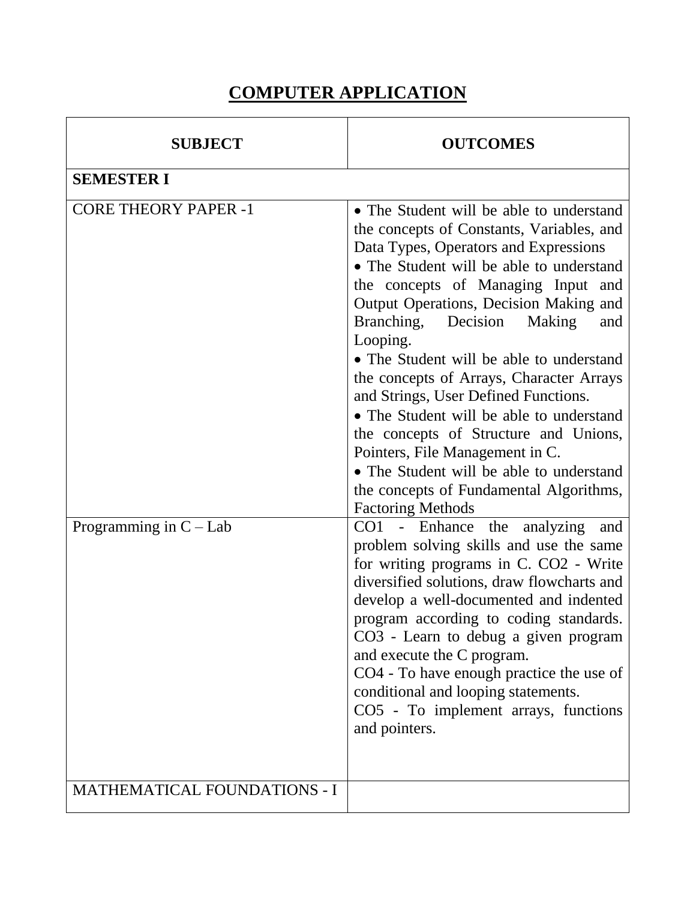# COMPUTER APPLICATION

| SUBJECT | OUTCOMES |
| --- | --- |
| **SEMESTER I** | |
| CORE THEORY PAPER -1 | • The Student will be able to understand the concepts of Constants, Variables, and Data Types, Operators and Expressions<br>• The Student will be able to understand the concepts of Managing Input and Output Operations, Decision Making and Branching, Decision Making and Looping.<br>• The Student will be able to understand the concepts of Arrays, Character Arrays and Strings, User Defined Functions.<br>• The Student will be able to understand the concepts of Structure and Unions, Pointers, File Management in C.<br>• The Student will be able to understand the concepts of Fundamental Algorithms, Factoring Methods |
| Programming in C – Lab | CO1 - Enhance the analyzing and problem solving skills and use the same for writing programs in C. CO2 - Write diversified solutions, draw flowcharts and develop a well-documented and indented program according to coding standards. CO3 - Learn to debug a given program and execute the C program.<br>CO4 - To have enough practice the use of conditional and looping statements.<br>CO5 - To implement arrays, functions and pointers. |
| MATHEMATICAL FOUNDATIONS - I | |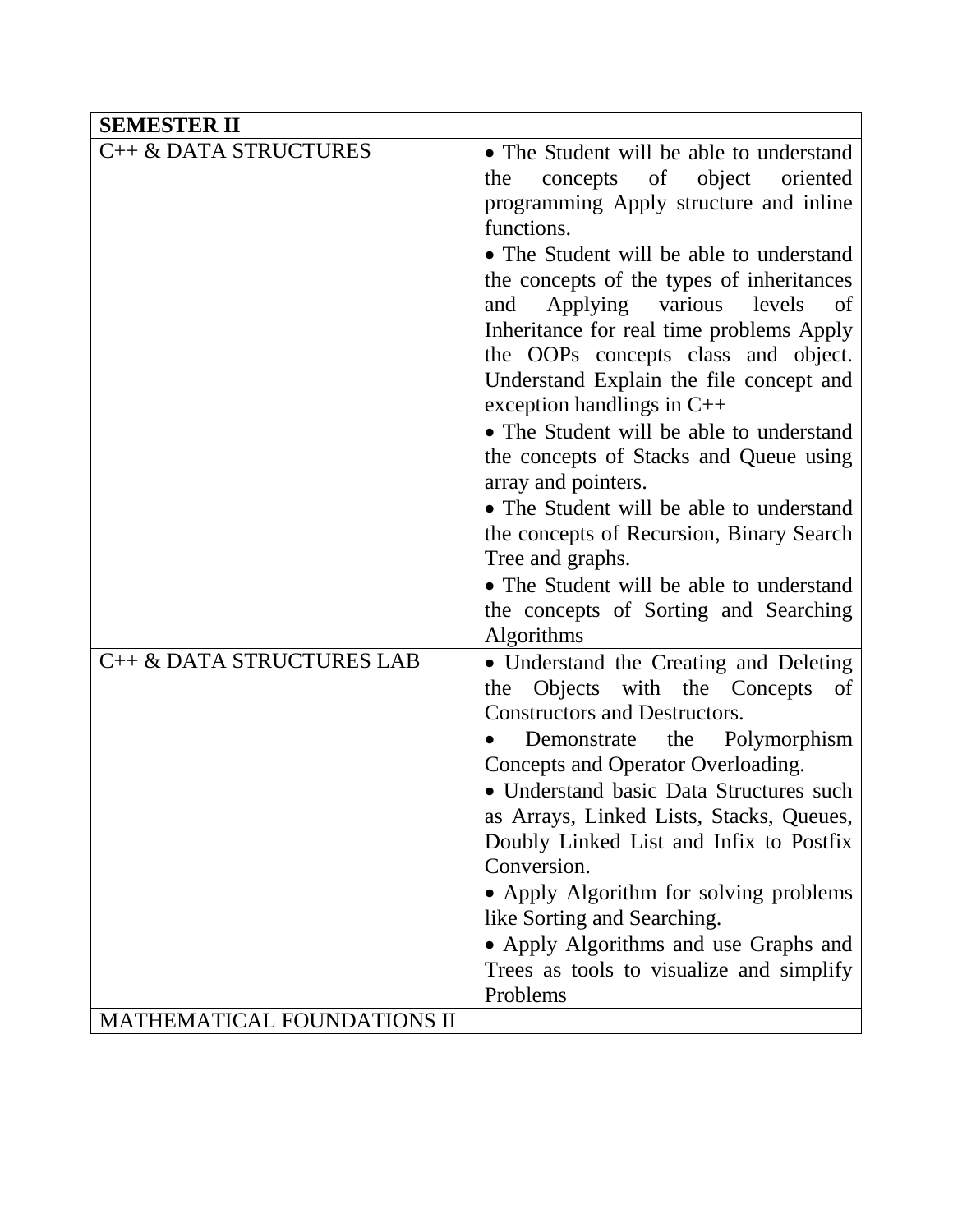| **SEMESTER II** | |
|---|---|
| C++ & DATA STRUCTURES | • The Student will be able to understand the concepts of object oriented programming Apply structure and inline functions.<br>• The Student will be able to understand the concepts of the types of inheritances and Applying various levels of Inheritance for real time problems Apply the OOPs concepts class and object. Understand Explain the file concept and exception handlings in C++<br>• The Student will be able to understand the concepts of Stacks and Queue using array and pointers.<br>• The Student will be able to understand the concepts of Recursion, Binary Search Tree and graphs.<br>• The Student will be able to understand the concepts of Sorting and Searching Algorithms |
| C++ & DATA STRUCTURES LAB | • Understand the Creating and Deleting the Objects with the Concepts of Constructors and Destructors.<br>• Demonstrate the Polymorphism Concepts and Operator Overloading.<br>• Understand basic Data Structures such as Arrays, Linked Lists, Stacks, Queues, Doubly Linked List and Infix to Postfix Conversion.<br>• Apply Algorithm for solving problems like Sorting and Searching.<br>• Apply Algorithms and use Graphs and Trees as tools to visualize and simplify Problems |
| MATHEMATICAL FOUNDATIONS II | |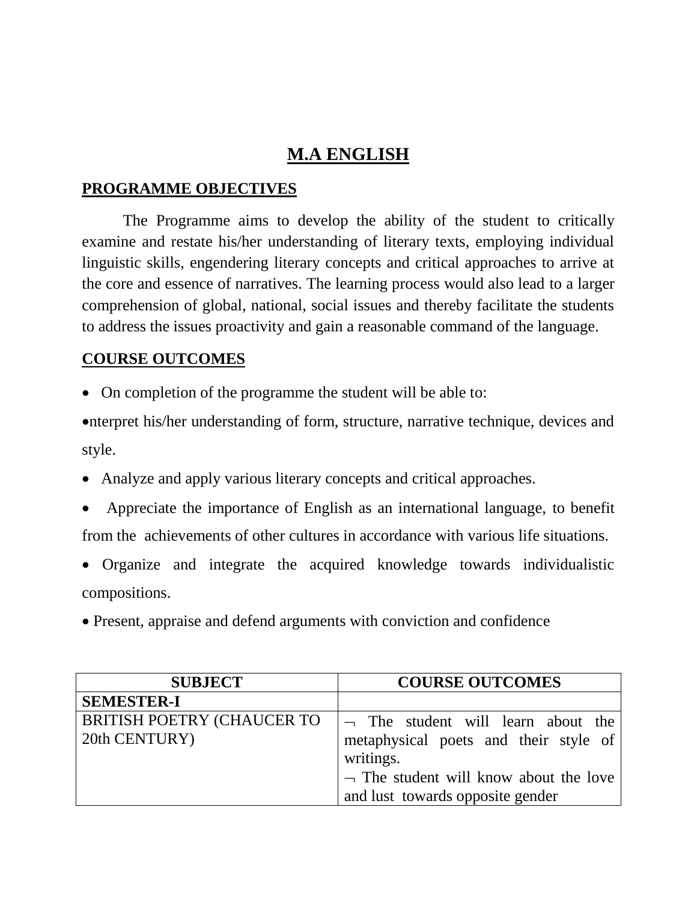# M.A ENGLISH

## PROGRAMME OBJECTIVES

The Programme aims to develop the ability of the student to critically examine and restate his/her understanding of literary texts, employing individual linguistic skills, engendering literary concepts and critical approaches to arrive at the core and essence of narratives. The learning process would also lead to a larger comprehension of global, national, social issues and thereby facilitate the students to address the issues proactivity and gain a reasonable command of the language.

## COURSE OUTCOMES

- On completion of the programme the student will be able to:
- nterpret his/her understanding of form, structure, narrative technique, devices and style.
- Analyze and apply various literary concepts and critical approaches.
- Appreciate the importance of English as an international language, to benefit from the achievements of other cultures in accordance with various life situations.
- Organize and integrate the acquired knowledge towards individualistic compositions.
- Present, appraise and defend arguments with conviction and confidence

| SUBJECT | COURSE OUTCOMES |
|---|---|
| **SEMESTER-I** | |
| BRITISH POETRY (CHAUCER TO 20th CENTURY) | ¬ The student will learn about the metaphysical poets and their style of writings.<br>¬ The student will know about the love and lust towards opposite gender |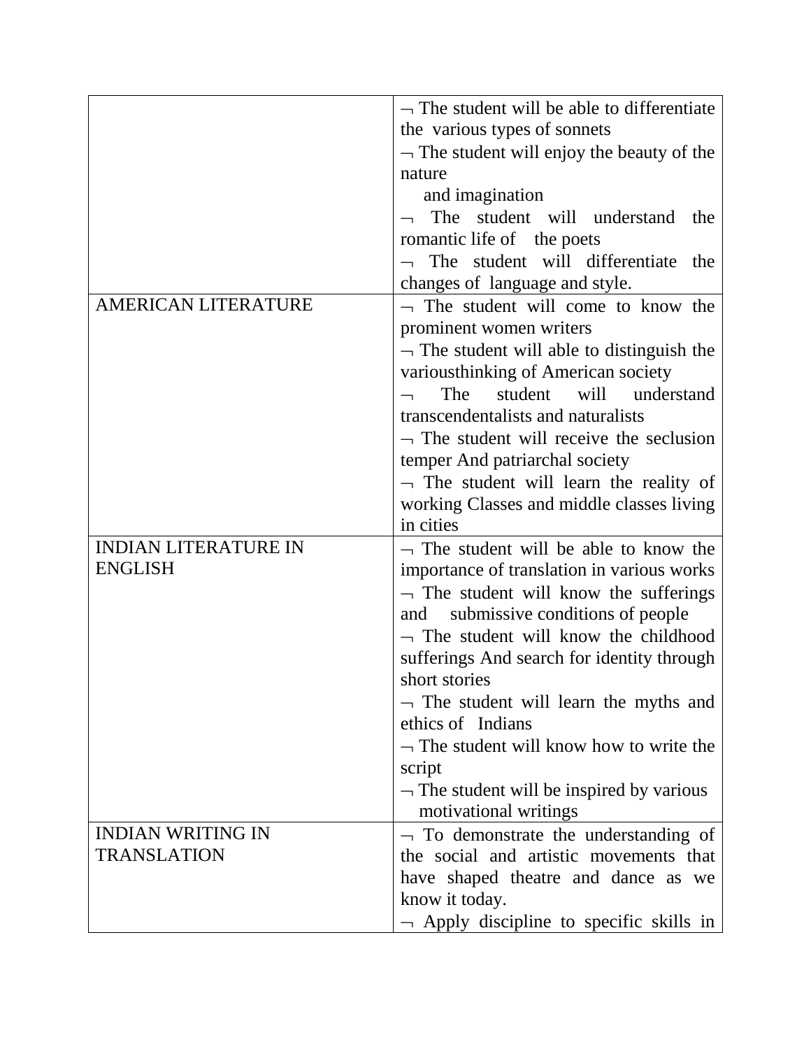| | |
|---|---|
| | ¬ The student will be able to differentiate the various types of sonnets<br>¬ The student will enjoy the beauty of the nature and imagination<br>¬ The student will understand the romantic life of the poets<br>¬ The student will differentiate the changes of language and style. |
| AMERICAN LITERATURE | ¬ The student will come to know the prominent women writers<br>¬ The student will able to distinguish the varioust​hinking of American society<br>¬ The student will understand transcendentalists and naturalists<br>¬ The student will receive the seclusion temper And patriarchal society<br>¬ The student will learn the reality of working Classes and middle classes living in cities |
| INDIAN LITERATURE IN ENGLISH | ¬ The student will be able to know the importance of translation in various works<br>¬ The student will know the sufferings and submissive conditions of people<br>¬ The student will know the childhood sufferings And search for identity through short stories<br>¬ The student will learn the myths and ethics of Indians<br>¬ The student will know how to write the script<br>¬ The student will be inspired by various motivational writings |
| INDIAN WRITING IN TRANSLATION | ¬ To demonstrate the understanding of the social and artistic movements that have shaped theatre and dance as we know it today.<br>¬ Apply discipline to specific skills in |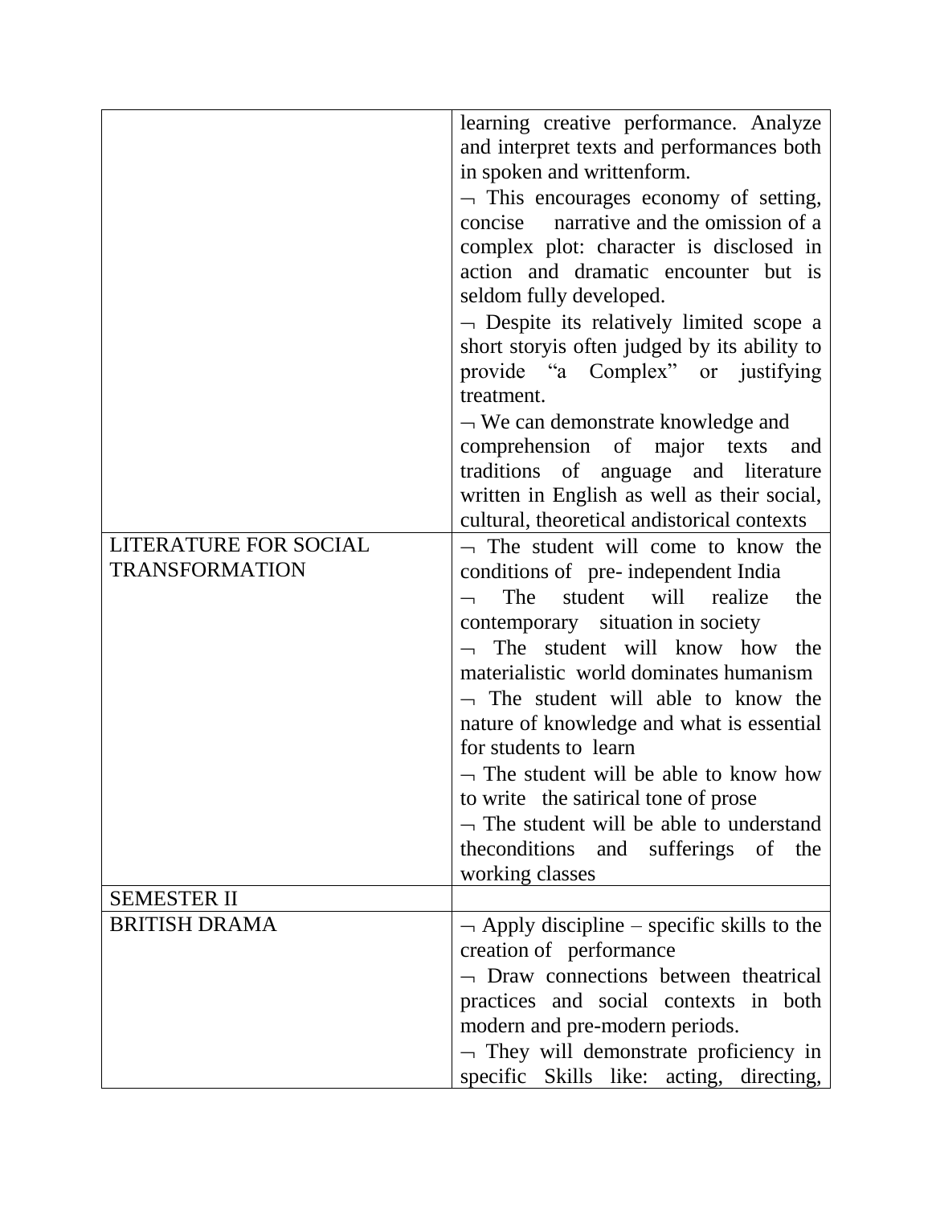| | |
|---|---|
| | learning creative performance. Analyze and interpret texts and performances both in spoken and writtenform.<br>¬ This encourages economy of setting, concise narrative and the omission of a complex plot: character is disclosed in action and dramatic encounter but is seldom fully developed.<br>¬ Despite its relatively limited scope a short storyis often judged by its ability to provide "a Complex" or justifying treatment.<br>¬ We can demonstrate knowledge and comprehension of major texts and traditions of anguage and literature written in English as well as their social, cultural, theoretical andistorical contexts |
| LITERATURE FOR SOCIAL TRANSFORMATION | ¬ The student will come to know the conditions of pre- independent India<br>¬ The student will realize the contemporary situation in society<br>¬ The student will know how the materialistic world dominates humanism<br>¬ The student will able to know the nature of knowledge and what is essential for students to learn<br>¬ The student will be able to know how to write the satirical tone of prose<br>¬ The student will be able to understand theconditions and sufferings of the working classes |
| SEMESTER II | |
| BRITISH DRAMA | ¬ Apply discipline – specific skills to the creation of performance<br>¬ Draw connections between theatrical practices and social contexts in both modern and pre-modern periods.<br>¬ They will demonstrate proficiency in specific Skills like: acting, directing, |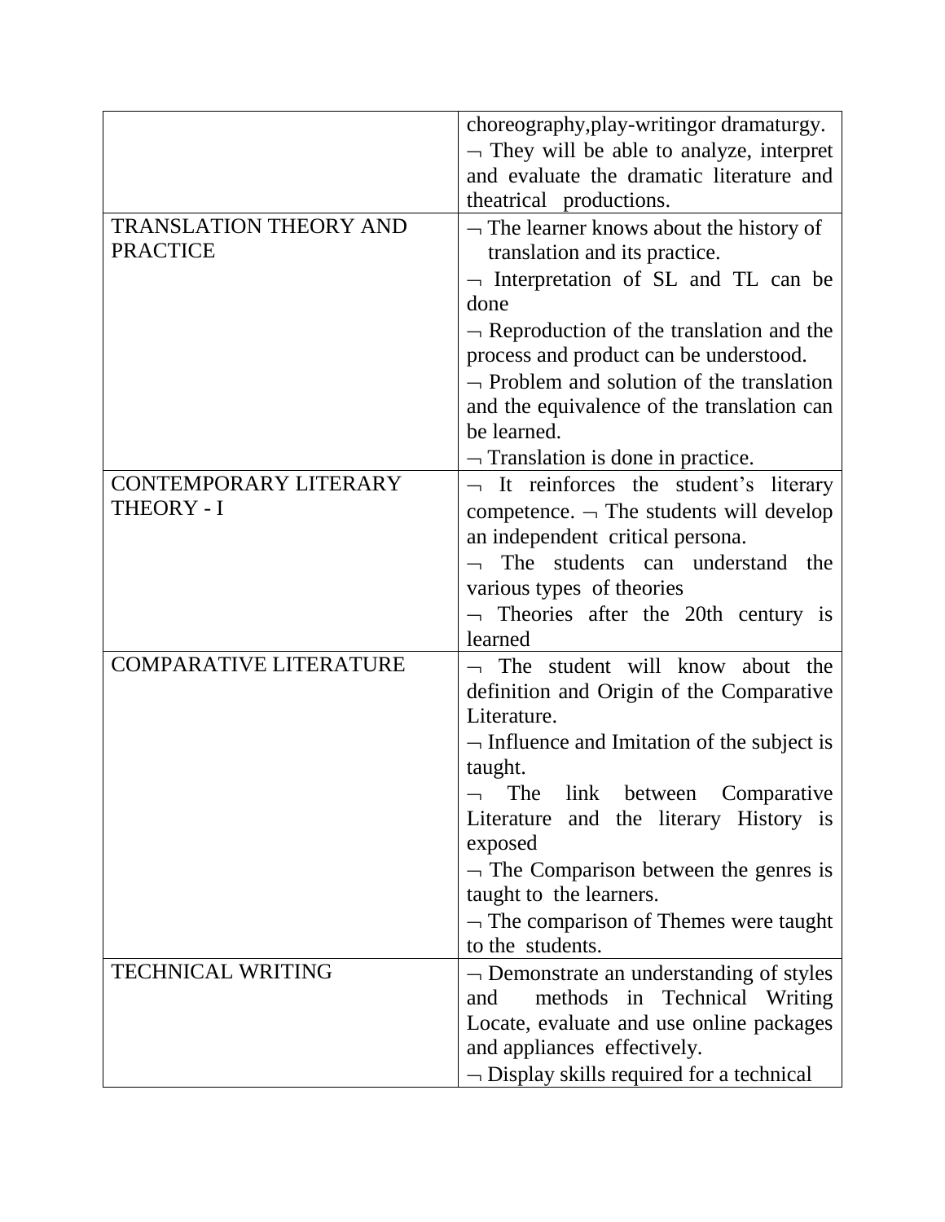| | |
|---|---|
| | choreography,play-writingor dramaturgy.<br>¬ They will be able to analyze, interpret and evaluate the dramatic literature and theatrical productions. |
| TRANSLATION THEORY AND PRACTICE | ¬ The learner knows about the history of translation and its practice.<br>¬ Interpretation of SL and TL can be done<br>¬ Reproduction of the translation and the process and product can be understood.<br>¬ Problem and solution of the translation and the equivalence of the translation can be learned.<br>¬ Translation is done in practice. |
| CONTEMPORARY LITERARY THEORY - I | ¬ It reinforces the student's literary competence. ¬ The students will develop an independent critical persona.<br>¬ The students can understand the various types of theories<br>¬ Theories after the 20th century is learned |
| COMPARATIVE LITERATURE | ¬ The student will know about the definition and Origin of the Comparative Literature.<br>¬ Influence and Imitation of the subject is taught.<br>¬ The link between Comparative Literature and the literary History is exposed<br>¬ The Comparison between the genres is taught to the learners.<br>¬ The comparison of Themes were taught to the students. |
| TECHNICAL WRITING | ¬ Demonstrate an understanding of styles and methods in Technical Writing Locate, evaluate and use online packages and appliances effectively.<br>¬ Display skills required for a technical |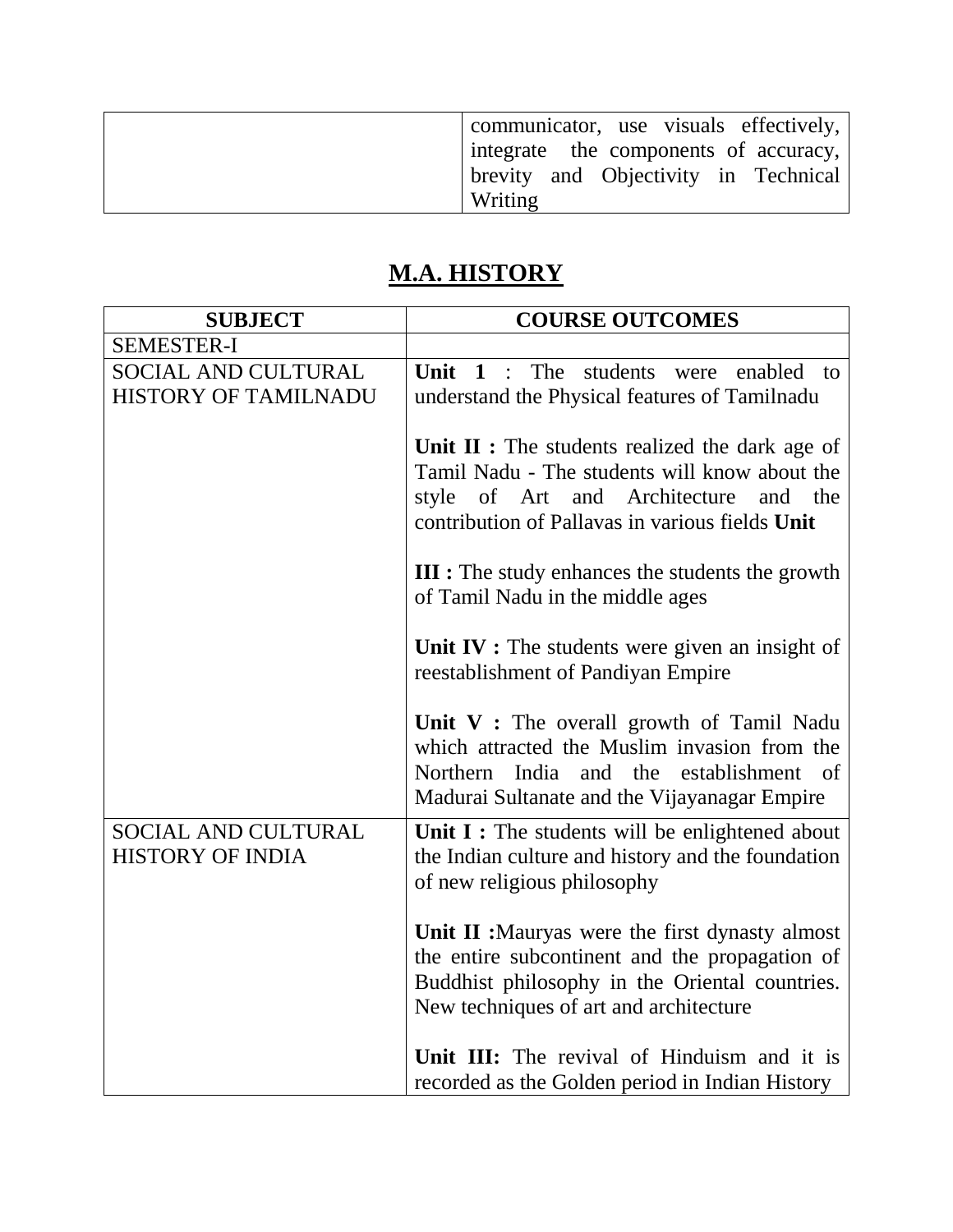| | |
|---|---|
| | communicator, use visuals effectively, integrate the components of accuracy, brevity and Objectivity in Technical Writing |

## M.A. HISTORY

| SUBJECT | COURSE OUTCOMES |
|---|---|
| SEMESTER-I | |
| SOCIAL AND CULTURAL HISTORY OF TAMILNADU | **Unit 1** : The students were enabled to understand the Physical features of Tamilnadu<br><br>**Unit II :** The students realized the dark age of Tamil Nadu - The students will know about the style of Art and Architecture and the contribution of Pallavas in various fields **Unit**<br><br>**III :** The study enhances the students the growth of Tamil Nadu in the middle ages<br><br>**Unit IV :** The students were given an insight of reestablishment of Pandiyan Empire<br><br>**Unit V :** The overall growth of Tamil Nadu which attracted the Muslim invasion from the Northern India and the establishment of Madurai Sultanate and the Vijayanagar Empire |
| SOCIAL AND CULTURAL HISTORY OF INDIA | **Unit I :** The students will be enlightened about the Indian culture and history and the foundation of new religious philosophy<br><br>**Unit II :**Mauryas were the first dynasty almost the entire subcontinent and the propagation of Buddhist philosophy in the Oriental countries. New techniques of art and architecture<br><br>**Unit III:** The revival of Hinduism and it is recorded as the Golden period in Indian History |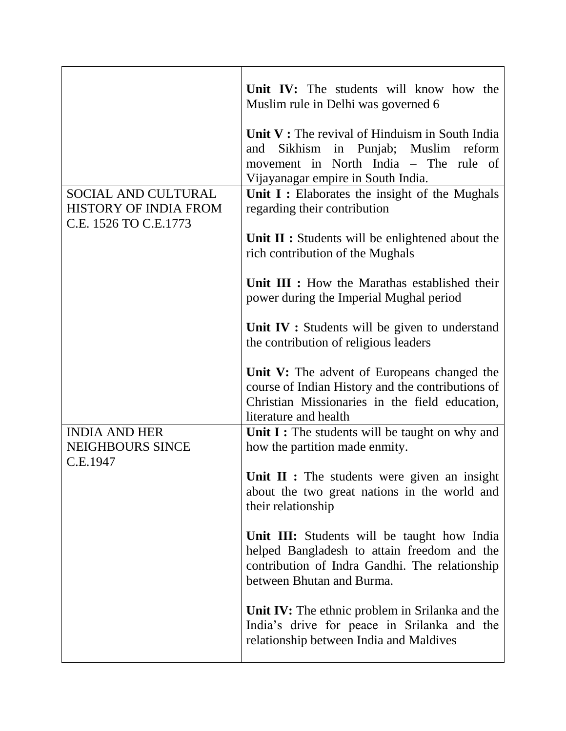| | |
|---|---|
| | **Unit IV:** The students will know how the Muslim rule in Delhi was governed 6<br><br>**Unit V :** The revival of Hinduism in South India and Sikhism in Punjab; Muslim reform movement in North India – The rule of Vijayanagar empire in South India. |
| SOCIAL AND CULTURAL HISTORY OF INDIA FROM C.E. 1526 TO C.E.1773 | **Unit I :** Elaborates the insight of the Mughals regarding their contribution<br><br>**Unit II :** Students will be enlightened about the rich contribution of the Mughals<br><br>**Unit III :** How the Marathas established their power during the Imperial Mughal period<br><br>**Unit IV :** Students will be given to understand the contribution of religious leaders<br><br>**Unit V:** The advent of Europeans changed the course of Indian History and the contributions of Christian Missionaries in the field education, literature and health |
| INDIA AND HER NEIGHBOURS SINCE C.E.1947 | **Unit I :** The students will be taught on why and how the partition made enmity.<br><br>**Unit II :** The students were given an insight about the two great nations in the world and their relationship<br><br>**Unit III:** Students will be taught how India helped Bangladesh to attain freedom and the contribution of Indra Gandhi. The relationship between Bhutan and Burma.<br><br>**Unit IV:** The ethnic problem in Srilanka and the India's drive for peace in Srilanka and the relationship between India and Maldives |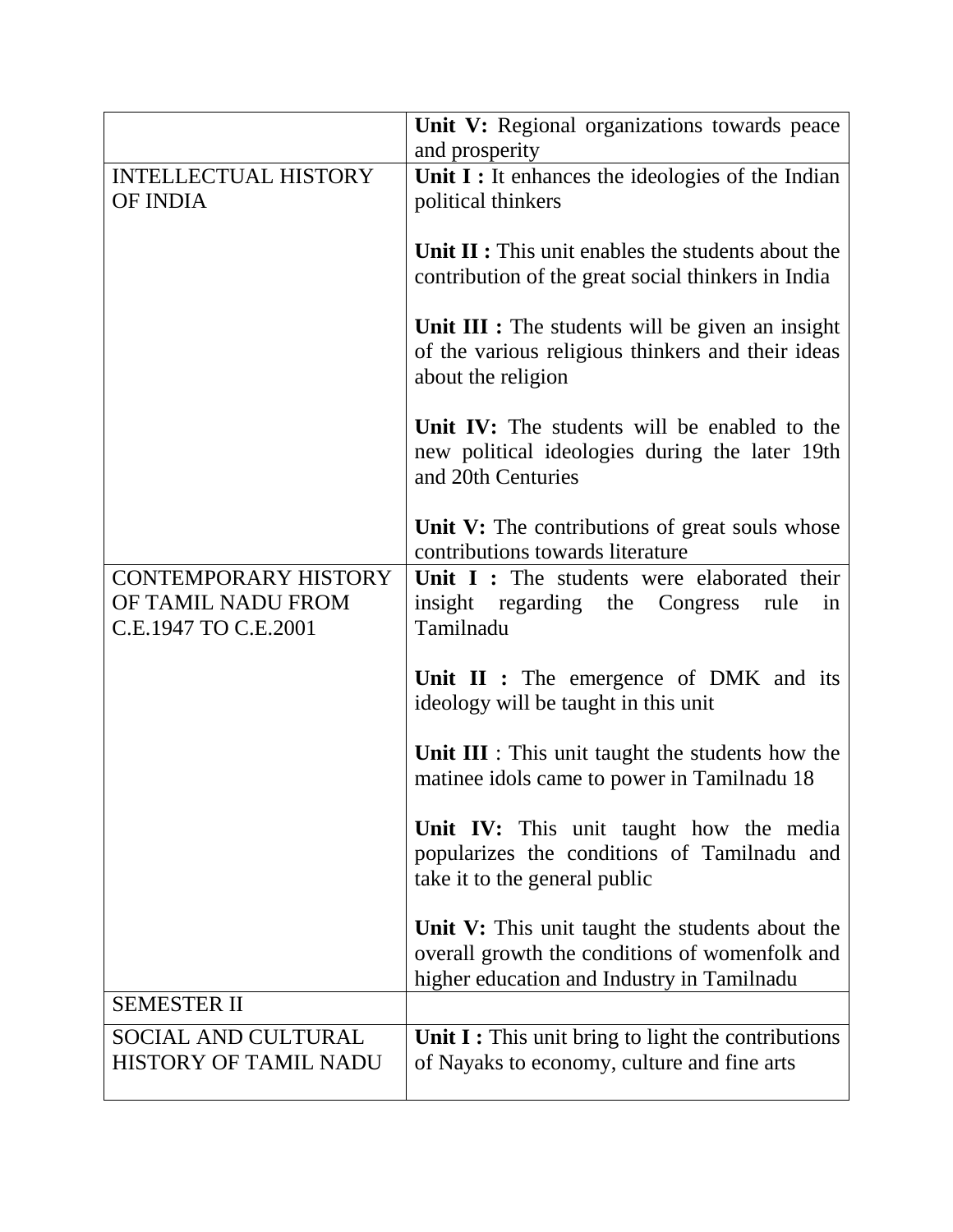| | |
|---|---|
| | **Unit V:** Regional organizations towards peace and prosperity |
| INTELLECTUAL HISTORY OF INDIA | **Unit I :** It enhances the ideologies of the Indian political thinkers<br><br>**Unit II :** This unit enables the students about the contribution of the great social thinkers in India<br><br>**Unit III :** The students will be given an insight of the various religious thinkers and their ideas about the religion<br><br>**Unit IV:** The students will be enabled to the new political ideologies during the later 19th and 20th Centuries<br><br>**Unit V:** The contributions of great souls whose contributions towards literature |
| CONTEMPORARY HISTORY OF TAMIL NADU FROM C.E.1947 TO C.E.2001 | **Unit I :** The students were elaborated their insight regarding the Congress rule in Tamilnadu<br><br>**Unit II :** The emergence of DMK and its ideology will be taught in this unit<br><br>**Unit III** : This unit taught the students how the matinee idols came to power in Tamilnadu 18<br><br>**Unit IV:** This unit taught how the media popularizes the conditions of Tamilnadu and take it to the general public<br><br>**Unit V:** This unit taught the students about the overall growth the conditions of womenfolk and higher education and Industry in Tamilnadu |
| SEMESTER II | |
| SOCIAL AND CULTURAL HISTORY OF TAMIL NADU | **Unit I :** This unit bring to light the contributions of Nayaks to economy, culture and fine arts |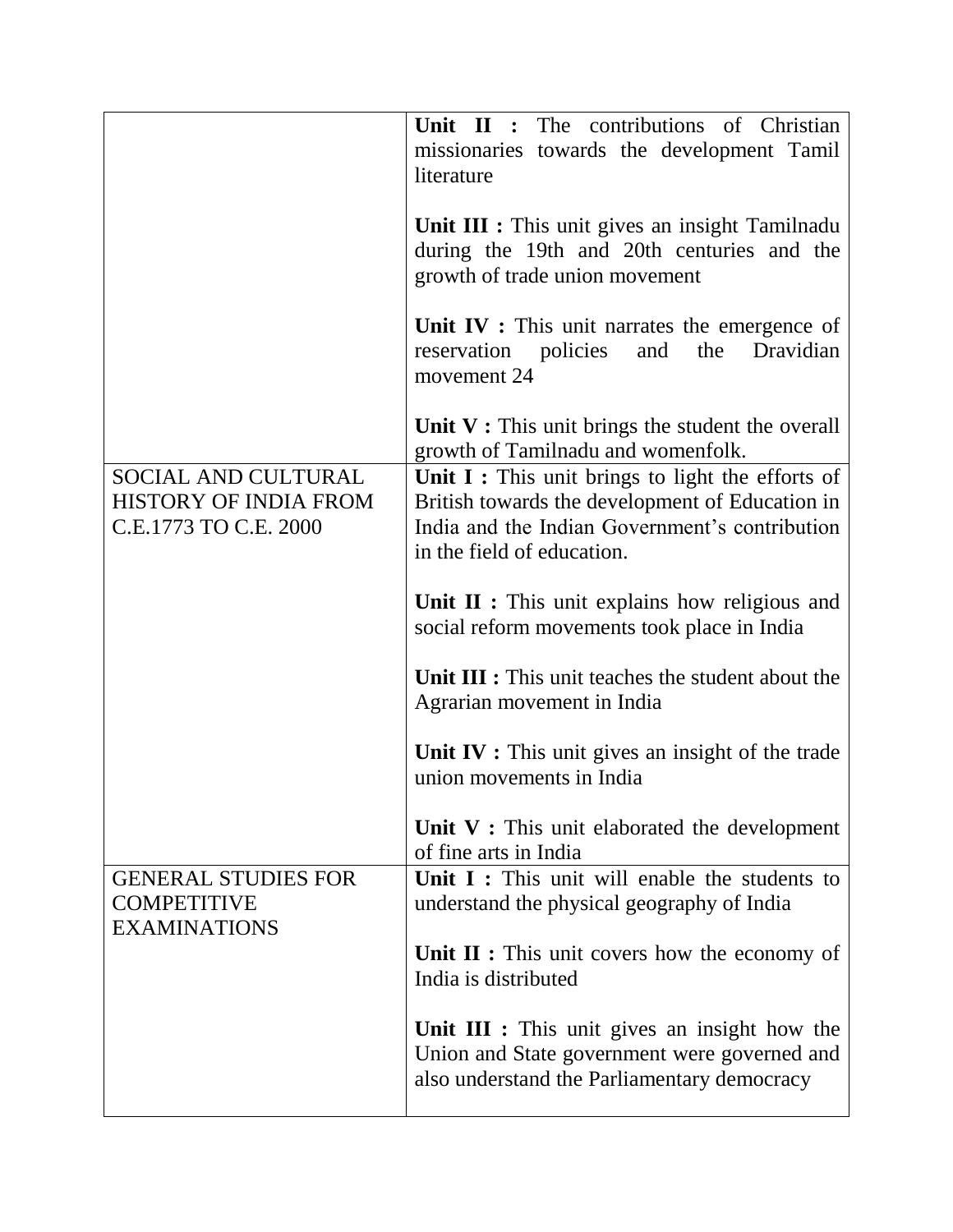| | |
|---|---|
| | **Unit II :** The contributions of Christian missionaries towards the development Tamil literature<br><br>**Unit III :** This unit gives an insight Tamilnadu during the 19th and 20th centuries and the growth of trade union movement<br><br>**Unit IV :** This unit narrates the emergence of reservation policies and the Dravidian movement 24<br><br>**Unit V :** This unit brings the student the overall growth of Tamilnadu and womenfolk. |
| SOCIAL AND CULTURAL HISTORY OF INDIA FROM C.E.1773 TO C.E. 2000 | **Unit I :** This unit brings to light the efforts of British towards the development of Education in India and the Indian Government's contribution in the field of education.<br><br>**Unit II :** This unit explains how religious and social reform movements took place in India<br><br>**Unit III :** This unit teaches the student about the Agrarian movement in India<br><br>**Unit IV :** This unit gives an insight of the trade union movements in India<br><br>**Unit V :** This unit elaborated the development of fine arts in India |
| GENERAL STUDIES FOR COMPETITIVE EXAMINATIONS | **Unit I :** This unit will enable the students to understand the physical geography of India<br><br>**Unit II :** This unit covers how the economy of India is distributed<br><br>**Unit III :** This unit gives an insight how the Union and State government were governed and also understand the Parliamentary democracy |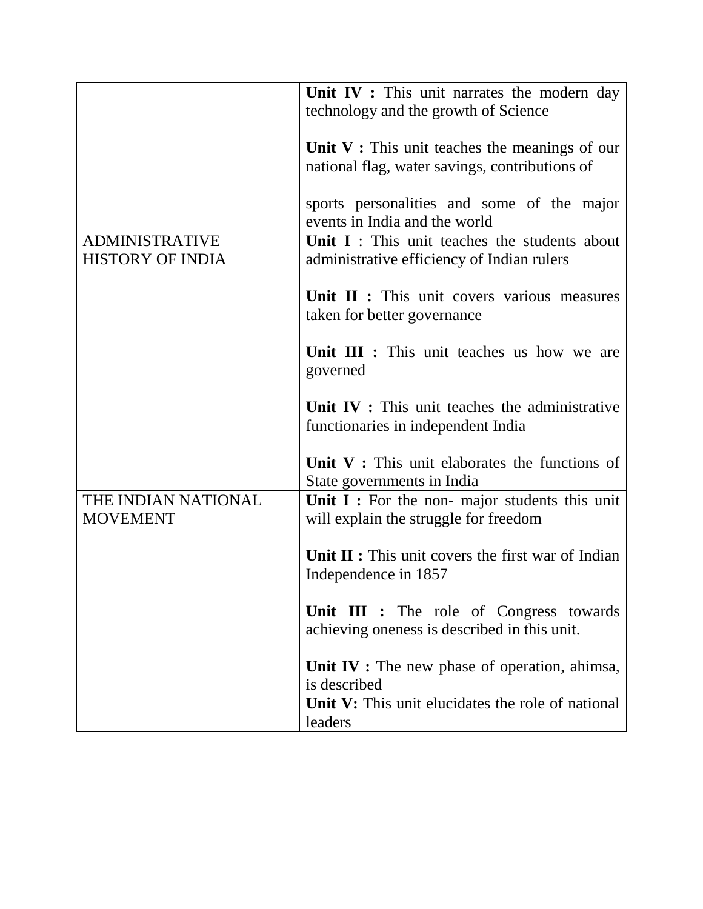| | |
|---|---|
| | **Unit IV :** This unit narrates the modern day technology and the growth of Science<br><br>**Unit V :** This unit teaches the meanings of our national flag, water savings, contributions of<br><br>sports personalities and some of the major events in India and the world |
| ADMINISTRATIVE HISTORY OF INDIA | **Unit I** : This unit teaches the students about administrative efficiency of Indian rulers<br><br>**Unit II :** This unit covers various measures taken for better governance<br><br>**Unit III :** This unit teaches us how we are governed<br><br>**Unit IV :** This unit teaches the administrative functionaries in independent India<br><br>**Unit V :** This unit elaborates the functions of State governments in India |
| THE INDIAN NATIONAL MOVEMENT | **Unit I :** For the non- major students this unit will explain the struggle for freedom<br><br>**Unit II :** This unit covers the first war of Indian Independence in 1857<br><br>**Unit III :** The role of Congress towards achieving oneness is described in this unit.<br><br>**Unit IV :** The new phase of operation, ahimsa, is described<br>**Unit V:** This unit elucidates the role of national leaders |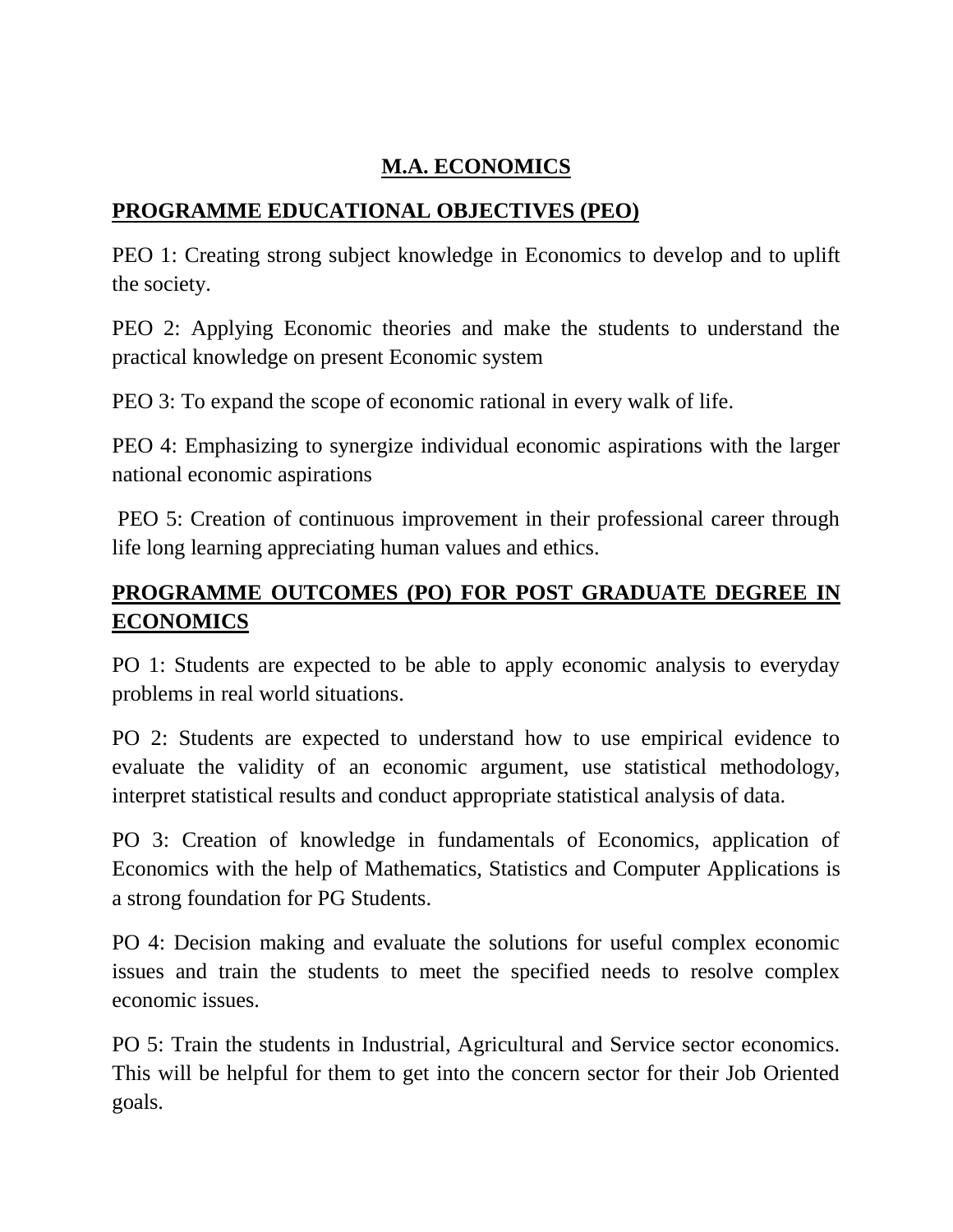# M.A. ECONOMICS

## PROGRAMME EDUCATIONAL OBJECTIVES (PEO)

PEO 1: Creating strong subject knowledge in Economics to develop and to uplift the society.

PEO 2: Applying Economic theories and make the students to understand the practical knowledge on present Economic system

PEO 3: To expand the scope of economic rational in every walk of life.

PEO 4: Emphasizing to synergize individual economic aspirations with the larger national economic aspirations

PEO 5: Creation of continuous improvement in their professional career through life long learning appreciating human values and ethics.

## PROGRAMME OUTCOMES (PO) FOR POST GRADUATE DEGREE IN ECONOMICS

PO 1: Students are expected to be able to apply economic analysis to everyday problems in real world situations.

PO 2: Students are expected to understand how to use empirical evidence to evaluate the validity of an economic argument, use statistical methodology, interpret statistical results and conduct appropriate statistical analysis of data.

PO 3: Creation of knowledge in fundamentals of Economics, application of Economics with the help of Mathematics, Statistics and Computer Applications is a strong foundation for PG Students.

PO 4: Decision making and evaluate the solutions for useful complex economic issues and train the students to meet the specified needs to resolve complex economic issues.

PO 5: Train the students in Industrial, Agricultural and Service sector economics. This will be helpful for them to get into the concern sector for their Job Oriented goals.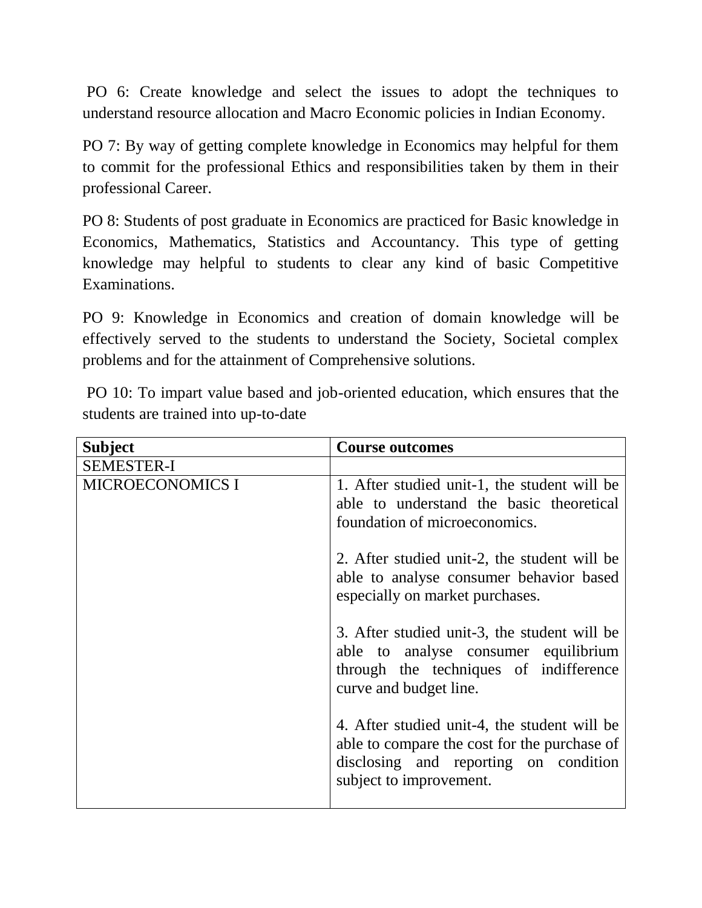PO 6: Create knowledge and select the issues to adopt the techniques to understand resource allocation and Macro Economic policies in Indian Economy.

PO 7: By way of getting complete knowledge in Economics may helpful for them to commit for the professional Ethics and responsibilities taken by them in their professional Career.

PO 8: Students of post graduate in Economics are practiced for Basic knowledge in Economics, Mathematics, Statistics and Accountancy. This type of getting knowledge may helpful to students to clear any kind of basic Competitive Examinations.

PO 9: Knowledge in Economics and creation of domain knowledge will be effectively served to the students to understand the Society, Societal complex problems and for the attainment of Comprehensive solutions.

PO 10: To impart value based and job-oriented education, which ensures that the students are trained into up-to-date

| **Subject** | **Course outcomes** |
|---|---|
| SEMESTER-I | |
| MICROECONOMICS I | 1. After studied unit-1, the student will be able to understand the basic theoretical foundation of microeconomics.<br><br>2. After studied unit-2, the student will be able to analyse consumer behavior based especially on market purchases.<br><br>3. After studied unit-3, the student will be able to analyse consumer equilibrium through the techniques of indifference curve and budget line.<br><br>4. After studied unit-4, the student will be able to compare the cost for the purchase of disclosing and reporting on condition subject to improvement. |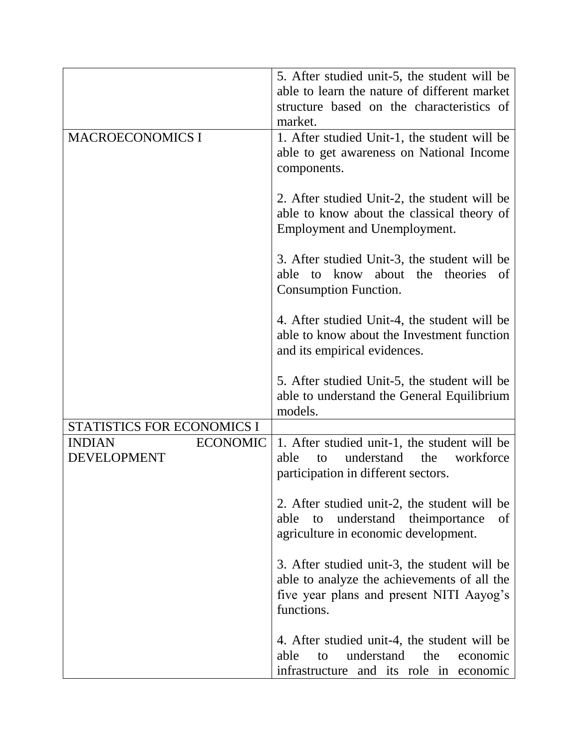| | |
|---|---|
| | 5. After studied unit-5, the student will be able to learn the nature of different market structure based on the characteristics of market. |
| MACROECONOMICS I | 1. After studied Unit-1, the student will be able to get awareness on National Income components.<br><br>2. After studied Unit-2, the student will be able to know about the classical theory of Employment and Unemployment.<br><br>3. After studied Unit-3, the student will be able to know about the theories of Consumption Function.<br><br>4. After studied Unit-4, the student will be able to know about the Investment function and its empirical evidences.<br><br>5. After studied Unit-5, the student will be able to understand the General Equilibrium models. |
| STATISTICS FOR ECONOMICS I | |
| INDIAN ECONOMIC DEVELOPMENT | 1. After studied unit-1, the student will be able to understand the workforce participation in different sectors.<br><br>2. After studied unit-2, the student will be able to understand theimportance of agriculture in economic development.<br><br>3. After studied unit-3, the student will be able to analyze the achievements of all the five year plans and present NITI Aayog's functions.<br><br>4. After studied unit-4, the student will be able to understand the economic infrastructure and its role in economic |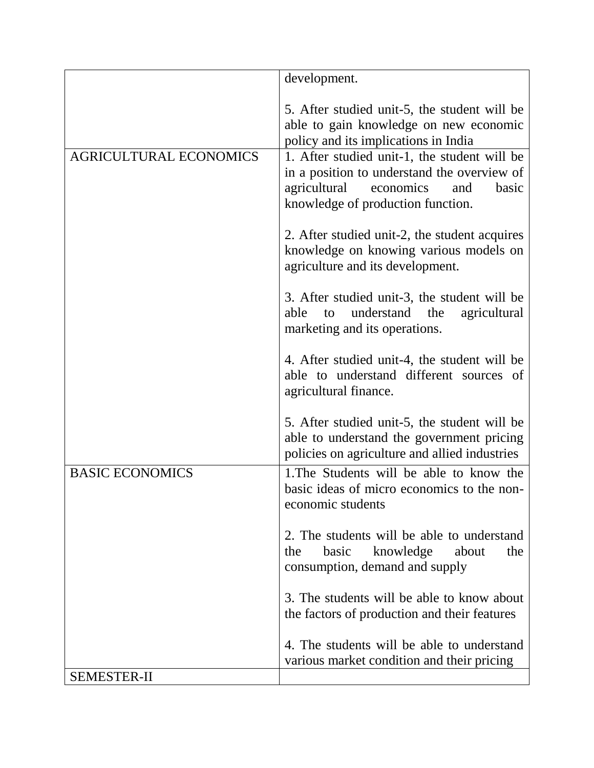| | |
|---|---|
| | development.<br><br>5. After studied unit-5, the student will be able to gain knowledge on new economic policy and its implications in India |
| AGRICULTURAL ECONOMICS | 1. After studied unit-1, the student will be in a position to understand the overview of agricultural economics and basic knowledge of production function.<br><br>2. After studied unit-2, the student acquires knowledge on knowing various models on agriculture and its development.<br><br>3. After studied unit-3, the student will be able to understand the agricultural marketing and its operations.<br><br>4. After studied unit-4, the student will be able to understand different sources of agricultural finance.<br><br>5. After studied unit-5, the student will be able to understand the government pricing policies on agriculture and allied industries |
| BASIC ECONOMICS | 1.The Students will be able to know the basic ideas of micro economics to the non-economic students<br><br>2. The students will be able to understand the basic knowledge about the consumption, demand and supply<br><br>3. The students will be able to know about the factors of production and their features<br><br>4. The students will be able to understand various market condition and their pricing |
| SEMESTER-II | |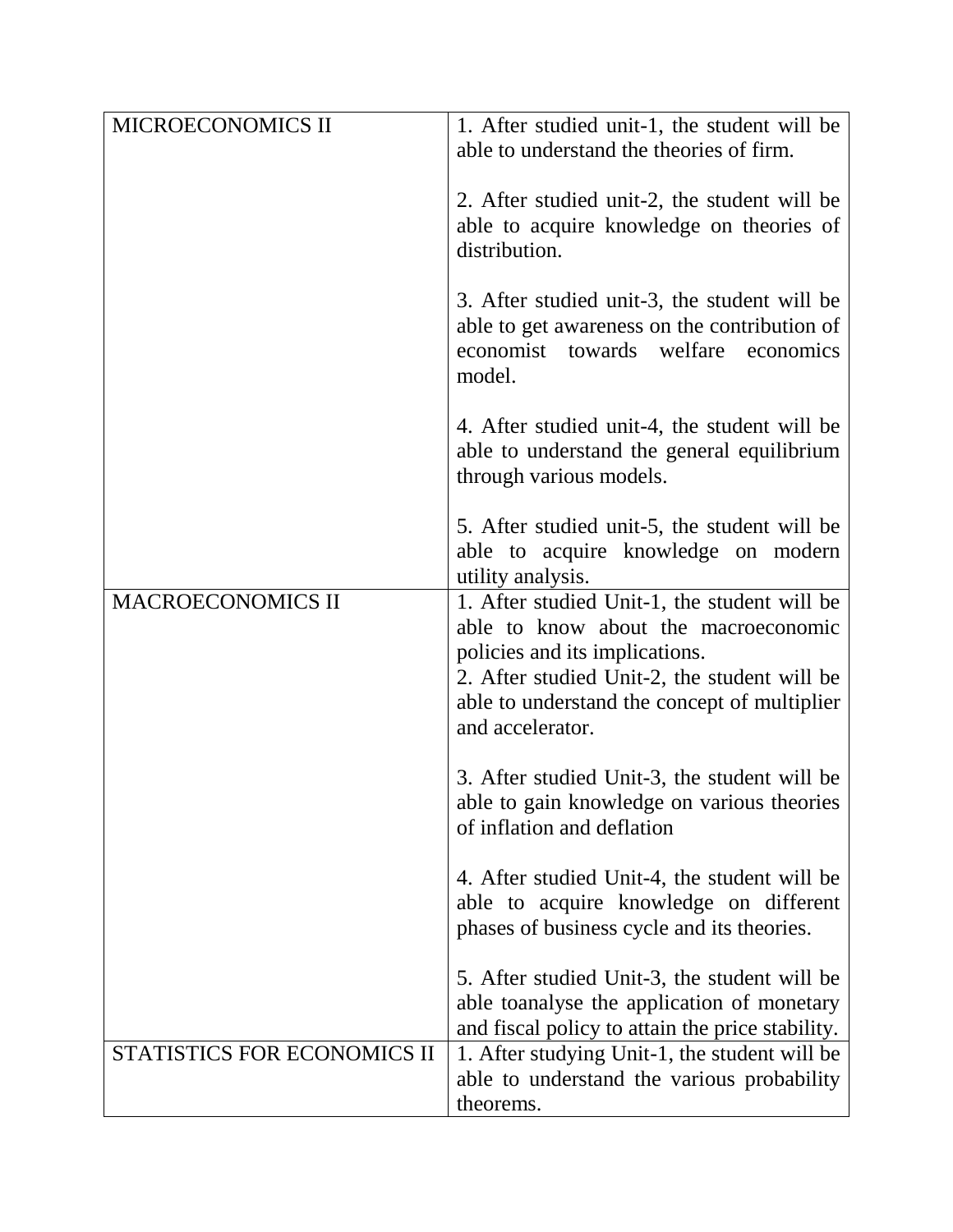| | |
|---|---|
| MICROECONOMICS II | 1. After studied unit-1, the student will be able to understand the theories of firm.<br><br>2. After studied unit-2, the student will be able to acquire knowledge on theories of distribution.<br><br>3. After studied unit-3, the student will be able to get awareness on the contribution of economist towards welfare economics model.<br><br>4. After studied unit-4, the student will be able to understand the general equilibrium through various models.<br><br>5. After studied unit-5, the student will be able to acquire knowledge on modern utility analysis. |
| MACROECONOMICS II | 1. After studied Unit-1, the student will be able to know about the macroeconomic policies and its implications.<br>2. After studied Unit-2, the student will be able to understand the concept of multiplier and accelerator.<br><br>3. After studied Unit-3, the student will be able to gain knowledge on various theories of inflation and deflation<br><br>4. After studied Unit-4, the student will be able to acquire knowledge on different phases of business cycle and its theories.<br><br>5. After studied Unit-3, the student will be able toanalyse the application of monetary and fiscal policy to attain the price stability. |
| STATISTICS FOR ECONOMICS II | 1. After studying Unit-1, the student will be able to understand the various probability theorems. |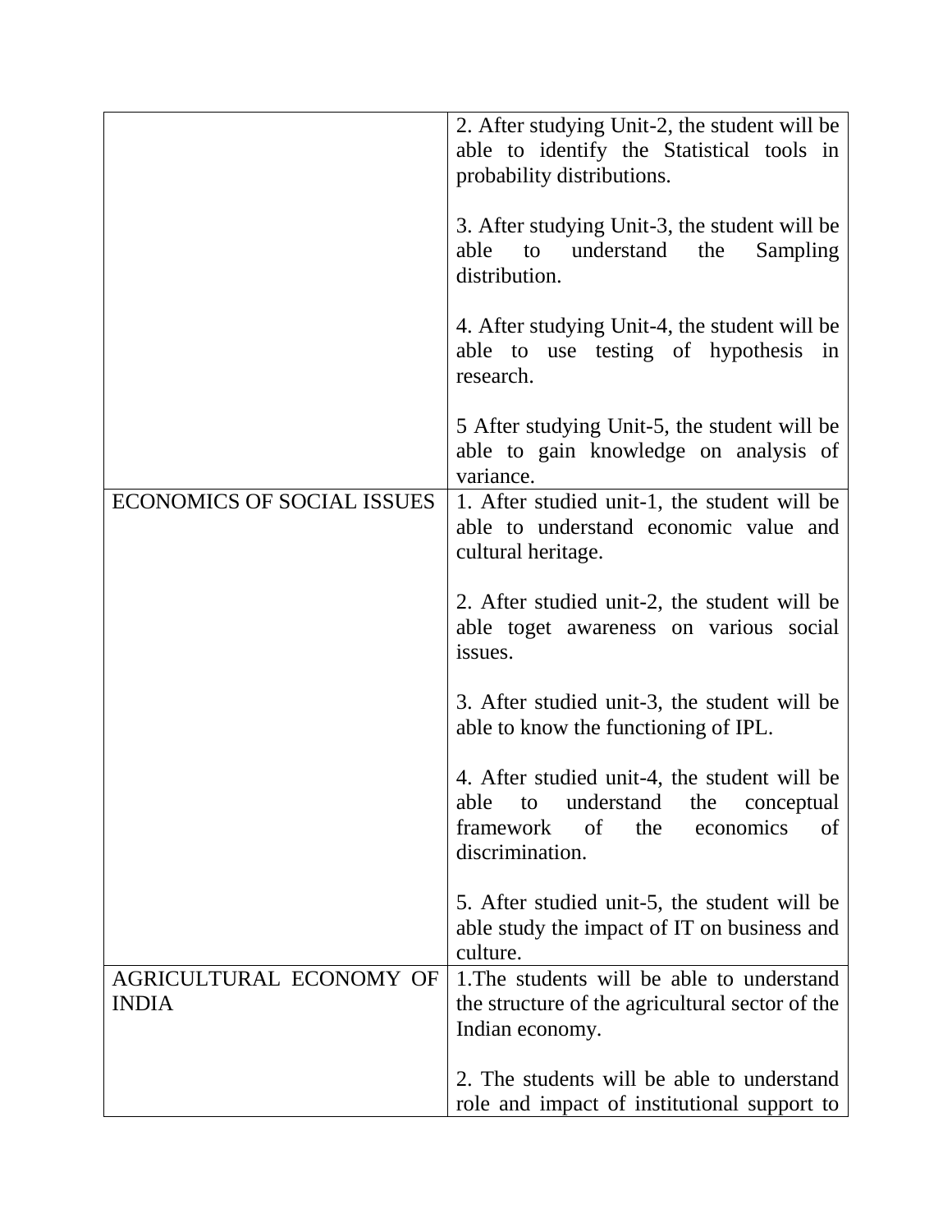| | |
|---|---|
| | 2. After studying Unit-2, the student will be able to identify the Statistical tools in probability distributions.<br><br>3. After studying Unit-3, the student will be able to understand the Sampling distribution.<br><br>4. After studying Unit-4, the student will be able to use testing of hypothesis in research.<br><br>5 After studying Unit-5, the student will be able to gain knowledge on analysis of variance. |
| ECONOMICS OF SOCIAL ISSUES | 1. After studied unit-1, the student will be able to understand economic value and cultural heritage.<br><br>2. After studied unit-2, the student will be able toget awareness on various social issues.<br><br>3. After studied unit-3, the student will be able to know the functioning of IPL.<br><br>4. After studied unit-4, the student will be able to understand the conceptual framework of the economics of discrimination.<br><br>5. After studied unit-5, the student will be able study the impact of IT on business and culture. |
| AGRICULTURAL ECONOMY OF INDIA | 1.The students will be able to understand the structure of the agricultural sector of the Indian economy.<br><br>2. The students will be able to understand role and impact of institutional support to |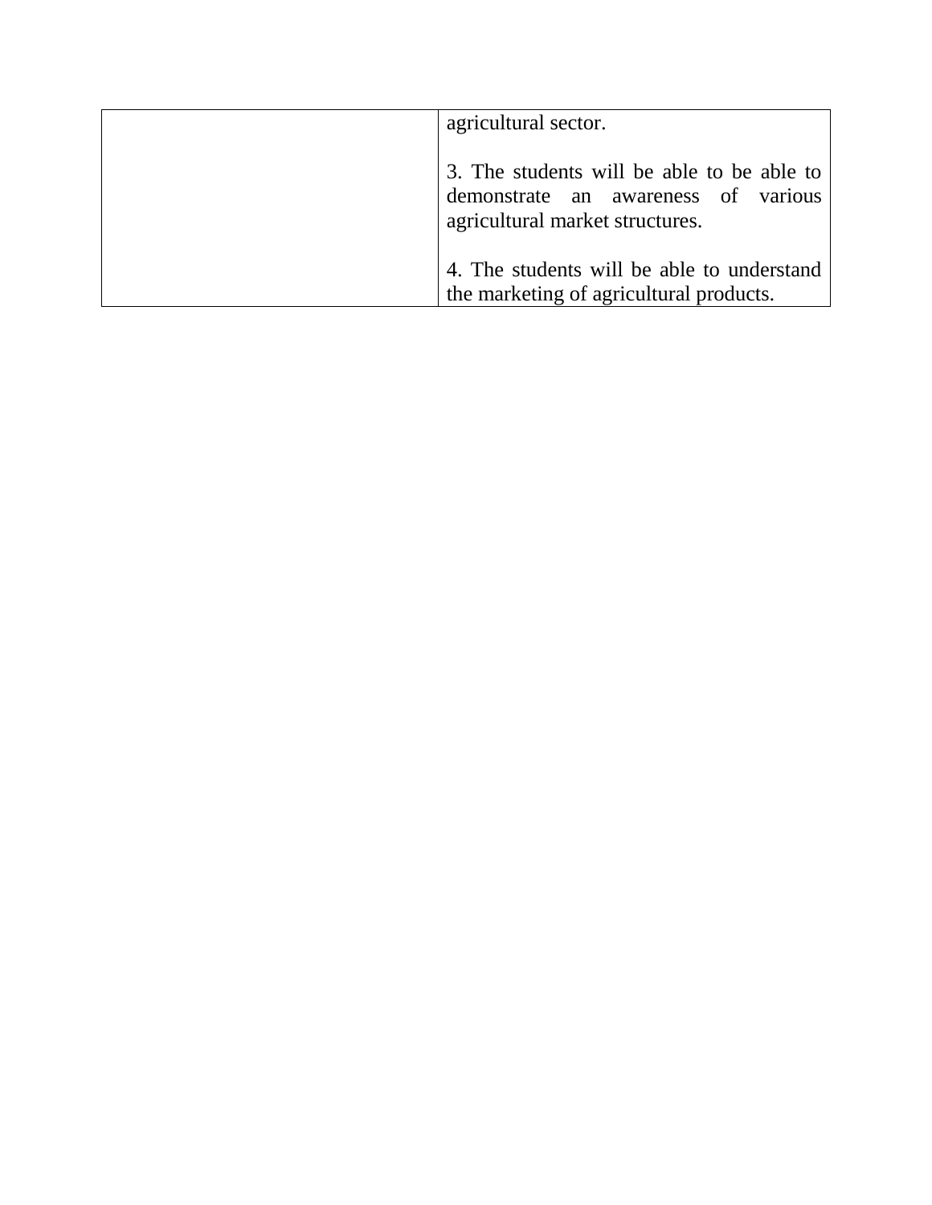| | |
|---|---|
| | agricultural sector.<br><br>3. The students will be able to be able to demonstrate an awareness of various agricultural market structures.<br><br>4. The students will be able to understand the marketing of agricultural products. |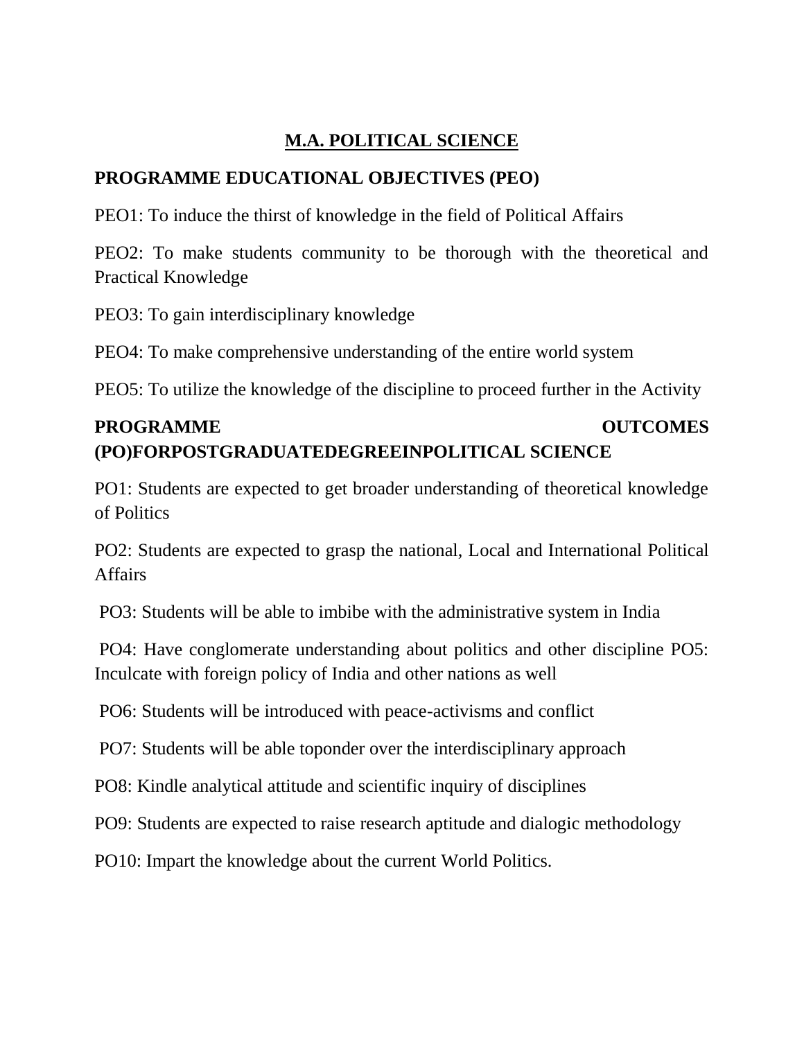# M.A. POLITICAL SCIENCE

## PROGRAMME EDUCATIONAL OBJECTIVES (PEO)

PEO1: To induce the thirst of knowledge in the field of Political Affairs

PEO2: To make students community to be thorough with the theoretical and Practical Knowledge

PEO3: To gain interdisciplinary knowledge

PEO4: To make comprehensive understanding of the entire world system

PEO5: To utilize the knowledge of the discipline to proceed further in the Activity

## PROGRAMME OUTCOMES (PO)FORPOSTGRADUATEDEGREEINPOLITICAL SCIENCE

PO1: Students are expected to get broader understanding of theoretical knowledge of Politics

PO2: Students are expected to grasp the national, Local and International Political Affairs

PO3: Students will be able to imbibe with the administrative system in India

PO4: Have conglomerate understanding about politics and other discipline PO5: Inculcate with foreign policy of India and other nations as well

PO6: Students will be introduced with peace-activisms and conflict

PO7: Students will be able toponder over the interdisciplinary approach

PO8: Kindle analytical attitude and scientific inquiry of disciplines

PO9: Students are expected to raise research aptitude and dialogic methodology

PO10: Impart the knowledge about the current World Politics.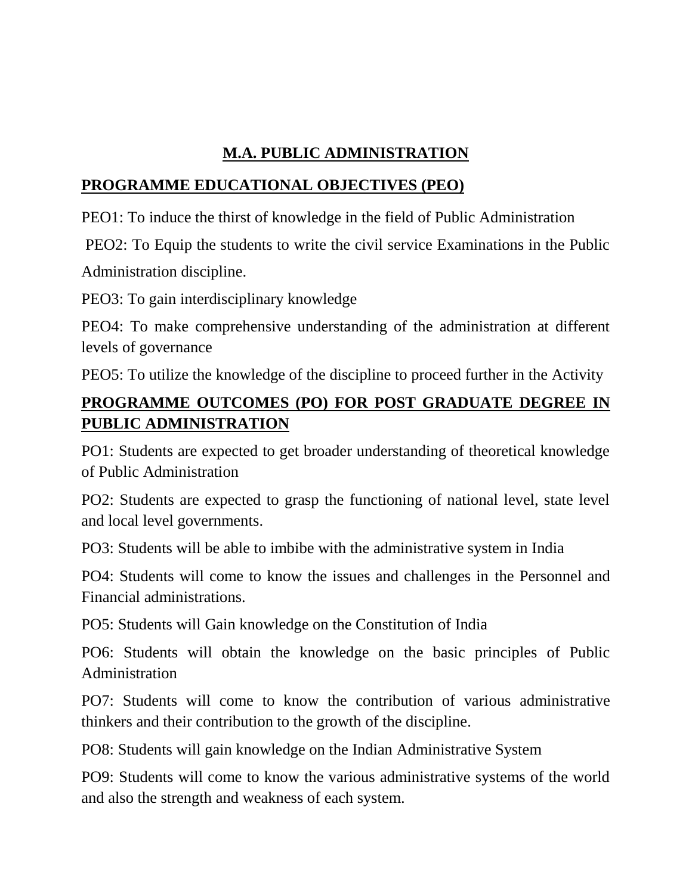# M.A. PUBLIC ADMINISTRATION

## PROGRAMME EDUCATIONAL OBJECTIVES (PEO)

PEO1: To induce the thirst of knowledge in the field of Public Administration

PEO2: To Equip the students to write the civil service Examinations in the Public Administration discipline.

PEO3: To gain interdisciplinary knowledge

PEO4: To make comprehensive understanding of the administration at different levels of governance

PEO5: To utilize the knowledge of the discipline to proceed further in the Activity

## PROGRAMME OUTCOMES (PO) FOR POST GRADUATE DEGREE IN PUBLIC ADMINISTRATION

PO1: Students are expected to get broader understanding of theoretical knowledge of Public Administration

PO2: Students are expected to grasp the functioning of national level, state level and local level governments.

PO3: Students will be able to imbibe with the administrative system in India

PO4: Students will come to know the issues and challenges in the Personnel and Financial administrations.

PO5: Students will Gain knowledge on the Constitution of India

PO6: Students will obtain the knowledge on the basic principles of Public Administration

PO7: Students will come to know the contribution of various administrative thinkers and their contribution to the growth of the discipline.

PO8: Students will gain knowledge on the Indian Administrative System

PO9: Students will come to know the various administrative systems of the world and also the strength and weakness of each system.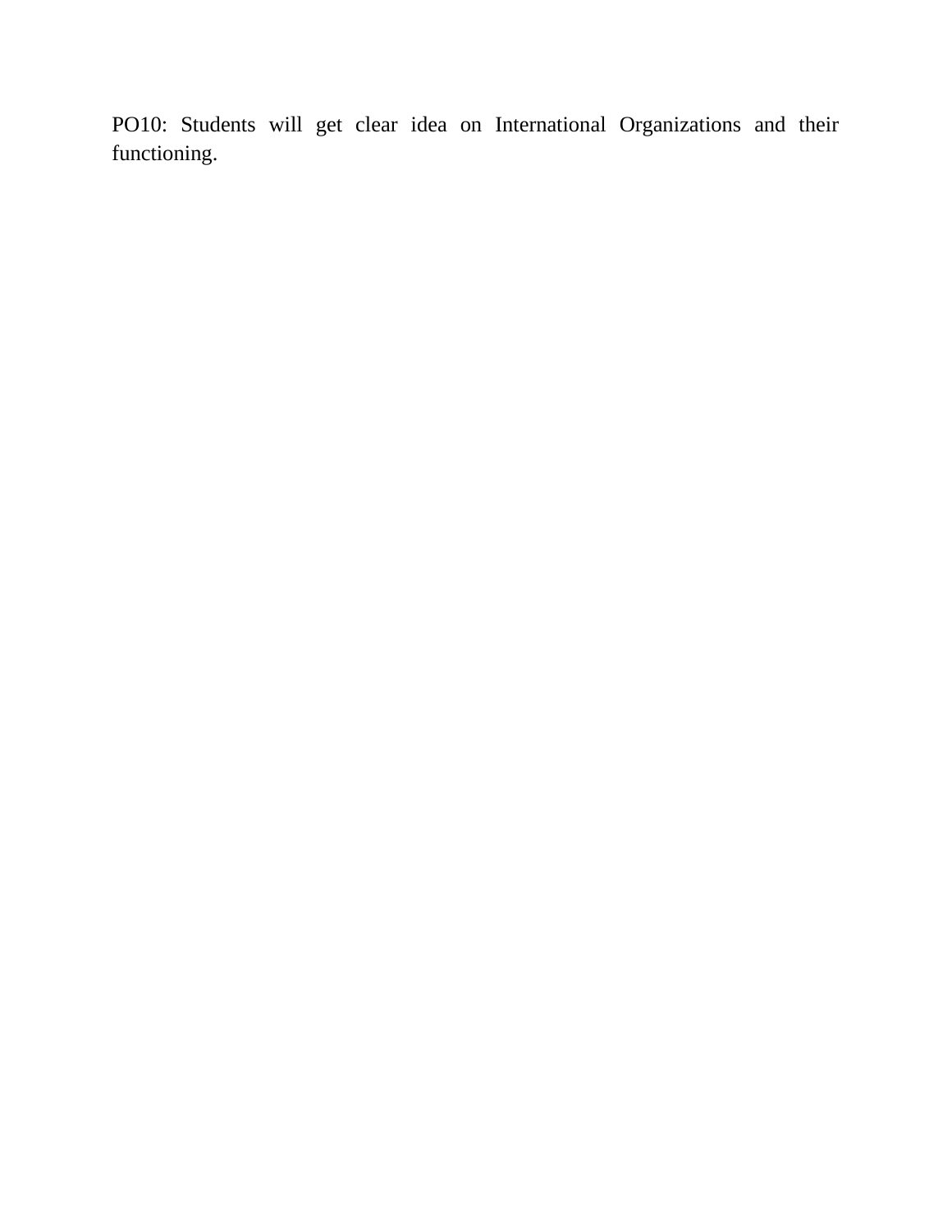PO10: Students will get clear idea on International Organizations and their functioning.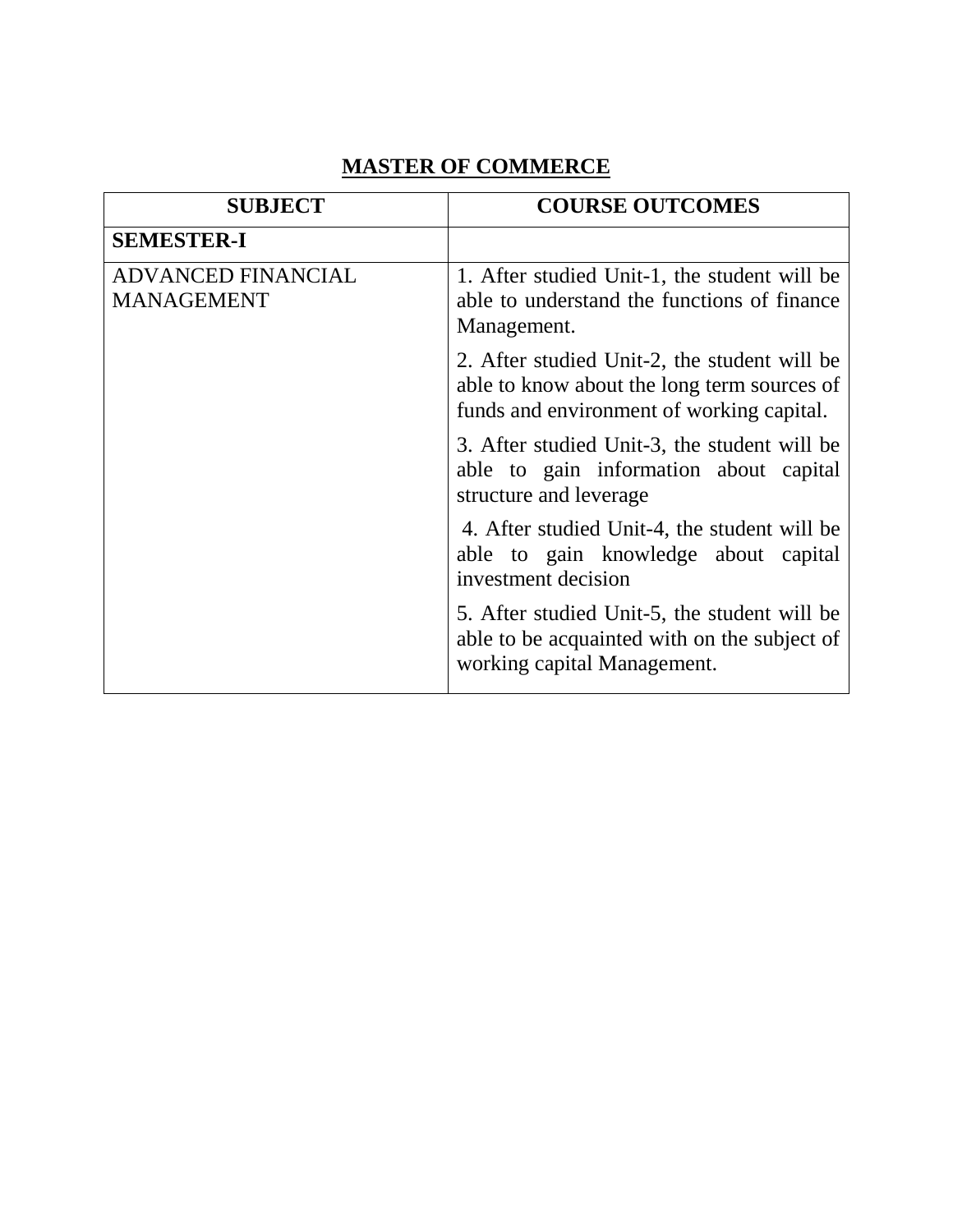# MASTER OF COMMERCE

| SUBJECT | COURSE OUTCOMES |
|---|---|
| **SEMESTER-I** | |
| ADVANCED FINANCIAL MANAGEMENT | 1. After studied Unit-1, the student will be able to understand the functions of finance Management. |
| | 2. After studied Unit-2, the student will be able to know about the long term sources of funds and environment of working capital. |
| | 3. After studied Unit-3, the student will be able to gain information about capital structure and leverage |
| | 4. After studied Unit-4, the student will be able to gain knowledge about capital investment decision |
| | 5. After studied Unit-5, the student will be able to be acquainted with on the subject of working capital Management. |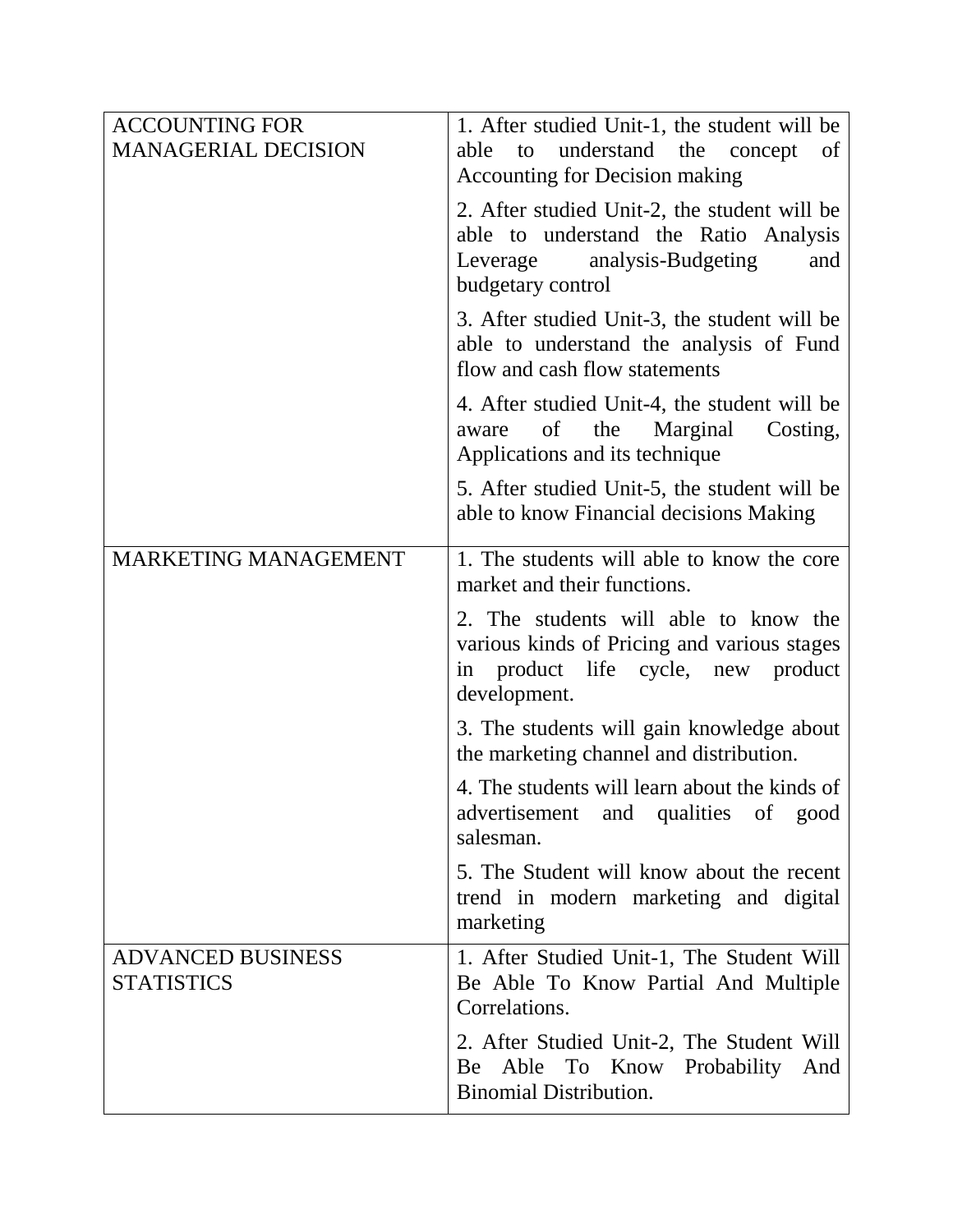| | |
|---|---|
| ACCOUNTING FOR MANAGERIAL DECISION | 1. After studied Unit-1, the student will be able to understand the concept of Accounting for Decision making |
| | 2. After studied Unit-2, the student will be able to understand the Ratio Analysis Leverage analysis-Budgeting and budgetary control |
| | 3. After studied Unit-3, the student will be able to understand the analysis of Fund flow and cash flow statements |
| | 4. After studied Unit-4, the student will be aware of the Marginal Costing, Applications and its technique |
| | 5. After studied Unit-5, the student will be able to know Financial decisions Making |
| MARKETING MANAGEMENT | 1. The students will able to know the core market and their functions. |
| | 2. The students will able to know the various kinds of Pricing and various stages in product life cycle, new product development. |
| | 3. The students will gain knowledge about the marketing channel and distribution. |
| | 4. The students will learn about the kinds of advertisement and qualities of good salesman. |
| | 5. The Student will know about the recent trend in modern marketing and digital marketing |
| ADVANCED BUSINESS STATISTICS | 1. After Studied Unit-1, The Student Will Be Able To Know Partial And Multiple Correlations. |
| | 2. After Studied Unit-2, The Student Will Be Able To Know Probability And Binomial Distribution. |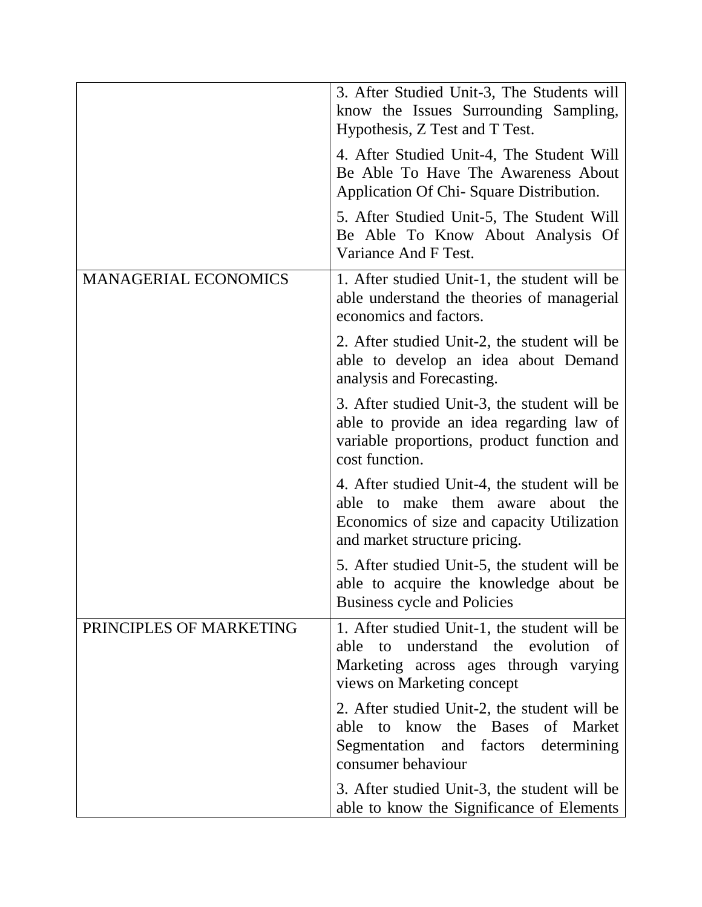| | |
|---|---|
| | 3. After Studied Unit-3, The Students will know the Issues Surrounding Sampling, Hypothesis, Z Test and T Test. |
| | 4. After Studied Unit-4, The Student Will Be Able To Have The Awareness About Application Of Chi- Square Distribution. |
| | 5. After Studied Unit-5, The Student Will Be Able To Know About Analysis Of Variance And F Test. |
| MANAGERIAL ECONOMICS | 1. After studied Unit-1, the student will be able understand the theories of managerial economics and factors. |
| | 2. After studied Unit-2, the student will be able to develop an idea about Demand analysis and Forecasting. |
| | 3. After studied Unit-3, the student will be able to provide an idea regarding law of variable proportions, product function and cost function. |
| | 4. After studied Unit-4, the student will be able to make them aware about the Economics of size and capacity Utilization and market structure pricing. |
| | 5. After studied Unit-5, the student will be able to acquire the knowledge about be Business cycle and Policies |
| PRINCIPLES OF MARKETING | 1. After studied Unit-1, the student will be able to understand the evolution of Marketing across ages through varying views on Marketing concept |
| | 2. After studied Unit-2, the student will be able to know the Bases of Market Segmentation and factors determining consumer behaviour |
| | 3. After studied Unit-3, the student will be able to know the Significance of Elements |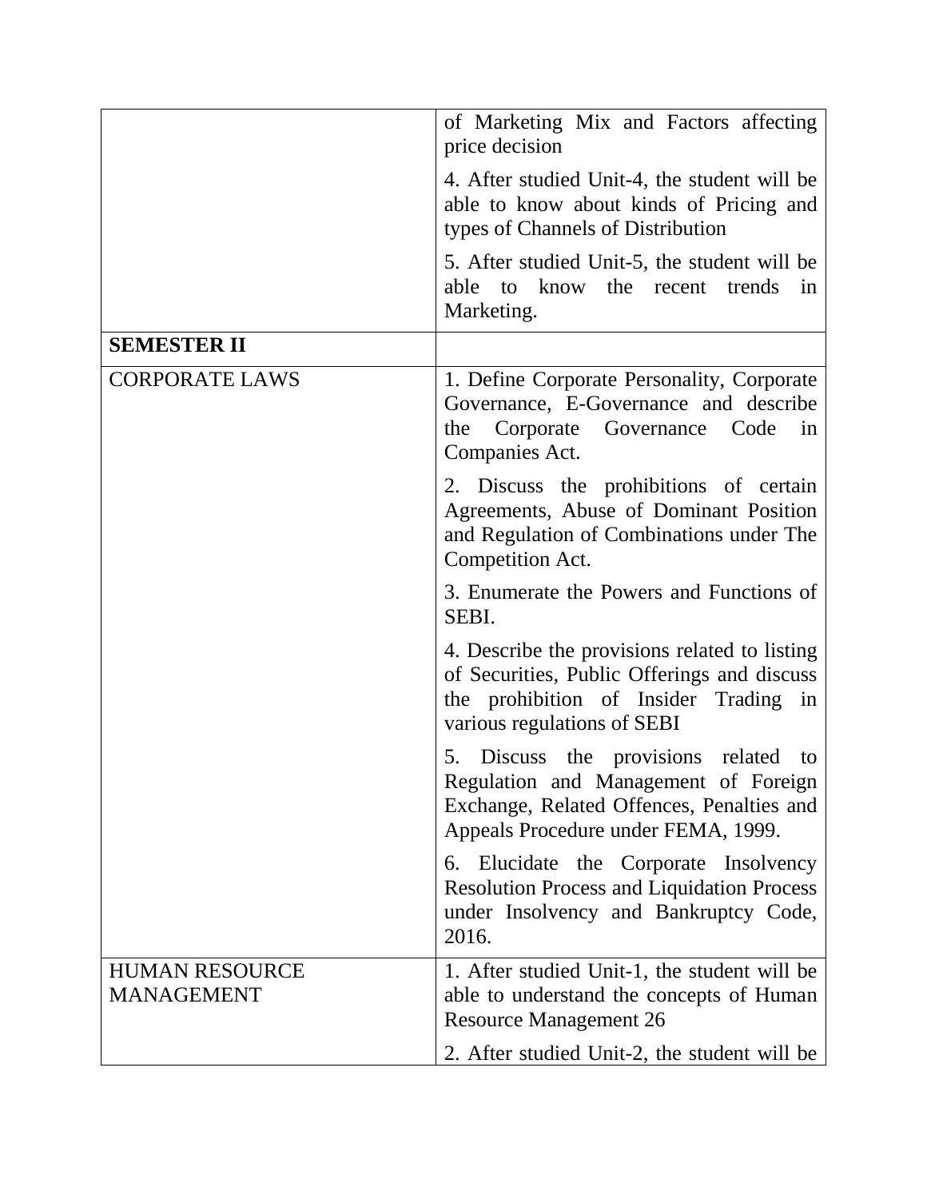| | |
|---|---|
| | of Marketing Mix and Factors affecting price decision<br><br>4. After studied Unit-4, the student will be able to know about kinds of Pricing and types of Channels of Distribution<br><br>5. After studied Unit-5, the student will be able to know the recent trends in Marketing. |
| **SEMESTER II** | |
| CORPORATE LAWS | 1. Define Corporate Personality, Corporate Governance, E-Governance and describe the Corporate Governance Code in Companies Act.<br><br>2. Discuss the prohibitions of certain Agreements, Abuse of Dominant Position and Regulation of Combinations under The Competition Act.<br><br>3. Enumerate the Powers and Functions of SEBI.<br><br>4. Describe the provisions related to listing of Securities, Public Offerings and discuss the prohibition of Insider Trading in various regulations of SEBI<br><br>5. Discuss the provisions related to Regulation and Management of Foreign Exchange, Related Offences, Penalties and Appeals Procedure under FEMA, 1999.<br><br>6. Elucidate the Corporate Insolvency Resolution Process and Liquidation Process under Insolvency and Bankruptcy Code, 2016. |
| HUMAN RESOURCE MANAGEMENT | 1. After studied Unit-1, the student will be able to understand the concepts of Human Resource Management 26<br><br>2. After studied Unit-2, the student will be |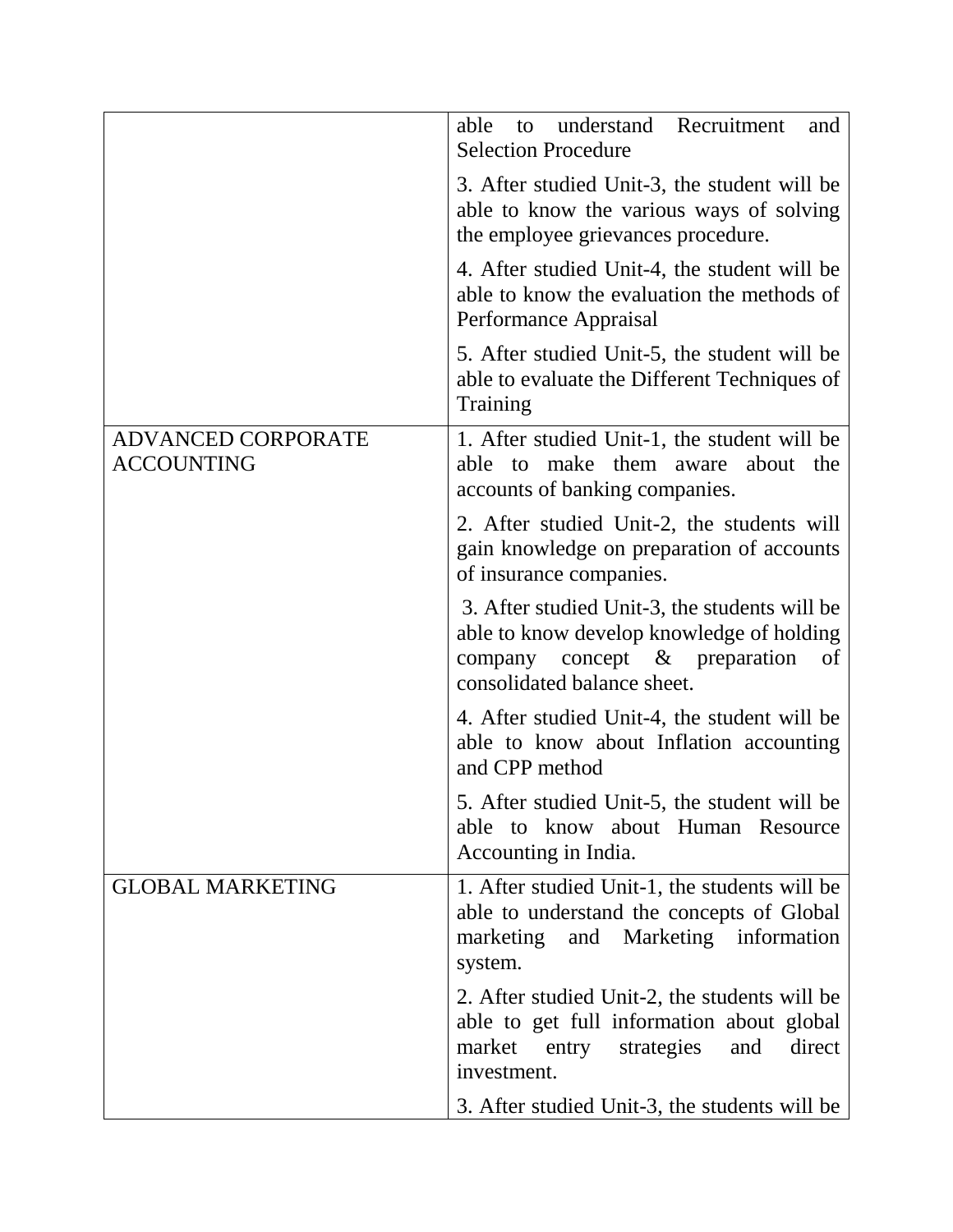| | |
|---|---|
| | able to understand Recruitment and Selection Procedure<br><br>3. After studied Unit-3, the student will be able to know the various ways of solving the employee grievances procedure.<br><br>4. After studied Unit-4, the student will be able to know the evaluation the methods of Performance Appraisal<br><br>5. After studied Unit-5, the student will be able to evaluate the Different Techniques of Training |
| ADVANCED CORPORATE ACCOUNTING | 1. After studied Unit-1, the student will be able to make them aware about the accounts of banking companies.<br><br>2. After studied Unit-2, the students will gain knowledge on preparation of accounts of insurance companies.<br><br>3. After studied Unit-3, the students will be able to know develop knowledge of holding company concept & preparation of consolidated balance sheet.<br><br>4. After studied Unit-4, the student will be able to know about Inflation accounting and CPP method<br><br>5. After studied Unit-5, the student will be able to know about Human Resource Accounting in India. |
| GLOBAL MARKETING | 1. After studied Unit-1, the students will be able to understand the concepts of Global marketing and Marketing information system.<br><br>2. After studied Unit-2, the students will be able to get full information about global market entry strategies and direct investment.<br><br>3. After studied Unit-3, the students will be |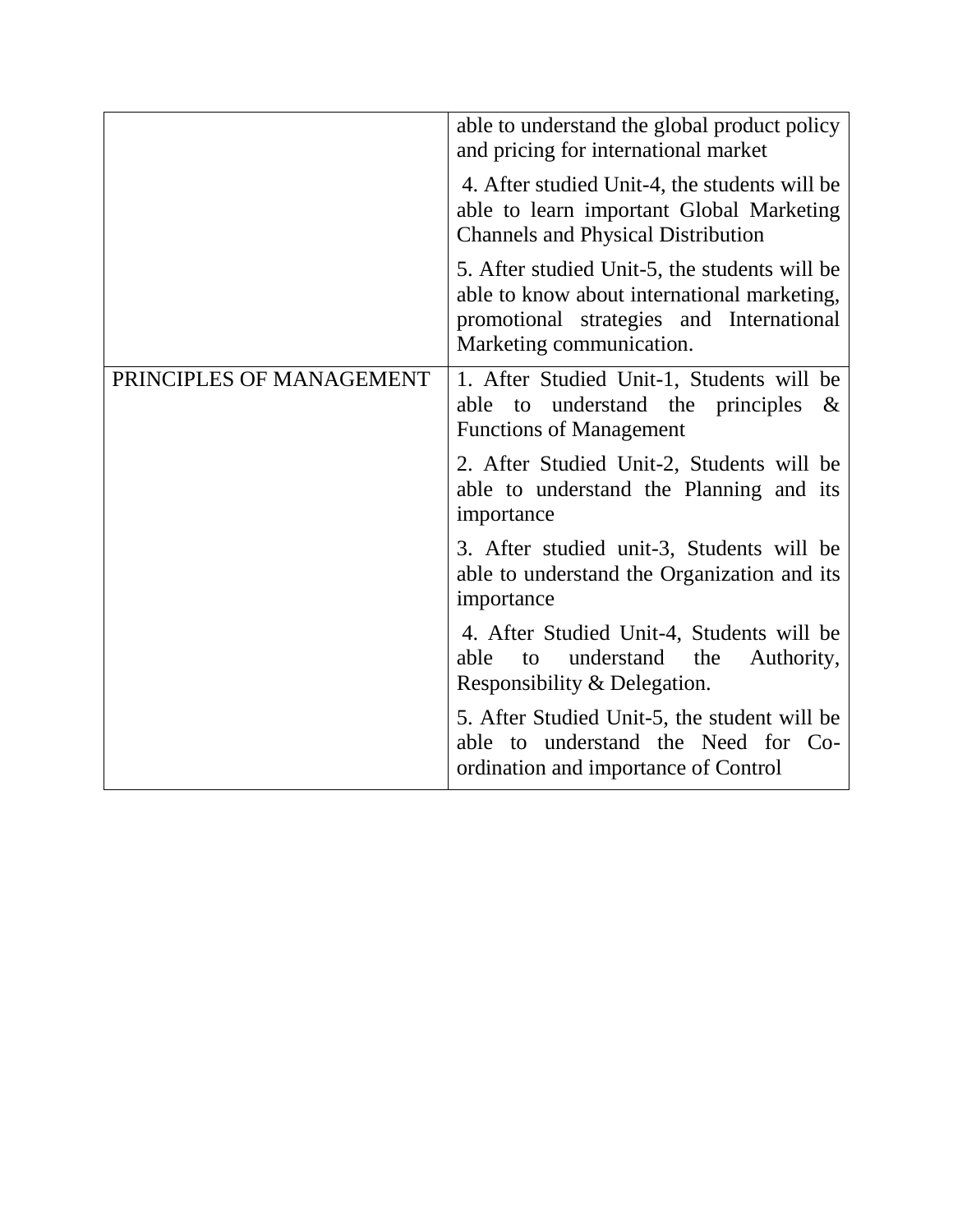| | |
|---|---|
| | able to understand the global product policy and pricing for international market |
| | 4. After studied Unit-4, the students will be able to learn important Global Marketing Channels and Physical Distribution |
| | 5. After studied Unit-5, the students will be able to know about international marketing, promotional strategies and International Marketing communication. |
| PRINCIPLES OF MANAGEMENT | 1. After Studied Unit-1, Students will be able to understand the principles & Functions of Management |
| | 2. After Studied Unit-2, Students will be able to understand the Planning and its importance |
| | 3. After studied unit-3, Students will be able to understand the Organization and its importance |
| | 4. After Studied Unit-4, Students will be able to understand the Authority, Responsibility & Delegation. |
| | 5. After Studied Unit-5, the student will be able to understand the Need for Co-ordination and importance of Control |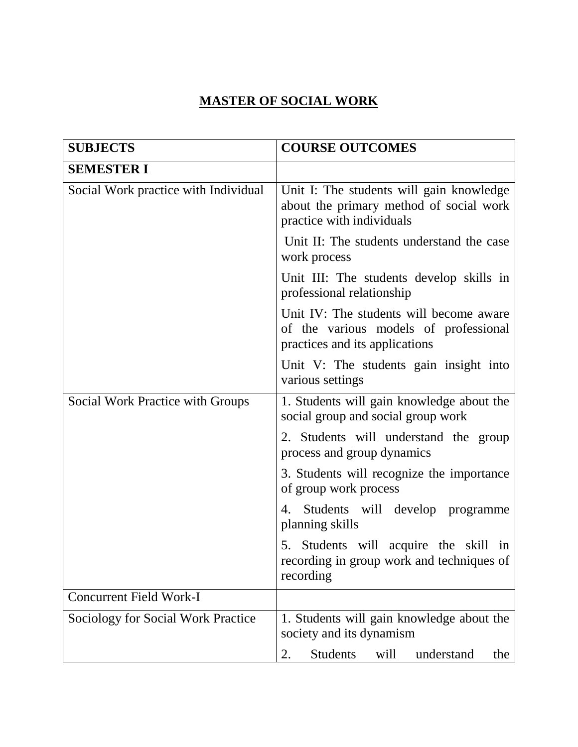# MASTER OF SOCIAL WORK

| SUBJECTS | COURSE OUTCOMES |
|---|---|
| **SEMESTER I** | |
| Social Work practice with Individual | Unit I: The students will gain knowledge about the primary method of social work practice with individuals |
| | Unit II: The students understand the case work process |
| | Unit III: The students develop skills in professional relationship |
| | Unit IV: The students will become aware of the various models of professional practices and its applications |
| | Unit V: The students gain insight into various settings |
| Social Work Practice with Groups | 1. Students will gain knowledge about the social group and social group work |
| | 2. Students will understand the group process and group dynamics |
| | 3. Students will recognize the importance of group work process |
| | 4. Students will develop programme planning skills |
| | 5. Students will acquire the skill in recording in group work and techniques of recording |
| Concurrent Field Work-I | |
| Sociology for Social Work Practice | 1. Students will gain knowledge about the society and its dynamism |
| | 2. Students will understand the |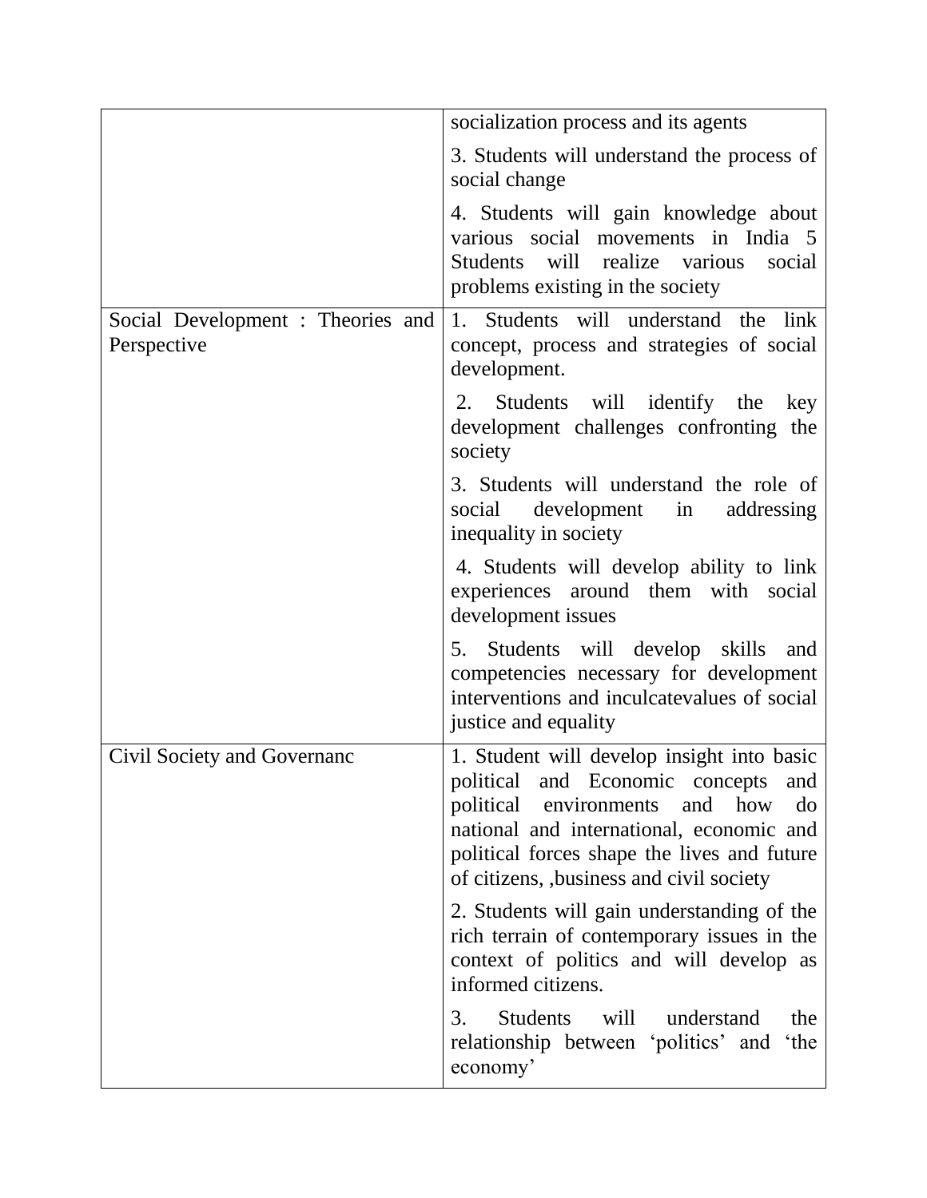| | |
|---|---|
| | socialization process and its agents<br><br>3. Students will understand the process of social change<br><br>4. Students will gain knowledge about various social movements in India 5 Students will realize various social problems existing in the society |
| Social Development : Theories and Perspective | 1. Students will understand the link concept, process and strategies of social development.<br><br>2. Students will identify the key development challenges confronting the society<br><br>3. Students will understand the role of social development in addressing inequality in society<br><br>4. Students will develop ability to link experiences around them with social development issues<br><br>5. Students will develop skills and competencies necessary for development interventions and inculcatevalues of social justice and equality |
| Civil Society and Governanc | 1. Student will develop insight into basic political and Economic concepts and political environments and how do national and international, economic and political forces shape the lives and future of citizens, ,business and civil society<br><br>2. Students will gain understanding of the rich terrain of contemporary issues in the context of politics and will develop as informed citizens.<br><br>3. Students will understand the relationship between 'politics' and 'the economy' |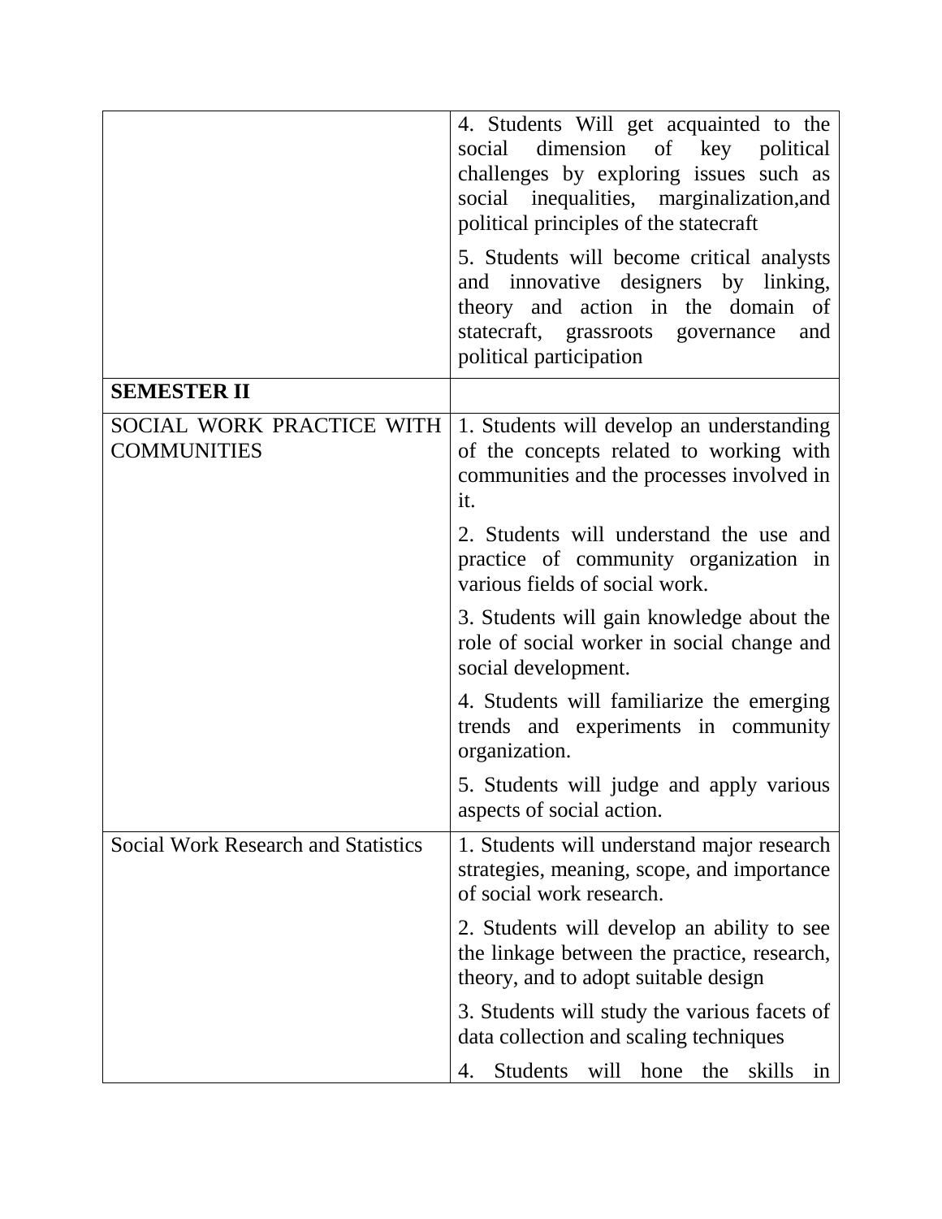| | |
|---|---|
| | 4. Students Will get acquainted to the social dimension of key political challenges by exploring issues such as social inequalities, marginalization,and political principles of the statecraft<br><br>5. Students will become critical analysts and innovative designers by linking, theory and action in the domain of statecraft, grassroots governance and political participation |
| **SEMESTER II** | |
| SOCIAL WORK PRACTICE WITH COMMUNITIES | 1. Students will develop an understanding of the concepts related to working with communities and the processes involved in it.<br><br>2. Students will understand the use and practice of community organization in various fields of social work.<br><br>3. Students will gain knowledge about the role of social worker in social change and social development.<br><br>4. Students will familiarize the emerging trends and experiments in community organization.<br><br>5. Students will judge and apply various aspects of social action. |
| Social Work Research and Statistics | 1. Students will understand major research strategies, meaning, scope, and importance of social work research.<br><br>2. Students will develop an ability to see the linkage between the practice, research, theory, and to adopt suitable design<br><br>3. Students will study the various facets of data collection and scaling techniques<br><br>4. Students will hone the skills in |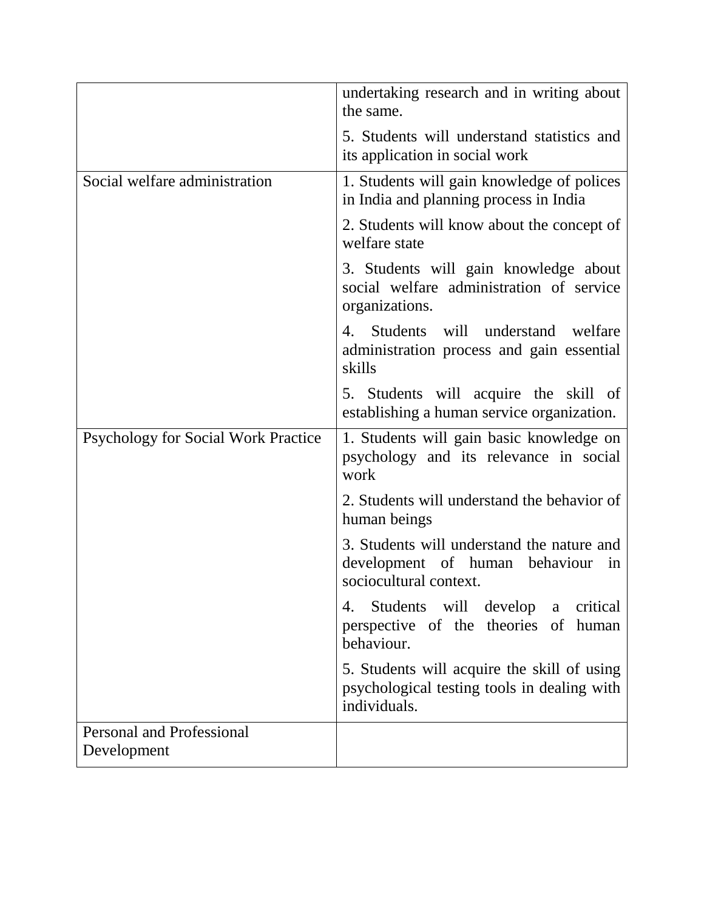| | |
|---|---|
| | undertaking research and in writing about the same.<br><br>5. Students will understand statistics and its application in social work |
| Social welfare administration | 1. Students will gain knowledge of polices in India and planning process in India<br><br>2. Students will know about the concept of welfare state<br><br>3. Students will gain knowledge about social welfare administration of service organizations.<br><br>4. Students will understand welfare administration process and gain essential skills<br><br>5. Students will acquire the skill of establishing a human service organization. |
| Psychology for Social Work Practice | 1. Students will gain basic knowledge on psychology and its relevance in social work<br><br>2. Students will understand the behavior of human beings<br><br>3. Students will understand the nature and development of human behaviour in sociocultural context.<br><br>4. Students will develop a critical perspective of the theories of human behaviour.<br><br>5. Students will acquire the skill of using psychological testing tools in dealing with individuals. |
| Personal and Professional Development | |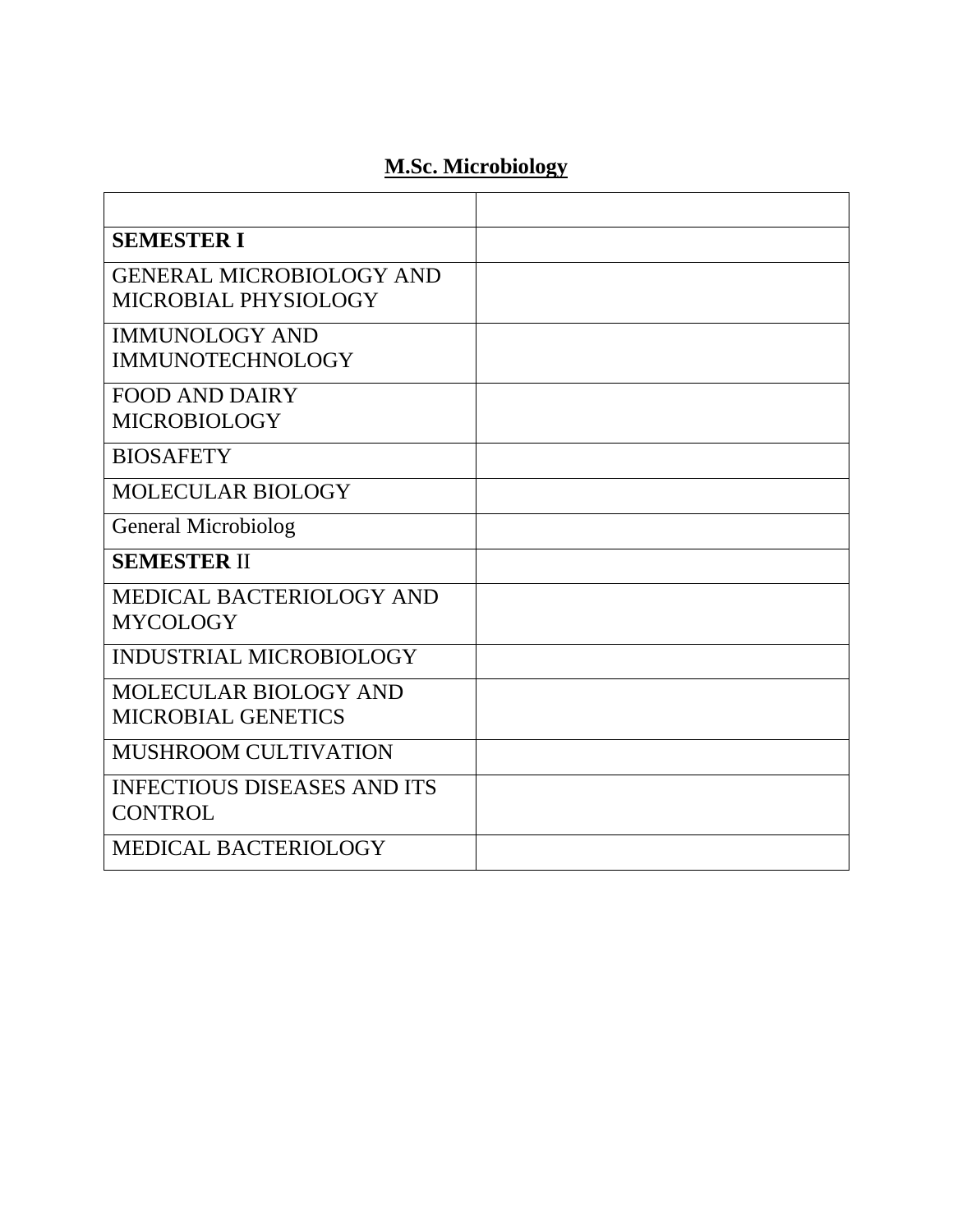## M.Sc. Microbiology

| | |
|---|---|
| **SEMESTER I** | |
| GENERAL MICROBIOLOGY AND MICROBIAL PHYSIOLOGY | |
| IMMUNOLOGY AND IMMUNOTECHNOLOGY | |
| FOOD AND DAIRY MICROBIOLOGY | |
| BIOSAFETY | |
| MOLECULAR BIOLOGY | |
| General Microbiolog | |
| **SEMESTER** II | |
| MEDICAL BACTERIOLOGY AND MYCOLOGY | |
| INDUSTRIAL MICROBIOLOGY | |
| MOLECULAR BIOLOGY AND MICROBIAL GENETICS | |
| MUSHROOM CULTIVATION | |
| INFECTIOUS DISEASES AND ITS CONTROL | |
| MEDICAL BACTERIOLOGY | |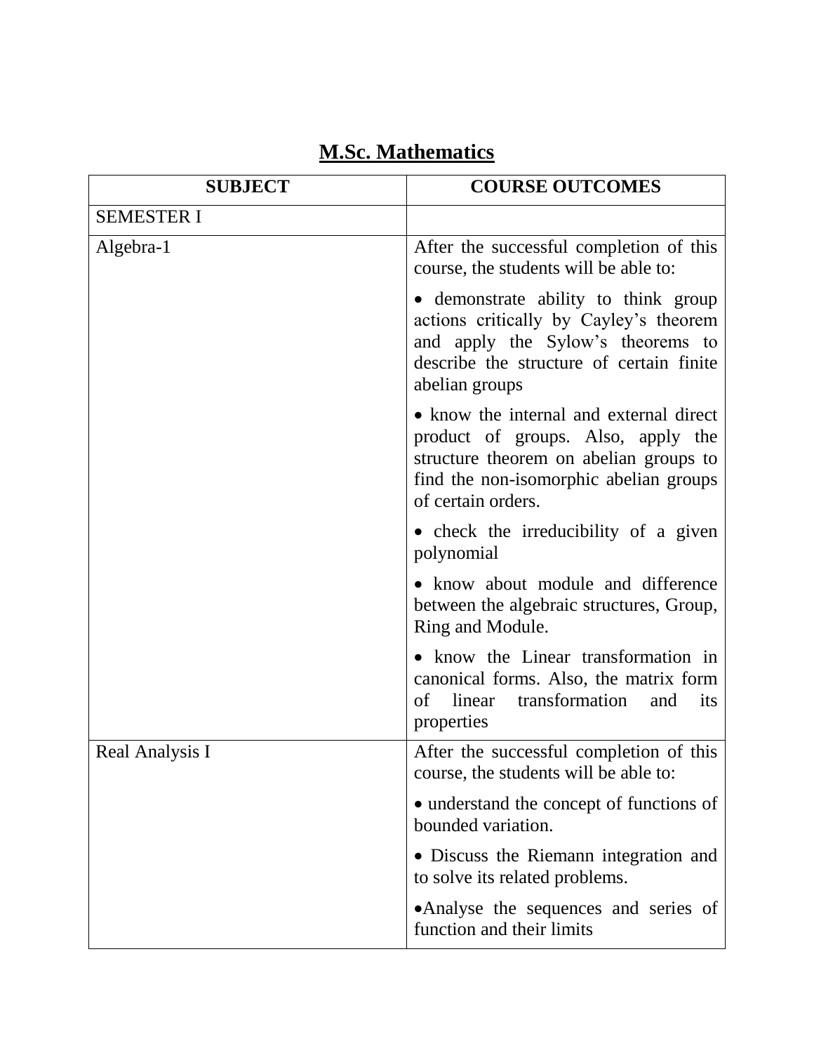# M.Sc. Mathematics

| SUBJECT | COURSE OUTCOMES |
| --- | --- |
| SEMESTER I | |
| Algebra-1 | After the successful completion of this course, the students will be able to:<br>• demonstrate ability to think group actions critically by Cayley's theorem and apply the Sylow's theorems to describe the structure of certain finite abelian groups<br>• know the internal and external direct product of groups. Also, apply the structure theorem on abelian groups to find the non-isomorphic abelian groups of certain orders.<br>• check the irreducibility of a given polynomial<br>• know about module and difference between the algebraic structures, Group, Ring and Module.<br>• know the Linear transformation in canonical forms. Also, the matrix form of linear transformation and its properties |
| Real Analysis I | After the successful completion of this course, the students will be able to:<br>• understand the concept of functions of bounded variation.<br>• Discuss the Riemann integration and to solve its related problems.<br>•Analyse the sequences and series of function and their limits |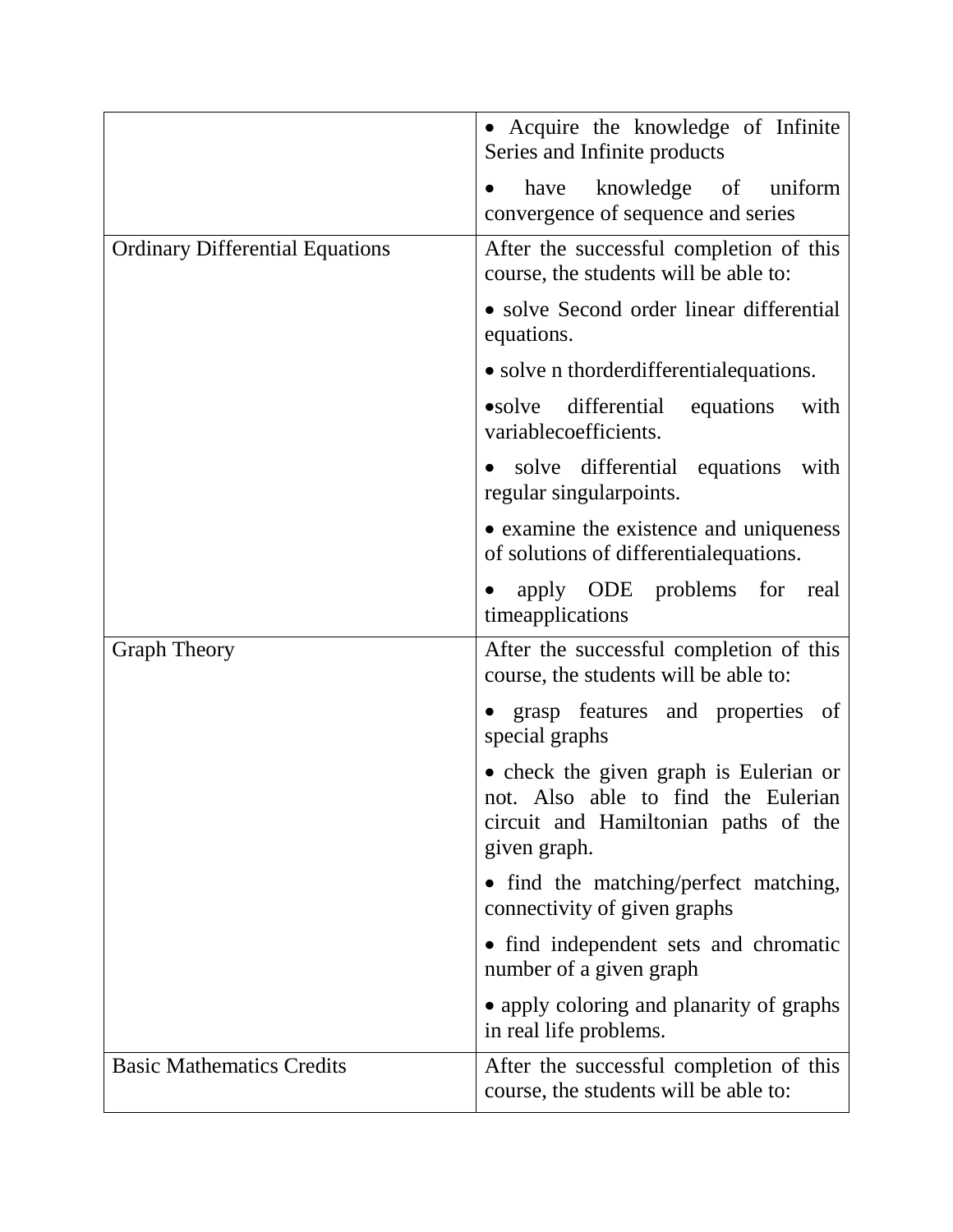| | |
|---|---|
| | • Acquire the knowledge of Infinite Series and Infinite products<br>• have knowledge of uniform convergence of sequence and series |
| Ordinary Differential Equations | After the successful completion of this course, the students will be able to:<br>• solve Second order linear differential equations.<br>• solve n thorderdifferentialequations.<br>•solve differential equations with variablecoefficients.<br>• solve differential equations with regular singularpoints.<br>• examine the existence and uniqueness of solutions of differentialequations.<br>• apply ODE problems for real timeapplications |
| Graph Theory | After the successful completion of this course, the students will be able to:<br>• grasp features and properties of special graphs<br>• check the given graph is Eulerian or not. Also able to find the Eulerian circuit and Hamiltonian paths of the given graph.<br>• find the matching/perfect matching, connectivity of given graphs<br>• find independent sets and chromatic number of a given graph<br>• apply coloring and planarity of graphs in real life problems. |
| Basic Mathematics Credits | After the successful completion of this course, the students will be able to: |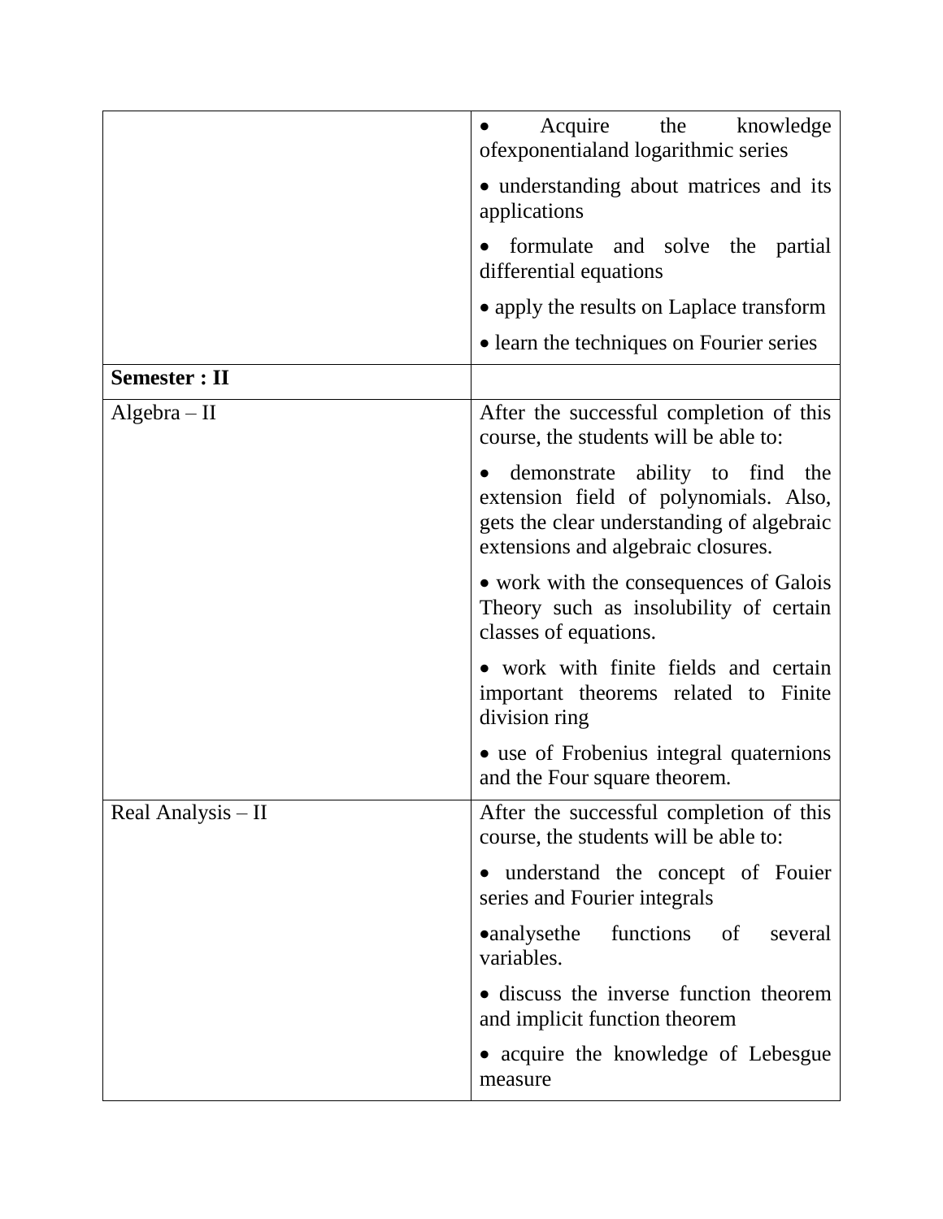| | |
|---|---|
| | • Acquire the knowledge ofexponentialand logarithmic series<br>• understanding about matrices and its applications<br>• formulate and solve the partial differential equations<br>• apply the results on Laplace transform<br>• learn the techniques on Fourier series |
| **Semester : II** | |
| Algebra – II | After the successful completion of this course, the students will be able to:<br>• demonstrate ability to find the extension field of polynomials. Also, gets the clear understanding of algebraic extensions and algebraic closures.<br>• work with the consequences of Galois Theory such as insolubility of certain classes of equations.<br>• work with finite fields and certain important theorems related to Finite division ring<br>• use of Frobenius integral quaternions and the Four square theorem. |
| Real Analysis – II | After the successful completion of this course, the students will be able to:<br>• understand the concept of Fouier series and Fourier integrals<br>•analysethe functions of several variables.<br>• discuss the inverse function theorem and implicit function theorem<br>• acquire the knowledge of Lebesgue measure |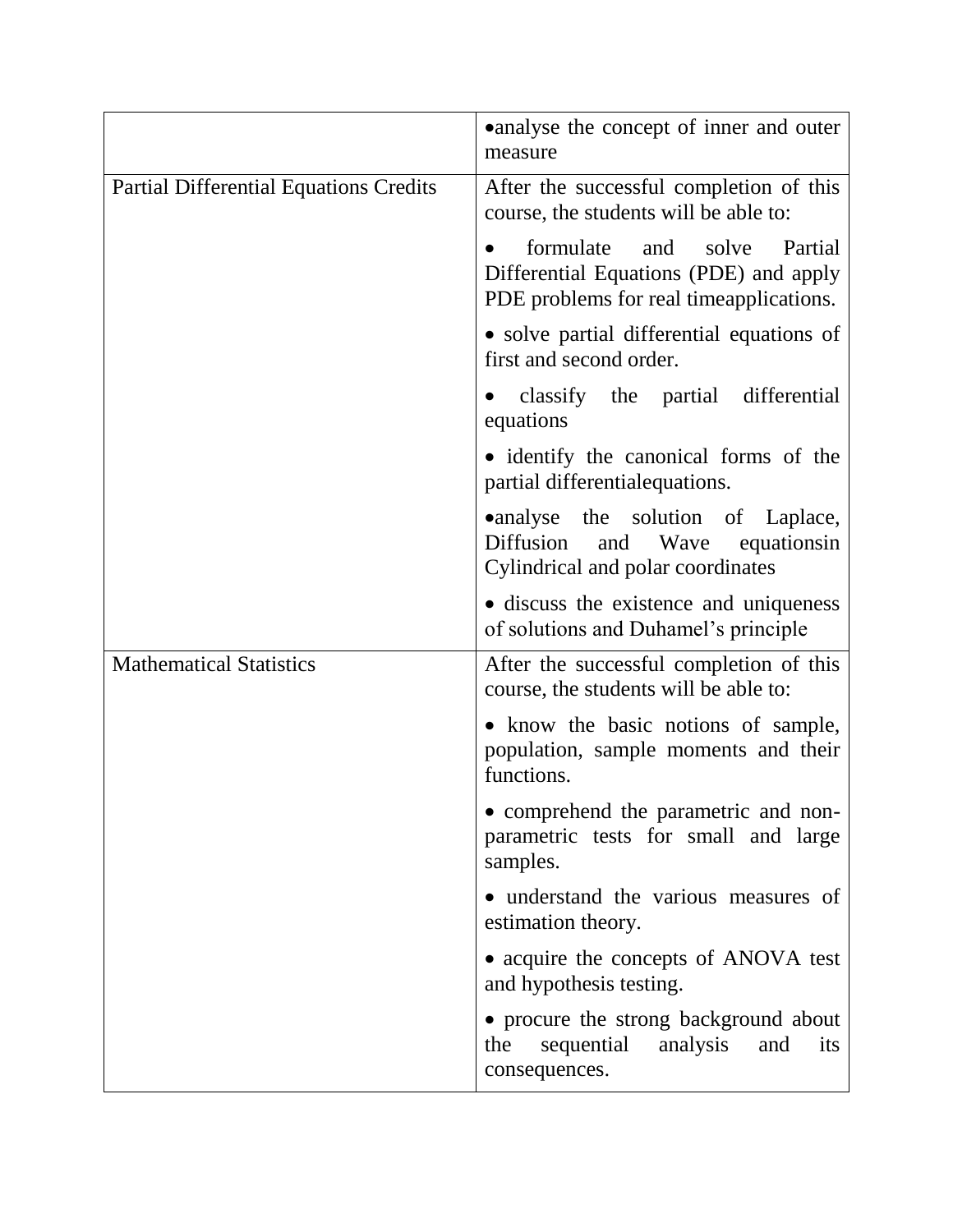| | |
|---|---|
| | •analyse the concept of inner and outer measure |
| Partial Differential Equations Credits | After the successful completion of this course, the students will be able to:<br>• formulate and solve Partial Differential Equations (PDE) and apply PDE problems for real timeapplications.<br>• solve partial differential equations of first and second order.<br>• classify the partial differential equations<br>• identify the canonical forms of the partial differentialequations.<br>•analyse the solution of Laplace, Diffusion and Wave equationsin Cylindrical and polar coordinates<br>• discuss the existence and uniqueness of solutions and Duhamel's principle |
| Mathematical Statistics | After the successful completion of this course, the students will be able to:<br>• know the basic notions of sample, population, sample moments and their functions.<br>• comprehend the parametric and non-parametric tests for small and large samples.<br>• understand the various measures of estimation theory.<br>• acquire the concepts of ANOVA test and hypothesis testing.<br>• procure the strong background about the sequential analysis and its consequences. |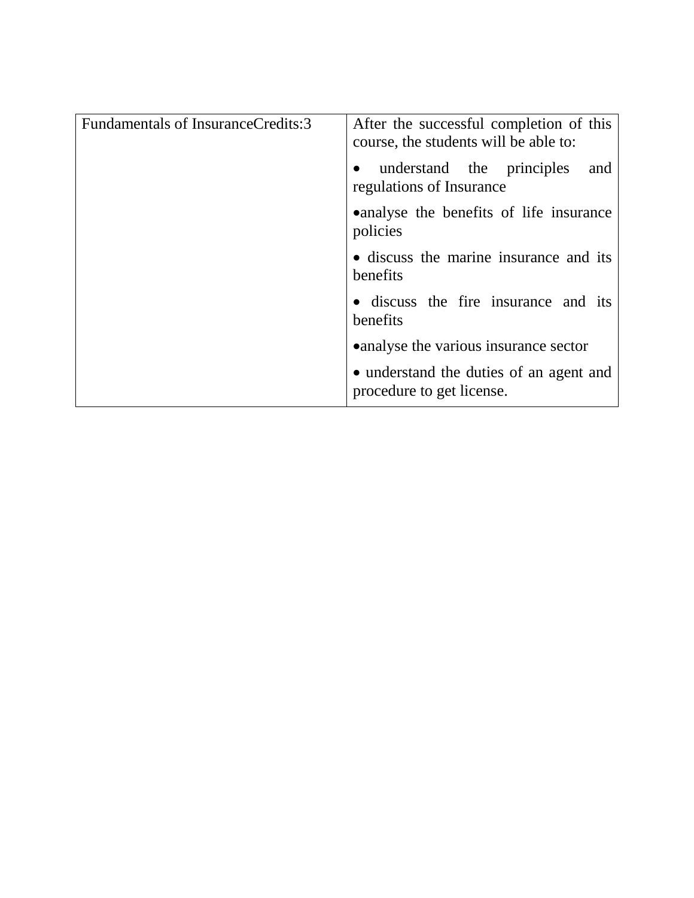| Fundamentals of InsuranceCredits:3 | After the successful completion of this course, the students will be able to:<br>• understand the principles and regulations of Insurance<br>•analyse the benefits of life insurance policies<br>• discuss the marine insurance and its benefits<br>• discuss the fire insurance and its benefits<br>•analyse the various insurance sector<br>• understand the duties of an agent and procedure to get license. |
|---|---|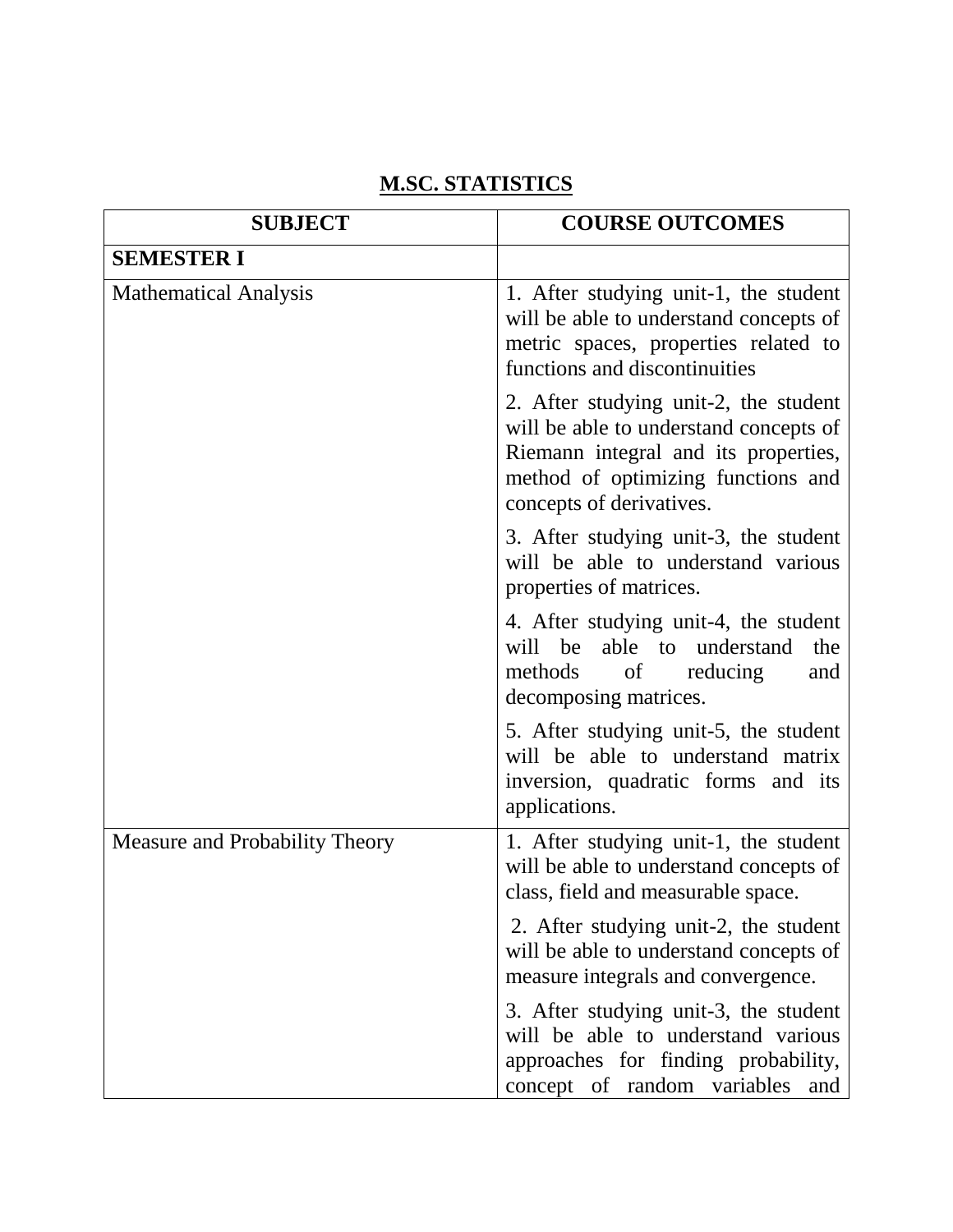## M.SC. STATISTICS

| SUBJECT | COURSE OUTCOMES |
|---|---|
| **SEMESTER I** | |
| Mathematical Analysis | 1. After studying unit-1, the student will be able to understand concepts of metric spaces, properties related to functions and discontinuities<br><br>2. After studying unit-2, the student will be able to understand concepts of Riemann integral and its properties, method of optimizing functions and concepts of derivatives.<br><br>3. After studying unit-3, the student will be able to understand various properties of matrices.<br><br>4. After studying unit-4, the student will be able to understand the methods of reducing and decomposing matrices.<br><br>5. After studying unit-5, the student will be able to understand matrix inversion, quadratic forms and its applications. |
| Measure and Probability Theory | 1. After studying unit-1, the student will be able to understand concepts of class, field and measurable space.<br><br>2. After studying unit-2, the student will be able to understand concepts of measure integrals and convergence.<br><br>3. After studying unit-3, the student will be able to understand various approaches for finding probability, concept of random variables and |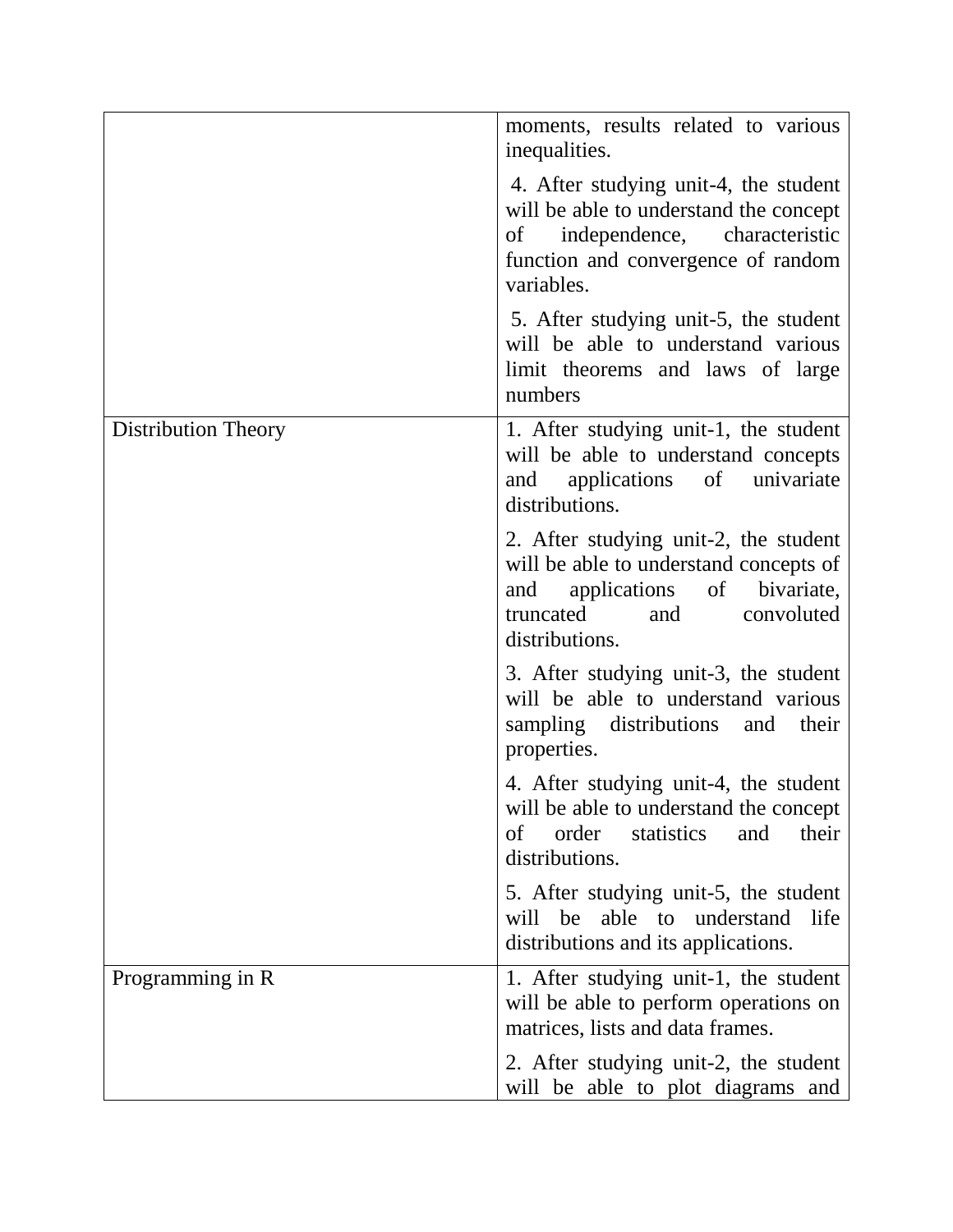| | |
|---|---|
| | moments, results related to various inequalities.<br><br>4. After studying unit-4, the student will be able to understand the concept of independence, characteristic function and convergence of random variables.<br><br>5. After studying unit-5, the student will be able to understand various limit theorems and laws of large numbers |
| Distribution Theory | 1. After studying unit-1, the student will be able to understand concepts and applications of univariate distributions.<br><br>2. After studying unit-2, the student will be able to understand concepts of and applications of bivariate, truncated and convoluted distributions.<br><br>3. After studying unit-3, the student will be able to understand various sampling distributions and their properties.<br><br>4. After studying unit-4, the student will be able to understand the concept of order statistics and their distributions.<br><br>5. After studying unit-5, the student will be able to understand life distributions and its applications. |
| Programming in R | 1. After studying unit-1, the student will be able to perform operations on matrices, lists and data frames.<br><br>2. After studying unit-2, the student will be able to plot diagrams and |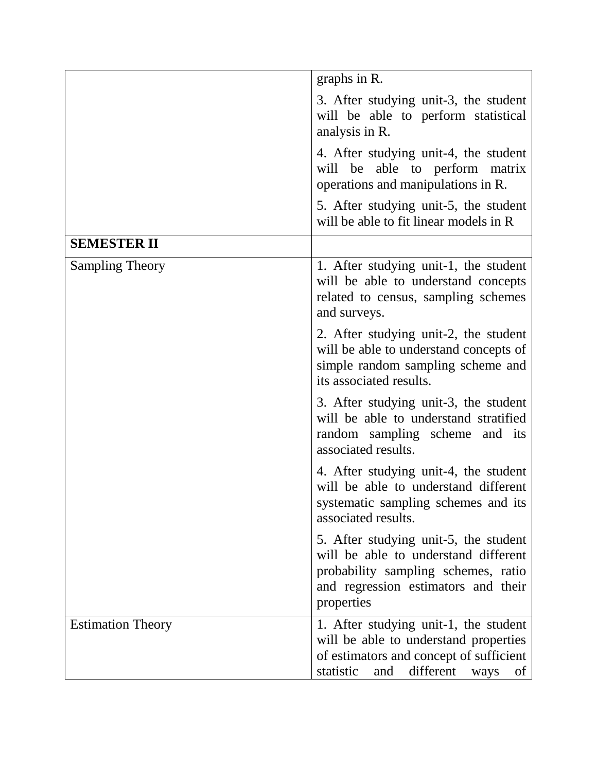| | |
|---|---|
| | graphs in R.<br><br>3. After studying unit-3, the student will be able to perform statistical analysis in R.<br><br>4. After studying unit-4, the student will be able to perform matrix operations and manipulations in R.<br><br>5. After studying unit-5, the student will be able to fit linear models in R |
| **SEMESTER II** | |
| Sampling Theory | 1. After studying unit-1, the student will be able to understand concepts related to census, sampling schemes and surveys.<br><br>2. After studying unit-2, the student will be able to understand concepts of simple random sampling scheme and its associated results.<br><br>3. After studying unit-3, the student will be able to understand stratified random sampling scheme and its associated results.<br><br>4. After studying unit-4, the student will be able to understand different systematic sampling schemes and its associated results.<br><br>5. After studying unit-5, the student will be able to understand different probability sampling schemes, ratio and regression estimators and their properties |
| Estimation Theory | 1. After studying unit-1, the student will be able to understand properties of estimators and concept of sufficient statistic and different ways of |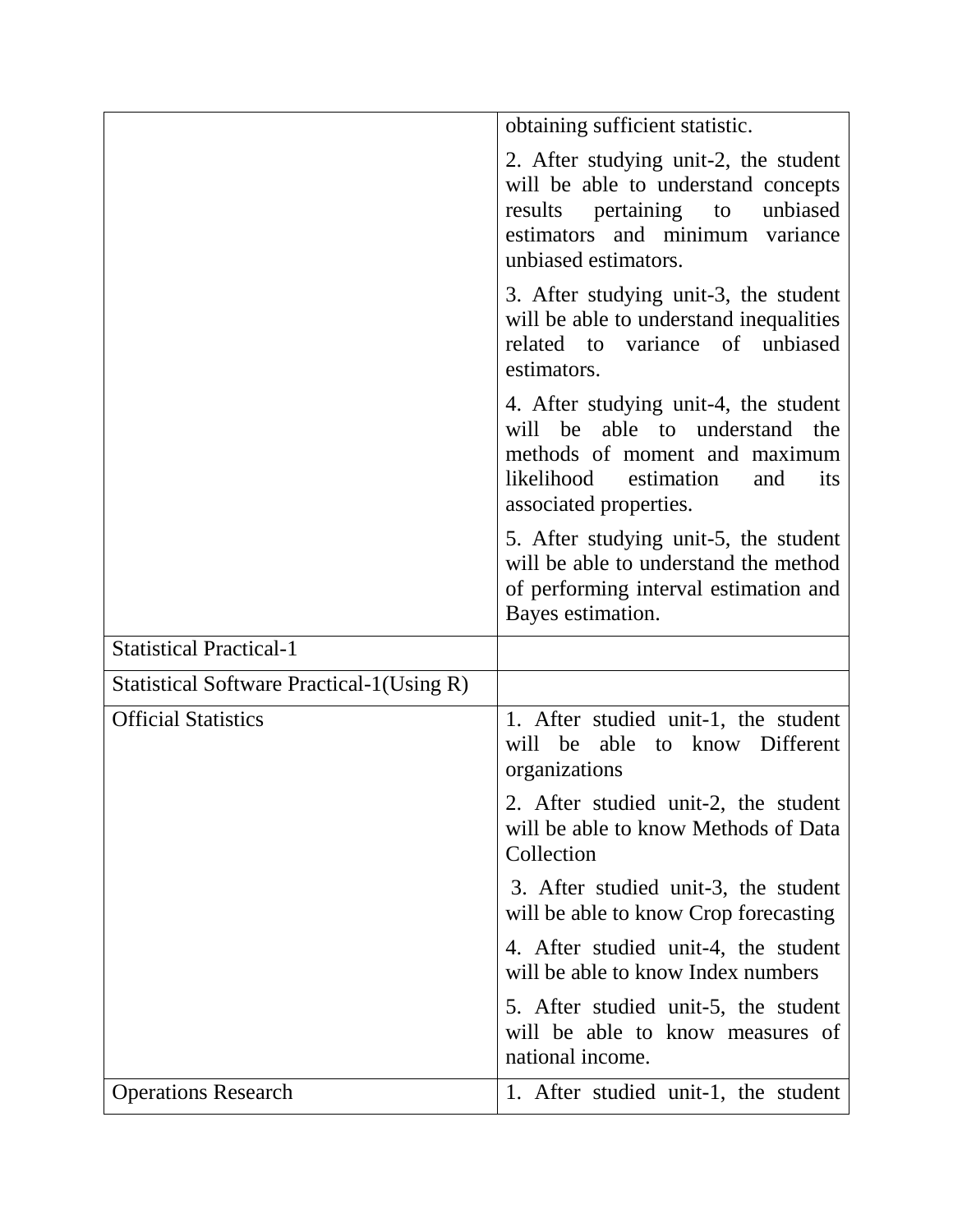| | |
|---|---|
| | obtaining sufficient statistic.<br><br>2. After studying unit-2, the student will be able to understand concepts results pertaining to unbiased estimators and minimum variance unbiased estimators.<br><br>3. After studying unit-3, the student will be able to understand inequalities related to variance of unbiased estimators.<br><br>4. After studying unit-4, the student will be able to understand the methods of moment and maximum likelihood estimation and its associated properties.<br><br>5. After studying unit-5, the student will be able to understand the method of performing interval estimation and Bayes estimation. |
| Statistical Practical-1 | |
| Statistical Software Practical-1(Using R) | |
| Official Statistics | 1. After studied unit-1, the student will be able to know Different organizations<br><br>2. After studied unit-2, the student will be able to know Methods of Data Collection<br><br>3. After studied unit-3, the student will be able to know Crop forecasting<br><br>4. After studied unit-4, the student will be able to know Index numbers<br><br>5. After studied unit-5, the student will be able to know measures of national income. |
| Operations Research | 1. After studied unit-1, the student |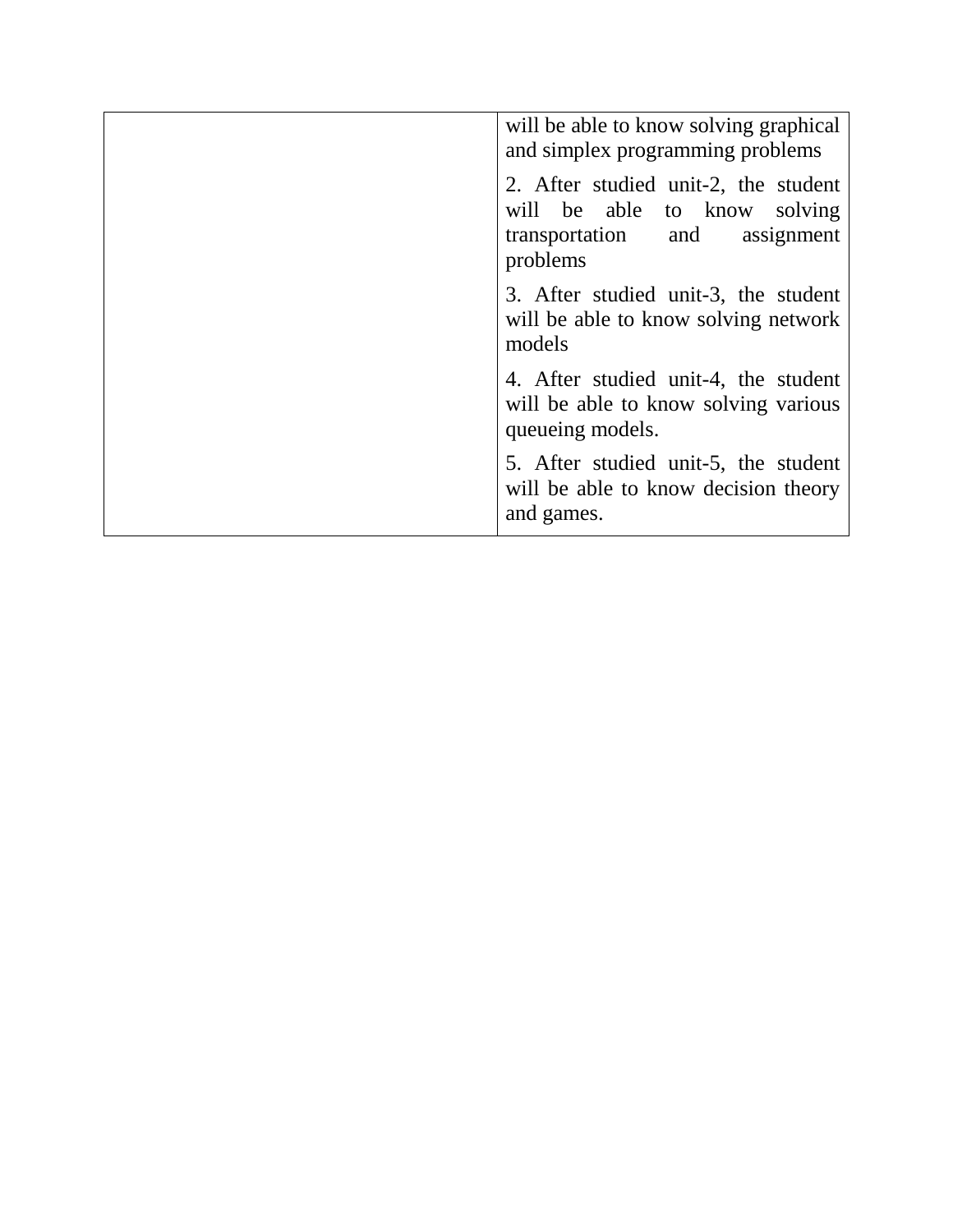| | |
|---|---|
| | will be able to know solving graphical and simplex programming problems<br><br>2. After studied unit-2, the student will be able to know solving transportation and assignment problems<br><br>3. After studied unit-3, the student will be able to know solving network models<br><br>4. After studied unit-4, the student will be able to know solving various queueing models.<br><br>5. After studied unit-5, the student will be able to know decision theory and games. |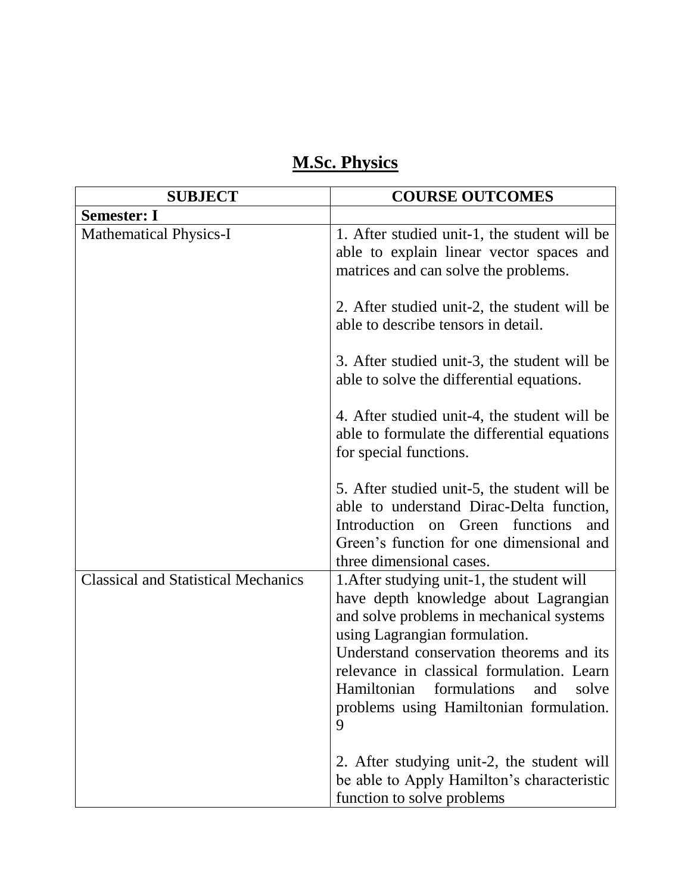# M.Sc. Physics

| SUBJECT | COURSE OUTCOMES |
|---|---|
| **Semester: I** | |
| Mathematical Physics-I | 1. After studied unit-1, the student will be able to explain linear vector spaces and matrices and can solve the problems.<br><br>2. After studied unit-2, the student will be able to describe tensors in detail.<br><br>3. After studied unit-3, the student will be able to solve the differential equations.<br><br>4. After studied unit-4, the student will be able to formulate the differential equations for special functions.<br><br>5. After studied unit-5, the student will be able to understand Dirac-Delta function, Introduction on Green functions and Green's function for one dimensional and three dimensional cases. |
| Classical and Statistical Mechanics | 1.After studying unit-1, the student will have depth knowledge about Lagrangian and solve problems in mechanical systems using Lagrangian formulation. Understand conservation theorems and its relevance in classical formulation. Learn Hamiltonian formulations and solve problems using Hamiltonian formulation. 9<br><br>2. After studying unit-2, the student will be able to Apply Hamilton's characteristic function to solve problems |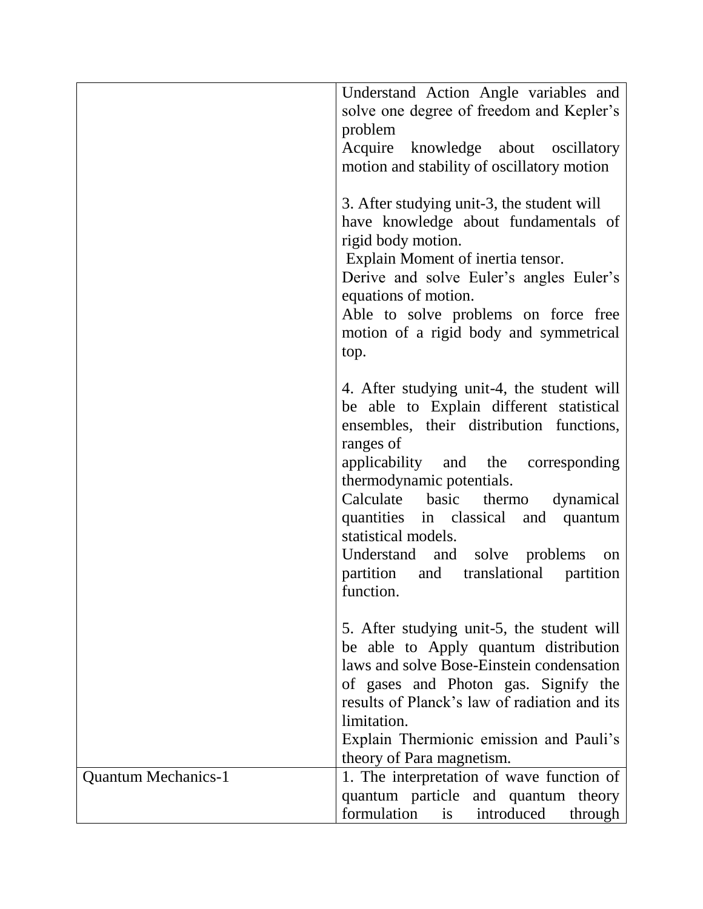| | |
|---|---|
| | Understand Action Angle variables and solve one degree of freedom and Kepler's problem<br>Acquire knowledge about oscillatory motion and stability of oscillatory motion<br><br>3. After studying unit-3, the student will have knowledge about fundamentals of rigid body motion.<br>Explain Moment of inertia tensor.<br>Derive and solve Euler's angles Euler's equations of motion.<br>Able to solve problems on force free motion of a rigid body and symmetrical top.<br><br>4. After studying unit-4, the student will be able to Explain different statistical ensembles, their distribution functions, ranges of applicability and the corresponding thermodynamic potentials.<br>Calculate basic thermo dynamical quantities in classical and quantum statistical models.<br>Understand and solve problems on partition and translational partition function.<br><br>5. After studying unit-5, the student will be able to Apply quantum distribution laws and solve Bose-Einstein condensation of gases and Photon gas. Signify the results of Planck's law of radiation and its limitation.<br>Explain Thermionic emission and Pauli's theory of Para magnetism. |
| Quantum Mechanics-1 | 1. The interpretation of wave function of quantum particle and quantum theory formulation is introduced through |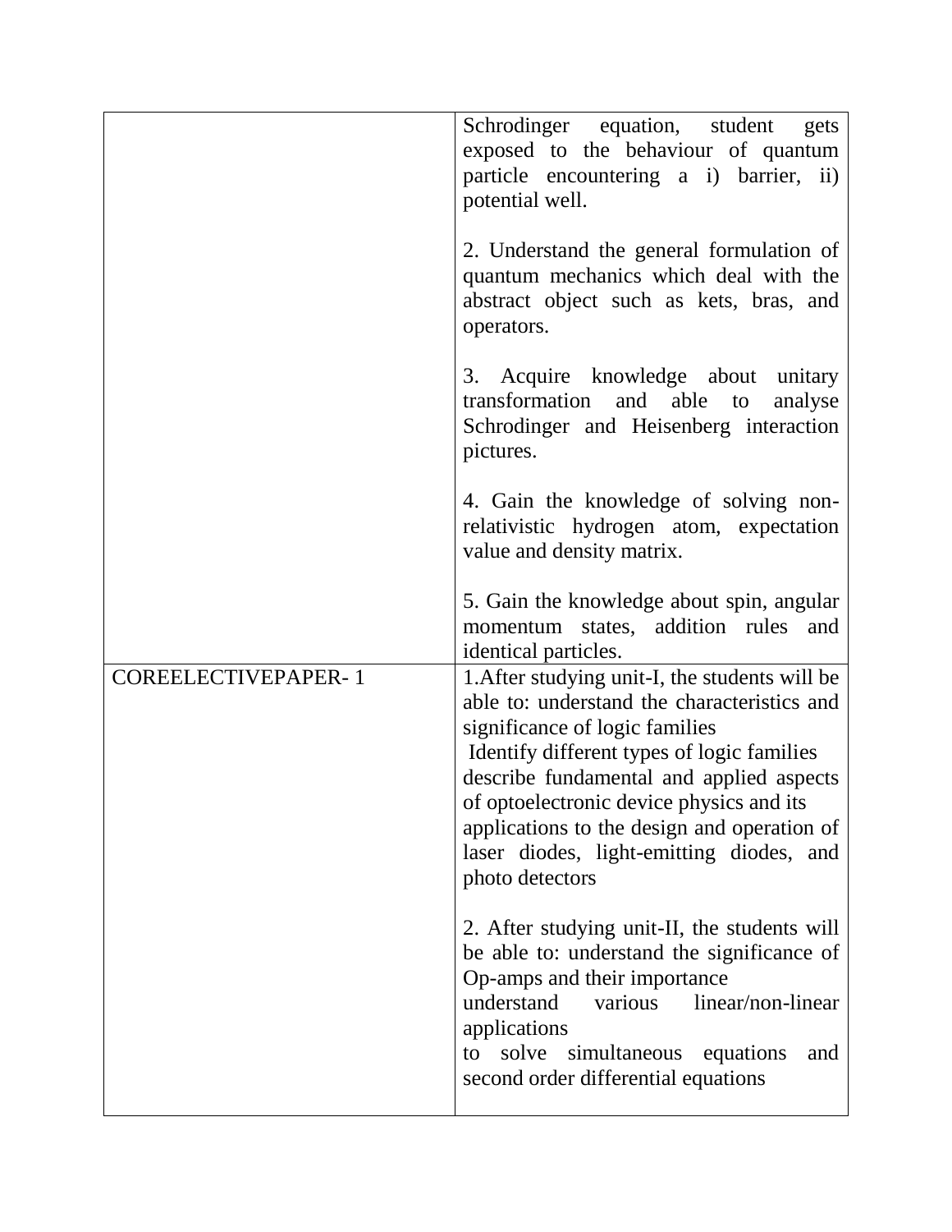| | |
|---|---|
| | Schrodinger equation, student gets exposed to the behaviour of quantum particle encountering a i) barrier, ii) potential well.<br><br>2. Understand the general formulation of quantum mechanics which deal with the abstract object such as kets, bras, and operators.<br><br>3. Acquire knowledge about unitary transformation and able to analyse Schrodinger and Heisenberg interaction pictures.<br><br>4. Gain the knowledge of solving non-relativistic hydrogen atom, expectation value and density matrix.<br><br>5. Gain the knowledge about spin, angular momentum states, addition rules and identical particles. |
| COREELECTIVEPAPER- 1 | 1.After studying unit-I, the students will be able to: understand the characteristics and significance of logic families<br>Identify different types of logic families<br>describe fundamental and applied aspects of optoelectronic device physics and its applications to the design and operation of laser diodes, light-emitting diodes, and photo detectors<br><br>2. After studying unit-II, the students will be able to: understand the significance of Op-amps and their importance<br>understand various linear/non-linear applications<br>to solve simultaneous equations and second order differential equations |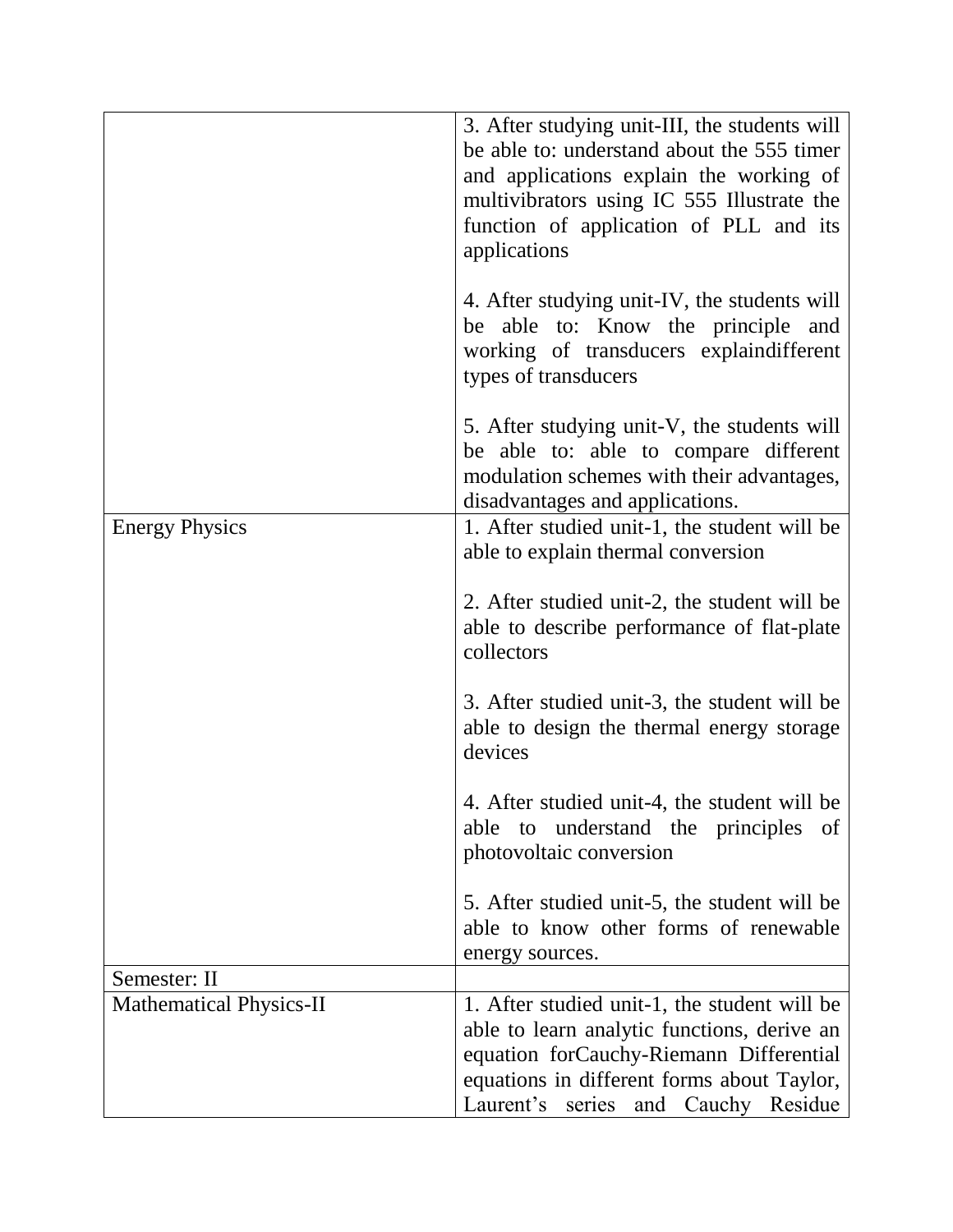| | |
|---|---|
| | 3. After studying unit-III, the students will be able to: understand about the 555 timer and applications explain the working of multivibrators using IC 555 Illustrate the function of application of PLL and its applications<br><br>4. After studying unit-IV, the students will be able to: Know the principle and working of transducers explaindifferent types of transducers<br><br>5. After studying unit-V, the students will be able to: able to compare different modulation schemes with their advantages, disadvantages and applications. |
| Energy Physics | 1. After studied unit-1, the student will be able to explain thermal conversion<br><br>2. After studied unit-2, the student will be able to describe performance of flat-plate collectors<br><br>3. After studied unit-3, the student will be able to design the thermal energy storage devices<br><br>4. After studied unit-4, the student will be able to understand the principles of photovoltaic conversion<br><br>5. After studied unit-5, the student will be able to know other forms of renewable energy sources. |
| Semester: II | |
| Mathematical Physics-II | 1. After studied unit-1, the student will be able to learn analytic functions, derive an equation forCauchy-Riemann Differential equations in different forms about Taylor, Laurent's series and Cauchy Residue |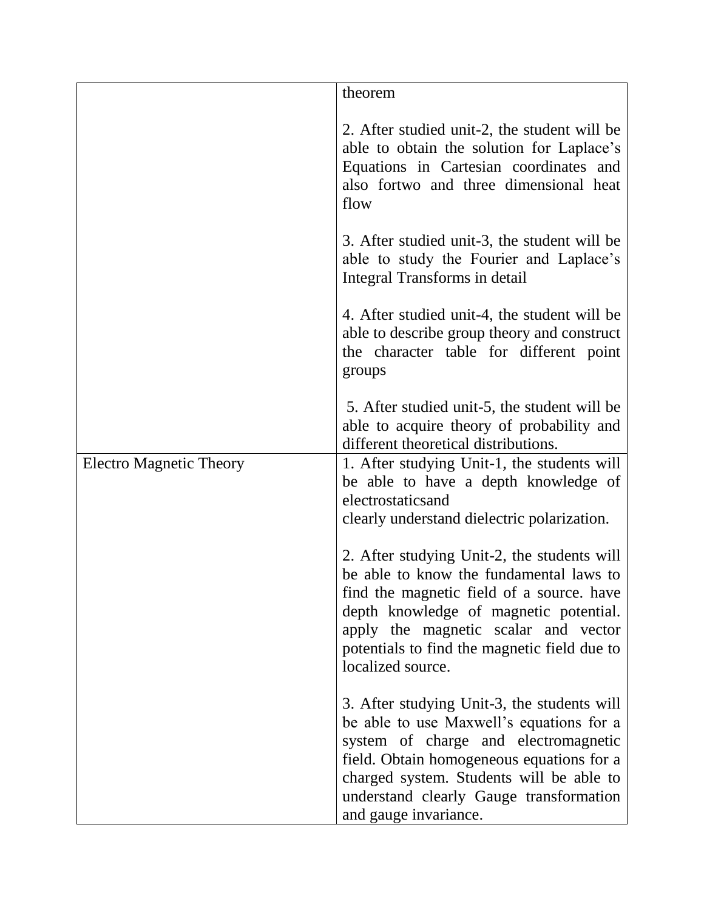| | |
|---|---|
| | theorem<br><br>2. After studied unit-2, the student will be able to obtain the solution for Laplace's Equations in Cartesian coordinates and also fortwo and three dimensional heat flow<br><br>3. After studied unit-3, the student will be able to study the Fourier and Laplace's Integral Transforms in detail<br><br>4. After studied unit-4, the student will be able to describe group theory and construct the character table for different point groups<br><br>5. After studied unit-5, the student will be able to acquire theory of probability and different theoretical distributions. |
| Electro Magnetic Theory | 1. After studying Unit-1, the students will be able to have a depth knowledge of electrostaticsand clearly understand dielectric polarization.<br><br>2. After studying Unit-2, the students will be able to know the fundamental laws to find the magnetic field of a source. have depth knowledge of magnetic potential. apply the magnetic scalar and vector potentials to find the magnetic field due to localized source.<br><br>3. After studying Unit-3, the students will be able to use Maxwell's equations for a system of charge and electromagnetic field. Obtain homogeneous equations for a charged system. Students will be able to understand clearly Gauge transformation and gauge invariance. |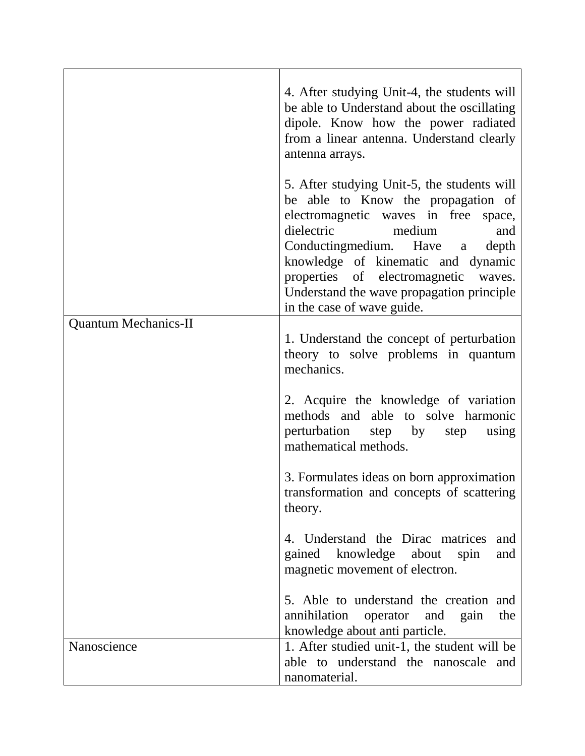| | |
|---|---|
| | 4. After studying Unit-4, the students will be able to Understand about the oscillating dipole. Know how the power radiated from a linear antenna. Understand clearly antenna arrays.<br><br>5. After studying Unit-5, the students will be able to Know the propagation of electromagnetic waves in free space, dielectric medium and Conductingmedium. Have a depth knowledge of kinematic and dynamic properties of electromagnetic waves. Understand the wave propagation principle in the case of wave guide. |
| Quantum Mechanics-II | 1. Understand the concept of perturbation theory to solve problems in quantum mechanics.<br><br>2. Acquire the knowledge of variation methods and able to solve harmonic perturbation step by step using mathematical methods.<br><br>3. Formulates ideas on born approximation transformation and concepts of scattering theory.<br><br>4. Understand the Dirac matrices and gained knowledge about spin and magnetic movement of electron.<br><br>5. Able to understand the creation and annihilation operator and gain the knowledge about anti particle. |
| Nanoscience | 1. After studied unit-1, the student will be able to understand the nanoscale and nanomaterial. |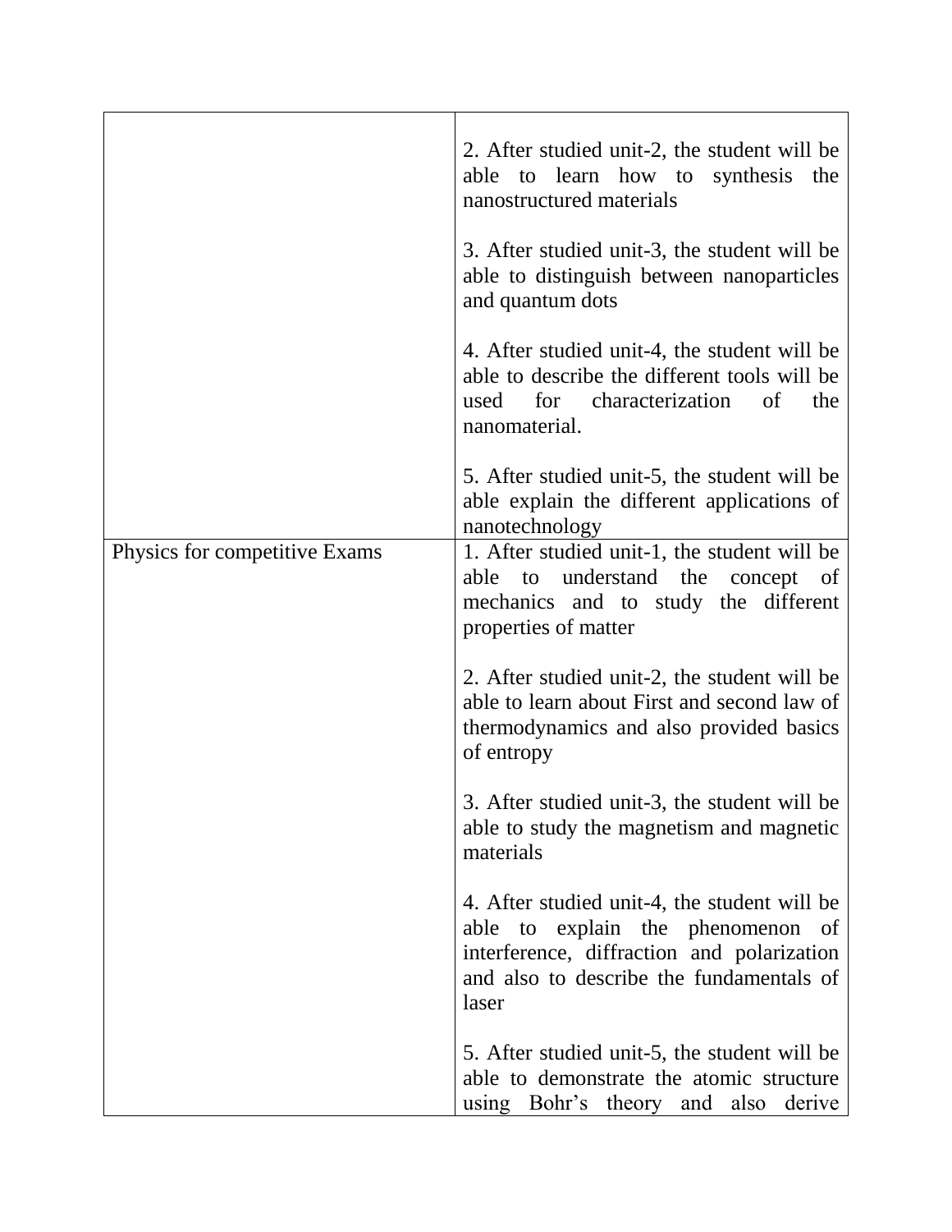| | |
|---|---|
| | 2. After studied unit-2, the student will be able to learn how to synthesis the nanostructured materials<br><br>3. After studied unit-3, the student will be able to distinguish between nanoparticles and quantum dots<br><br>4. After studied unit-4, the student will be able to describe the different tools will be used for characterization of the nanomaterial.<br><br>5. After studied unit-5, the student will be able explain the different applications of nanotechnology |
| Physics for competitive Exams | 1. After studied unit-1, the student will be able to understand the concept of mechanics and to study the different properties of matter<br><br>2. After studied unit-2, the student will be able to learn about First and second law of thermodynamics and also provided basics of entropy<br><br>3. After studied unit-3, the student will be able to study the magnetism and magnetic materials<br><br>4. After studied unit-4, the student will be able to explain the phenomenon of interference, diffraction and polarization and also to describe the fundamentals of laser<br><br>5. After studied unit-5, the student will be able to demonstrate the atomic structure using Bohr's theory and also derive |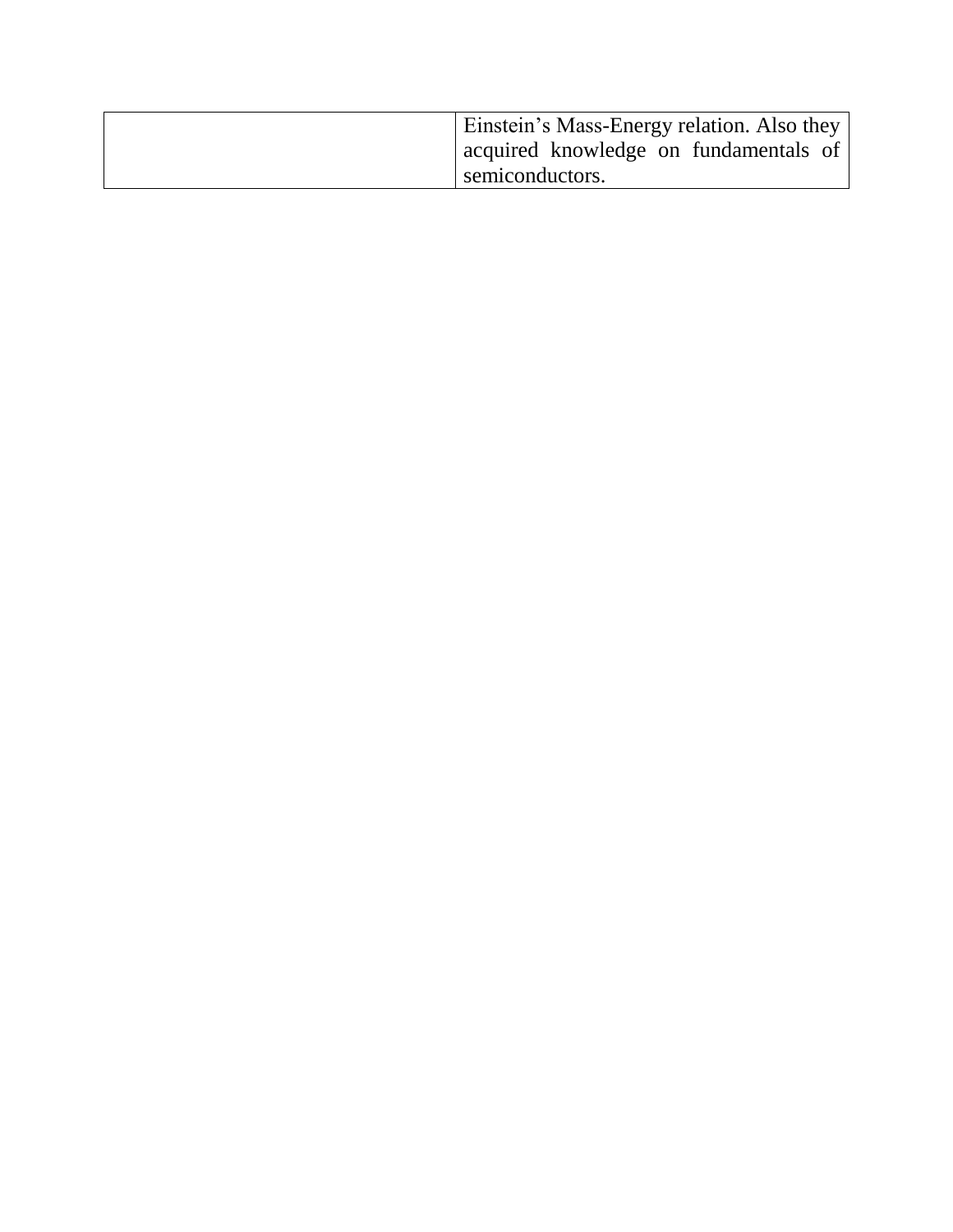| | |
|---|---|
| | Einstein’s Mass-Energy relation. Also they acquired knowledge on fundamentals of semiconductors. |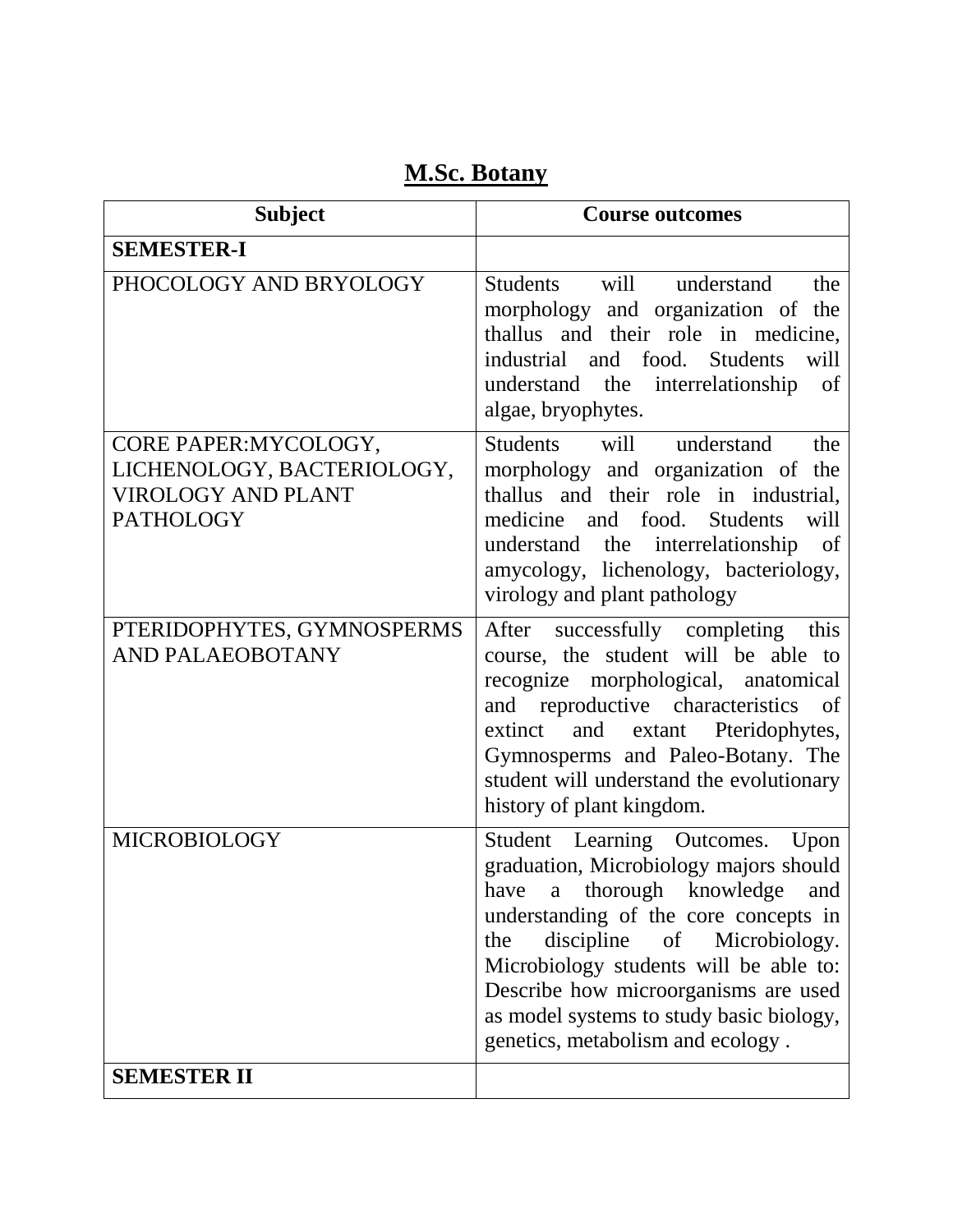# M.Sc. Botany

| Subject | Course outcomes |
|---|---|
| **SEMESTER-I** | |
| PHOCOLOGY AND BRYOLOGY | Students will understand the morphology and organization of the thallus and their role in medicine, industrial and food. Students will understand the interrelationship of algae, bryophytes. |
| CORE PAPER:MYCOLOGY, LICHENOLOGY, BACTERIOLOGY, VIROLOGY AND PLANT PATHOLOGY | Students will understand the morphology and organization of the thallus and their role in industrial, medicine and food. Students will understand the interrelationship of amycology, lichenology, bacteriology, virology and plant pathology |
| PTERIDOPHYTES, GYMNOSPERMS AND PALAEOBOTANY | After successfully completing this course, the student will be able to recognize morphological, anatomical and reproductive characteristics of extinct and extant Pteridophytes, Gymnosperms and Paleo-Botany. The student will understand the evolutionary history of plant kingdom. |
| MICROBIOLOGY | Student Learning Outcomes. Upon graduation, Microbiology majors should have a thorough knowledge and understanding of the core concepts in the discipline of Microbiology. Microbiology students will be able to: Describe how microorganisms are used as model systems to study basic biology, genetics, metabolism and ecology . |
| **SEMESTER II** | |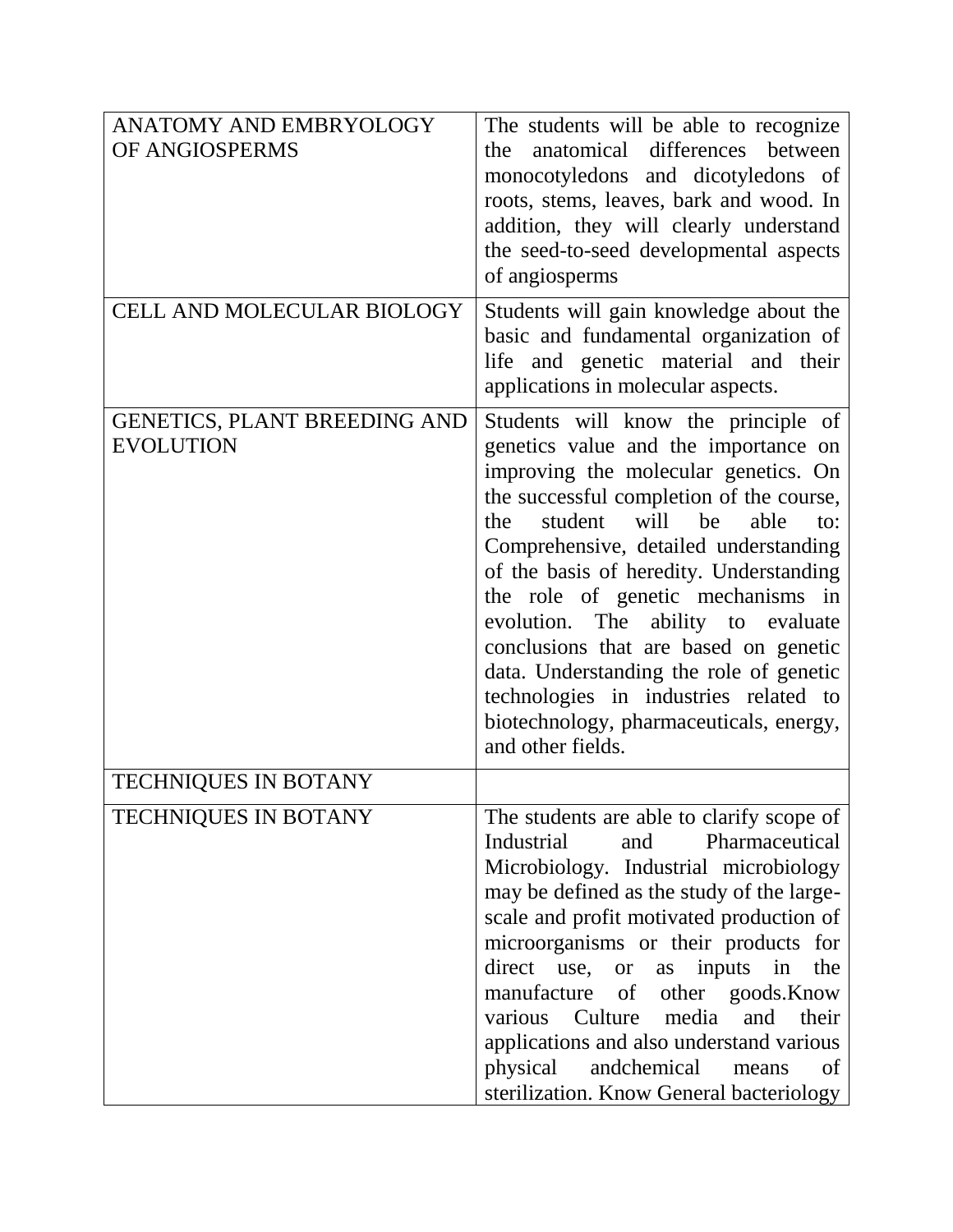| | |
|---|---|
| ANATOMY AND EMBRYOLOGY OF ANGIOSPERMS | The students will be able to recognize the anatomical differences between monocotyledons and dicotyledons of roots, stems, leaves, bark and wood. In addition, they will clearly understand the seed-to-seed developmental aspects of angiosperms |
| CELL AND MOLECULAR BIOLOGY | Students will gain knowledge about the basic and fundamental organization of life and genetic material and their applications in molecular aspects. |
| GENETICS, PLANT BREEDING AND EVOLUTION | Students will know the principle of genetics value and the importance on improving the molecular genetics. On the successful completion of the course, the student will be able to: Comprehensive, detailed understanding of the basis of heredity. Understanding the role of genetic mechanisms in evolution. The ability to evaluate conclusions that are based on genetic data. Understanding the role of genetic technologies in industries related to biotechnology, pharmaceuticals, energy, and other fields. |
| TECHNIQUES IN BOTANY | |
| TECHNIQUES IN BOTANY | The students are able to clarify scope of Industrial and Pharmaceutical Microbiology. Industrial microbiology may be defined as the study of the large-scale and profit motivated production of microorganisms or their products for direct use, or as inputs in the manufacture of other goods.Know various Culture media and their applications and also understand various physical andchemical means of sterilization. Know General bacteriology |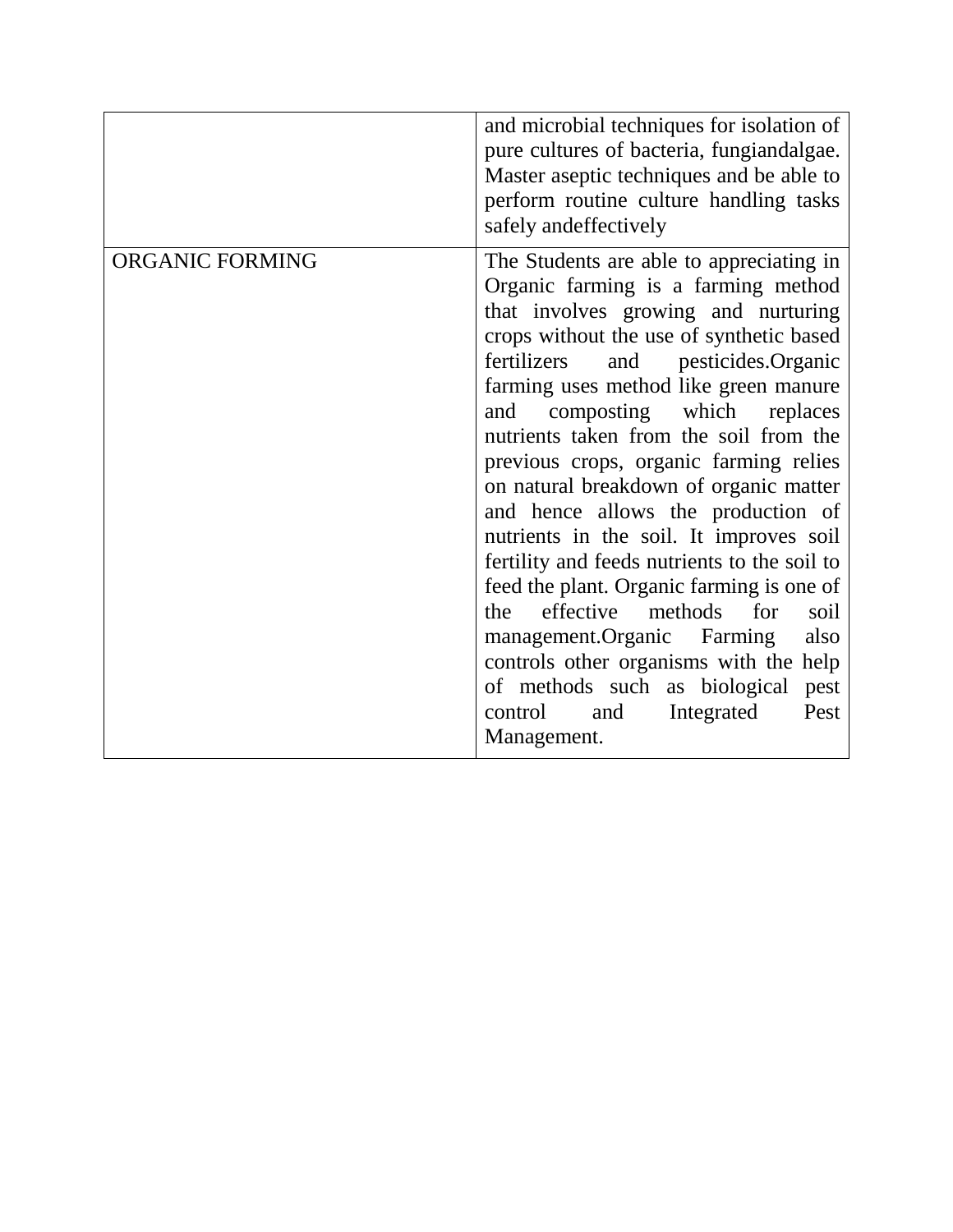|  |  |
|---|---|
|  | and microbial techniques for isolation of pure cultures of bacteria, fungiandalgae. Master aseptic techniques and be able to perform routine culture handling tasks safely andeffectively |
| ORGANIC FORMING | The Students are able to appreciating in Organic farming is a farming method that involves growing and nurturing crops without the use of synthetic based fertilizers and pesticides.Organic farming uses method like green manure and composting which replaces nutrients taken from the soil from the previous crops, organic farming relies on natural breakdown of organic matter and hence allows the production of nutrients in the soil. It improves soil fertility and feeds nutrients to the soil to feed the plant. Organic farming is one of the effective methods for soil management.Organic Farming also controls other organisms with the help of methods such as biological pest control and Integrated Pest Management. |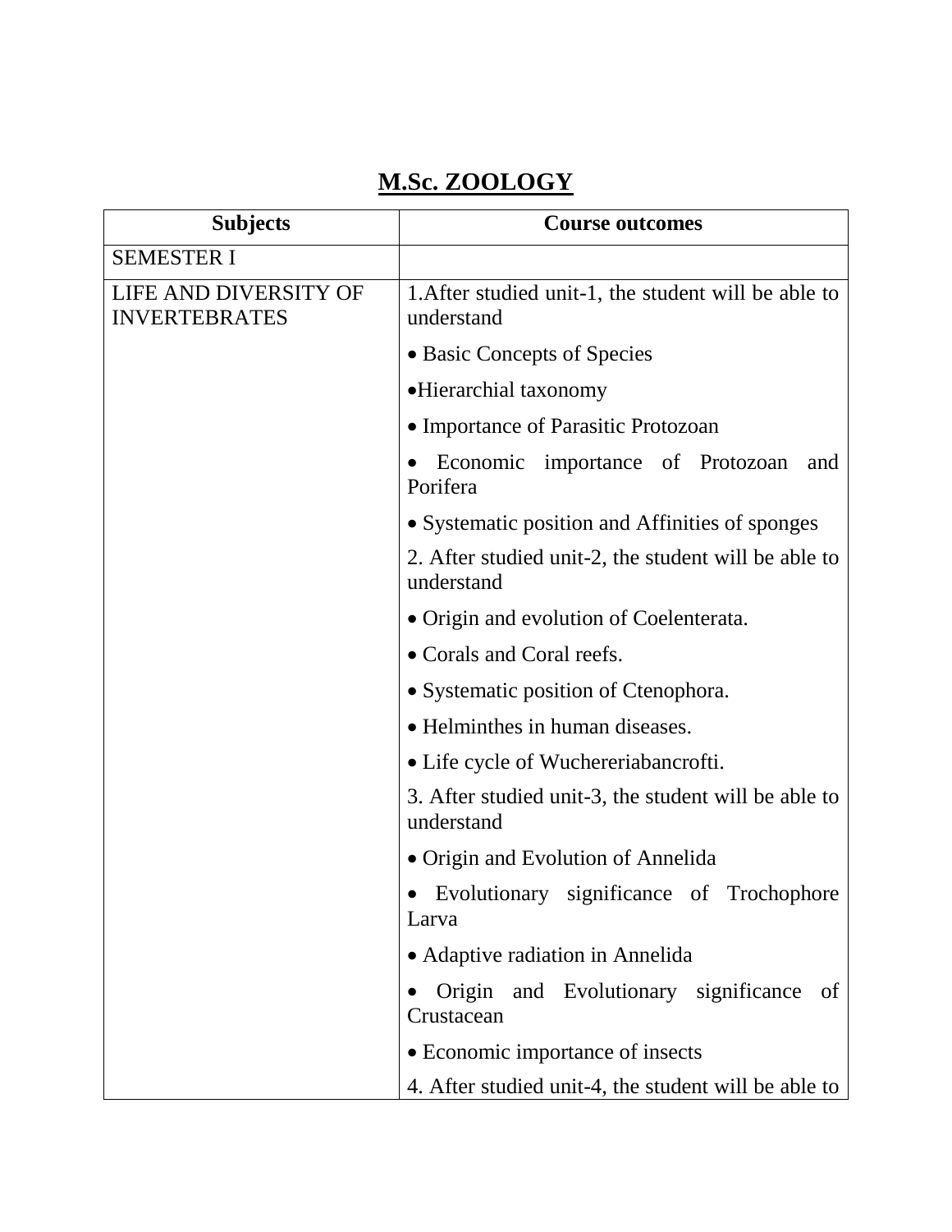# M.Sc. ZOOLOGY

| Subjects | Course outcomes |
|---|---|
| SEMESTER I | |
| LIFE AND DIVERSITY OF INVERTEBRATES | 1.After studied unit-1, the student will be able to understand<br>• Basic Concepts of Species<br>•Hierarchial taxonomy<br>• Importance of Parasitic Protozoan<br>• Economic importance of Protozoan and Porifera<br>• Systematic position and Affinities of sponges<br>2. After studied unit-2, the student will be able to understand<br>• Origin and evolution of Coelenterata.<br>• Corals and Coral reefs.<br>• Systematic position of Ctenophora.<br>• Helminthes in human diseases.<br>• Life cycle of Wuchereriabancrofti.<br>3. After studied unit-3, the student will be able to understand<br>• Origin and Evolution of Annelida<br>• Evolutionary significance of Trochophore Larva<br>• Adaptive radiation in Annelida<br>• Origin and Evolutionary significance of Crustacean<br>• Economic importance of insects<br>4. After studied unit-4, the student will be able to |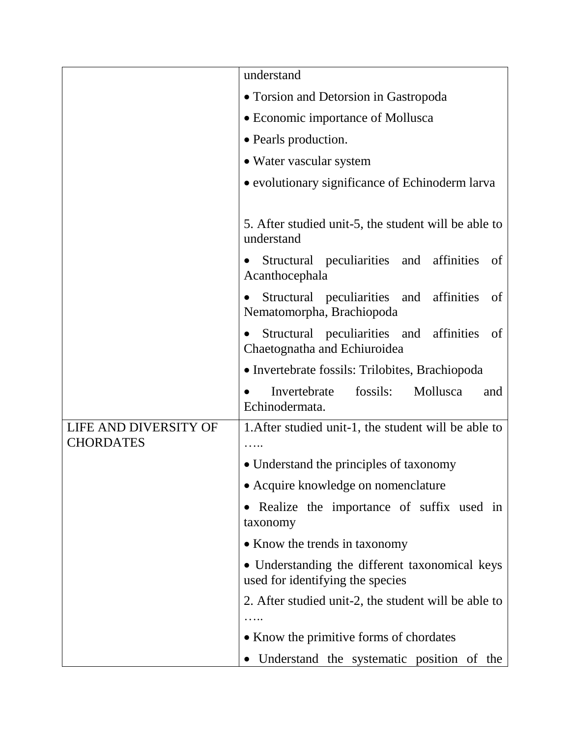| | |
|---|---|
| | understand<br>• Torsion and Detorsion in Gastropoda<br>• Economic importance of Mollusca<br>• Pearls production.<br>• Water vascular system<br>• evolutionary significance of Echinoderm larva<br><br>5. After studied unit-5, the student will be able to understand<br>• Structural peculiarities and affinities of Acanthocephala<br>• Structural peculiarities and affinities of Nematomorpha, Brachiopoda<br>• Structural peculiarities and affinities of Chaetognatha and Echiuroidea<br>• Invertebrate fossils: Trilobites, Brachiopoda<br>• Invertebrate fossils: Mollusca and Echinodermata. |
| LIFE AND DIVERSITY OF CHORDATES | 1.After studied unit-1, the student will be able to …..<br>• Understand the principles of taxonomy<br>• Acquire knowledge on nomenclature<br>• Realize the importance of suffix used in taxonomy<br>• Know the trends in taxonomy<br>• Understanding the different taxonomical keys used for identifying the species<br>2. After studied unit-2, the student will be able to …..<br>• Know the primitive forms of chordates<br>• Understand the systematic position of the |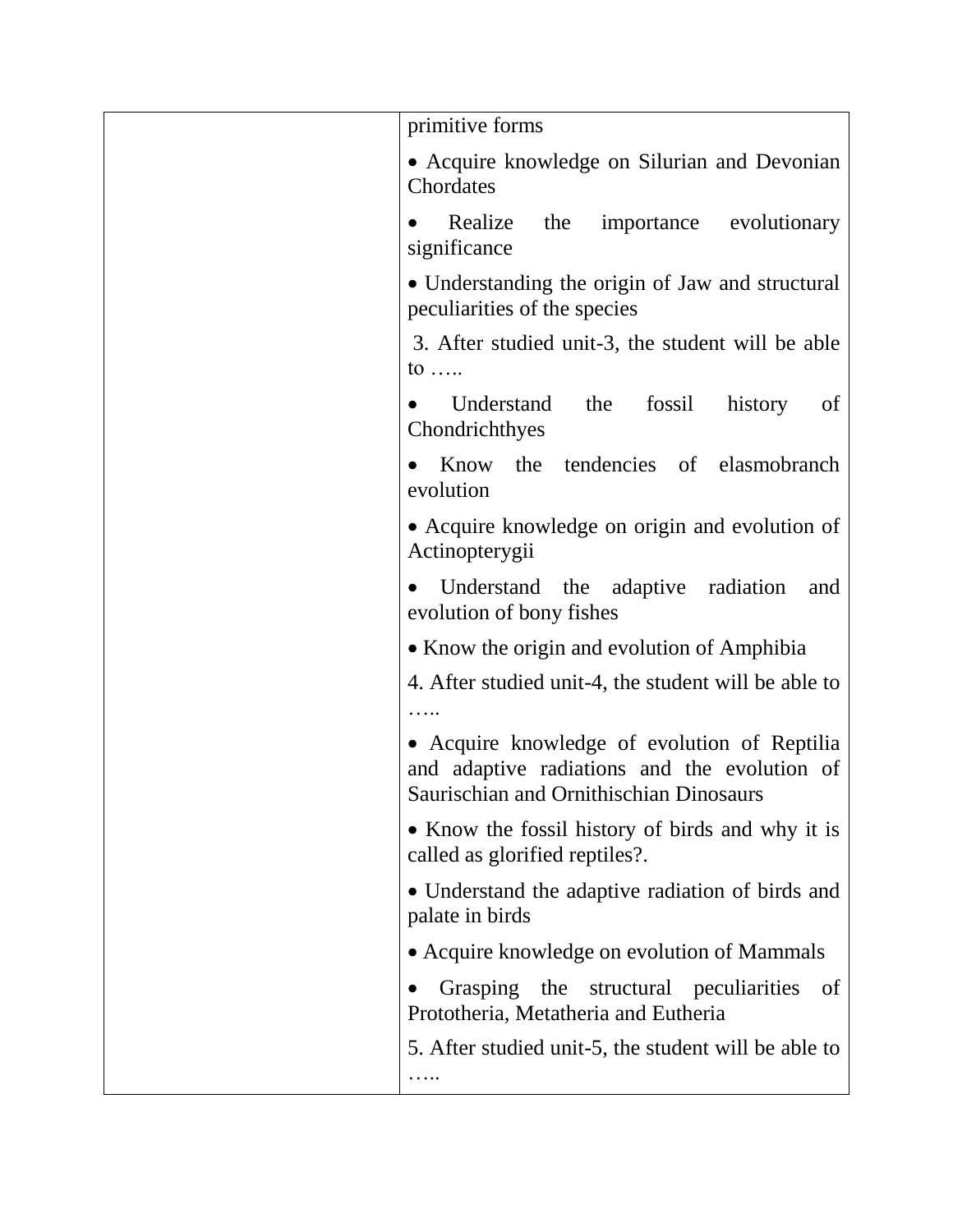| | |
|---|---|
| | primitive forms<br><br>• Acquire knowledge on Silurian and Devonian Chordates<br><br>• Realize the importance evolutionary significance<br><br>• Understanding the origin of Jaw and structural peculiarities of the species<br><br>3. After studied unit-3, the student will be able to …..<br><br>• Understand the fossil history of Chondrichthyes<br><br>• Know the tendencies of elasmobranch evolution<br><br>• Acquire knowledge on origin and evolution of Actinopterygii<br><br>• Understand the adaptive radiation and evolution of bony fishes<br><br>• Know the origin and evolution of Amphibia<br><br>4. After studied unit-4, the student will be able to …..<br><br>• Acquire knowledge of evolution of Reptilia and adaptive radiations and the evolution of Saurischian and Ornithischian Dinosaurs<br><br>• Know the fossil history of birds and why it is called as glorified reptiles?.<br><br>• Understand the adaptive radiation of birds and palate in birds<br><br>• Acquire knowledge on evolution of Mammals<br><br>• Grasping the structural peculiarities of Prototheria, Metatheria and Eutheria<br><br>5. After studied unit-5, the student will be able to ….. |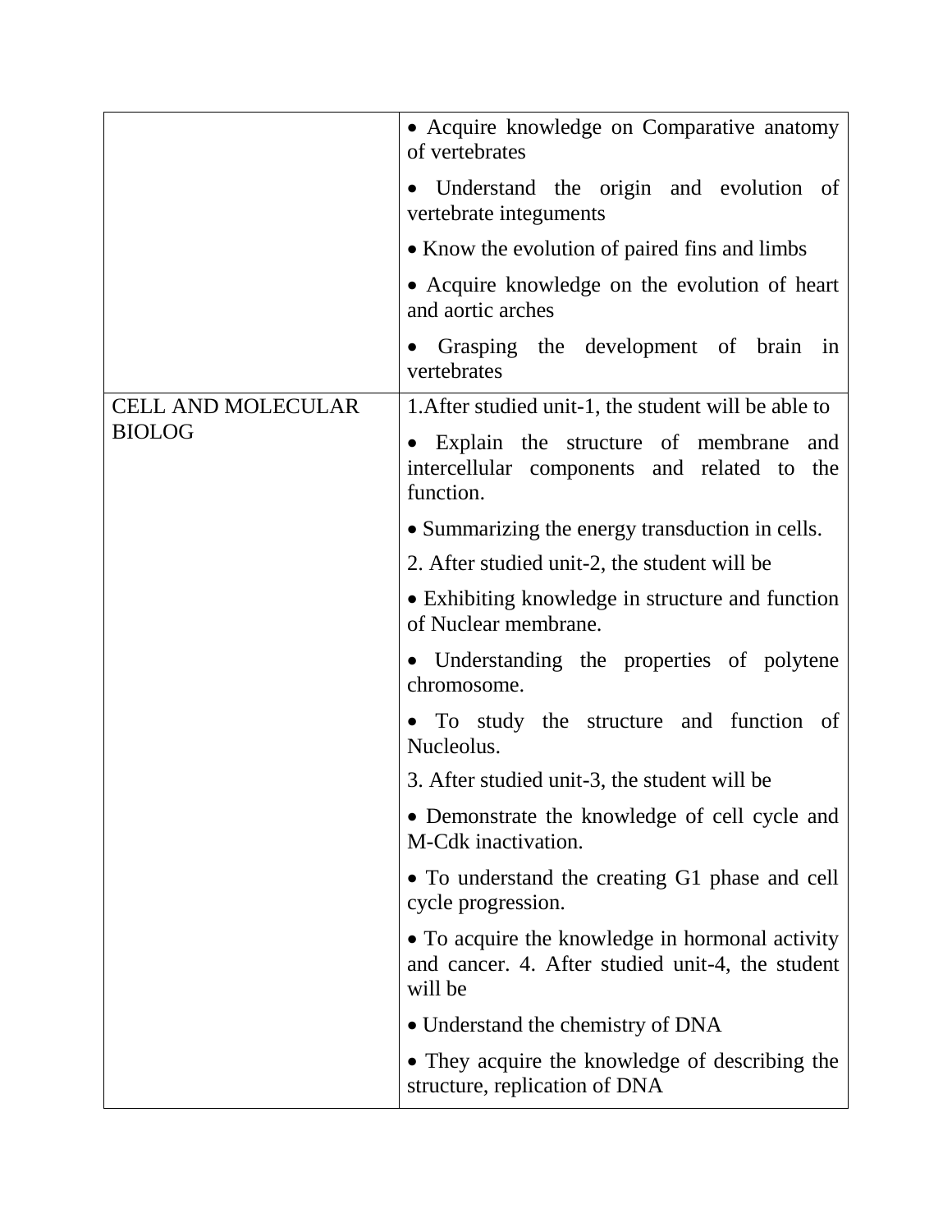| | |
|---|---|
| | • Acquire knowledge on Comparative anatomy of vertebrates<br>• Understand the origin and evolution of vertebrate integuments<br>• Know the evolution of paired fins and limbs<br>• Acquire knowledge on the evolution of heart and aortic arches<br>• Grasping the development of brain in vertebrates |
| CELL AND MOLECULAR BIOLOG | 1.After studied unit-1, the student will be able to<br>• Explain the structure of membrane and intercellular components and related to the function.<br>• Summarizing the energy transduction in cells.<br>2. After studied unit-2, the student will be<br>• Exhibiting knowledge in structure and function of Nuclear membrane.<br>• Understanding the properties of polytene chromosome.<br>• To study the structure and function of Nucleolus.<br>3. After studied unit-3, the student will be<br>• Demonstrate the knowledge of cell cycle and M-Cdk inactivation.<br>• To understand the creating G1 phase and cell cycle progression.<br>• To acquire the knowledge in hormonal activity and cancer. 4. After studied unit-4, the student will be<br>• Understand the chemistry of DNA<br>• They acquire the knowledge of describing the structure, replication of DNA |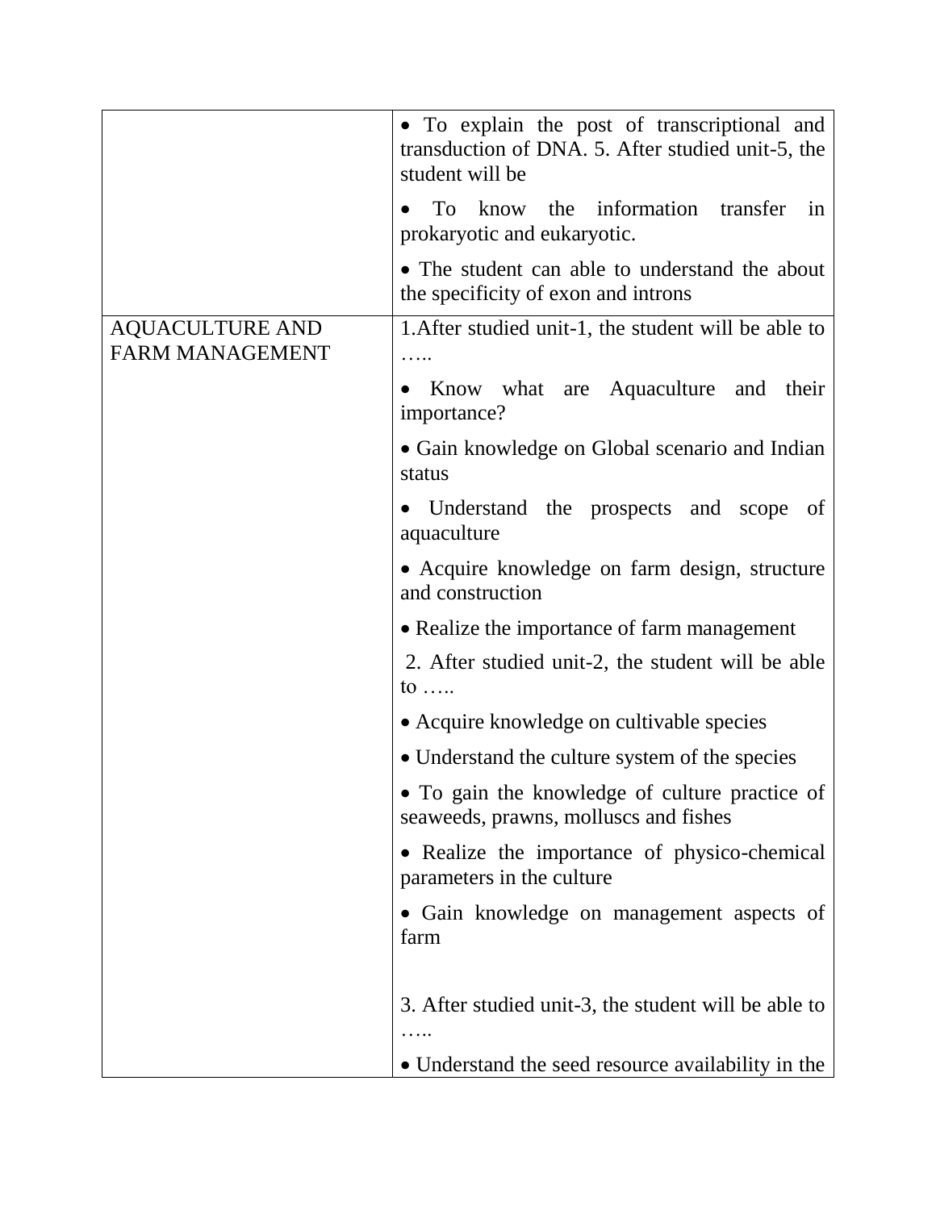| | |
|---|---|
| | • To explain the post of transcriptional and transduction of DNA. 5. After studied unit-5, the student will be<br><br>• To know the information transfer in prokaryotic and eukaryotic.<br><br>• The student can able to understand the about the specificity of exon and introns |
| AQUACULTURE AND FARM MANAGEMENT | 1.After studied unit-1, the student will be able to …..<br><br>• Know what are Aquaculture and their importance?<br><br>• Gain knowledge on Global scenario and Indian status<br><br>• Understand the prospects and scope of aquaculture<br><br>• Acquire knowledge on farm design, structure and construction<br><br>• Realize the importance of farm management<br><br>2. After studied unit-2, the student will be able to …..<br><br>• Acquire knowledge on cultivable species<br><br>• Understand the culture system of the species<br><br>• To gain the knowledge of culture practice of seaweeds, prawns, molluscs and fishes<br><br>• Realize the importance of physico-chemical parameters in the culture<br><br>• Gain knowledge on management aspects of farm<br><br>3. After studied unit-3, the student will be able to …..<br><br>• Understand the seed resource availability in the |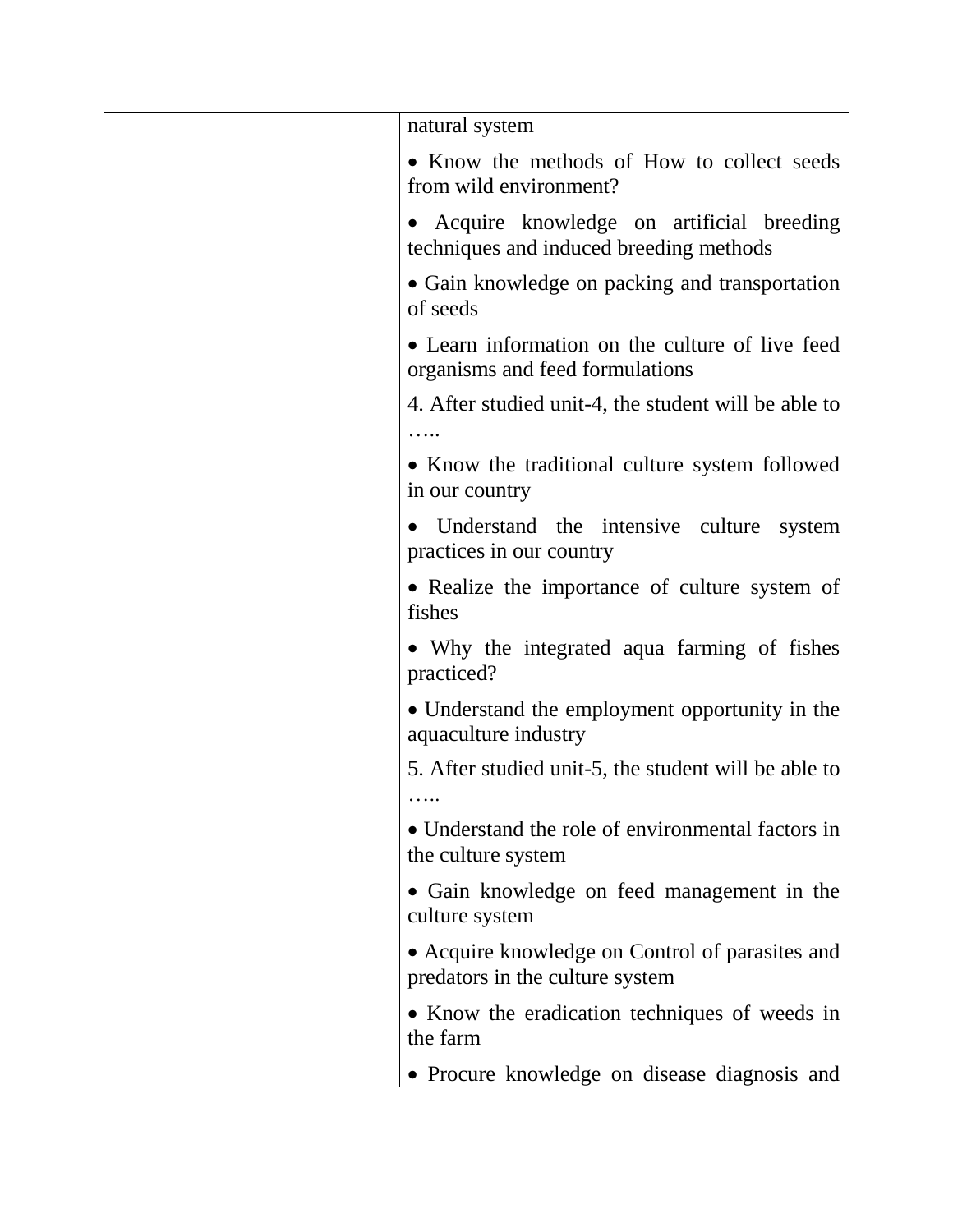|  |  |
|---|---|
|  | natural system<br><br>• Know the methods of How to collect seeds from wild environment?<br><br>• Acquire knowledge on artificial breeding techniques and induced breeding methods<br><br>• Gain knowledge on packing and transportation of seeds<br><br>• Learn information on the culture of live feed organisms and feed formulations<br><br>4. After studied unit-4, the student will be able to …..<br><br>• Know the traditional culture system followed in our country<br><br>• Understand the intensive culture system practices in our country<br><br>• Realize the importance of culture system of fishes<br><br>• Why the integrated aqua farming of fishes practiced?<br><br>• Understand the employment opportunity in the aquaculture industry<br><br>5. After studied unit-5, the student will be able to …..<br><br>• Understand the role of environmental factors in the culture system<br><br>• Gain knowledge on feed management in the culture system<br><br>• Acquire knowledge on Control of parasites and predators in the culture system<br><br>• Know the eradication techniques of weeds in the farm<br><br>• Procure knowledge on disease diagnosis and |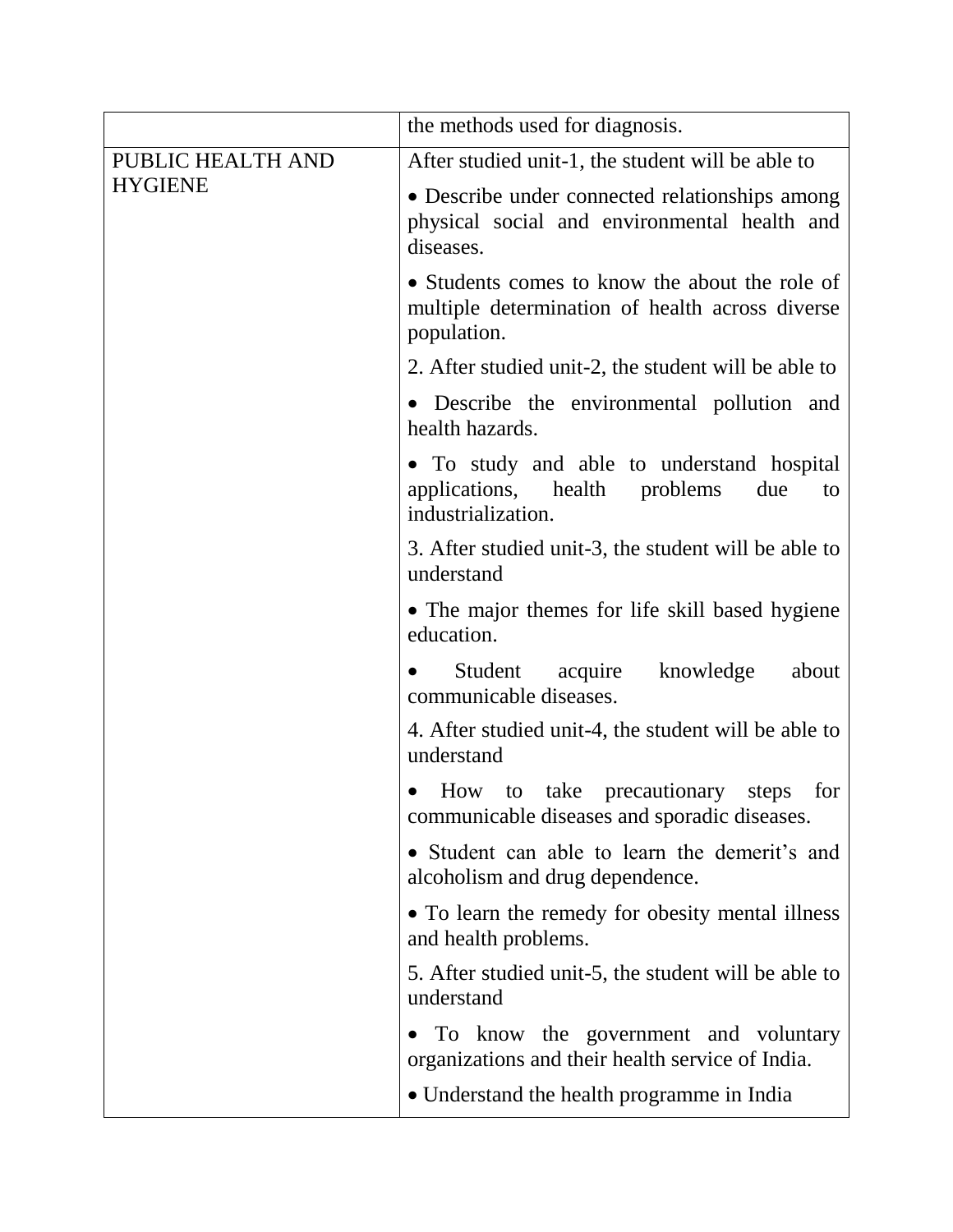| | |
|---|---|
| | the methods used for diagnosis. |
| PUBLIC HEALTH AND HYGIENE | After studied unit-1, the student will be able to<br>• Describe under connected relationships among physical social and environmental health and diseases.<br>• Students comes to know the about the role of multiple determination of health across diverse population.<br>2. After studied unit-2, the student will be able to<br>• Describe the environmental pollution and health hazards.<br>• To study and able to understand hospital applications, health problems due to industrialization.<br>3. After studied unit-3, the student will be able to understand<br>• The major themes for life skill based hygiene education.<br>• Student acquire knowledge about communicable diseases.<br>4. After studied unit-4, the student will be able to understand<br>• How to take precautionary steps for communicable diseases and sporadic diseases.<br>• Student can able to learn the demerit's and alcoholism and drug dependence.<br>• To learn the remedy for obesity mental illness and health problems.<br>5. After studied unit-5, the student will be able to understand<br>• To know the government and voluntary organizations and their health service of India.<br>• Understand the health programme in India |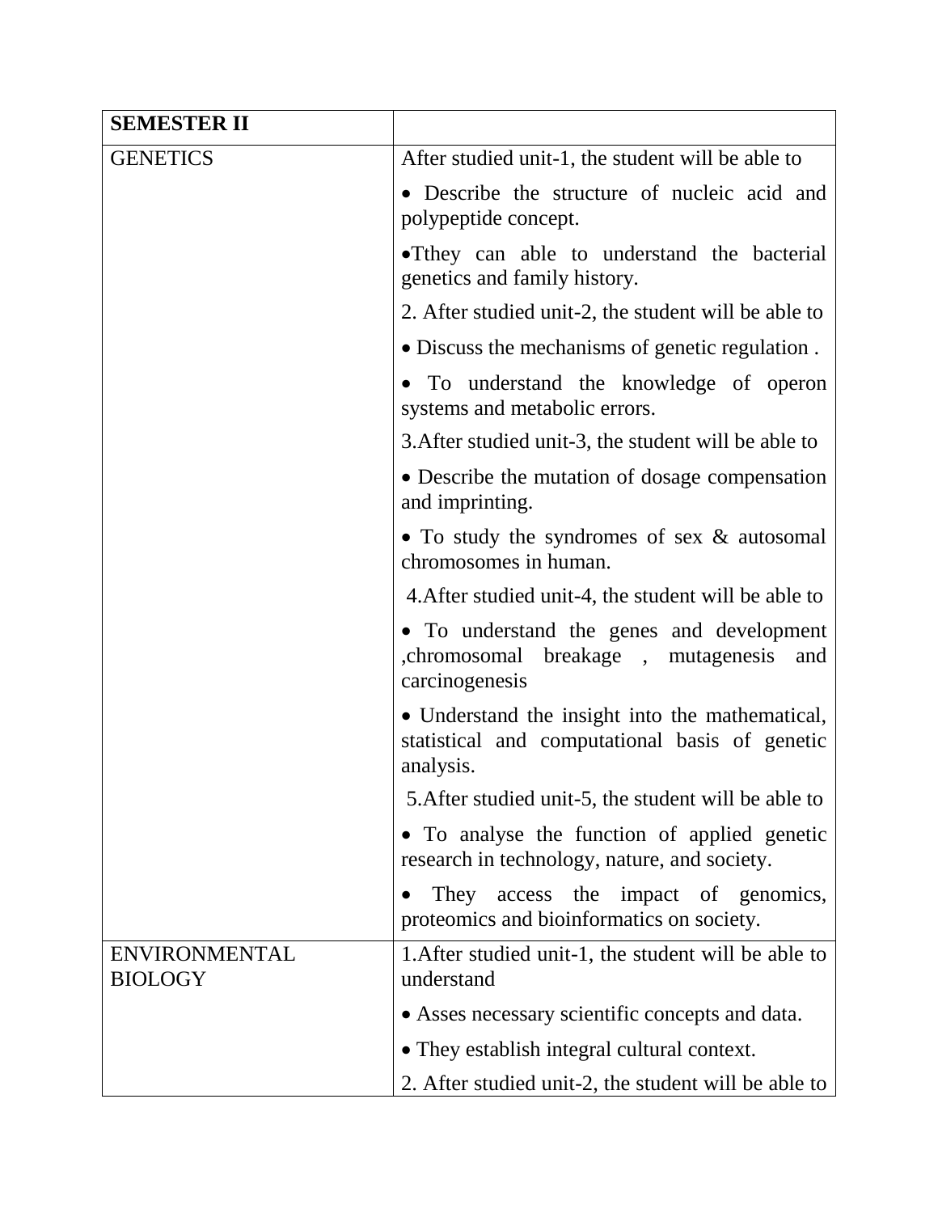| **SEMESTER II** | |
|---|---|
| GENETICS | After studied unit-1, the student will be able to<br><br>• Describe the structure of nucleic acid and polypeptide concept.<br><br>•Tthey can able to understand the bacterial genetics and family history.<br><br>2. After studied unit-2, the student will be able to<br><br>• Discuss the mechanisms of genetic regulation .<br><br>• To understand the knowledge of operon systems and metabolic errors.<br><br>3.After studied unit-3, the student will be able to<br><br>• Describe the mutation of dosage compensation and imprinting.<br><br>• To study the syndromes of sex & autosomal chromosomes in human.<br><br>4.After studied unit-4, the student will be able to<br><br>• To understand the genes and development ,chromosomal breakage , mutagenesis and carcinogenesis<br><br>• Understand the insight into the mathematical, statistical and computational basis of genetic analysis.<br><br>5.After studied unit-5, the student will be able to<br><br>• To analyse the function of applied genetic research in technology, nature, and society.<br><br>• They access the impact of genomics, proteomics and bioinformatics on society. |
| ENVIRONMENTAL BIOLOGY | 1.After studied unit-1, the student will be able to understand<br><br>• Asses necessary scientific concepts and data.<br><br>• They establish integral cultural context.<br><br>2. After studied unit-2, the student will be able to |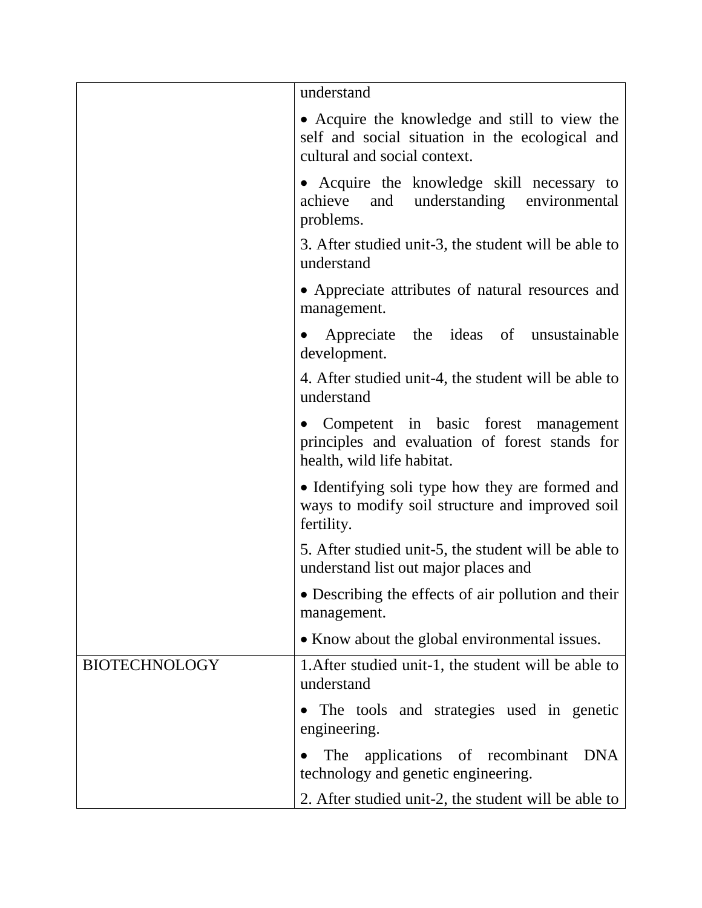| | |
|---|---|
| | understand<br><br>• Acquire the knowledge and still to view the self and social situation in the ecological and cultural and social context.<br><br>• Acquire the knowledge skill necessary to achieve and understanding environmental problems.<br><br>3. After studied unit-3, the student will be able to understand<br><br>• Appreciate attributes of natural resources and management.<br><br>• Appreciate the ideas of unsustainable development.<br><br>4. After studied unit-4, the student will be able to understand<br><br>• Competent in basic forest management principles and evaluation of forest stands for health, wild life habitat.<br><br>• Identifying soli type how they are formed and ways to modify soil structure and improved soil fertility.<br><br>5. After studied unit-5, the student will be able to understand list out major places and<br><br>• Describing the effects of air pollution and their management.<br><br>• Know about the global environmental issues. |
| BIOTECHNOLOGY | 1.After studied unit-1, the student will be able to understand<br><br>• The tools and strategies used in genetic engineering.<br><br>• The applications of recombinant DNA technology and genetic engineering.<br><br>2. After studied unit-2, the student will be able to |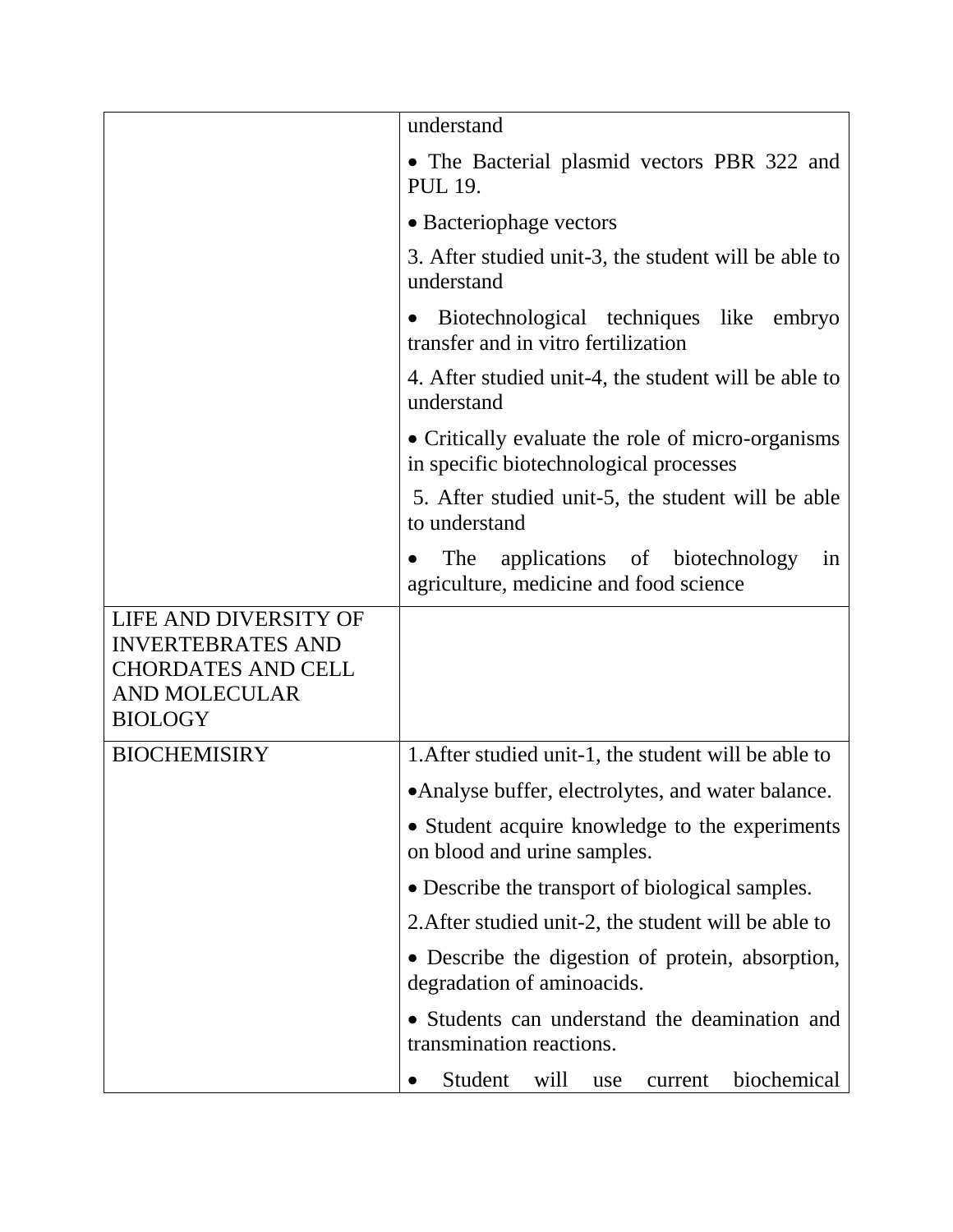| | |
|---|---|
| | understand<br>• The Bacterial plasmid vectors PBR 322 and PUL 19.<br>• Bacteriophage vectors<br>3. After studied unit-3, the student will be able to understand<br>• Biotechnological techniques like embryo transfer and in vitro fertilization<br>4. After studied unit-4, the student will be able to understand<br>• Critically evaluate the role of micro-organisms in specific biotechnological processes<br>5. After studied unit-5, the student will be able to understand<br>• The applications of biotechnology in agriculture, medicine and food science |
| LIFE AND DIVERSITY OF INVERTEBRATES AND CHORDATES AND CELL AND MOLECULAR BIOLOGY | |
| BIOCHEMISIRY | 1.After studied unit-1, the student will be able to<br>•Analyse buffer, electrolytes, and water balance.<br>• Student acquire knowledge to the experiments on blood and urine samples.<br>• Describe the transport of biological samples.<br>2.After studied unit-2, the student will be able to<br>• Describe the digestion of protein, absorption, degradation of aminoacids.<br>• Students can understand the deamination and transmination reactions.<br>• Student will use current biochemical |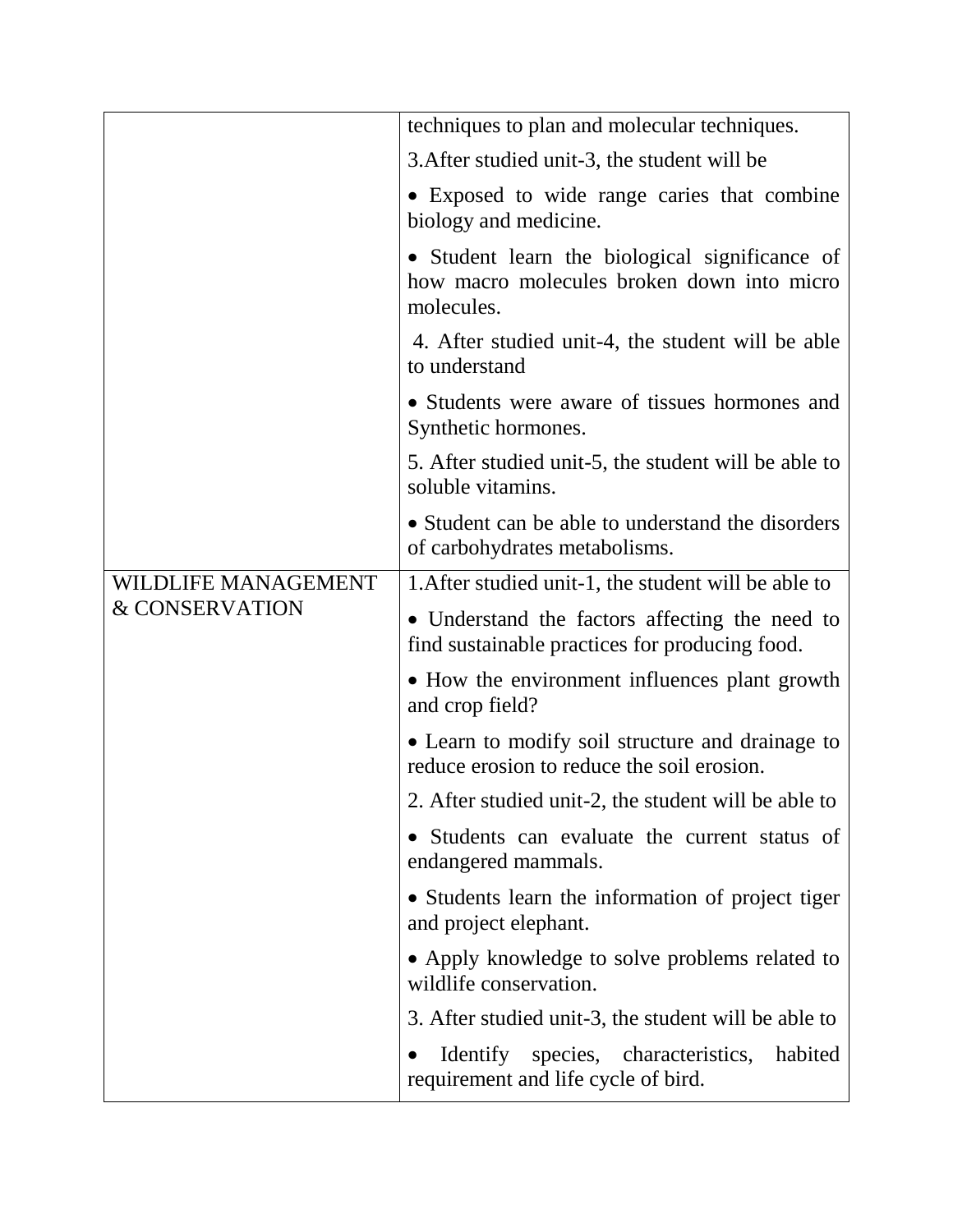| | |
|---|---|
| | techniques to plan and molecular techniques.<br><br>3.After studied unit-3, the student will be<br><br>• Exposed to wide range caries that combine biology and medicine.<br><br>• Student learn the biological significance of how macro molecules broken down into micro molecules.<br><br>4. After studied unit-4, the student will be able to understand<br><br>• Students were aware of tissues hormones and Synthetic hormones.<br><br>5. After studied unit-5, the student will be able to soluble vitamins.<br><br>• Student can be able to understand the disorders of carbohydrates metabolisms. |
| WILDLIFE MANAGEMENT & CONSERVATION | 1.After studied unit-1, the student will be able to<br><br>• Understand the factors affecting the need to find sustainable practices for producing food.<br><br>• How the environment influences plant growth and crop field?<br><br>• Learn to modify soil structure and drainage to reduce erosion to reduce the soil erosion.<br><br>2. After studied unit-2, the student will be able to<br><br>• Students can evaluate the current status of endangered mammals.<br><br>• Students learn the information of project tiger and project elephant.<br><br>• Apply knowledge to solve problems related to wildlife conservation.<br><br>3. After studied unit-3, the student will be able to<br><br>• Identify species, characteristics, habited requirement and life cycle of bird. |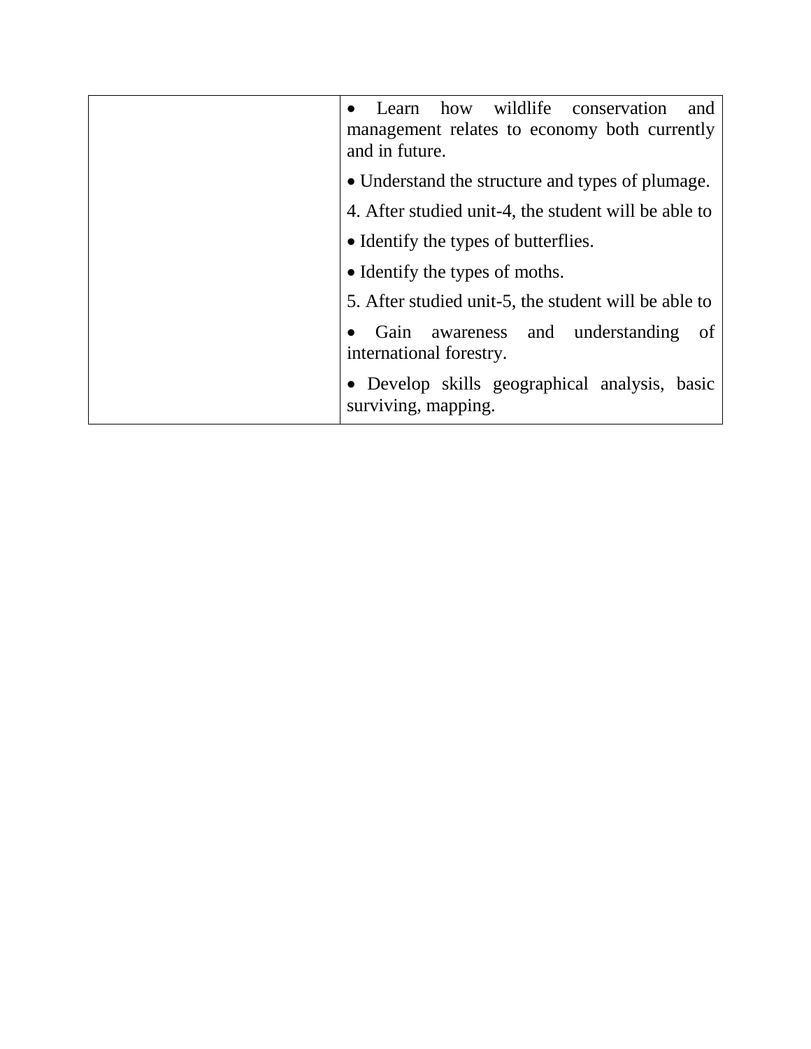| | |
|---|---|
| | • Learn how wildlife conservation and management relates to economy both currently and in future.<br><br>• Understand the structure and types of plumage.<br><br>4. After studied unit-4, the student will be able to<br><br>• Identify the types of butterflies.<br><br>• Identify the types of moths.<br><br>5. After studied unit-5, the student will be able to<br><br>• Gain awareness and understanding of international forestry.<br><br>• Develop skills geographical analysis, basic surviving, mapping. |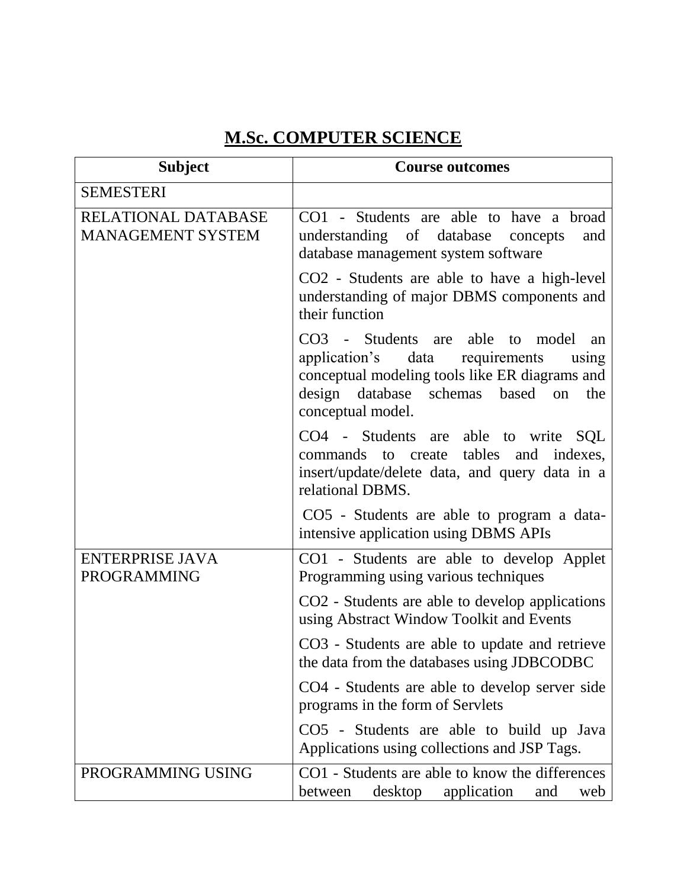# M.Sc. COMPUTER SCIENCE

| Subject | Course outcomes |
|---|---|
| SEMESTERI | |
| RELATIONAL DATABASE MANAGEMENT SYSTEM | CO1 - Students are able to have a broad understanding of database concepts and database management system software<br><br>CO2 - Students are able to have a high-level understanding of major DBMS components and their function<br><br>CO3 - Students are able to model an application's data requirements using conceptual modeling tools like ER diagrams and design database schemas based on the conceptual model.<br><br>CO4 - Students are able to write SQL commands to create tables and indexes, insert/update/delete data, and query data in a relational DBMS.<br><br>CO5 - Students are able to program a data-intensive application using DBMS APIs |
| ENTERPRISE JAVA PROGRAMMING | CO1 - Students are able to develop Applet Programming using various techniques<br><br>CO2 - Students are able to develop applications using Abstract Window Toolkit and Events<br><br>CO3 - Students are able to update and retrieve the data from the databases using JDBCODBC<br><br>CO4 - Students are able to develop server side programs in the form of Servlets<br><br>CO5 - Students are able to build up Java Applications using collections and JSP Tags. |
| PROGRAMMING USING | CO1 - Students are able to know the differences between desktop application and web |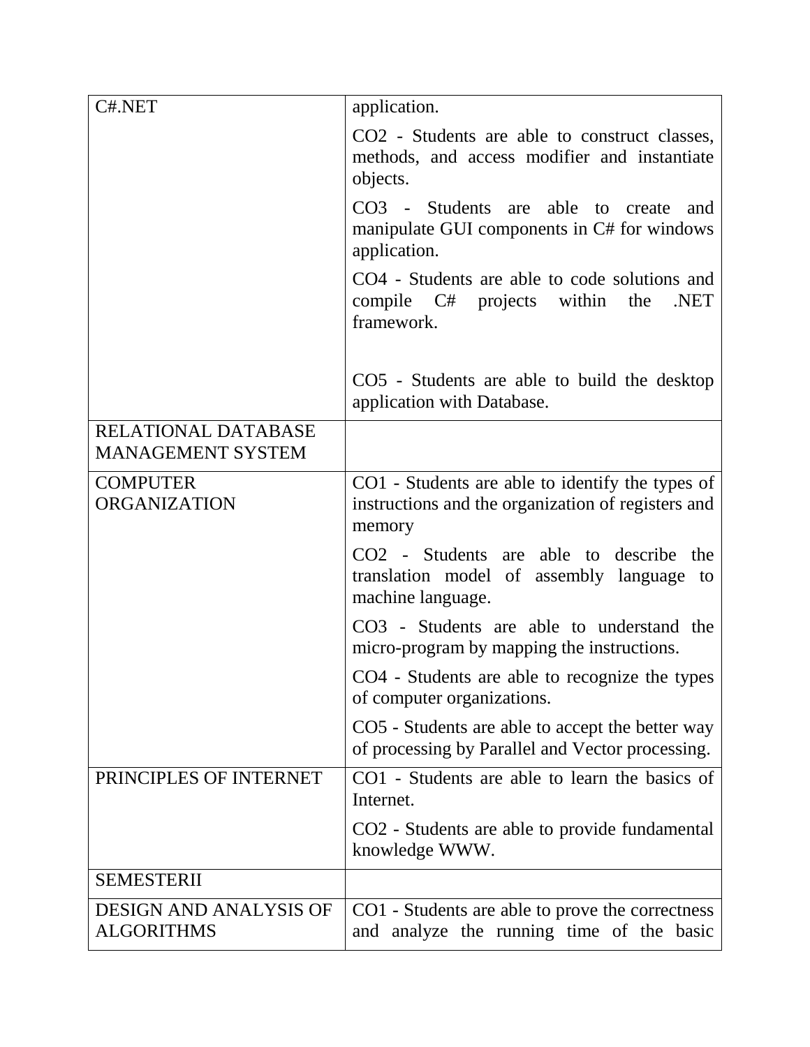| | |
|---|---|
| C#.NET | application.<br><br>CO2 - Students are able to construct classes, methods, and access modifier and instantiate objects.<br><br>CO3 - Students are able to create and manipulate GUI components in C# for windows application.<br><br>CO4 - Students are able to code solutions and compile C# projects within the .NET framework.<br><br>CO5 - Students are able to build the desktop application with Database. |
| RELATIONAL DATABASE MANAGEMENT SYSTEM | |
| COMPUTER ORGANIZATION | CO1 - Students are able to identify the types of instructions and the organization of registers and memory<br><br>CO2 - Students are able to describe the translation model of assembly language to machine language.<br><br>CO3 - Students are able to understand the micro-program by mapping the instructions.<br><br>CO4 - Students are able to recognize the types of computer organizations.<br><br>CO5 - Students are able to accept the better way of processing by Parallel and Vector processing. |
| PRINCIPLES OF INTERNET | CO1 - Students are able to learn the basics of Internet.<br><br>CO2 - Students are able to provide fundamental knowledge WWW. |
| SEMESTERII | |
| DESIGN AND ANALYSIS OF ALGORITHMS | CO1 - Students are able to prove the correctness and analyze the running time of the basic |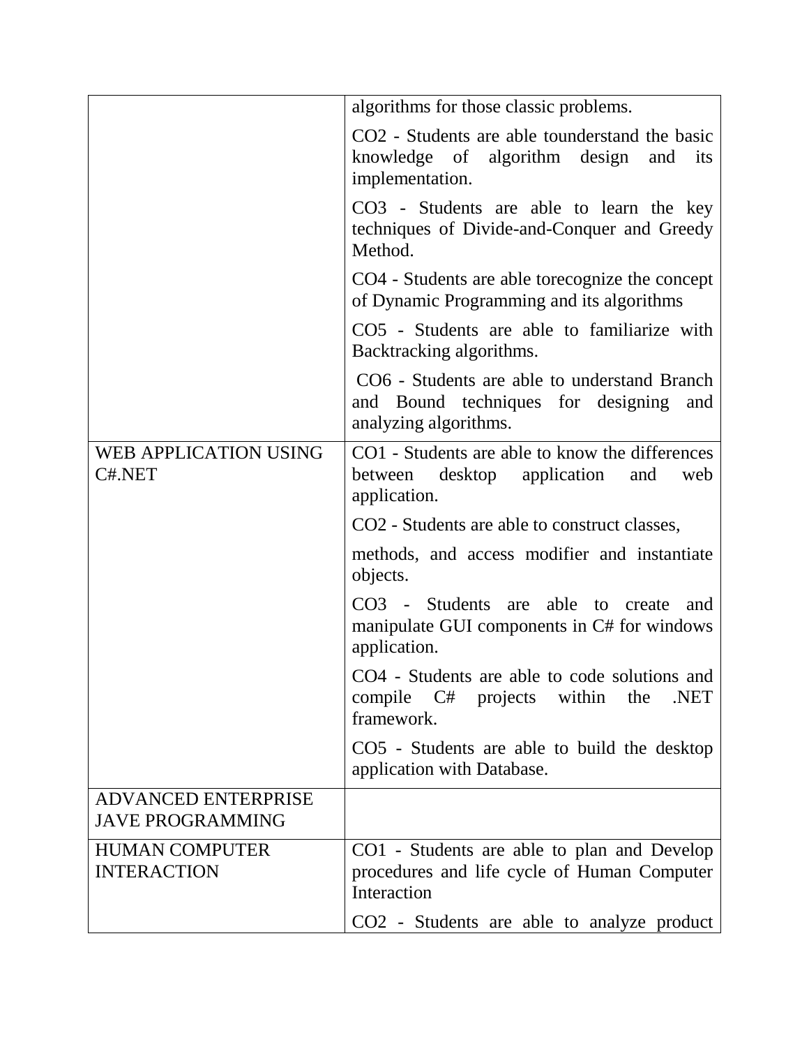| | |
|---|---|
| | algorithms for those classic problems.<br>CO2 - Students are able tounderstand the basic knowledge of algorithm design and its implementation.<br>CO3 - Students are able to learn the key techniques of Divide-and-Conquer and Greedy Method.<br>CO4 - Students are able torecognize the concept of Dynamic Programming and its algorithms<br>CO5 - Students are able to familiarize with Backtracking algorithms.<br>CO6 - Students are able to understand Branch and Bound techniques for designing and analyzing algorithms. |
| WEB APPLICATION USING C#.NET | CO1 - Students are able to know the differences between desktop application and web application.<br>CO2 - Students are able to construct classes,<br>methods, and access modifier and instantiate objects.<br>CO3 - Students are able to create and manipulate GUI components in C# for windows application.<br>CO4 - Students are able to code solutions and compile C# projects within the .NET framework.<br>CO5 - Students are able to build the desktop application with Database. |
| ADVANCED ENTERPRISE JAVE PROGRAMMING | |
| HUMAN COMPUTER INTERACTION | CO1 - Students are able to plan and Develop procedures and life cycle of Human Computer Interaction<br>CO2 - Students are able to analyze product |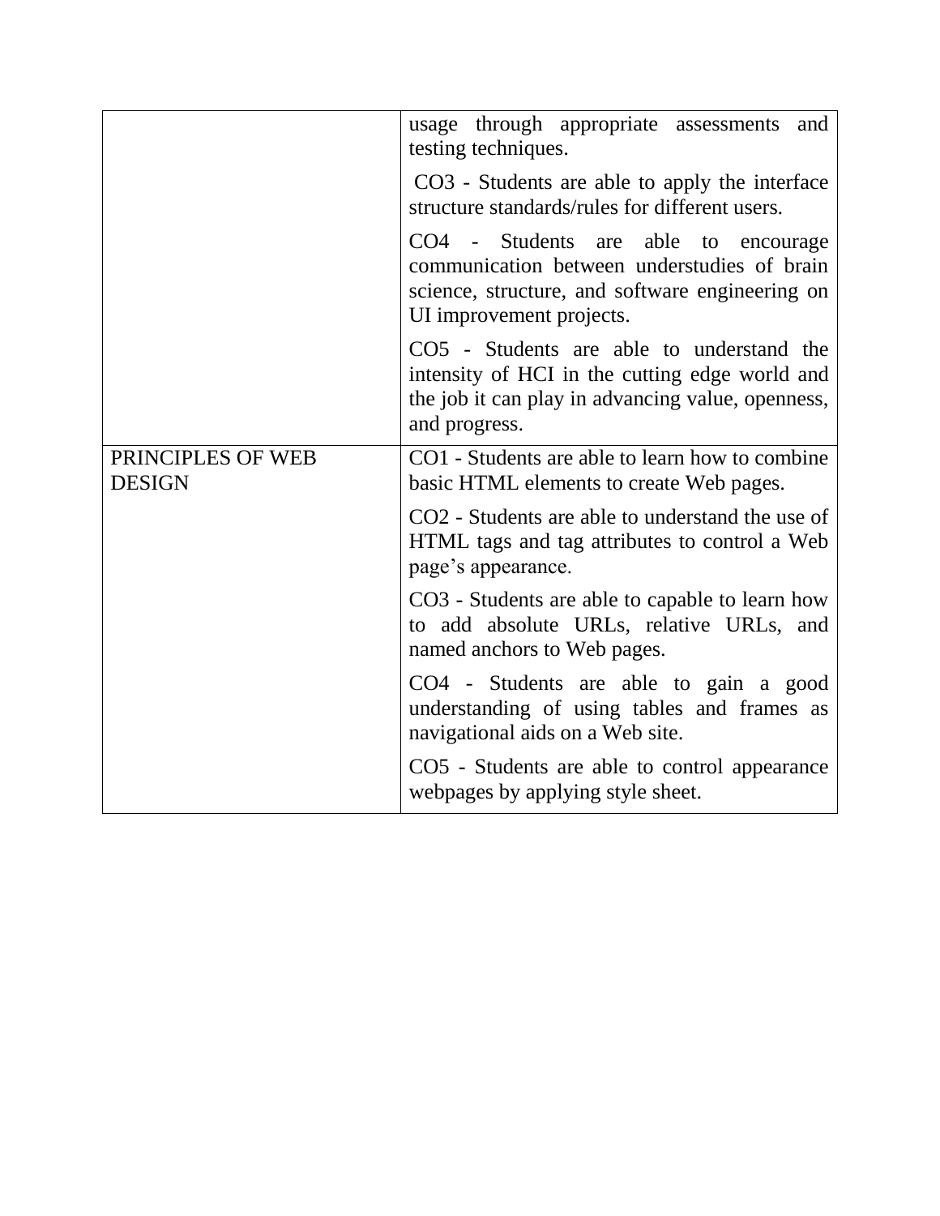| | |
|---|---|
| | usage through appropriate assessments and testing techniques.<br><br>CO3 - Students are able to apply the interface structure standards/rules for different users.<br><br>CO4 - Students are able to encourage communication between understudies of brain science, structure, and software engineering on UI improvement projects.<br><br>CO5 - Students are able to understand the intensity of HCI in the cutting edge world and the job it can play in advancing value, openness, and progress. |
| PRINCIPLES OF WEB DESIGN | CO1 - Students are able to learn how to combine basic HTML elements to create Web pages.<br><br>CO2 - Students are able to understand the use of HTML tags and tag attributes to control a Web page's appearance.<br><br>CO3 - Students are able to capable to learn how to add absolute URLs, relative URLs, and named anchors to Web pages.<br><br>CO4 - Students are able to gain a good understanding of using tables and frames as navigational aids on a Web site.<br><br>CO5 - Students are able to control appearance webpages by applying style sheet. |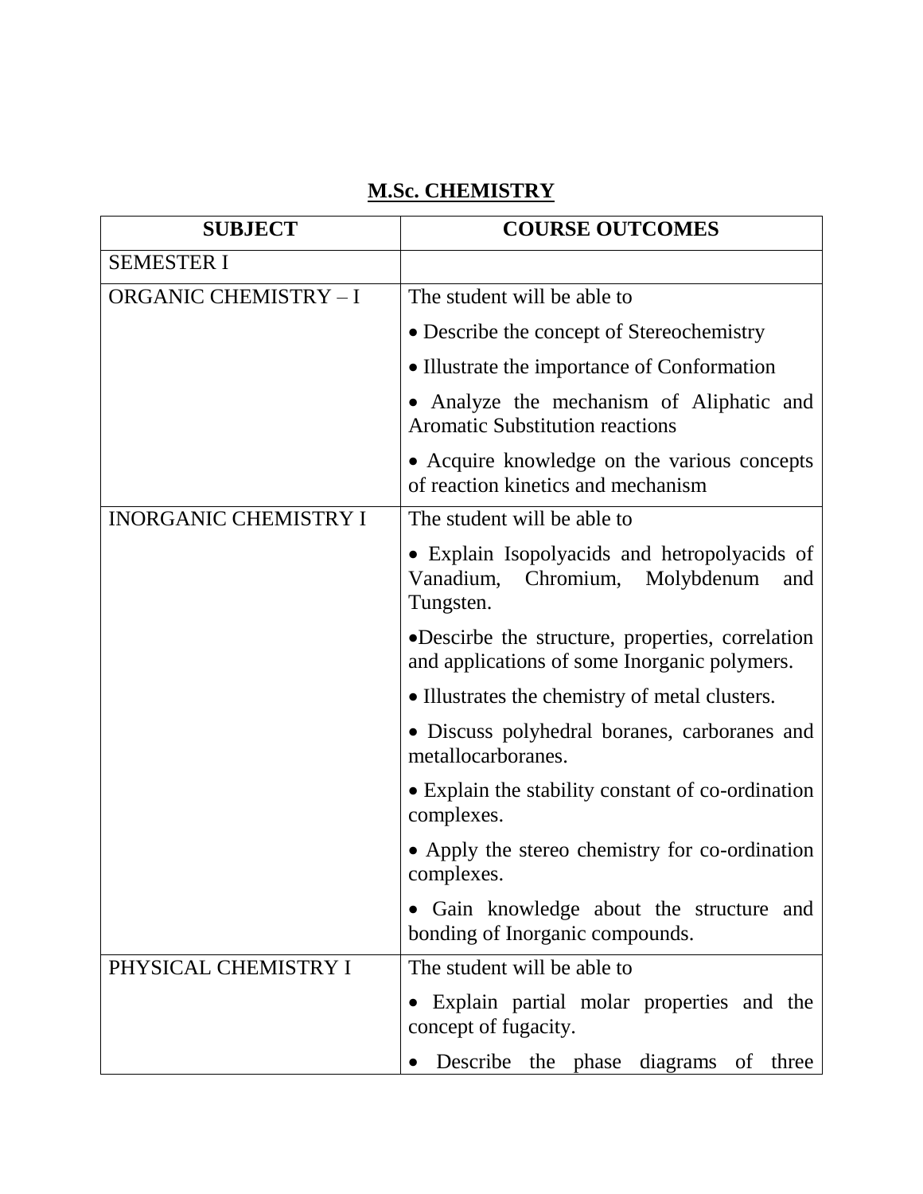## M.Sc. CHEMISTRY

| SUBJECT | COURSE OUTCOMES |
|---|---|
| SEMESTER I | |
| ORGANIC CHEMISTRY – I | The student will be able to<br>• Describe the concept of Stereochemistry<br>• Illustrate the importance of Conformation<br>• Analyze the mechanism of Aliphatic and Aromatic Substitution reactions<br>• Acquire knowledge on the various concepts of reaction kinetics and mechanism |
| INORGANIC CHEMISTRY I | The student will be able to<br>• Explain Isopolyacids and hetropolyacids of Vanadium, Chromium, Molybdenum and Tungsten.<br>•Descirbe the structure, properties, correlation and applications of some Inorganic polymers.<br>• Illustrates the chemistry of metal clusters.<br>• Discuss polyhedral boranes, carboranes and metallocarboranes.<br>• Explain the stability constant of co-ordination complexes.<br>• Apply the stereo chemistry for co-ordination complexes.<br>• Gain knowledge about the structure and bonding of Inorganic compounds. |
| PHYSICAL CHEMISTRY I | The student will be able to<br>• Explain partial molar properties and the concept of fugacity.<br>• Describe the phase diagrams of three |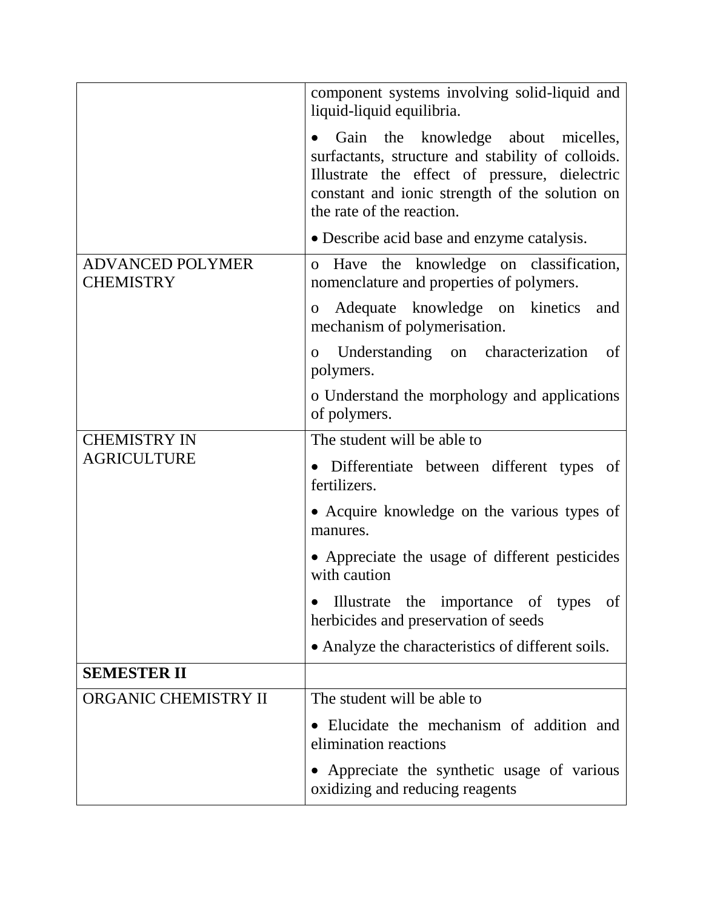| | |
|---|---|
| | component systems involving solid-liquid and liquid-liquid equilibria.<br>• Gain the knowledge about micelles, surfactants, structure and stability of colloids. Illustrate the effect of pressure, dielectric constant and ionic strength of the solution on the rate of the reaction.<br>• Describe acid base and enzyme catalysis. |
| ADVANCED POLYMER CHEMISTRY | o Have the knowledge on classification, nomenclature and properties of polymers.<br>o Adequate knowledge on kinetics and mechanism of polymerisation.<br>o Understanding on characterization of polymers.<br>o Understand the morphology and applications of polymers. |
| CHEMISTRY IN AGRICULTURE | The student will be able to<br>• Differentiate between different types of fertilizers.<br>• Acquire knowledge on the various types of manures.<br>• Appreciate the usage of different pesticides with caution<br>• Illustrate the importance of types of herbicides and preservation of seeds<br>• Analyze the characteristics of different soils. |
| **SEMESTER II** | |
| ORGANIC CHEMISTRY II | The student will be able to<br>• Elucidate the mechanism of addition and elimination reactions<br>• Appreciate the synthetic usage of various oxidizing and reducing reagents |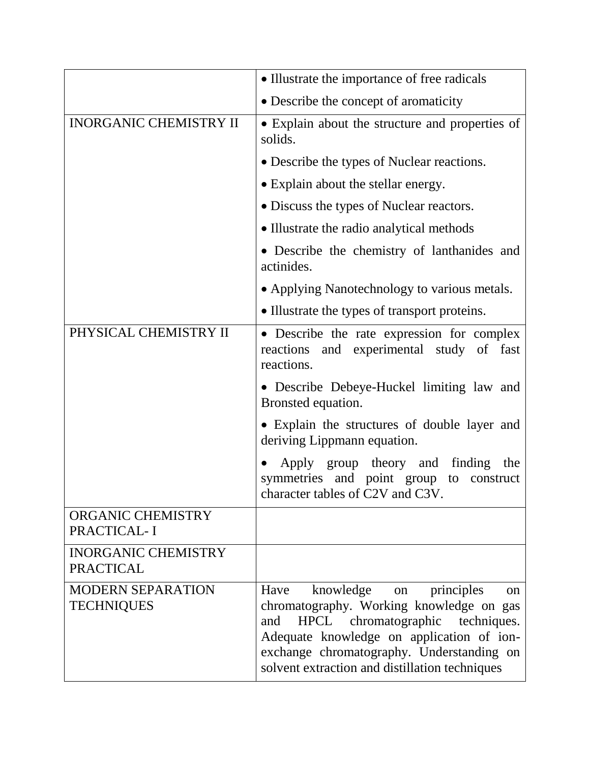| | |
|---|---|
| | • Illustrate the importance of free radicals<br>• Describe the concept of aromaticity |
| INORGANIC CHEMISTRY II | • Explain about the structure and properties of solids.<br>• Describe the types of Nuclear reactions.<br>• Explain about the stellar energy.<br>• Discuss the types of Nuclear reactors.<br>• Illustrate the radio analytical methods<br>• Describe the chemistry of lanthanides and actinides.<br>• Applying Nanotechnology to various metals.<br>• Illustrate the types of transport proteins. |
| PHYSICAL CHEMISTRY II | • Describe the rate expression for complex reactions and experimental study of fast reactions.<br>• Describe Debeye-Huckel limiting law and Bronsted equation.<br>• Explain the structures of double layer and deriving Lippmann equation.<br>• Apply group theory and finding the symmetries and point group to construct character tables of C2V and C3V. |
| ORGANIC CHEMISTRY PRACTICAL- I | |
| INORGANIC CHEMISTRY PRACTICAL | |
| MODERN SEPARATION TECHNIQUES | Have knowledge on principles on chromatography. Working knowledge on gas and HPCL chromatographic techniques. Adequate knowledge on application of ion-exchange chromatography. Understanding on solvent extraction and distillation techniques |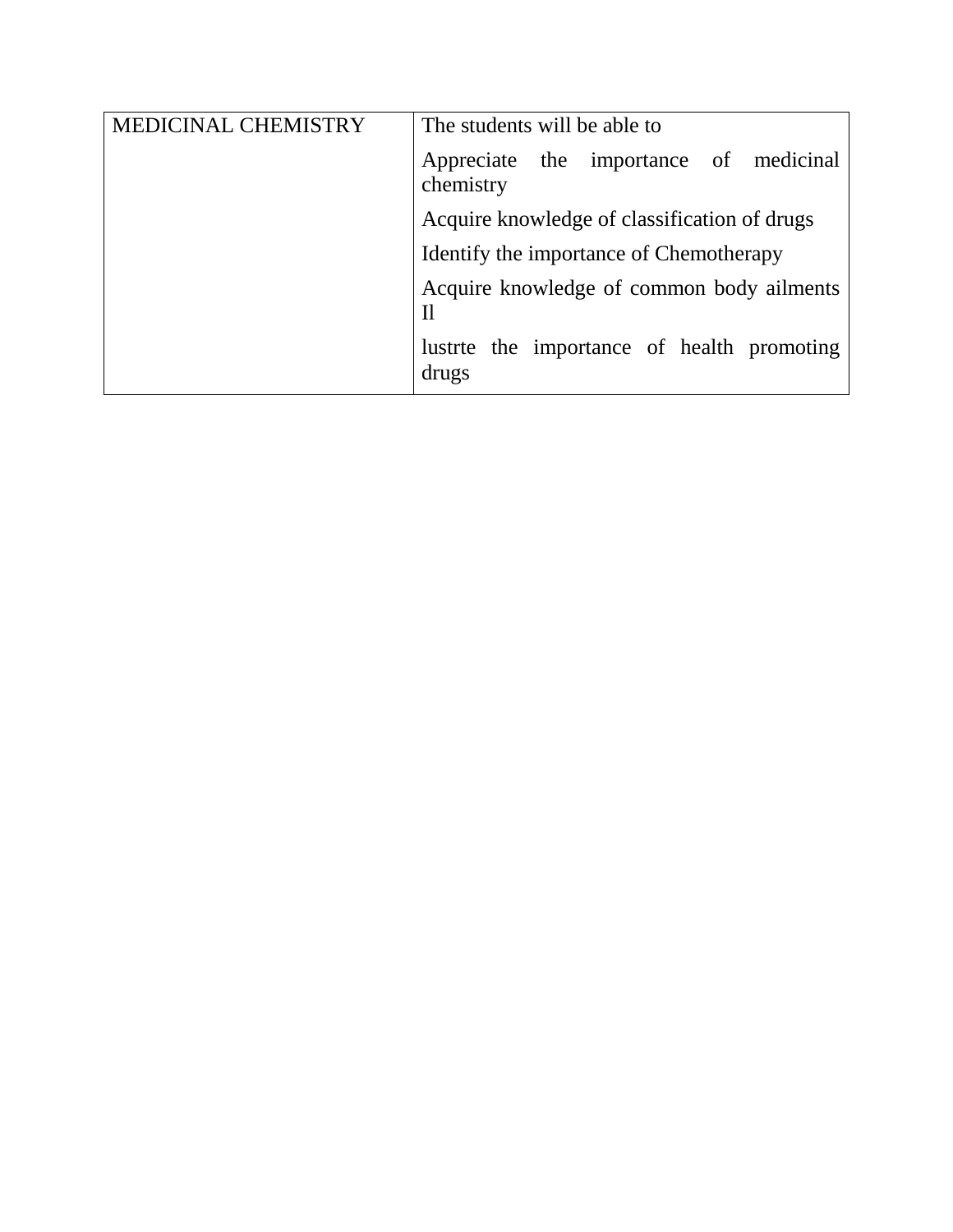| | |
|---|---|
| MEDICINAL CHEMISTRY | The students will be able to<br><br>Appreciate the importance of medicinal chemistry<br><br>Acquire knowledge of classification of drugs<br><br>Identify the importance of Chemotherapy<br><br>Acquire knowledge of common body ailments Il<br><br>lustrte the importance of health promoting drugs |